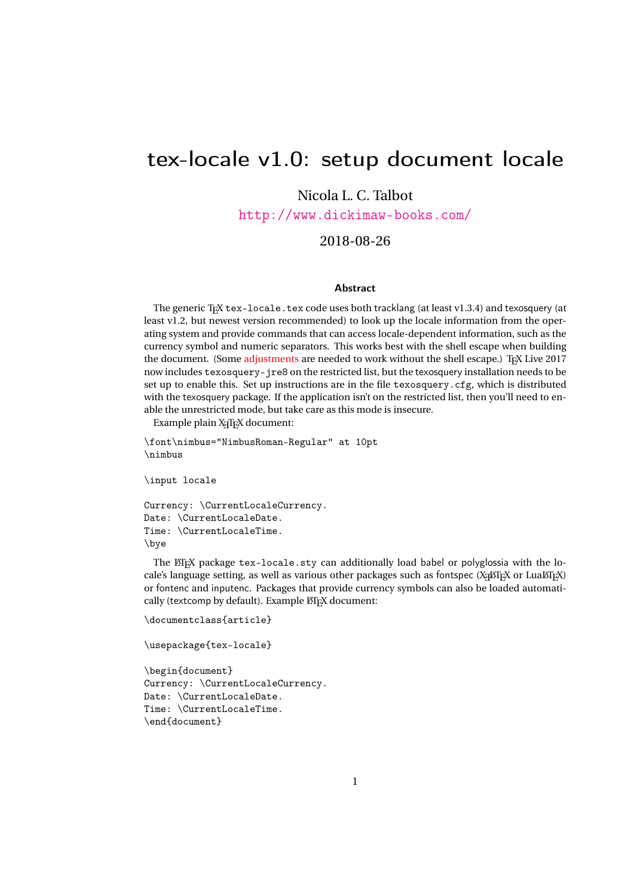# tex-locale v1.0: setup document locale

Nicola L. C. Talbot

http://www.dickimaw-books.com/

2018-08-26

### Abstract

The generic TeX `tex-locale.tex` code uses both tracklang (at least v1.3.4) and texosquery (at least v1.2, but newest version recommended) to look up the locale information from the operating system and provide commands that can access locale-dependent information, such as the currency symbol and numeric separators. This works best with the shell escape when building the document. (Some adjustments are needed to work without the shell escape.) TeX Live 2017 now includes `texosquery-jre8` on the restricted list, but the texosquery installation needs to be set up to enable this. Set up instructions are in the file `texosquery.cfg`, which is distributed with the texosquery package. If the application isn't on the restricted list, then you'll need to enable the unrestricted mode, but take care as this mode is insecure.

Example plain XeTeX document:

```
\font\nimbus="NimbusRoman-Regular" at 10pt
\nimbus

\input locale

Currency: \CurrentLocaleCurrency.
Date: \CurrentLocaleDate.
Time: \CurrentLocaleTime.
\bye
```

The LaTeX package `tex-locale.sty` can additionally load babel or polyglossia with the locale's language setting, as well as various other packages such as fontspec (XeLaTeX or LuaLaTeX) or fontenc and inputenc. Packages that provide currency symbols can also be loaded automatically (textcomp by default). Example LaTeX document:

```
\documentclass{article}

\usepackage{tex-locale}

\begin{document}
Currency: \CurrentLocaleCurrency.
Date: \CurrentLocaleDate.
Time: \CurrentLocaleTime.
\end{document}
```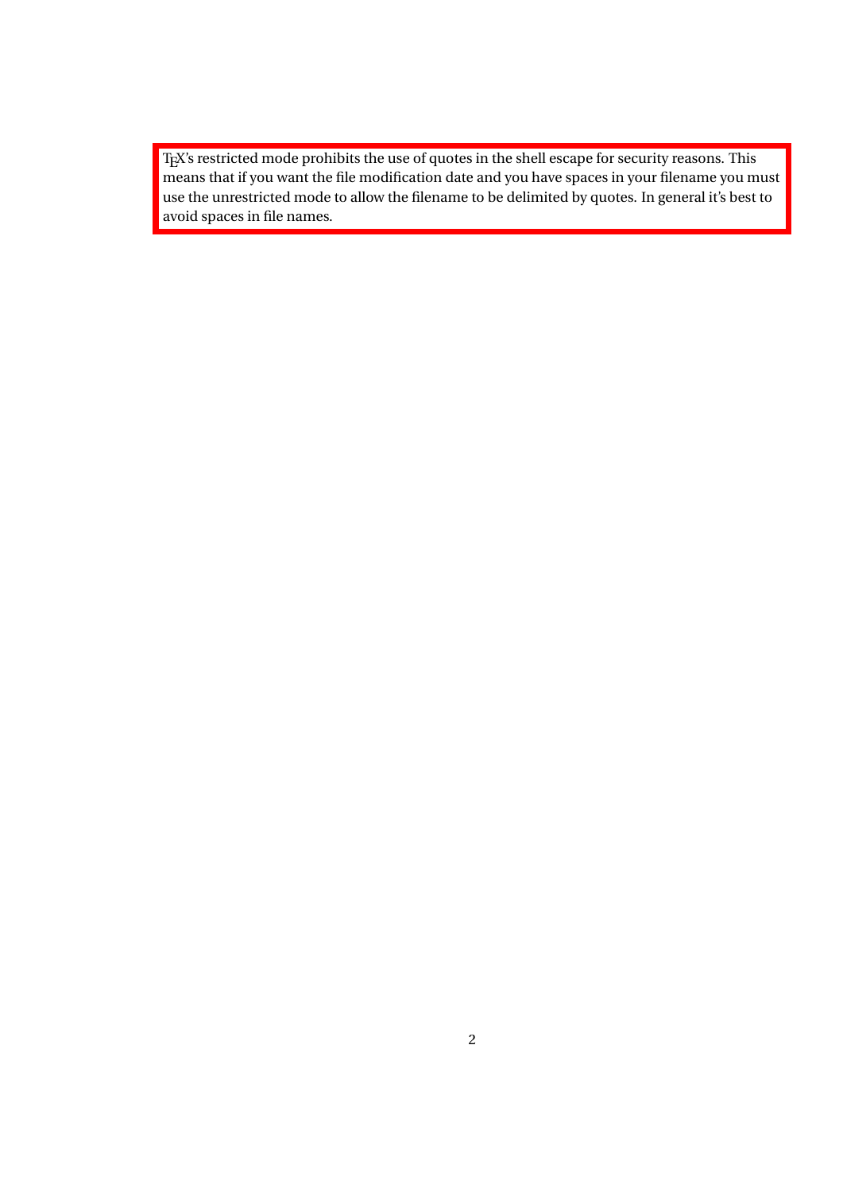TeX's restricted mode prohibits the use of quotes in the shell escape for security reasons. This means that if you want the file modification date and you have spaces in your filename you must use the unrestricted mode to allow the filename to be delimited by quotes. In general it's best to avoid spaces in file names.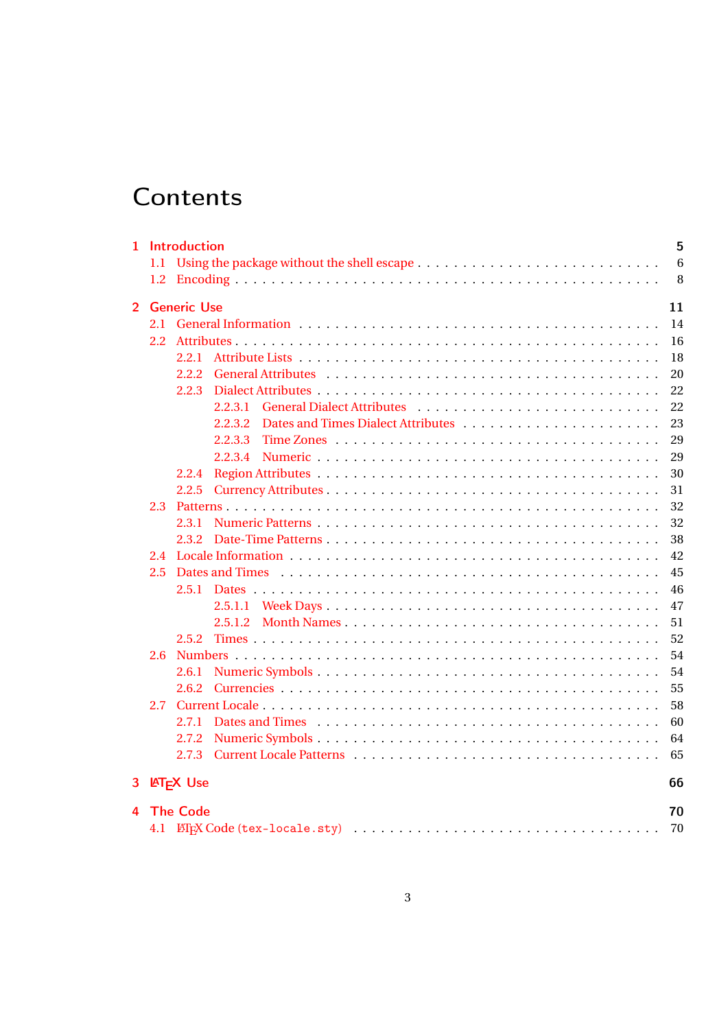# Contents

- **1 Introduction** — 5
  - 1.1 Using the package without the shell escape — 6
  - 1.2 Encoding — 8
- **2 Generic Use** — 11
  - 2.1 General Information — 14
  - 2.2 Attributes — 16
    - 2.2.1 Attribute Lists — 18
    - 2.2.2 General Attributes — 20
    - 2.2.3 Dialect Attributes — 22
      - 2.2.3.1 General Dialect Attributes — 22
      - 2.2.3.2 Dates and Times Dialect Attributes — 23
      - 2.2.3.3 Time Zones — 29
      - 2.2.3.4 Numeric — 29
    - 2.2.4 Region Attributes — 30
    - 2.2.5 Currency Attributes — 31
  - 2.3 Patterns — 32
    - 2.3.1 Numeric Patterns — 32
    - 2.3.2 Date-Time Patterns — 38
  - 2.4 Locale Information — 42
  - 2.5 Dates and Times — 45
    - 2.5.1 Dates — 46
      - 2.5.1.1 Week Days — 47
      - 2.5.1.2 Month Names — 51
    - 2.5.2 Times — 52
  - 2.6 Numbers — 54
    - 2.6.1 Numeric Symbols — 54
    - 2.6.2 Currencies — 55
  - 2.7 Current Locale — 58
    - 2.7.1 Dates and Times — 60
    - 2.7.2 Numeric Symbols — 64
    - 2.7.3 Current Locale Patterns — 65
- **3 LaTeX Use** — 66
- **4 The Code** — 70
  - 4.1 LaTeX Code (`tex-locale.sty`) — 70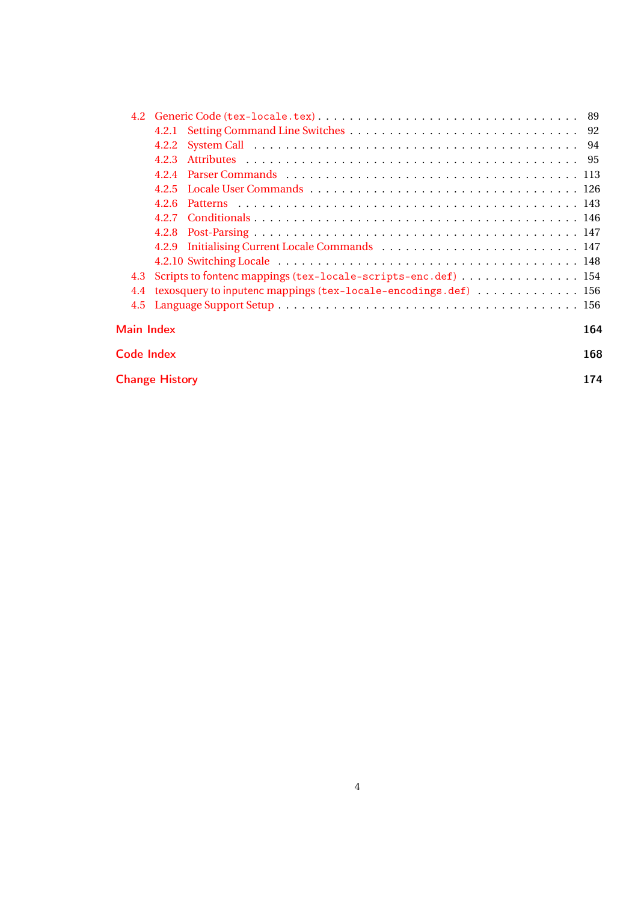- 4.2 Generic Code (`tex-locale.tex`) . . . 89
  - 4.2.1 Setting Command Line Switches . . . 92
  - 4.2.2 System Call . . . 94
  - 4.2.3 Attributes . . . 95
  - 4.2.4 Parser Commands . . . 113
  - 4.2.5 Locale User Commands . . . 126
  - 4.2.6 Patterns . . . 143
  - 4.2.7 Conditionals . . . 146
  - 4.2.8 Post-Parsing . . . 147
  - 4.2.9 Initialising Current Locale Commands . . . 147
  - 4.2.10 Switching Locale . . . 148
- 4.3 Scripts to fontenc mappings (`tex-locale-scripts-enc.def`) . . . 154
- 4.4 texosquery to inputenc mappings (`tex-locale-encodings.def`) . . . 156
- 4.5 Language Support Setup . . . 156

**Main Index** 164

**Code Index** 168

**Change History** 174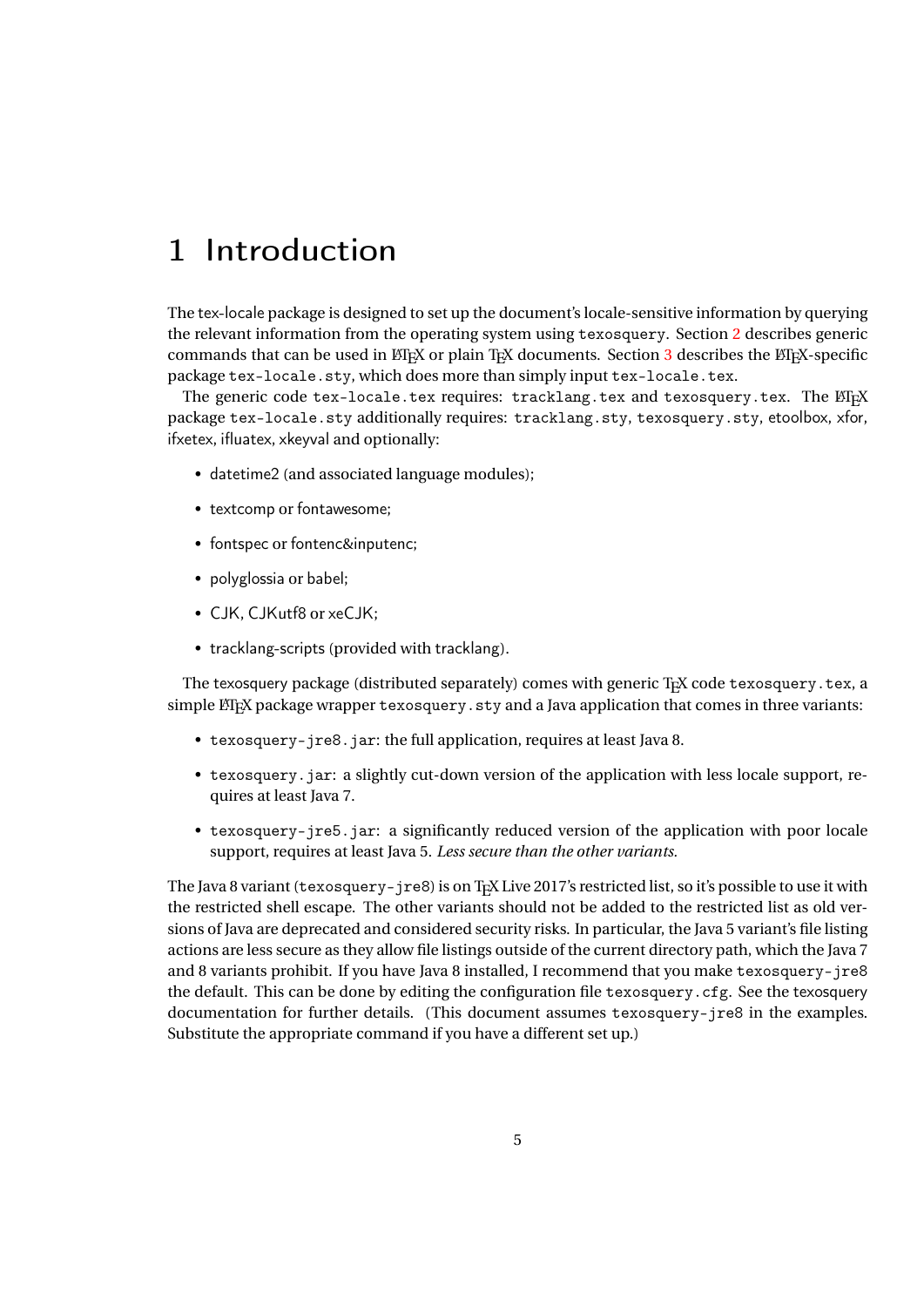# 1 Introduction

The tex-locale package is designed to set up the document's locale-sensitive information by querying the relevant information from the operating system using `texosquery`. Section 2 describes generic commands that can be used in LaTeX or plain TeX documents. Section 3 describes the LaTeX-specific package `tex-locale.sty`, which does more than simply input `tex-locale.tex`.

The generic code `tex-locale.tex` requires: `tracklang.tex` and `texosquery.tex`. The LaTeX package `tex-locale.sty` additionally requires: `tracklang.sty`, `texosquery.sty`, etoolbox, xfor, ifxetex, ifluatex, xkeyval and optionally:

- datetime2 (and associated language modules);
- textcomp or fontawesome;
- fontspec or fontenc&inputenc;
- polyglossia or babel;
- CJK, CJKutf8 or xeCJK;
- tracklang-scripts (provided with tracklang).

The texosquery package (distributed separately) comes with generic TeX code `texosquery.tex`, a simple LaTeX package wrapper `texosquery.sty` and a Java application that comes in three variants:

- `texosquery-jre8.jar`: the full application, requires at least Java 8.
- `texosquery.jar`: a slightly cut-down version of the application with less locale support, requires at least Java 7.
- `texosquery-jre5.jar`: a significantly reduced version of the application with poor locale support, requires at least Java 5. *Less secure than the other variants.*

The Java 8 variant (`texosquery-jre8`) is on TeX Live 2017's restricted list, so it's possible to use it with the restricted shell escape. The other variants should not be added to the restricted list as old versions of Java are deprecated and considered security risks. In particular, the Java 5 variant's file listing actions are less secure as they allow file listings outside of the current directory path, which the Java 7 and 8 variants prohibit. If you have Java 8 installed, I recommend that you make `texosquery-jre8` the default. This can be done by editing the configuration file `texosquery.cfg`. See the texosquery documentation for further details. (This document assumes `texosquery-jre8` in the examples. Substitute the appropriate command if you have a different set up.)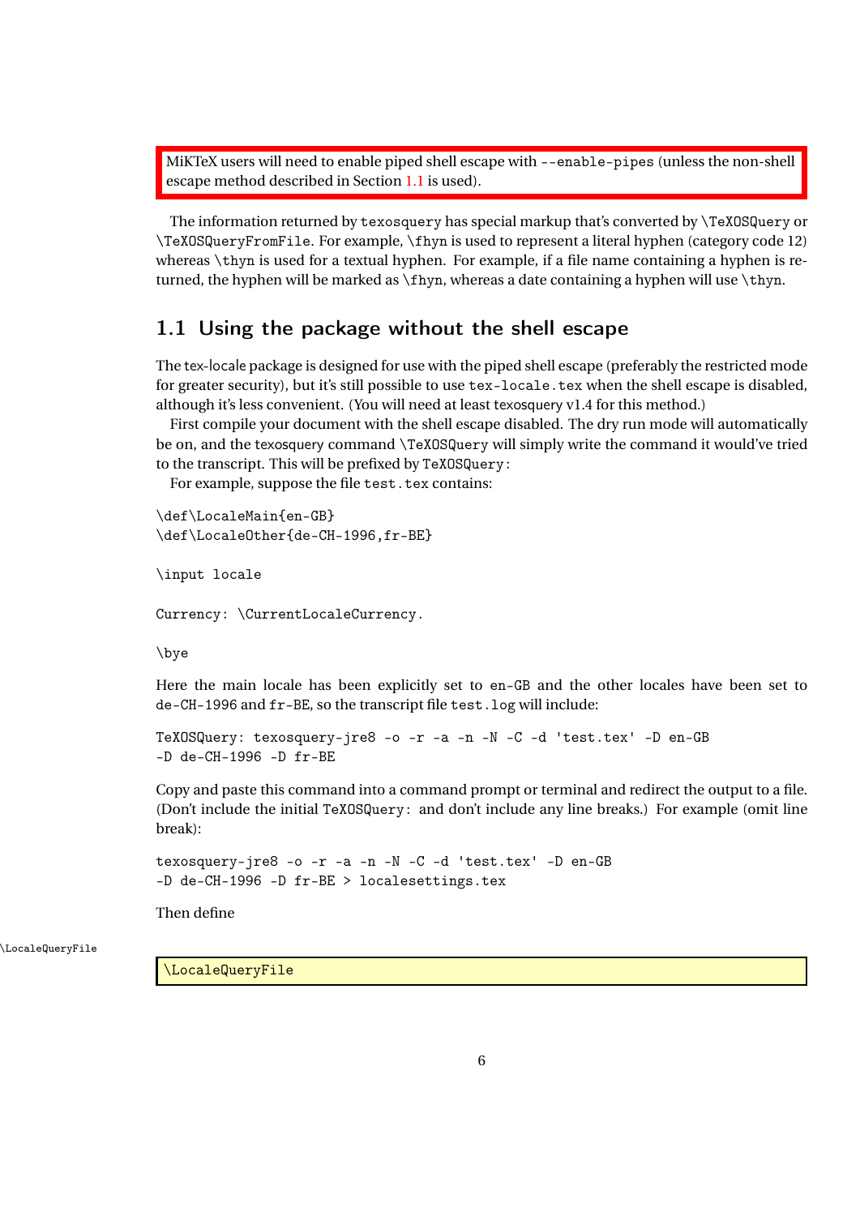MiKTeX users will need to enable piped shell escape with `--enable-pipes` (unless the non-shell escape method described in Section 1.1 is used).

The information returned by `texosquery` has special markup that's converted by `\TeXOSQuery` or `\TeXOSQueryFromFile`. For example, `\fhyn` is used to represent a literal hyphen (category code 12) whereas `\thyn` is used for a textual hyphen. For example, if a file name containing a hyphen is returned, the hyphen will be marked as `\fhyn`, whereas a date containing a hyphen will use `\thyn`.

## 1.1 Using the package without the shell escape

The tex-locale package is designed for use with the piped shell escape (preferably the restricted mode for greater security), but it's still possible to use `tex-locale.tex` when the shell escape is disabled, although it's less convenient. (You will need at least texosquery v1.4 for this method.)

First compile your document with the shell escape disabled. The dry run mode will automatically be on, and the texosquery command `\TeXOSQuery` will simply write the command it would've tried to the transcript. This will be prefixed by `TeXOSQuery:`

For example, suppose the file `test.tex` contains:

```
\def\LocaleMain{en-GB}
\def\LocaleOther{de-CH-1996,fr-BE}

\input locale

Currency: \CurrentLocaleCurrency.

\bye
```

Here the main locale has been explicitly set to `en-GB` and the other locales have been set to `de-CH-1996` and `fr-BE`, so the transcript file `test.log` will include:

```
TeXOSQuery: texosquery-jre8 -o -r -a -n -N -C -d 'test.tex' -D en-GB
-D de-CH-1996 -D fr-BE
```

Copy and paste this command into a command prompt or terminal and redirect the output to a file. (Don't include the initial `TeXOSQuery:` and don't include any line breaks.) For example (omit line break):

```
texosquery-jre8 -o -r -a -n -N -C -d 'test.tex' -D en-GB
-D de-CH-1996 -D fr-BE > localesettings.tex
```

Then define

```
\LocaleQueryFile
```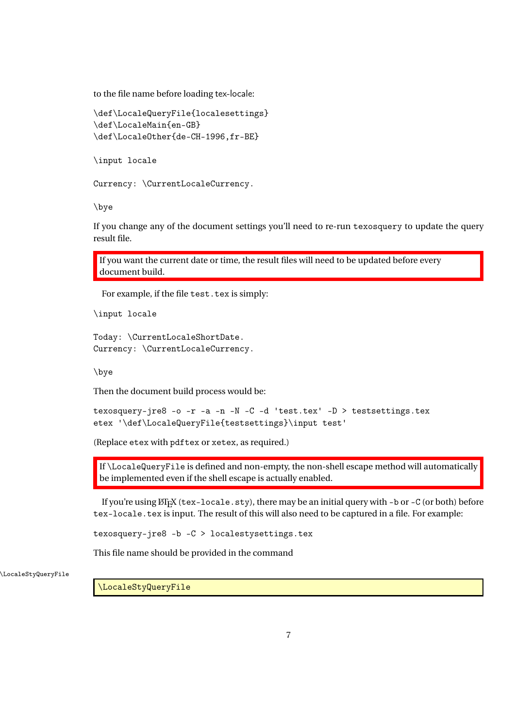to the file name before loading tex-locale:

```
\def\LocaleQueryFile{localesettings}
\def\LocaleMain{en-GB}
\def\LocaleOther{de-CH-1996,fr-BE}

\input locale

Currency: \CurrentLocaleCurrency.

\bye
```

If you change any of the document settings you'll need to re-run `texosquery` to update the query result file.

> If you want the current date or time, the result files will need to be updated before every document build.

For example, if the file `test.tex` is simply:

```
\input locale

Today: \CurrentLocaleShortDate.
Currency: \CurrentLocaleCurrency.

\bye
```

Then the document build process would be:

```
texosquery-jre8 -o -r -a -n -N -C -d 'test.tex' -D > testsettings.tex
etex '\def\LocaleQueryFile{testsettings}\input test'
```

(Replace `etex` with `pdftex` or `xetex`, as required.)

> If `\LocaleQueryFile` is defined and non-empty, the non-shell escape method will automatically be implemented even if the shell escape is actually enabled.

If you're using LaTeX (`tex-locale.sty`), there may be an initial query with `-b` or `-C` (or both) before `tex-locale.tex` is input. The result of this will also need to be captured in a file. For example:

```
texosquery-jre8 -b -C > localestysettings.tex
```

This file name should be provided in the command

\LocaleStyQueryFile

```
\LocaleStyQueryFile
```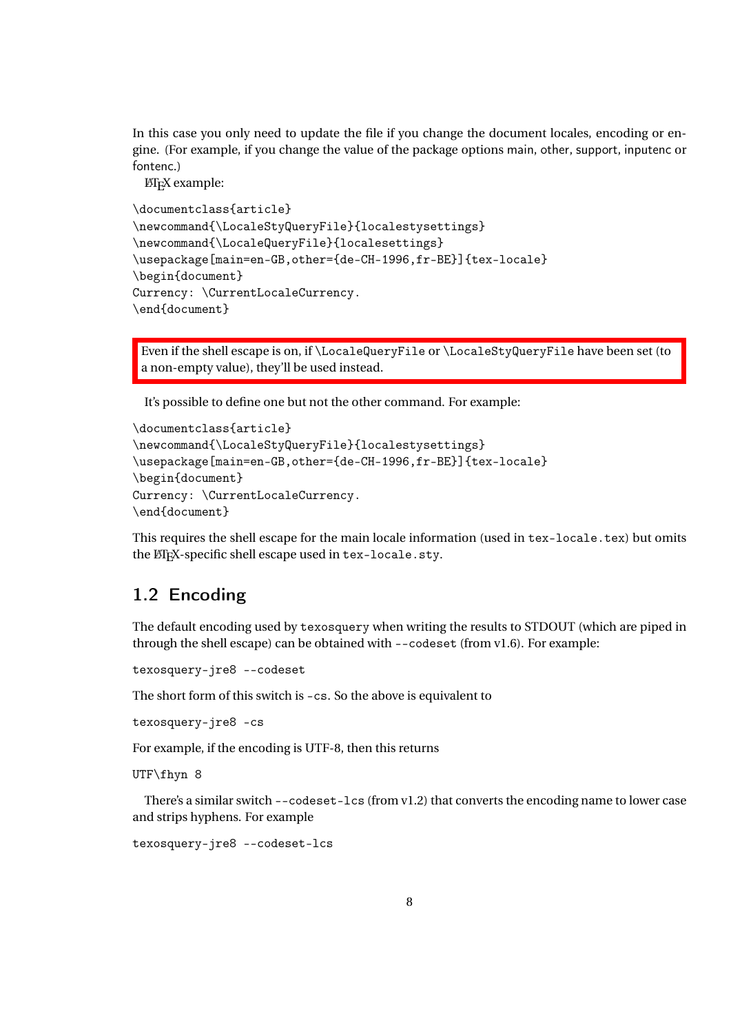In this case you only need to update the file if you change the document locales, encoding or engine. (For example, if you change the value of the package options main, other, support, inputenc or fontenc.)

LaTeX example:

```
\documentclass{article}
\newcommand{\LocaleStyQueryFile}{localestysettings}
\newcommand{\LocaleQueryFile}{localesettings}
\usepackage[main=en-GB,other={de-CH-1996,fr-BE}]{tex-locale}
\begin{document}
Currency: \CurrentLocaleCurrency.
\end{document}
```

> Even if the shell escape is on, if `\LocaleQueryFile` or `\LocaleStyQueryFile` have been set (to a non-empty value), they'll be used instead.

It's possible to define one but not the other command. For example:

```
\documentclass{article}
\newcommand{\LocaleStyQueryFile}{localestysettings}
\usepackage[main=en-GB,other={de-CH-1996,fr-BE}]{tex-locale}
\begin{document}
Currency: \CurrentLocaleCurrency.
\end{document}
```

This requires the shell escape for the main locale information (used in `tex-locale.tex`) but omits the LaTeX-specific shell escape used in `tex-locale.sty`.

## 1.2 Encoding

The default encoding used by `texosquery` when writing the results to STDOUT (which are piped in through the shell escape) can be obtained with `--codeset` (from v1.6). For example:

```
texosquery-jre8 --codeset
```

The short form of this switch is `-cs`. So the above is equivalent to

```
texosquery-jre8 -cs
```

For example, if the encoding is UTF-8, then this returns

```
UTF\fhyn 8
```

There's a similar switch `--codeset-lcs` (from v1.2) that converts the encoding name to lower case and strips hyphens. For example

```
texosquery-jre8 --codeset-lcs
```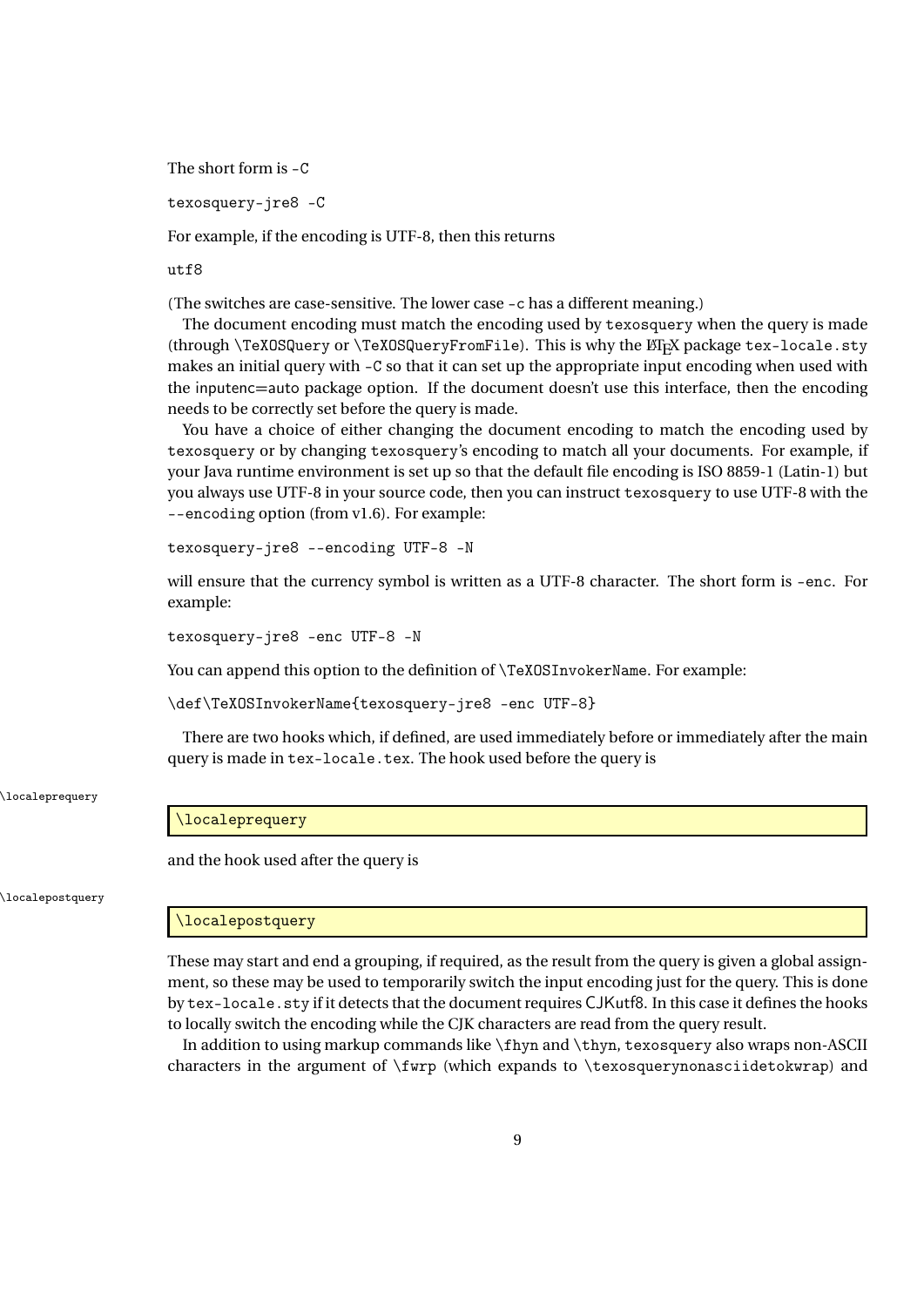The short form is `-C`

```
texosquery-jre8 -C
```

For example, if the encoding is UTF-8, then this returns

```
utf8
```

(The switches are case-sensitive. The lower case `-c` has a different meaning.)

The document encoding must match the encoding used by `texosquery` when the query is made (through `\TeXOSQuery` or `\TeXOSQueryFromFile`). This is why the LaTeX package `tex-locale.sty` makes an initial query with `-C` so that it can set up the appropriate input encoding when used with the inputenc=auto package option. If the document doesn't use this interface, then the encoding needs to be correctly set before the query is made.

You have a choice of either changing the document encoding to match the encoding used by `texosquery` or by changing `texosquery`'s encoding to match all your documents. For example, if your Java runtime environment is set up so that the default file encoding is ISO 8859-1 (Latin-1) but you always use UTF-8 in your source code, then you can instruct `texosquery` to use UTF-8 with the `--encoding` option (from v1.6). For example:

```
texosquery-jre8 --encoding UTF-8 -N
```

will ensure that the currency symbol is written as a UTF-8 character. The short form is `-enc`. For example:

```
texosquery-jre8 -enc UTF-8 -N
```

You can append this option to the definition of `\TeXOSInvokerName`. For example:

```
\def\TeXOSInvokerName{texosquery-jre8 -enc UTF-8}
```

There are two hooks which, if defined, are used immediately before or immediately after the main query is made in `tex-locale.tex`. The hook used before the query is

```
\localeprequery
```

and the hook used after the query is

```
\localepostquery
```

These may start and end a grouping, if required, as the result from the query is given a global assignment, so these may be used to temporarily switch the input encoding just for the query. This is done by `tex-locale.sty` if it detects that the document requires CJKutf8. In this case it defines the hooks to locally switch the encoding while the CJK characters are read from the query result.

In addition to using markup commands like `\fhyn` and `\thyn`, `texosquery` also wraps non-ASCII characters in the argument of `\fwrp` (which expands to `\texosquerynonasciidetokwrap`) and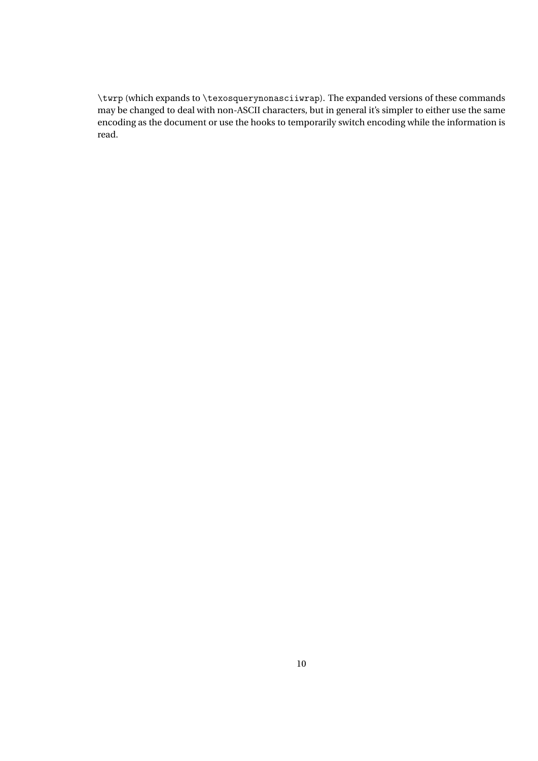`\twrp` (which expands to `\texosquerynonasciiwrap`). The expanded versions of these commands may be changed to deal with non-ASCII characters, but in general it's simpler to either use the same encoding as the document or use the hooks to temporarily switch encoding while the information is read.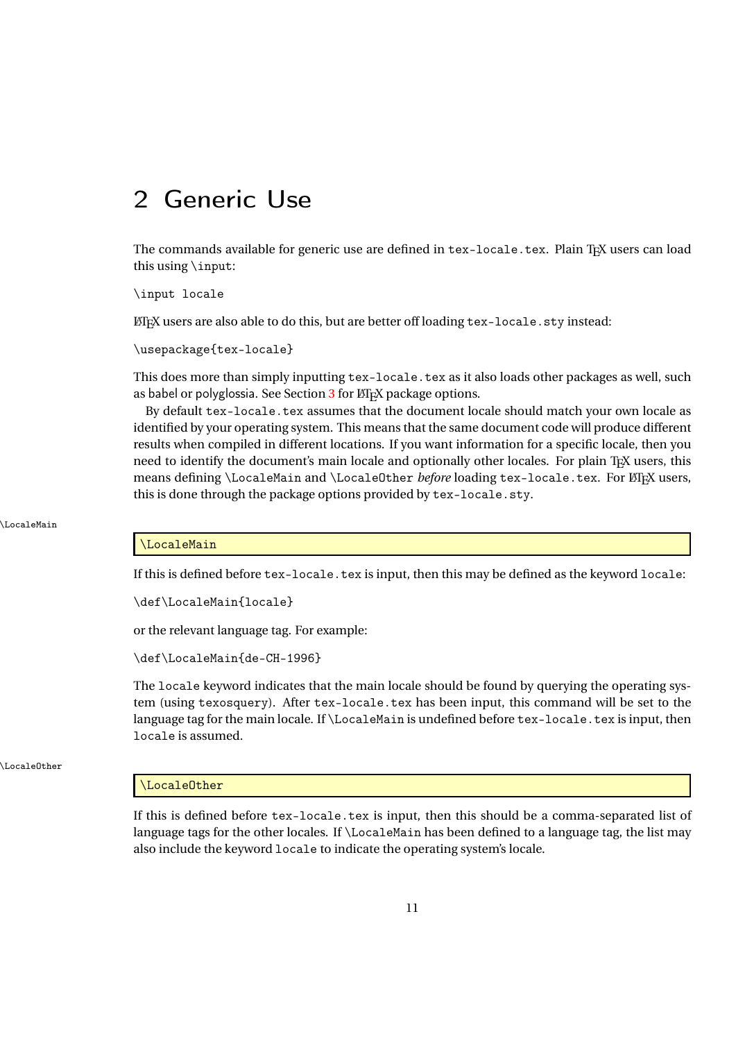# 2 Generic Use

The commands available for generic use are defined in `tex-locale.tex`. Plain TeX users can load this using `\input`:

```
\input locale
```

LaTeX users are also able to do this, but are better off loading `tex-locale.sty` instead:

```
\usepackage{tex-locale}
```

This does more than simply inputting `tex-locale.tex` as it also loads other packages as well, such as babel or polyglossia. See Section 3 for LaTeX package options.

By default `tex-locale.tex` assumes that the document locale should match your own locale as identified by your operating system. This means that the same document code will produce different results when compiled in different locations. If you want information for a specific locale, then you need to identify the document's main locale and optionally other locales. For plain TeX users, this means defining `\LocaleMain` and `\LocaleOther` *before* loading `tex-locale.tex`. For LaTeX users, this is done through the package options provided by `tex-locale.sty`.

```
\LocaleMain
```

If this is defined before `tex-locale.tex` is input, then this may be defined as the keyword `locale`:

```
\def\LocaleMain{locale}
```

or the relevant language tag. For example:

```
\def\LocaleMain{de-CH-1996}
```

The `locale` keyword indicates that the main locale should be found by querying the operating system (using `texosquery`). After `tex-locale.tex` has been input, this command will be set to the language tag for the main locale. If `\LocaleMain` is undefined before `tex-locale.tex` is input, then `locale` is assumed.

```
\LocaleOther
```

If this is defined before `tex-locale.tex` is input, then this should be a comma-separated list of language tags for the other locales. If `\LocaleMain` has been defined to a language tag, the list may also include the keyword `locale` to indicate the operating system's locale.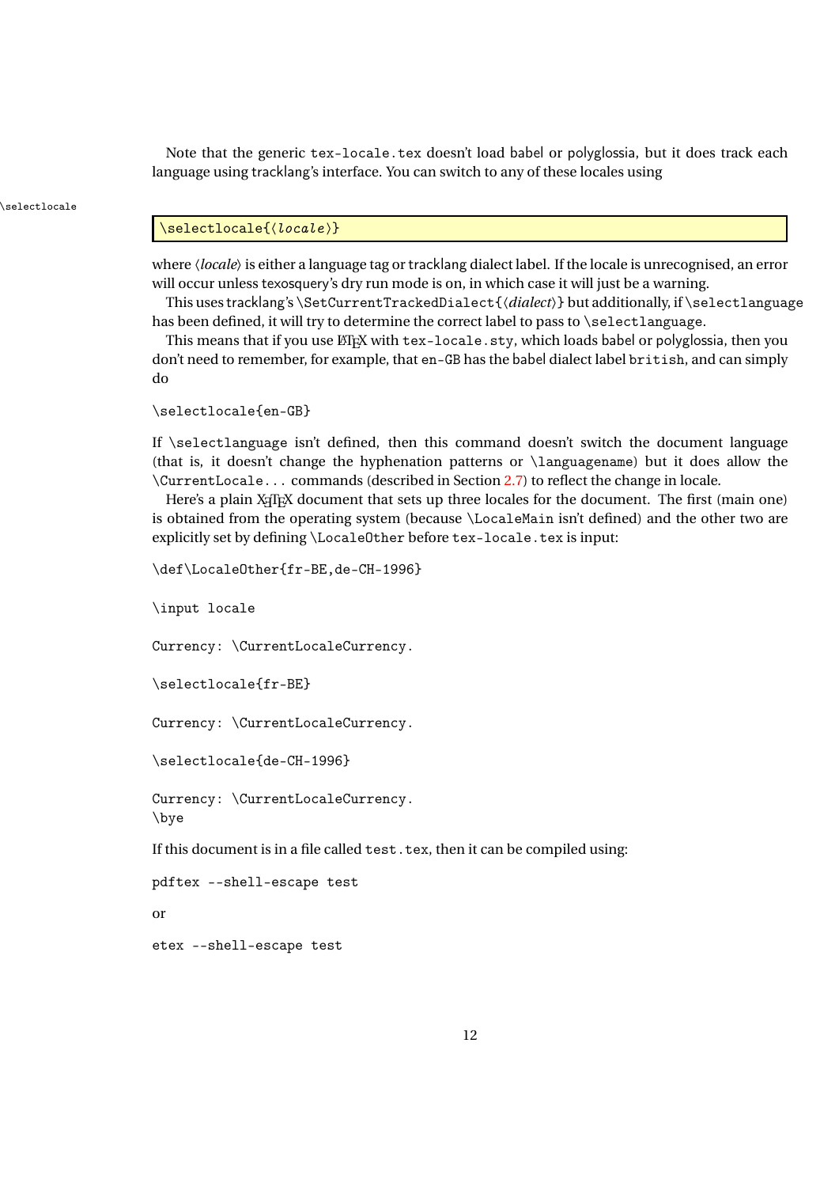Note that the generic `tex-locale.tex` doesn't load babel or polyglossia, but it does track each language using tracklang's interface. You can switch to any of these locales using

\selectlocale

```
\selectlocale{⟨locale⟩}
```

where ⟨*locale*⟩ is either a language tag or tracklang dialect label. If the locale is unrecognised, an error will occur unless texosquery's dry run mode is on, in which case it will just be a warning.

This uses tracklang's `\SetCurrentTrackedDialect{`⟨*dialect*⟩`}` but additionally, if `\selectlanguage` has been defined, it will try to determine the correct label to pass to `\selectlanguage`.

This means that if you use LaTeX with `tex-locale.sty`, which loads babel or polyglossia, then you don't need to remember, for example, that `en-GB` has the babel dialect label `british`, and can simply do

```
\selectlocale{en-GB}
```

If `\selectlanguage` isn't defined, then this command doesn't switch the document language (that is, it doesn't change the hyphenation patterns or `\languagename`) but it does allow the `\CurrentLocale...` commands (described in Section 2.7) to reflect the change in locale.

Here's a plain XeTeX document that sets up three locales for the document. The first (main one) is obtained from the operating system (because `\LocaleMain` isn't defined) and the other two are explicitly set by defining `\LocaleOther` before `tex-locale.tex` is input:

```
\def\LocaleOther{fr-BE,de-CH-1996}

\input locale

Currency: \CurrentLocaleCurrency.

\selectlocale{fr-BE}

Currency: \CurrentLocaleCurrency.

\selectlocale{de-CH-1996}

Currency: \CurrentLocaleCurrency.
\bye
```

If this document is in a file called `test.tex`, then it can be compiled using:

```
pdftex --shell-escape test
```

or

```
etex --shell-escape test
```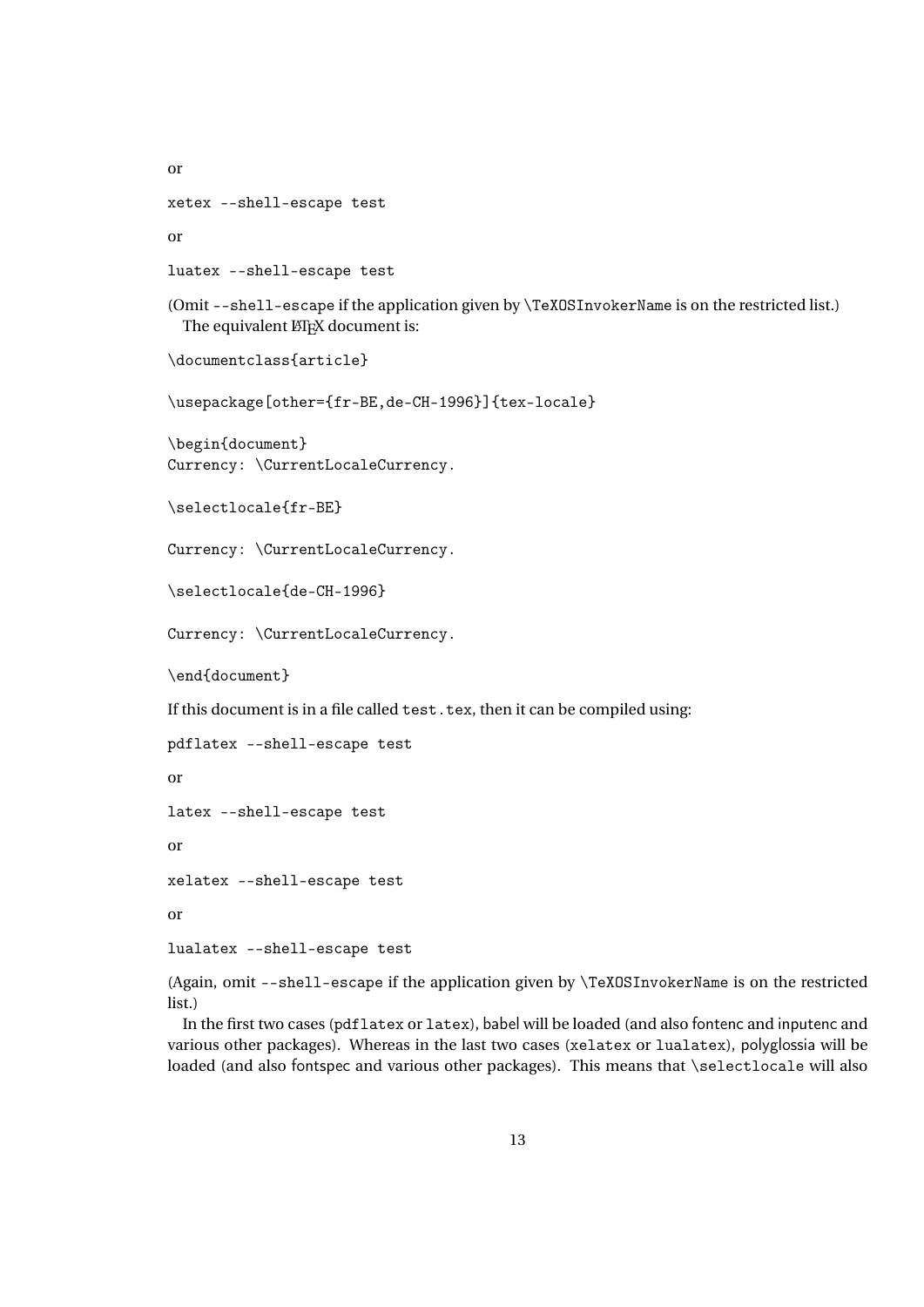or

```
xetex --shell-escape test
```

or

```
luatex --shell-escape test
```

(Omit `--shell-escape` if the application given by `\TeXOSInvokerName` is on the restricted list.)

The equivalent LaTeX document is:

```
\documentclass{article}

\usepackage[other={fr-BE,de-CH-1996}]{tex-locale}

\begin{document}
Currency: \CurrentLocaleCurrency.

\selectlocale{fr-BE}

Currency: \CurrentLocaleCurrency.

\selectlocale{de-CH-1996}

Currency: \CurrentLocaleCurrency.

\end{document}
```

If this document is in a file called `test.tex`, then it can be compiled using:

```
pdflatex --shell-escape test
```

or

```
latex --shell-escape test
```

or

```
xelatex --shell-escape test
```

or

```
lualatex --shell-escape test
```

(Again, omit `--shell-escape` if the application given by `\TeXOSInvokerName` is on the restricted list.)

In the first two cases (`pdflatex` or `latex`), babel will be loaded (and also fontenc and inputenc and various other packages). Whereas in the last two cases (`xelatex` or `lualatex`), polyglossia will be loaded (and also fontspec and various other packages). This means that `\selectlocale` will also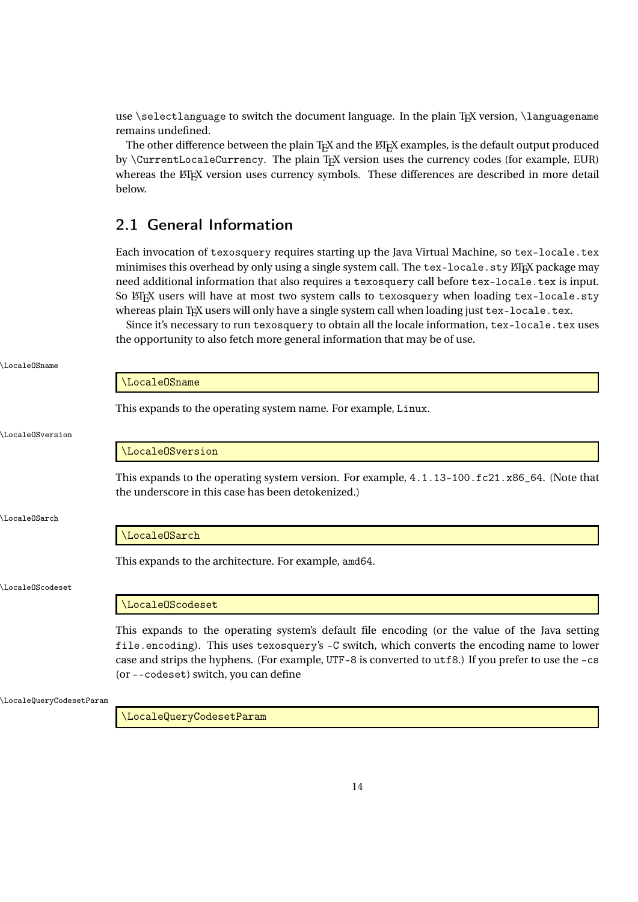use `\selectlanguage` to switch the document language. In the plain TeX version, `\languagename` remains undefined.

The other difference between the plain TeX and the LaTeX examples, is the default output produced by `\CurrentLocaleCurrency`. The plain TeX version uses the currency codes (for example, EUR) whereas the LaTeX version uses currency symbols. These differences are described in more detail below.

## 2.1 General Information

Each invocation of `texosquery` requires starting up the Java Virtual Machine, so `tex-locale.tex` minimises this overhead by only using a single system call. The `tex-locale.sty` LaTeX package may need additional information that also requires a `texosquery` call before `tex-locale.tex` is input. So LaTeX users will have at most two system calls to `texosquery` when loading `tex-locale.sty` whereas plain TeX users will only have a single system call when loading just `tex-locale.tex`.

Since it's necessary to run `texosquery` to obtain all the locale information, `tex-locale.tex` uses the opportunity to also fetch more general information that may be of use.

```
\LocaleOSname
```

This expands to the operating system name. For example, `Linux`.

```
\LocaleOSversion
```

This expands to the operating system version. For example, `4.1.13-100.fc21.x86_64`. (Note that the underscore in this case has been detokenized.)

```
\LocaleOSarch
```

This expands to the architecture. For example, `amd64`.

```
\LocaleOScodeset
```

This expands to the operating system's default file encoding (or the value of the Java setting `file.encoding`). This uses `texosquery`'s `-C` switch, which converts the encoding name to lower case and strips the hyphens. (For example, `UTF-8` is converted to `utf8`.) If you prefer to use the `-cs` (or `--codeset`) switch, you can define

```
\LocaleQueryCodesetParam
```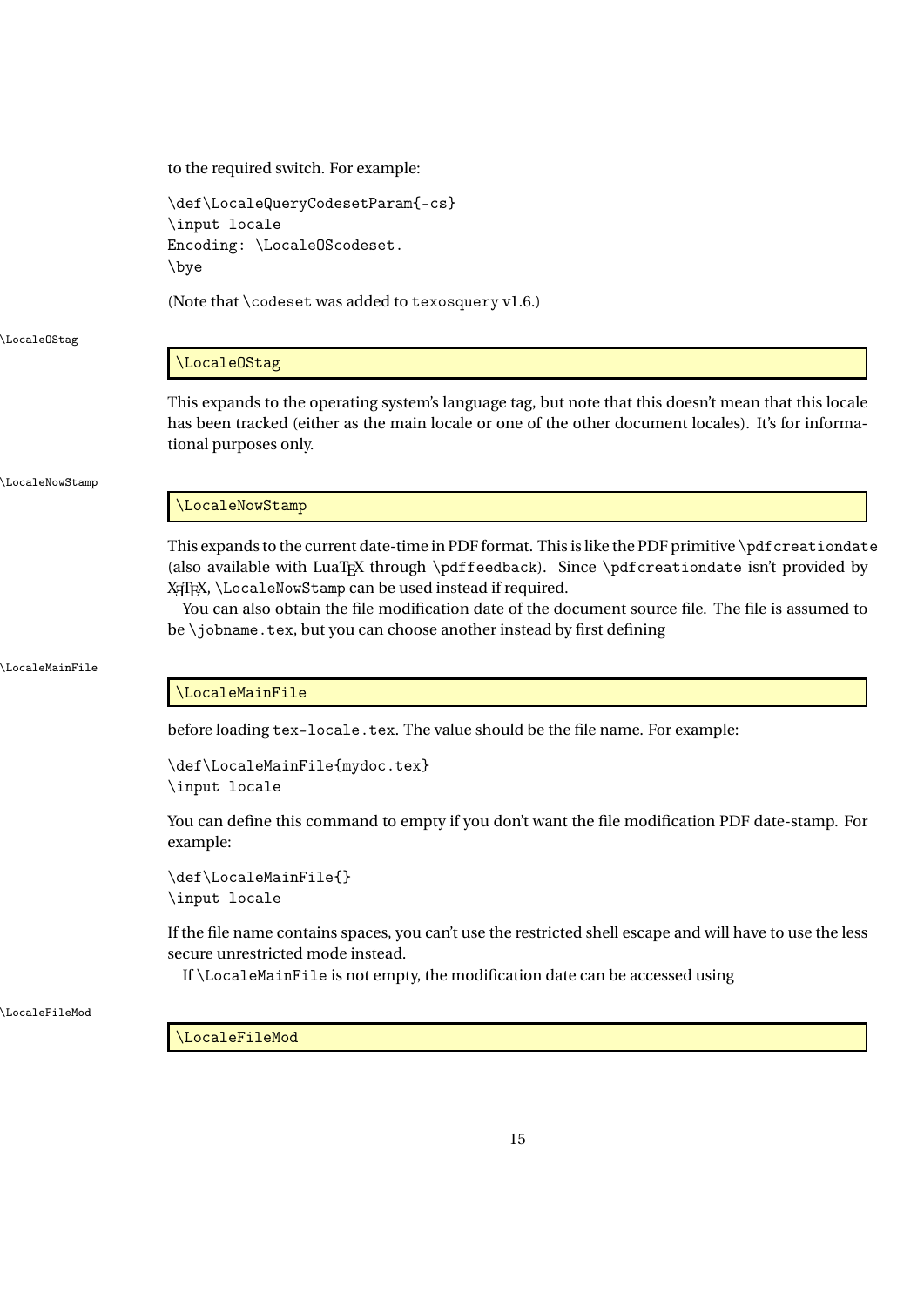to the required switch. For example:

```
\def\LocaleQueryCodesetParam{-cs}
\input locale
Encoding: \LocaleOScodeset.
\bye
```

(Note that `\codeset` was added to `texosquery` v1.6.)

\LocaleOStag

```
\LocaleOStag
```

This expands to the operating system's language tag, but note that this doesn't mean that this locale has been tracked (either as the main locale or one of the other document locales). It's for informational purposes only.

\LocaleNowStamp

```
\LocaleNowStamp
```

This expands to the current date-time in PDF format. This is like the PDF primitive `\pdfcreationdate` (also available with LuaTeX through `\pdffeedback`). Since `\pdfcreationdate` isn't provided by XeTeX, `\LocaleNowStamp` can be used instead if required.

You can also obtain the file modification date of the document source file. The file is assumed to be `\jobname.tex`, but you can choose another instead by first defining

\LocaleMainFile

```
\LocaleMainFile
```

before loading `tex-locale.tex`. The value should be the file name. For example:

```
\def\LocaleMainFile{mydoc.tex}
\input locale
```

You can define this command to empty if you don't want the file modification PDF date-stamp. For example:

```
\def\LocaleMainFile{}
\input locale
```

If the file name contains spaces, you can't use the restricted shell escape and will have to use the less secure unrestricted mode instead.

If `\LocaleMainFile` is not empty, the modification date can be accessed using

\LocaleFileMod

```
\LocaleFileMod
```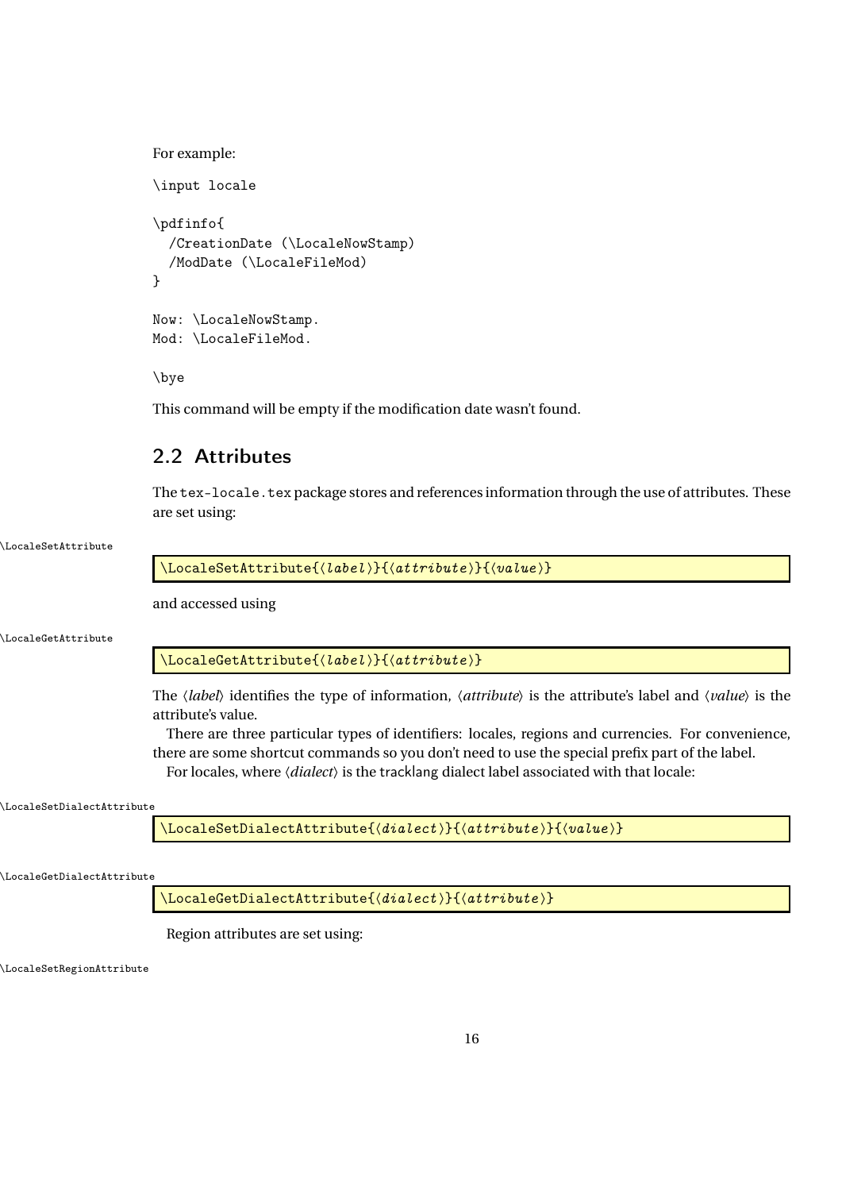For example:

```
\input locale

\pdfinfo{
  /CreationDate (\LocaleNowStamp)
  /ModDate (\LocaleFileMod)
}

Now: \LocaleNowStamp.
Mod: \LocaleFileMod.

\bye
```

This command will be empty if the modification date wasn't found.

## 2.2 Attributes

The `tex-locale.tex` package stores and references information through the use of attributes. These are set using:

\LocaleSetAttribute

```
\LocaleSetAttribute{⟨label⟩}{⟨attribute⟩}{⟨value⟩}
```

and accessed using

\LocaleGetAttribute

```
\LocaleGetAttribute{⟨label⟩}{⟨attribute⟩}
```

The ⟨*label*⟩ identifies the type of information, ⟨*attribute*⟩ is the attribute's label and ⟨*value*⟩ is the attribute's value.

There are three particular types of identifiers: locales, regions and currencies. For convenience, there are some shortcut commands so you don't need to use the special prefix part of the label.

For locales, where ⟨*dialect*⟩ is the tracklang dialect label associated with that locale:

\LocaleSetDialectAttribute

```
\LocaleSetDialectAttribute{⟨dialect⟩}{⟨attribute⟩}{⟨value⟩}
```

\LocaleGetDialectAttribute

```
\LocaleGetDialectAttribute{⟨dialect⟩}{⟨attribute⟩}
```

Region attributes are set using:

\LocaleSetRegionAttribute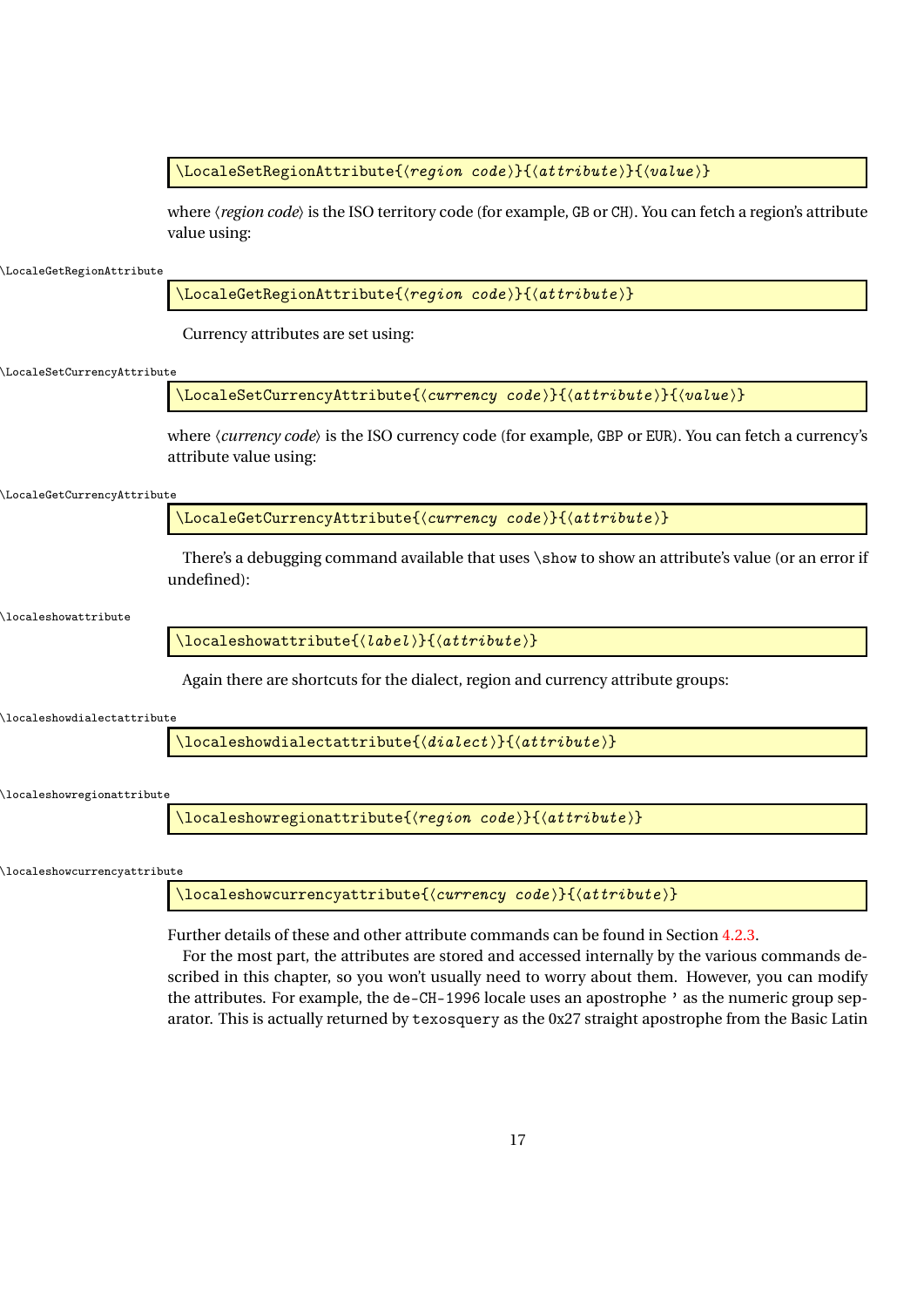```
\LocaleSetRegionAttribute{⟨region code⟩}{⟨attribute⟩}{⟨value⟩}
```

where ⟨*region code*⟩ is the ISO territory code (for example, `GB` or `CH`). You can fetch a region's attribute value using:

\LocaleGetRegionAttribute

```
\LocaleGetRegionAttribute{⟨region code⟩}{⟨attribute⟩}
```

Currency attributes are set using:

\LocaleSetCurrencyAttribute

```
\LocaleSetCurrencyAttribute{⟨currency code⟩}{⟨attribute⟩}{⟨value⟩}
```

where ⟨*currency code*⟩ is the ISO currency code (for example, `GBP` or `EUR`). You can fetch a currency's attribute value using:

\LocaleGetCurrencyAttribute

```
\LocaleGetCurrencyAttribute{⟨currency code⟩}{⟨attribute⟩}
```

There's a debugging command available that uses `\show` to show an attribute's value (or an error if undefined):

\localeshowattribute

```
\localeshowattribute{⟨label⟩}{⟨attribute⟩}
```

Again there are shortcuts for the dialect, region and currency attribute groups:

\localeshowdialectattribute

```
\localeshowdialectattribute{⟨dialect⟩}{⟨attribute⟩}
```

\localeshowregionattribute

```
\localeshowregionattribute{⟨region code⟩}{⟨attribute⟩}
```

\localeshowcurrencyattribute

```
\localeshowcurrencyattribute{⟨currency code⟩}{⟨attribute⟩}
```

Further details of these and other attribute commands can be found in Section 4.2.3.

For the most part, the attributes are stored and accessed internally by the various commands described in this chapter, so you won't usually need to worry about them. However, you can modify the attributes. For example, the `de-CH-1996` locale uses an apostrophe `'` as the numeric group separator. This is actually returned by `texosquery` as the 0x27 straight apostrophe from the Basic Latin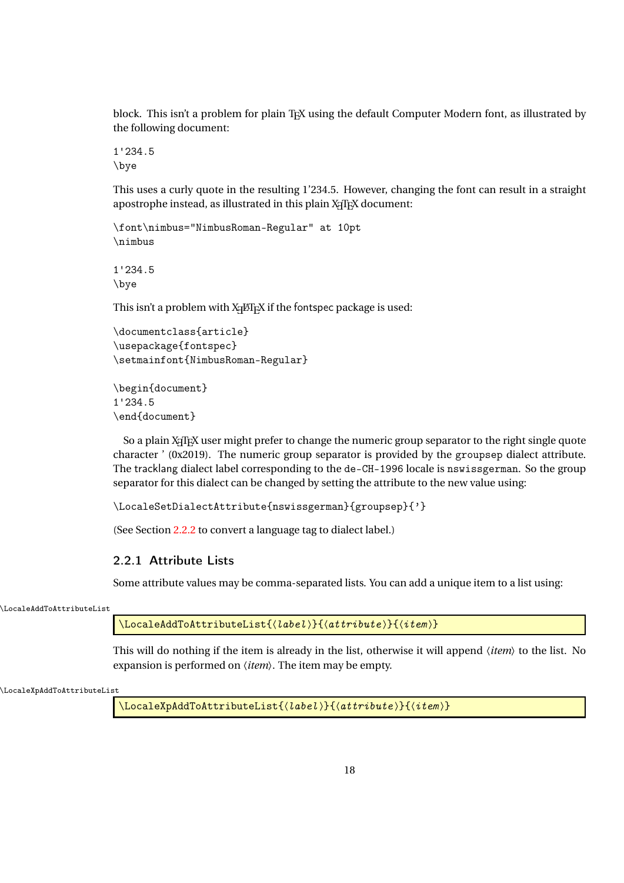block. This isn't a problem for plain TeX using the default Computer Modern font, as illustrated by the following document:

```
1'234.5
\bye
```

This uses a curly quote in the resulting 1'234.5. However, changing the font can result in a straight apostrophe instead, as illustrated in this plain XeTeX document:

```
\font\nimbus="NimbusRoman-Regular" at 10pt
\nimbus

1'234.5
\bye
```

This isn't a problem with XeLaTeX if the fontspec package is used:

```
\documentclass{article}
\usepackage{fontspec}
\setmainfont{NimbusRoman-Regular}

\begin{document}
1'234.5
\end{document}
```

So a plain XeTeX user might prefer to change the numeric group separator to the right single quote character ' (0x2019). The numeric group separator is provided by the `groupsep` dialect attribute. The tracklang dialect label corresponding to the `de-CH-1996` locale is `nswissgerman`. So the group separator for this dialect can be changed by setting the attribute to the new value using:

```
\LocaleSetDialectAttribute{nswissgerman}{groupsep}{'}
```

(See Section 2.2.2 to convert a language tag to dialect label.)

### 2.2.1 Attribute Lists

Some attribute values may be comma-separated lists. You can add a unique item to a list using:

`\LocaleAddToAttributeList`

```
\LocaleAddToAttributeList{⟨label⟩}{⟨attribute⟩}{⟨item⟩}
```

This will do nothing if the item is already in the list, otherwise it will append ⟨*item*⟩ to the list. No expansion is performed on ⟨*item*⟩. The item may be empty.

`\LocaleXpAddToAttributeList`

```
\LocaleXpAddToAttributeList{⟨label⟩}{⟨attribute⟩}{⟨item⟩}
```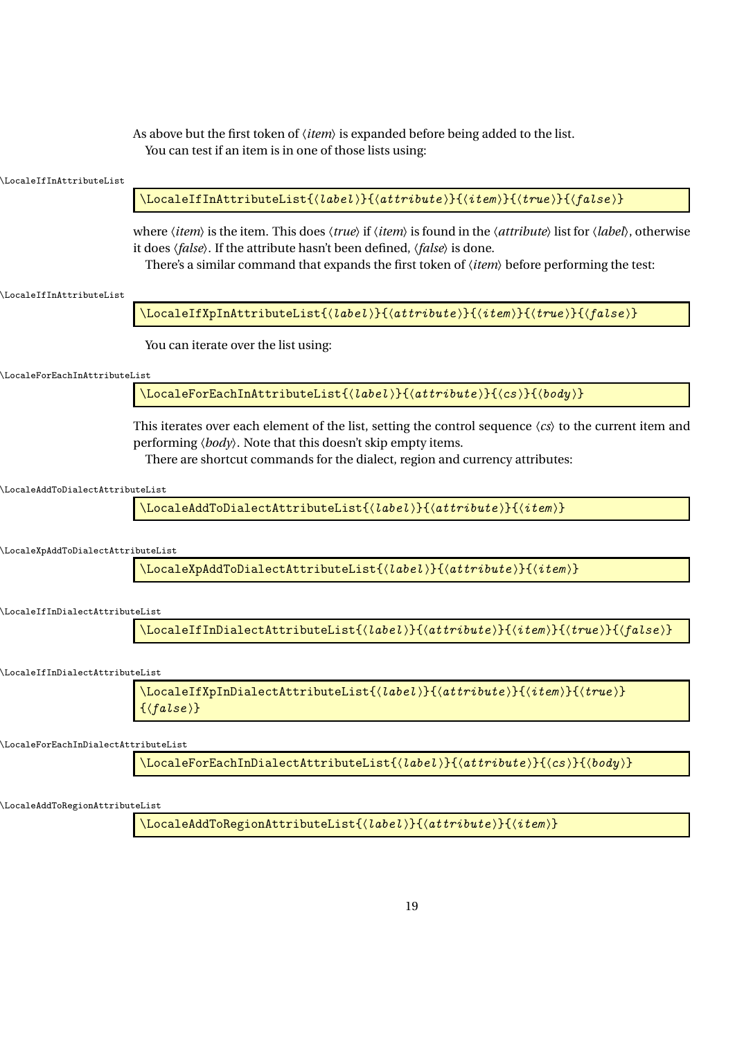As above but the first token of ⟨*item*⟩ is expanded before being added to the list.

You can test if an item is in one of those lists using:

\LocaleIfInAttributeList

```
\LocaleIfInAttributeList{⟨label⟩}{⟨attribute⟩}{⟨item⟩}{⟨true⟩}{⟨false⟩}
```

where ⟨*item*⟩ is the item. This does ⟨*true*⟩ if ⟨*item*⟩ is found in the ⟨*attribute*⟩ list for ⟨*label*⟩, otherwise it does ⟨*false*⟩. If the attribute hasn't been defined, ⟨*false*⟩ is done.

There's a similar command that expands the first token of ⟨*item*⟩ before performing the test:

\LocaleIfInAttributeList

```
\LocaleIfXpInAttributeList{⟨label⟩}{⟨attribute⟩}{⟨item⟩}{⟨true⟩}{⟨false⟩}
```

You can iterate over the list using:

\LocaleForEachInAttributeList

```
\LocaleForEachInAttributeList{⟨label⟩}{⟨attribute⟩}{⟨cs⟩}{⟨body⟩}
```

This iterates over each element of the list, setting the control sequence ⟨*cs*⟩ to the current item and performing ⟨*body*⟩. Note that this doesn't skip empty items.

There are shortcut commands for the dialect, region and currency attributes:

\LocaleAddToDialectAttributeList

```
\LocaleAddToDialectAttributeList{⟨label⟩}{⟨attribute⟩}{⟨item⟩}
```

\LocaleXpAddToDialectAttributeList

```
\LocaleXpAddToDialectAttributeList{⟨label⟩}{⟨attribute⟩}{⟨item⟩}
```

\LocaleIfInDialectAttributeList

```
\LocaleIfInDialectAttributeList{⟨label⟩}{⟨attribute⟩}{⟨item⟩}{⟨true⟩}{⟨false⟩}
```

\LocaleIfInDialectAttributeList

```
\LocaleIfXpInDialectAttributeList{⟨label⟩}{⟨attribute⟩}{⟨item⟩}{⟨true⟩}
{⟨false⟩}
```

\LocaleForEachInDialectAttributeList

```
\LocaleForEachInDialectAttributeList{⟨label⟩}{⟨attribute⟩}{⟨cs⟩}{⟨body⟩}
```

\LocaleAddToRegionAttributeList

```
\LocaleAddToRegionAttributeList{⟨label⟩}{⟨attribute⟩}{⟨item⟩}
```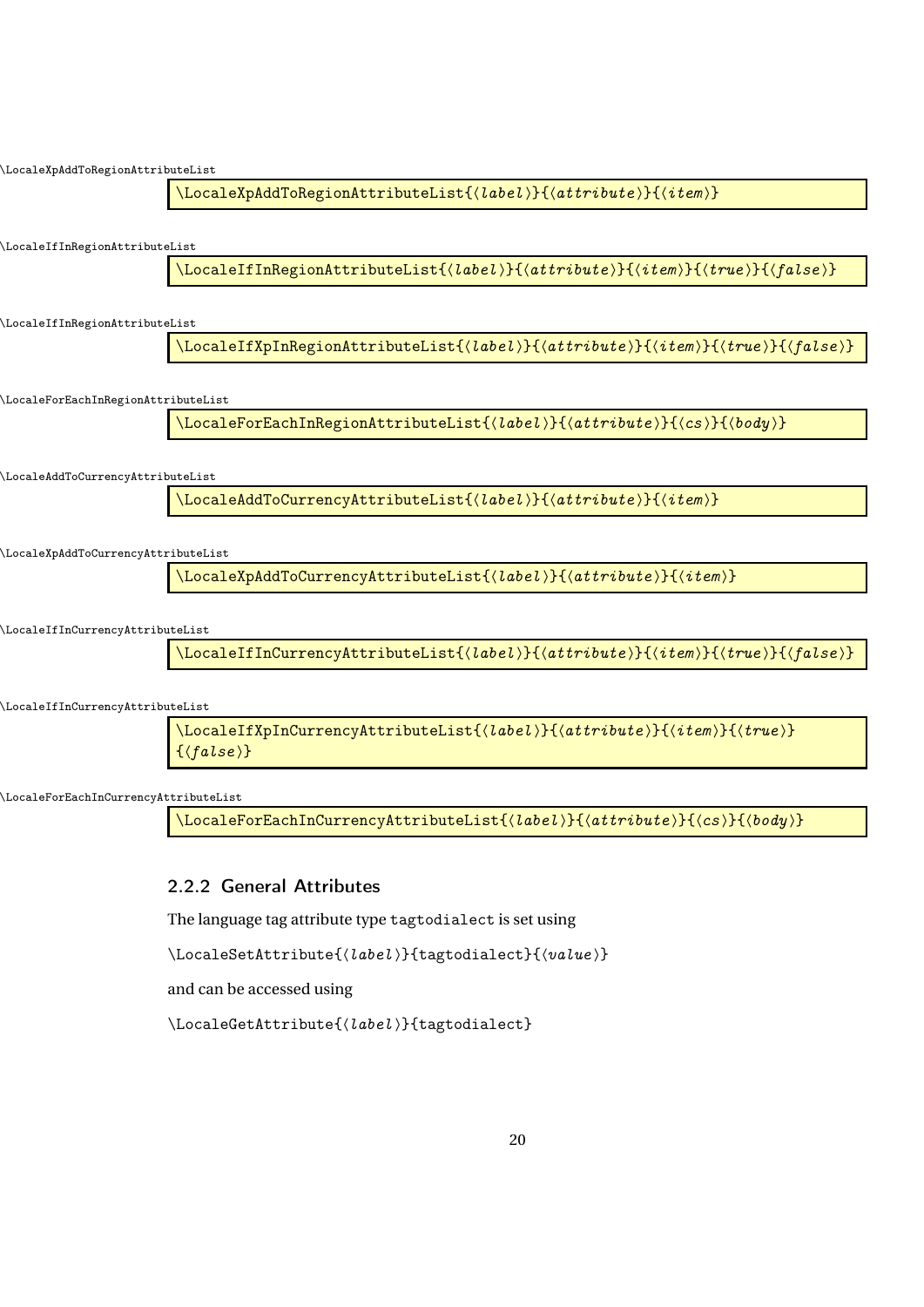\LocaleXpAddToRegionAttributeList

```
\LocaleXpAddToRegionAttributeList{⟨label⟩}{⟨attribute⟩}{⟨item⟩}
```

\LocaleIfInRegionAttributeList

```
\LocaleIfInRegionAttributeList{⟨label⟩}{⟨attribute⟩}{⟨item⟩}{⟨true⟩}{⟨false⟩}
```

\LocaleIfInRegionAttributeList

```
\LocaleIfXpInRegionAttributeList{⟨label⟩}{⟨attribute⟩}{⟨item⟩}{⟨true⟩}{⟨false⟩}
```

\LocaleForEachInRegionAttributeList

```
\LocaleForEachInRegionAttributeList{⟨label⟩}{⟨attribute⟩}{⟨cs⟩}{⟨body⟩}
```

\LocaleAddToCurrencyAttributeList

```
\LocaleAddToCurrencyAttributeList{⟨label⟩}{⟨attribute⟩}{⟨item⟩}
```

\LocaleXpAddToCurrencyAttributeList

```
\LocaleXpAddToCurrencyAttributeList{⟨label⟩}{⟨attribute⟩}{⟨item⟩}
```

\LocaleIfInCurrencyAttributeList

```
\LocaleIfInCurrencyAttributeList{⟨label⟩}{⟨attribute⟩}{⟨item⟩}{⟨true⟩}{⟨false⟩}
```

\LocaleIfInCurrencyAttributeList

```
\LocaleIfXpInCurrencyAttributeList{⟨label⟩}{⟨attribute⟩}{⟨item⟩}{⟨true⟩}
{⟨false⟩}
```

\LocaleForEachInCurrencyAttributeList

```
\LocaleForEachInCurrencyAttributeList{⟨label⟩}{⟨attribute⟩}{⟨cs⟩}{⟨body⟩}
```

### 2.2.2 General Attributes

The language tag attribute type `tagtodialect` is set using

`\LocaleSetAttribute{⟨label⟩}{tagtodialect}{⟨value⟩}`

and can be accessed using

`\LocaleGetAttribute{⟨label⟩}{tagtodialect}`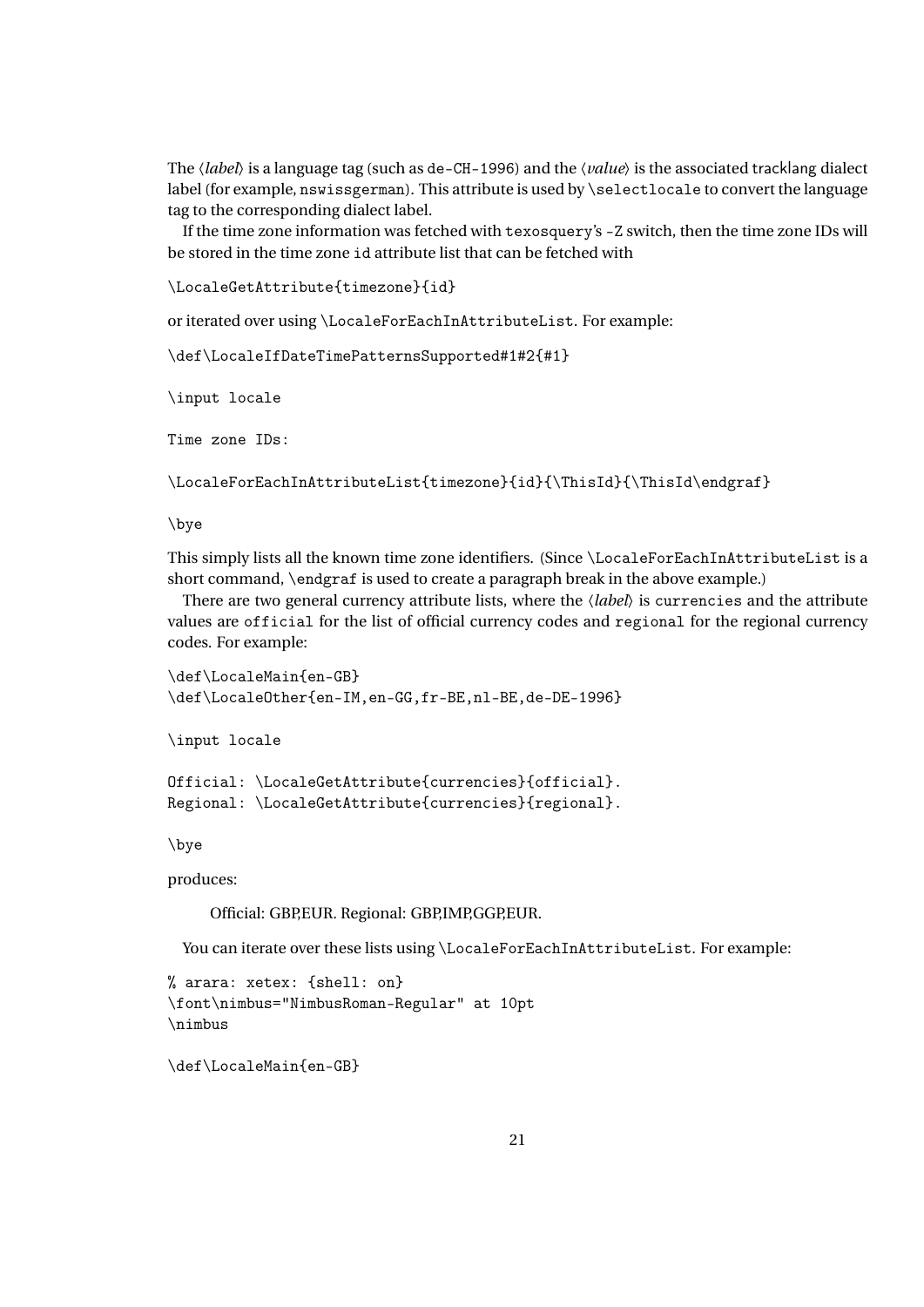The ⟨*label*⟩ is a language tag (such as `de-CH-1996`) and the ⟨*value*⟩ is the associated tracklang dialect label (for example, `nswissgerman`). This attribute is used by `\selectlocale` to convert the language tag to the corresponding dialect label.

If the time zone information was fetched with `texosquery`'s `-Z` switch, then the time zone IDs will be stored in the time zone `id` attribute list that can be fetched with

```
\LocaleGetAttribute{timezone}{id}
```

or iterated over using `\LocaleForEachInAttributeList`. For example:

```
\def\LocaleIfDateTimePatternsSupported#1#2{#1}

\input locale

Time zone IDs:

\LocaleForEachInAttributeList{timezone}{id}{\ThisId}{\ThisId\endgraf}

\bye
```

This simply lists all the known time zone identifiers. (Since `\LocaleForEachInAttributeList` is a short command, `\endgraf` is used to create a paragraph break in the above example.)

There are two general currency attribute lists, where the ⟨*label*⟩ is `currencies` and the attribute values are `official` for the list of official currency codes and `regional` for the regional currency codes. For example:

```
\def\LocaleMain{en-GB}
\def\LocaleOther{en-IM,en-GG,fr-BE,nl-BE,de-DE-1996}

\input locale

Official: \LocaleGetAttribute{currencies}{official}.
Regional: \LocaleGetAttribute{currencies}{regional}.

\bye
```

produces:

> Official: GBP,EUR. Regional: GBP,IMP,GGP,EUR.

You can iterate over these lists using `\LocaleForEachInAttributeList`. For example:

```
% arara: xetex: {shell: on}
\font\nimbus="NimbusRoman-Regular" at 10pt
\nimbus

\def\LocaleMain{en-GB}
```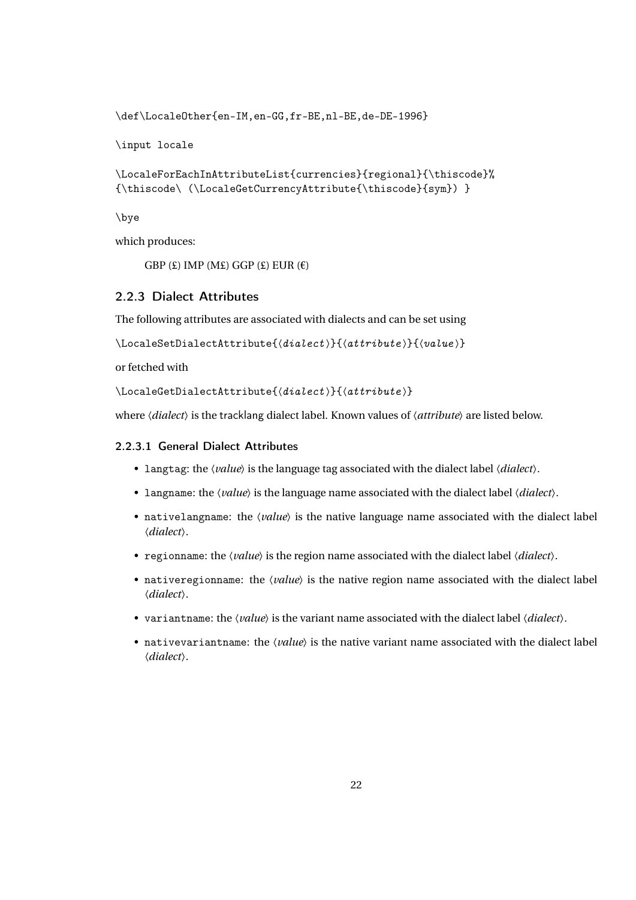```
\def\LocaleOther{en-IM,en-GG,fr-BE,nl-BE,de-DE-1996}

\input locale

\LocaleForEachInAttributeList{currencies}{regional}{\thiscode}%
{\thiscode\ (\LocaleGetCurrencyAttribute{\thiscode}{sym}) }

\bye
```

which produces:

> GBP (£) IMP (M£) GGP (£) EUR (€)

### 2.2.3 Dialect Attributes

The following attributes are associated with dialects and can be set using

```
\LocaleSetDialectAttribute{⟨dialect⟩}{⟨attribute⟩}{⟨value⟩}
```

or fetched with

```
\LocaleGetDialectAttribute{⟨dialect⟩}{⟨attribute⟩}
```

where ⟨*dialect*⟩ is the tracklang dialect label. Known values of ⟨*attribute*⟩ are listed below.

#### 2.2.3.1 General Dialect Attributes

- `langtag`: the ⟨*value*⟩ is the language tag associated with the dialect label ⟨*dialect*⟩.
- `langname`: the ⟨*value*⟩ is the language name associated with the dialect label ⟨*dialect*⟩.
- `nativelangname`: the ⟨*value*⟩ is the native language name associated with the dialect label ⟨*dialect*⟩.
- `regionname`: the ⟨*value*⟩ is the region name associated with the dialect label ⟨*dialect*⟩.
- `nativeregionname`: the ⟨*value*⟩ is the native region name associated with the dialect label ⟨*dialect*⟩.
- `variantname`: the ⟨*value*⟩ is the variant name associated with the dialect label ⟨*dialect*⟩.
- `nativevariantname`: the ⟨*value*⟩ is the native variant name associated with the dialect label ⟨*dialect*⟩.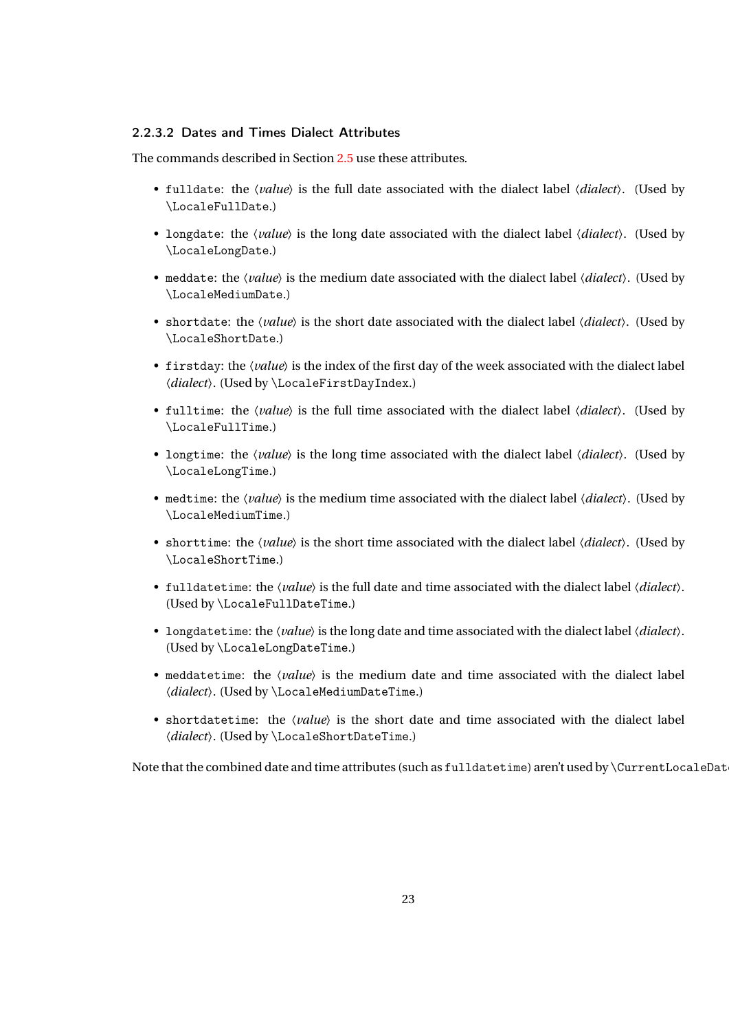#### 2.2.3.2 Dates and Times Dialect Attributes

The commands described in Section 2.5 use these attributes.

- `fulldate`: the ⟨*value*⟩ is the full date associated with the dialect label ⟨*dialect*⟩. (Used by `\LocaleFullDate`.)
- `longdate`: the ⟨*value*⟩ is the long date associated with the dialect label ⟨*dialect*⟩. (Used by `\LocaleLongDate`.)
- `meddate`: the ⟨*value*⟩ is the medium date associated with the dialect label ⟨*dialect*⟩. (Used by `\LocaleMediumDate`.)
- `shortdate`: the ⟨*value*⟩ is the short date associated with the dialect label ⟨*dialect*⟩. (Used by `\LocaleShortDate`.)
- `firstday`: the ⟨*value*⟩ is the index of the first day of the week associated with the dialect label ⟨*dialect*⟩. (Used by `\LocaleFirstDayIndex`.)
- `fulltime`: the ⟨*value*⟩ is the full time associated with the dialect label ⟨*dialect*⟩. (Used by `\LocaleFullTime`.)
- `longtime`: the ⟨*value*⟩ is the long time associated with the dialect label ⟨*dialect*⟩. (Used by `\LocaleLongTime`.)
- `medtime`: the ⟨*value*⟩ is the medium time associated with the dialect label ⟨*dialect*⟩. (Used by `\LocaleMediumTime`.)
- `shorttime`: the ⟨*value*⟩ is the short time associated with the dialect label ⟨*dialect*⟩. (Used by `\LocaleShortTime`.)
- `fulldatetime`: the ⟨*value*⟩ is the full date and time associated with the dialect label ⟨*dialect*⟩. (Used by `\LocaleFullDateTime`.)
- `longdatetime`: the ⟨*value*⟩ is the long date and time associated with the dialect label ⟨*dialect*⟩. (Used by `\LocaleLongDateTime`.)
- `meddatetime`: the ⟨*value*⟩ is the medium date and time associated with the dialect label ⟨*dialect*⟩. (Used by `\LocaleMediumDateTime`.)
- `shortdatetime`: the ⟨*value*⟩ is the short date and time associated with the dialect label ⟨*dialect*⟩. (Used by `\LocaleShortDateTime`.)

Note that the combined date and time attributes (such as `fulldatetime`) aren't used by `\CurrentLocaleDat`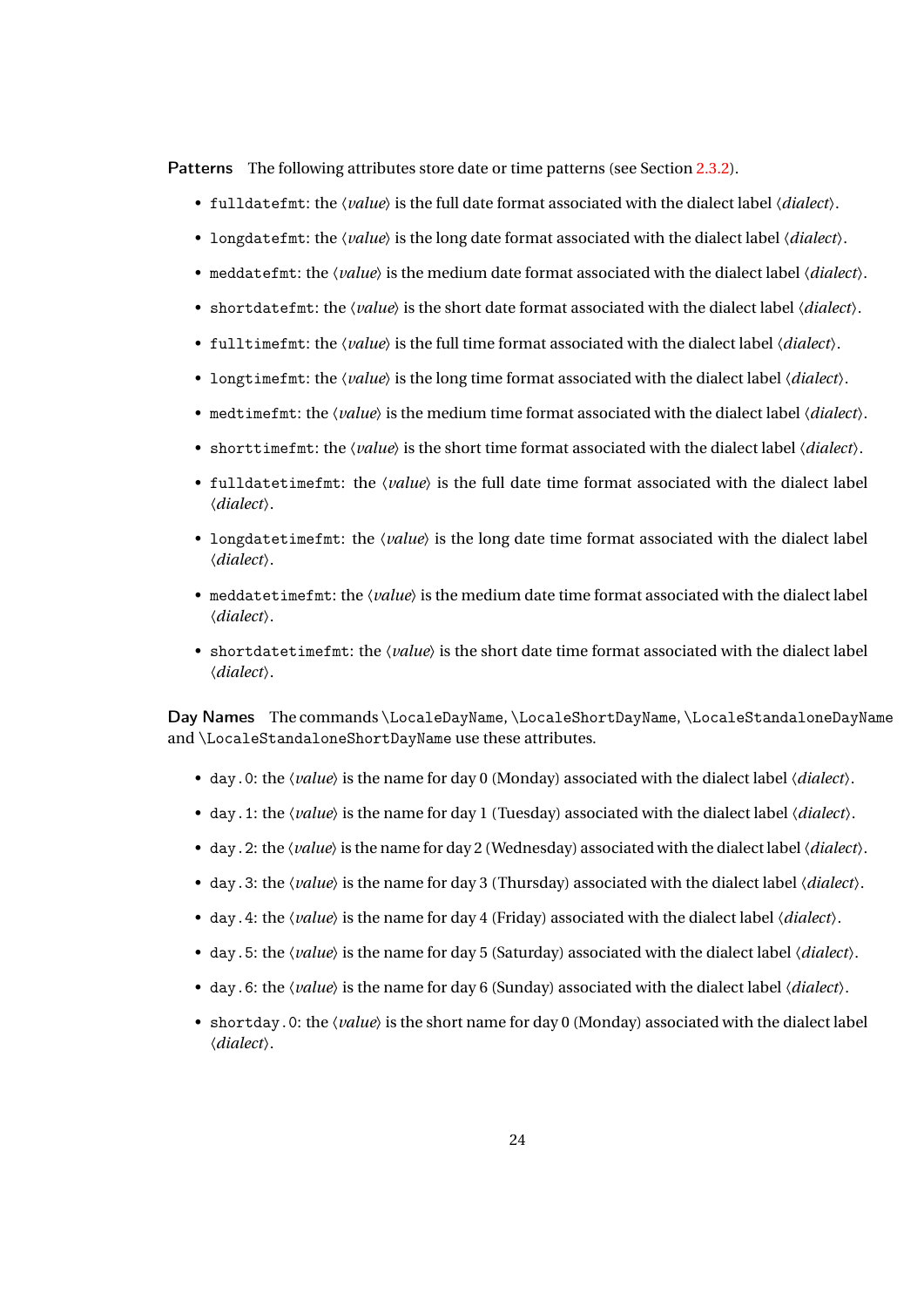**Patterns** The following attributes store date or time patterns (see Section 2.3.2).

- `fulldatefmt`: the ⟨*value*⟩ is the full date format associated with the dialect label ⟨*dialect*⟩.
- `longdatefmt`: the ⟨*value*⟩ is the long date format associated with the dialect label ⟨*dialect*⟩.
- `meddatefmt`: the ⟨*value*⟩ is the medium date format associated with the dialect label ⟨*dialect*⟩.
- `shortdatefmt`: the ⟨*value*⟩ is the short date format associated with the dialect label ⟨*dialect*⟩.
- `fulltimefmt`: the ⟨*value*⟩ is the full time format associated with the dialect label ⟨*dialect*⟩.
- `longtimefmt`: the ⟨*value*⟩ is the long time format associated with the dialect label ⟨*dialect*⟩.
- `medtimefmt`: the ⟨*value*⟩ is the medium time format associated with the dialect label ⟨*dialect*⟩.
- `shorttimefmt`: the ⟨*value*⟩ is the short time format associated with the dialect label ⟨*dialect*⟩.
- `fulldatetimefmt`: the ⟨*value*⟩ is the full date time format associated with the dialect label ⟨*dialect*⟩.
- `longdatetimefmt`: the ⟨*value*⟩ is the long date time format associated with the dialect label ⟨*dialect*⟩.
- `meddatetimefmt`: the ⟨*value*⟩ is the medium date time format associated with the dialect label ⟨*dialect*⟩.
- `shortdatetimefmt`: the ⟨*value*⟩ is the short date time format associated with the dialect label ⟨*dialect*⟩.

**Day Names** The commands `\LocaleDayName`, `\LocaleShortDayName`, `\LocaleStandaloneDayName` and `\LocaleStandaloneShortDayName` use these attributes.

- `day.0`: the ⟨*value*⟩ is the name for day 0 (Monday) associated with the dialect label ⟨*dialect*⟩.
- `day.1`: the ⟨*value*⟩ is the name for day 1 (Tuesday) associated with the dialect label ⟨*dialect*⟩.
- `day.2`: the ⟨*value*⟩ is the name for day 2 (Wednesday) associated with the dialect label ⟨*dialect*⟩.
- `day.3`: the ⟨*value*⟩ is the name for day 3 (Thursday) associated with the dialect label ⟨*dialect*⟩.
- `day.4`: the ⟨*value*⟩ is the name for day 4 (Friday) associated with the dialect label ⟨*dialect*⟩.
- `day.5`: the ⟨*value*⟩ is the name for day 5 (Saturday) associated with the dialect label ⟨*dialect*⟩.
- `day.6`: the ⟨*value*⟩ is the name for day 6 (Sunday) associated with the dialect label ⟨*dialect*⟩.
- `shortday.0`: the ⟨*value*⟩ is the short name for day 0 (Monday) associated with the dialect label ⟨*dialect*⟩.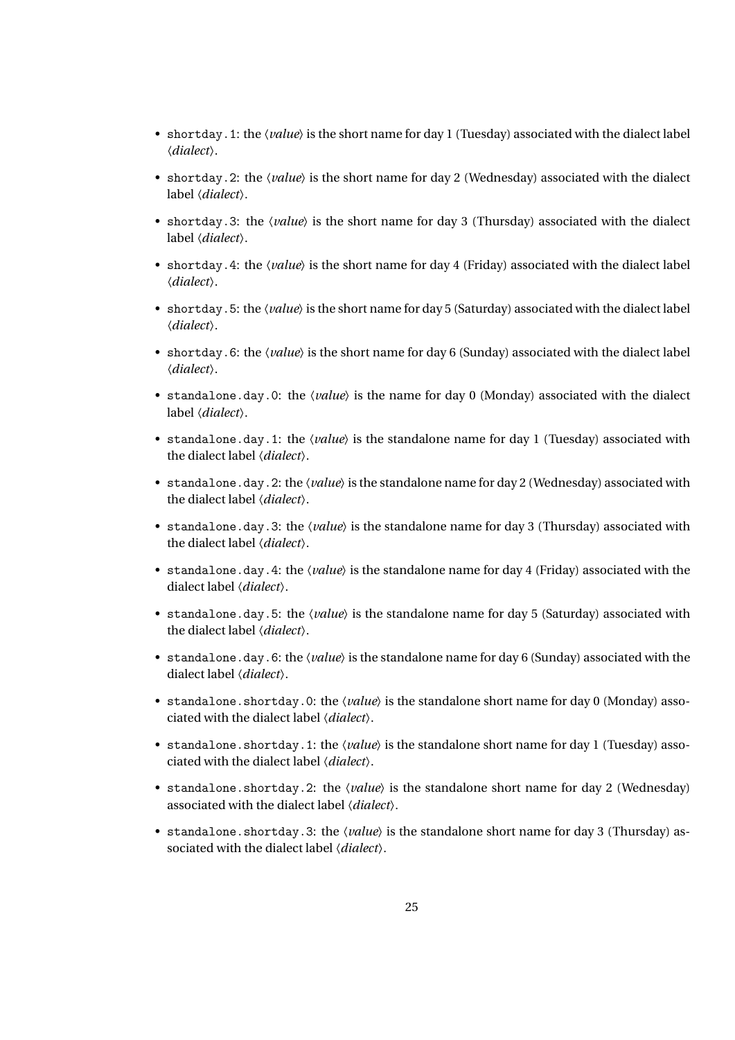- `shortday.1`: the ⟨*value*⟩ is the short name for day 1 (Tuesday) associated with the dialect label ⟨*dialect*⟩.
- `shortday.2`: the ⟨*value*⟩ is the short name for day 2 (Wednesday) associated with the dialect label ⟨*dialect*⟩.
- `shortday.3`: the ⟨*value*⟩ is the short name for day 3 (Thursday) associated with the dialect label ⟨*dialect*⟩.
- `shortday.4`: the ⟨*value*⟩ is the short name for day 4 (Friday) associated with the dialect label ⟨*dialect*⟩.
- `shortday.5`: the ⟨*value*⟩ is the short name for day 5 (Saturday) associated with the dialect label ⟨*dialect*⟩.
- `shortday.6`: the ⟨*value*⟩ is the short name for day 6 (Sunday) associated with the dialect label ⟨*dialect*⟩.
- `standalone.day.0`: the ⟨*value*⟩ is the name for day 0 (Monday) associated with the dialect label ⟨*dialect*⟩.
- `standalone.day.1`: the ⟨*value*⟩ is the standalone name for day 1 (Tuesday) associated with the dialect label ⟨*dialect*⟩.
- `standalone.day.2`: the ⟨*value*⟩ is the standalone name for day 2 (Wednesday) associated with the dialect label ⟨*dialect*⟩.
- `standalone.day.3`: the ⟨*value*⟩ is the standalone name for day 3 (Thursday) associated with the dialect label ⟨*dialect*⟩.
- `standalone.day.4`: the ⟨*value*⟩ is the standalone name for day 4 (Friday) associated with the dialect label ⟨*dialect*⟩.
- `standalone.day.5`: the ⟨*value*⟩ is the standalone name for day 5 (Saturday) associated with the dialect label ⟨*dialect*⟩.
- `standalone.day.6`: the ⟨*value*⟩ is the standalone name for day 6 (Sunday) associated with the dialect label ⟨*dialect*⟩.
- `standalone.shortday.0`: the ⟨*value*⟩ is the standalone short name for day 0 (Monday) associated with the dialect label ⟨*dialect*⟩.
- `standalone.shortday.1`: the ⟨*value*⟩ is the standalone short name for day 1 (Tuesday) associated with the dialect label ⟨*dialect*⟩.
- `standalone.shortday.2`: the ⟨*value*⟩ is the standalone short name for day 2 (Wednesday) associated with the dialect label ⟨*dialect*⟩.
- `standalone.shortday.3`: the ⟨*value*⟩ is the standalone short name for day 3 (Thursday) associated with the dialect label ⟨*dialect*⟩.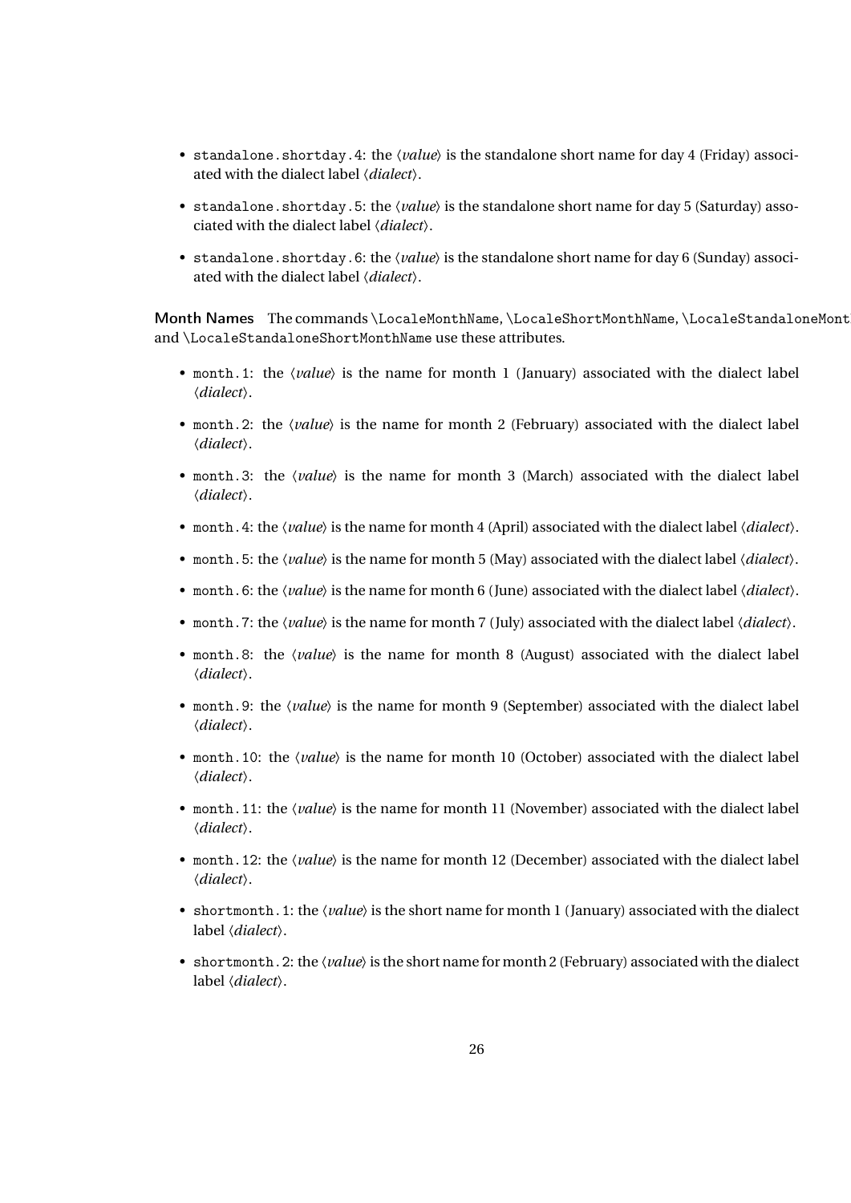- `standalone.shortday.4`: the ⟨*value*⟩ is the standalone short name for day 4 (Friday) associated with the dialect label ⟨*dialect*⟩.
- `standalone.shortday.5`: the ⟨*value*⟩ is the standalone short name for day 5 (Saturday) associated with the dialect label ⟨*dialect*⟩.
- `standalone.shortday.6`: the ⟨*value*⟩ is the standalone short name for day 6 (Sunday) associated with the dialect label ⟨*dialect*⟩.

**Month Names** The commands `\LocaleMonthName`, `\LocaleShortMonthName`, `\LocaleStandaloneMonthName` and `\LocaleStandaloneShortMonthName` use these attributes.

- `month.1`: the ⟨*value*⟩ is the name for month 1 (January) associated with the dialect label ⟨*dialect*⟩.
- `month.2`: the ⟨*value*⟩ is the name for month 2 (February) associated with the dialect label ⟨*dialect*⟩.
- `month.3`: the ⟨*value*⟩ is the name for month 3 (March) associated with the dialect label ⟨*dialect*⟩.
- `month.4`: the ⟨*value*⟩ is the name for month 4 (April) associated with the dialect label ⟨*dialect*⟩.
- `month.5`: the ⟨*value*⟩ is the name for month 5 (May) associated with the dialect label ⟨*dialect*⟩.
- `month.6`: the ⟨*value*⟩ is the name for month 6 (June) associated with the dialect label ⟨*dialect*⟩.
- `month.7`: the ⟨*value*⟩ is the name for month 7 (July) associated with the dialect label ⟨*dialect*⟩.
- `month.8`: the ⟨*value*⟩ is the name for month 8 (August) associated with the dialect label ⟨*dialect*⟩.
- `month.9`: the ⟨*value*⟩ is the name for month 9 (September) associated with the dialect label ⟨*dialect*⟩.
- `month.10`: the ⟨*value*⟩ is the name for month 10 (October) associated with the dialect label ⟨*dialect*⟩.
- `month.11`: the ⟨*value*⟩ is the name for month 11 (November) associated with the dialect label ⟨*dialect*⟩.
- `month.12`: the ⟨*value*⟩ is the name for month 12 (December) associated with the dialect label ⟨*dialect*⟩.
- `shortmonth.1`: the ⟨*value*⟩ is the short name for month 1 (January) associated with the dialect label ⟨*dialect*⟩.
- `shortmonth.2`: the ⟨*value*⟩ is the short name for month 2 (February) associated with the dialect label ⟨*dialect*⟩.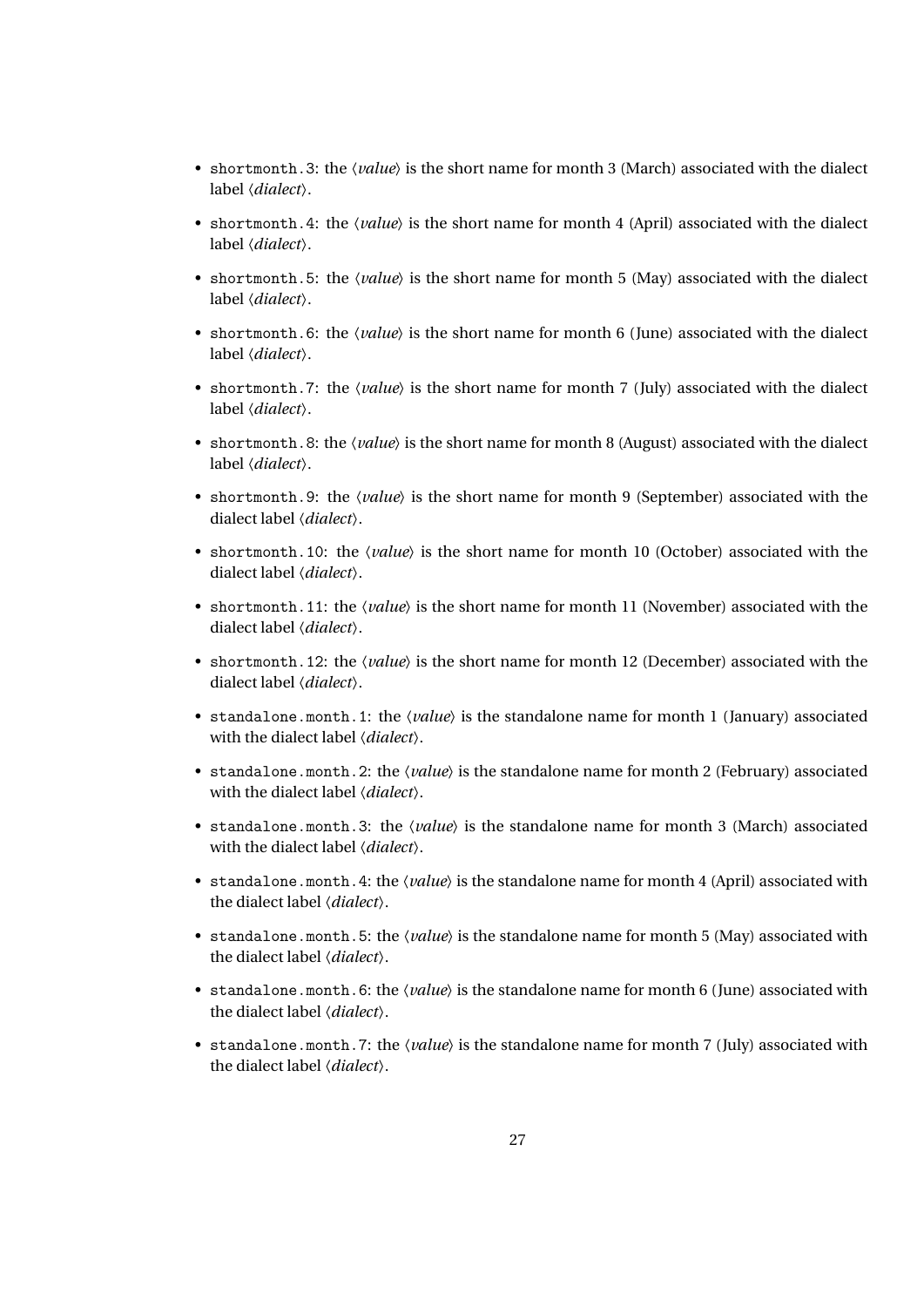- `shortmonth.3`: the ⟨*value*⟩ is the short name for month 3 (March) associated with the dialect label ⟨*dialect*⟩.
- `shortmonth.4`: the ⟨*value*⟩ is the short name for month 4 (April) associated with the dialect label ⟨*dialect*⟩.
- `shortmonth.5`: the ⟨*value*⟩ is the short name for month 5 (May) associated with the dialect label ⟨*dialect*⟩.
- `shortmonth.6`: the ⟨*value*⟩ is the short name for month 6 (June) associated with the dialect label ⟨*dialect*⟩.
- `shortmonth.7`: the ⟨*value*⟩ is the short name for month 7 (July) associated with the dialect label ⟨*dialect*⟩.
- `shortmonth.8`: the ⟨*value*⟩ is the short name for month 8 (August) associated with the dialect label ⟨*dialect*⟩.
- `shortmonth.9`: the ⟨*value*⟩ is the short name for month 9 (September) associated with the dialect label ⟨*dialect*⟩.
- `shortmonth.10`: the ⟨*value*⟩ is the short name for month 10 (October) associated with the dialect label ⟨*dialect*⟩.
- `shortmonth.11`: the ⟨*value*⟩ is the short name for month 11 (November) associated with the dialect label ⟨*dialect*⟩.
- `shortmonth.12`: the ⟨*value*⟩ is the short name for month 12 (December) associated with the dialect label ⟨*dialect*⟩.
- `standalone.month.1`: the ⟨*value*⟩ is the standalone name for month 1 (January) associated with the dialect label ⟨*dialect*⟩.
- `standalone.month.2`: the ⟨*value*⟩ is the standalone name for month 2 (February) associated with the dialect label ⟨*dialect*⟩.
- `standalone.month.3`: the ⟨*value*⟩ is the standalone name for month 3 (March) associated with the dialect label ⟨*dialect*⟩.
- `standalone.month.4`: the ⟨*value*⟩ is the standalone name for month 4 (April) associated with the dialect label ⟨*dialect*⟩.
- `standalone.month.5`: the ⟨*value*⟩ is the standalone name for month 5 (May) associated with the dialect label ⟨*dialect*⟩.
- `standalone.month.6`: the ⟨*value*⟩ is the standalone name for month 6 (June) associated with the dialect label ⟨*dialect*⟩.
- `standalone.month.7`: the ⟨*value*⟩ is the standalone name for month 7 (July) associated with the dialect label ⟨*dialect*⟩.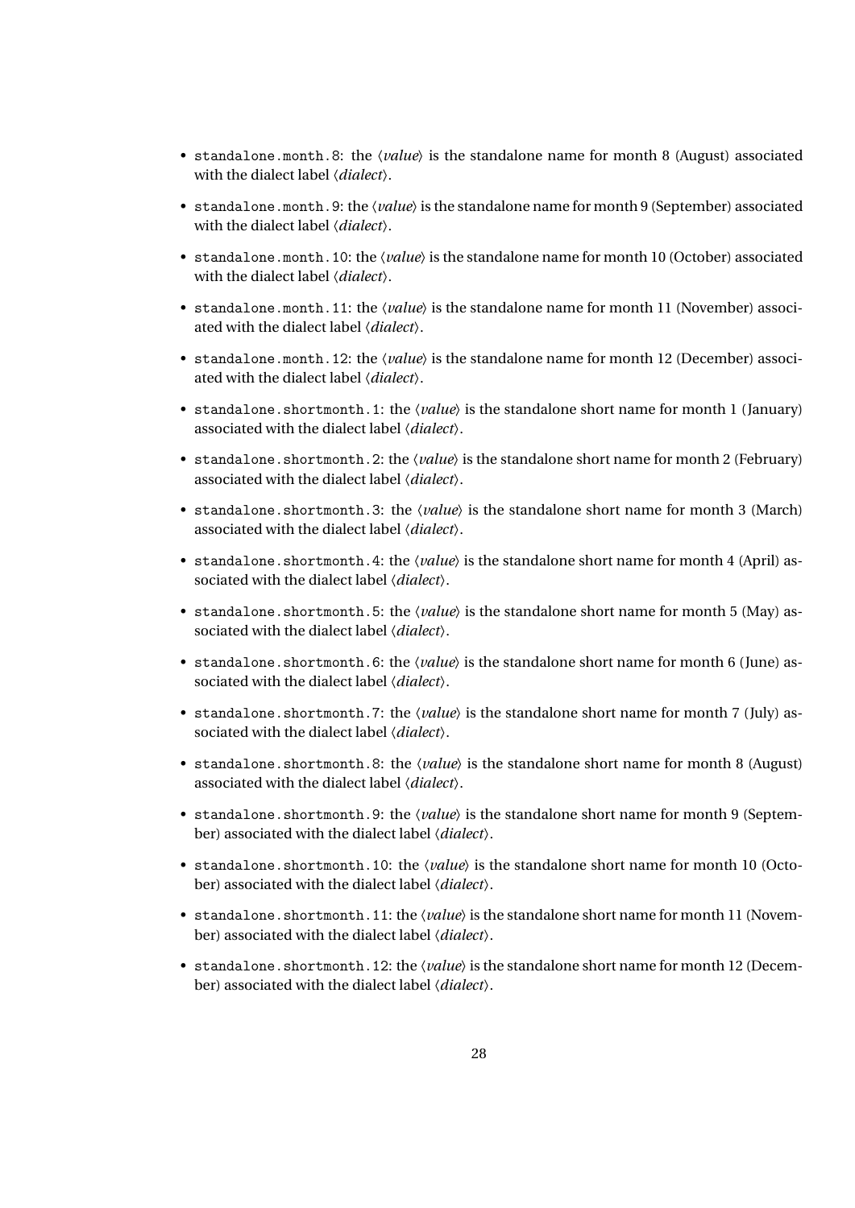- `standalone.month.8`: the ⟨*value*⟩ is the standalone name for month 8 (August) associated with the dialect label ⟨*dialect*⟩.
- `standalone.month.9`: the ⟨*value*⟩ is the standalone name for month 9 (September) associated with the dialect label ⟨*dialect*⟩.
- `standalone.month.10`: the ⟨*value*⟩ is the standalone name for month 10 (October) associated with the dialect label ⟨*dialect*⟩.
- `standalone.month.11`: the ⟨*value*⟩ is the standalone name for month 11 (November) associated with the dialect label ⟨*dialect*⟩.
- `standalone.month.12`: the ⟨*value*⟩ is the standalone name for month 12 (December) associated with the dialect label ⟨*dialect*⟩.
- `standalone.shortmonth.1`: the ⟨*value*⟩ is the standalone short name for month 1 (January) associated with the dialect label ⟨*dialect*⟩.
- `standalone.shortmonth.2`: the ⟨*value*⟩ is the standalone short name for month 2 (February) associated with the dialect label ⟨*dialect*⟩.
- `standalone.shortmonth.3`: the ⟨*value*⟩ is the standalone short name for month 3 (March) associated with the dialect label ⟨*dialect*⟩.
- `standalone.shortmonth.4`: the ⟨*value*⟩ is the standalone short name for month 4 (April) associated with the dialect label ⟨*dialect*⟩.
- `standalone.shortmonth.5`: the ⟨*value*⟩ is the standalone short name for month 5 (May) associated with the dialect label ⟨*dialect*⟩.
- `standalone.shortmonth.6`: the ⟨*value*⟩ is the standalone short name for month 6 (June) associated with the dialect label ⟨*dialect*⟩.
- `standalone.shortmonth.7`: the ⟨*value*⟩ is the standalone short name for month 7 (July) associated with the dialect label ⟨*dialect*⟩.
- `standalone.shortmonth.8`: the ⟨*value*⟩ is the standalone short name for month 8 (August) associated with the dialect label ⟨*dialect*⟩.
- `standalone.shortmonth.9`: the ⟨*value*⟩ is the standalone short name for month 9 (September) associated with the dialect label ⟨*dialect*⟩.
- `standalone.shortmonth.10`: the ⟨*value*⟩ is the standalone short name for month 10 (October) associated with the dialect label ⟨*dialect*⟩.
- `standalone.shortmonth.11`: the ⟨*value*⟩ is the standalone short name for month 11 (November) associated with the dialect label ⟨*dialect*⟩.
- `standalone.shortmonth.12`: the ⟨*value*⟩ is the standalone short name for month 12 (December) associated with the dialect label ⟨*dialect*⟩.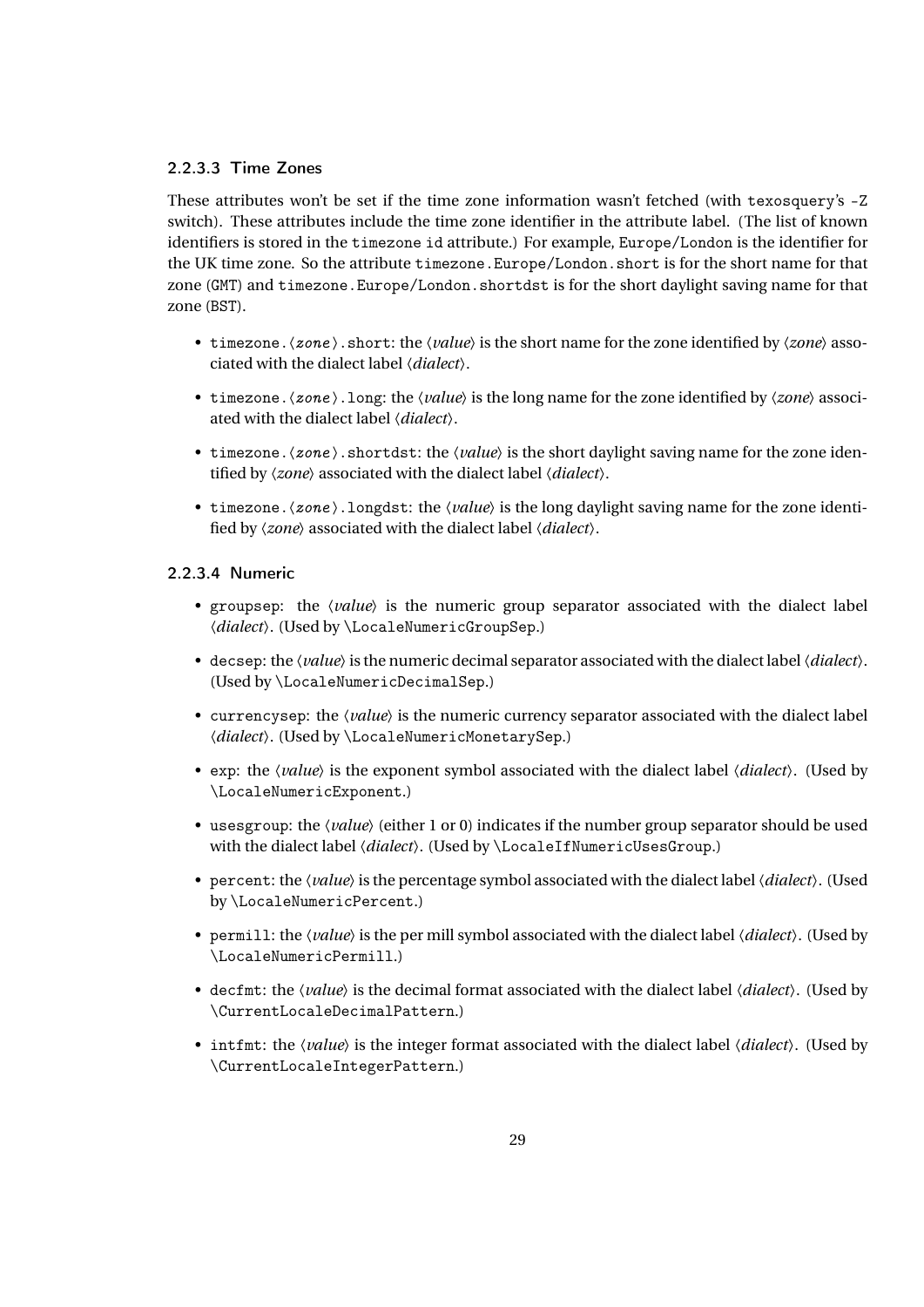#### 2.2.3.3 Time Zones

These attributes won't be set if the time zone information wasn't fetched (with `texosquery`'s `-Z` switch). These attributes include the time zone identifier in the attribute label. (The list of known identifiers is stored in the `timezone id` attribute.) For example, `Europe/London` is the identifier for the UK time zone. So the attribute `timezone.Europe/London.short` is for the short name for that zone (GMT) and `timezone.Europe/London.shortdst` is for the short daylight saving name for that zone (BST).

- `timezone.⟨zone⟩.short`: the ⟨*value*⟩ is the short name for the zone identified by ⟨*zone*⟩ associated with the dialect label ⟨*dialect*⟩.
- `timezone.⟨zone⟩.long`: the ⟨*value*⟩ is the long name for the zone identified by ⟨*zone*⟩ associated with the dialect label ⟨*dialect*⟩.
- `timezone.⟨zone⟩.shortdst`: the ⟨*value*⟩ is the short daylight saving name for the zone identified by ⟨*zone*⟩ associated with the dialect label ⟨*dialect*⟩.
- `timezone.⟨zone⟩.longdst`: the ⟨*value*⟩ is the long daylight saving name for the zone identified by ⟨*zone*⟩ associated with the dialect label ⟨*dialect*⟩.

#### 2.2.3.4 Numeric

- `groupsep`: the ⟨*value*⟩ is the numeric group separator associated with the dialect label ⟨*dialect*⟩. (Used by `\LocaleNumericGroupSep`.)
- `decsep`: the ⟨*value*⟩ is the numeric decimal separator associated with the dialect label ⟨*dialect*⟩. (Used by `\LocaleNumericDecimalSep`.)
- `currencysep`: the ⟨*value*⟩ is the numeric currency separator associated with the dialect label ⟨*dialect*⟩. (Used by `\LocaleNumericMonetarySep`.)
- `exp`: the ⟨*value*⟩ is the exponent symbol associated with the dialect label ⟨*dialect*⟩. (Used by `\LocaleNumericExponent`.)
- `usesgroup`: the ⟨*value*⟩ (either 1 or 0) indicates if the number group separator should be used with the dialect label ⟨*dialect*⟩. (Used by `\LocaleIfNumericUsesGroup`.)
- `percent`: the ⟨*value*⟩ is the percentage symbol associated with the dialect label ⟨*dialect*⟩. (Used by `\LocaleNumericPercent`.)
- `permill`: the ⟨*value*⟩ is the per mill symbol associated with the dialect label ⟨*dialect*⟩. (Used by `\LocaleNumericPermill`.)
- `decfmt`: the ⟨*value*⟩ is the decimal format associated with the dialect label ⟨*dialect*⟩. (Used by `\CurrentLocaleDecimalPattern`.)
- `intfmt`: the ⟨*value*⟩ is the integer format associated with the dialect label ⟨*dialect*⟩. (Used by `\CurrentLocaleIntegerPattern`.)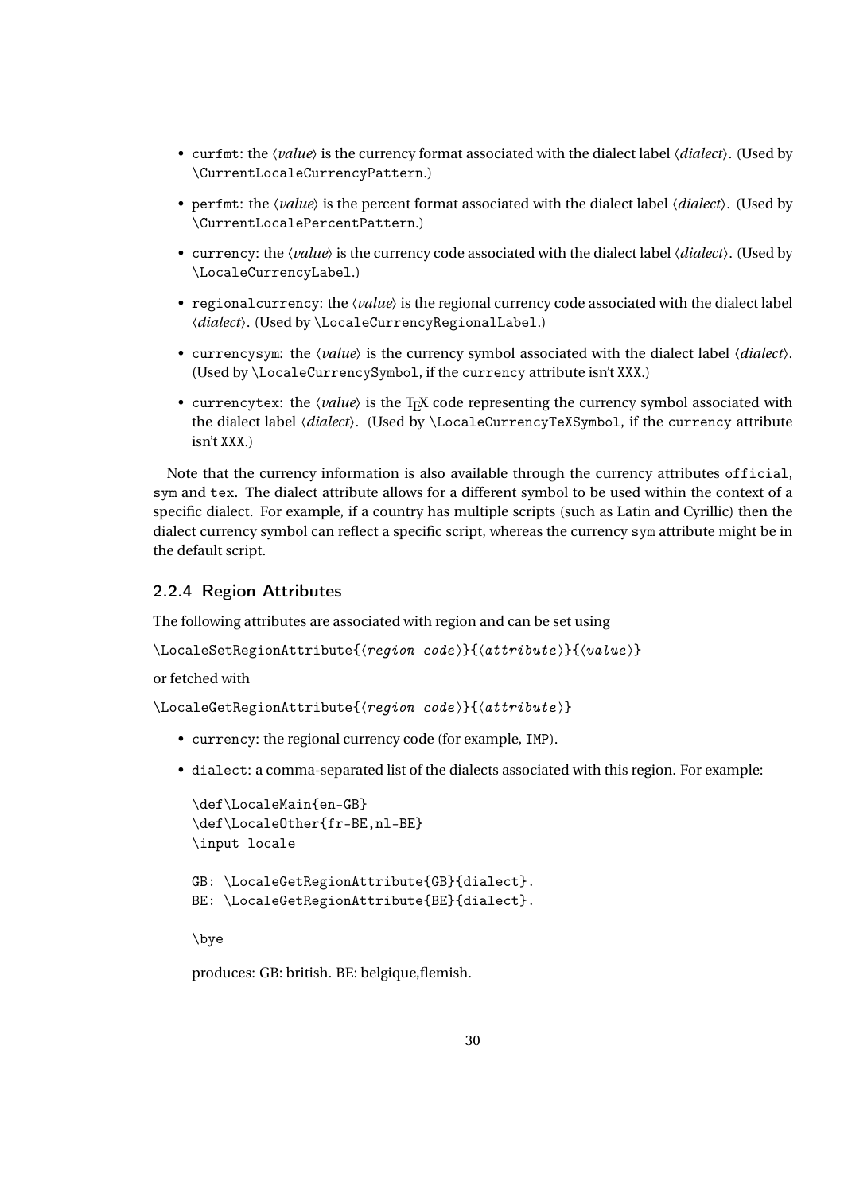- `curfmt`: the ⟨*value*⟩ is the currency format associated with the dialect label ⟨*dialect*⟩. (Used by `\CurrentLocaleCurrencyPattern`.)
- `perfmt`: the ⟨*value*⟩ is the percent format associated with the dialect label ⟨*dialect*⟩. (Used by `\CurrentLocalePercentPattern`.)
- `currency`: the ⟨*value*⟩ is the currency code associated with the dialect label ⟨*dialect*⟩. (Used by `\LocaleCurrencyLabel`.)
- `regionalcurrency`: the ⟨*value*⟩ is the regional currency code associated with the dialect label ⟨*dialect*⟩. (Used by `\LocaleCurrencyRegionalLabel`.)
- `currencysym`: the ⟨*value*⟩ is the currency symbol associated with the dialect label ⟨*dialect*⟩. (Used by `\LocaleCurrencySymbol`, if the `currency` attribute isn't `XXX`.)
- `currencytex`: the ⟨*value*⟩ is the TEX code representing the currency symbol associated with the dialect label ⟨*dialect*⟩. (Used by `\LocaleCurrencyTeXSymbol`, if the `currency` attribute isn't `XXX`.)

Note that the currency information is also available through the currency attributes `official`, `sym` and `tex`. The dialect attribute allows for a different symbol to be used within the context of a specific dialect. For example, if a country has multiple scripts (such as Latin and Cyrillic) then the dialect currency symbol can reflect a specific script, whereas the currency `sym` attribute might be in the default script.

### 2.2.4 Region Attributes

The following attributes are associated with region and can be set using

`\LocaleSetRegionAttribute{⟨region code⟩}{⟨attribute⟩}{⟨value⟩}`

or fetched with

`\LocaleGetRegionAttribute{⟨region code⟩}{⟨attribute⟩}`

- `currency`: the regional currency code (for example, `IMP`).
- `dialect`: a comma-separated list of the dialects associated with this region. For example:

  ```
  \def\LocaleMain{en-GB}
  \def\LocaleOther{fr-BE,nl-BE}
  \input locale

  GB: \LocaleGetRegionAttribute{GB}{dialect}.
  BE: \LocaleGetRegionAttribute{BE}{dialect}.

  \bye
  ```

  produces: GB: british. BE: belgique,flemish.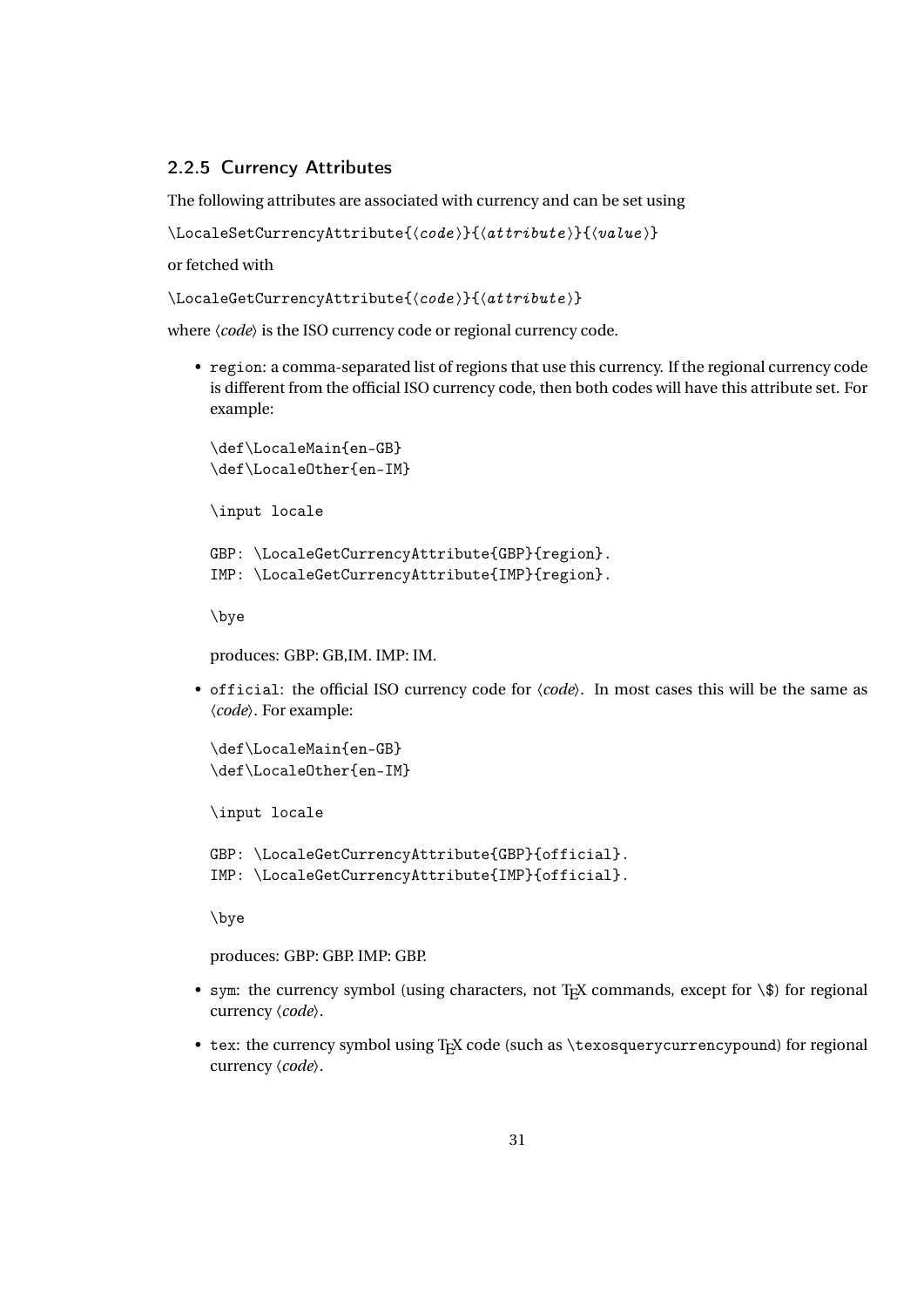### 2.2.5 Currency Attributes

The following attributes are associated with currency and can be set using

```
\LocaleSetCurrencyAttribute{⟨code⟩}{⟨attribute⟩}{⟨value⟩}
```

or fetched with

```
\LocaleGetCurrencyAttribute{⟨code⟩}{⟨attribute⟩}
```

where ⟨*code*⟩ is the ISO currency code or regional currency code.

- `region`: a comma-separated list of regions that use this currency. If the regional currency code is different from the official ISO currency code, then both codes will have this attribute set. For example:

  ```
  \def\LocaleMain{en-GB}
  \def\LocaleOther{en-IM}

  \input locale

  GBP: \LocaleGetCurrencyAttribute{GBP}{region}.
  IMP: \LocaleGetCurrencyAttribute{IMP}{region}.

  \bye
  ```

  produces: GBP: GB,IM. IMP: IM.

- `official`: the official ISO currency code for ⟨*code*⟩. In most cases this will be the same as ⟨*code*⟩. For example:

  ```
  \def\LocaleMain{en-GB}
  \def\LocaleOther{en-IM}

  \input locale

  GBP: \LocaleGetCurrencyAttribute{GBP}{official}.
  IMP: \LocaleGetCurrencyAttribute{IMP}{official}.

  \bye
  ```

  produces: GBP: GBP. IMP: GBP.

- `sym`: the currency symbol (using characters, not TeX commands, except for `\$`) for regional currency ⟨*code*⟩.

- `tex`: the currency symbol using TeX code (such as `\texosquerycurrencypound`) for regional currency ⟨*code*⟩.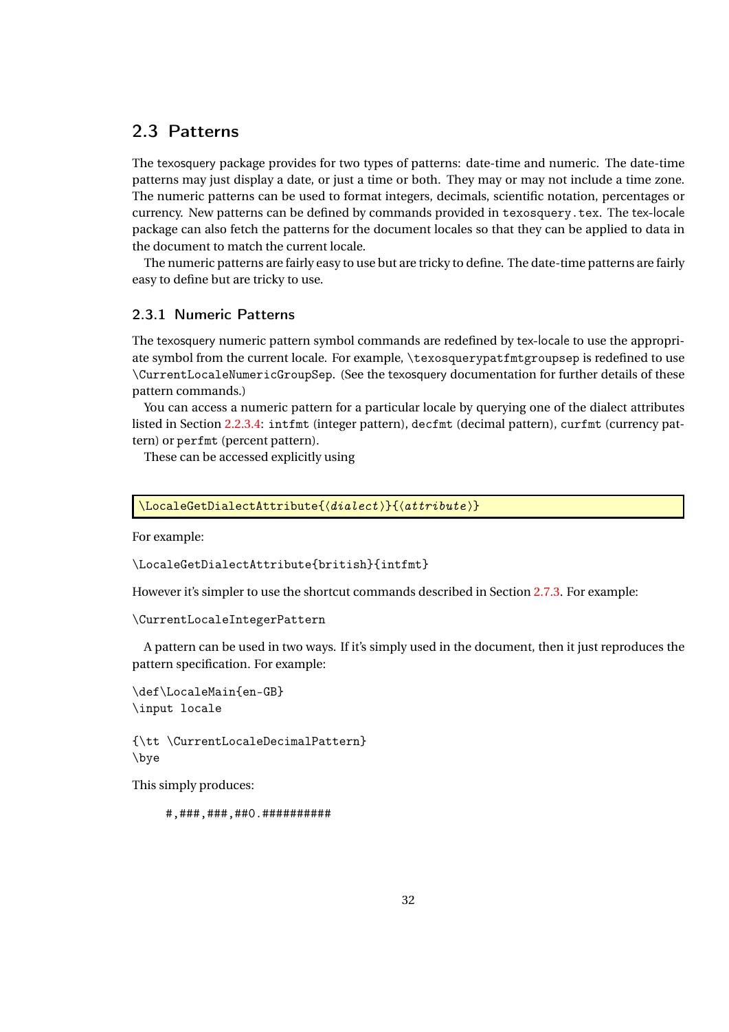## 2.3 Patterns

The texosquery package provides for two types of patterns: date-time and numeric. The date-time patterns may just display a date, or just a time or both. They may or may not include a time zone. The numeric patterns can be used to format integers, decimals, scientific notation, percentages or currency. New patterns can be defined by commands provided in `texosquery.tex`. The tex-locale package can also fetch the patterns for the document locales so that they can be applied to data in the document to match the current locale.

The numeric patterns are fairly easy to use but are tricky to define. The date-time patterns are fairly easy to define but are tricky to use.

### 2.3.1 Numeric Patterns

The texosquery numeric pattern symbol commands are redefined by tex-locale to use the appropriate symbol from the current locale. For example, `\texosquerypatfmtgroupsep` is redefined to use `\CurrentLocaleNumericGroupSep`. (See the texosquery documentation for further details of these pattern commands.)

You can access a numeric pattern for a particular locale by querying one of the dialect attributes listed in Section 2.2.3.4: `intfmt` (integer pattern), `decfmt` (decimal pattern), `curfmt` (currency pattern) or `perfmt` (percent pattern).

These can be accessed explicitly using

```
\LocaleGetDialectAttribute{⟨dialect⟩}{⟨attribute⟩}
```

For example:

```
\LocaleGetDialectAttribute{british}{intfmt}
```

However it's simpler to use the shortcut commands described in Section 2.7.3. For example:

```
\CurrentLocaleIntegerPattern
```

A pattern can be used in two ways. If it's simply used in the document, then it just reproduces the pattern specification. For example:

```
\def\LocaleMain{en-GB}
\input locale

{\tt \CurrentLocaleDecimalPattern}
\bye
```

This simply produces:

```
#,###,###,##0.##########
```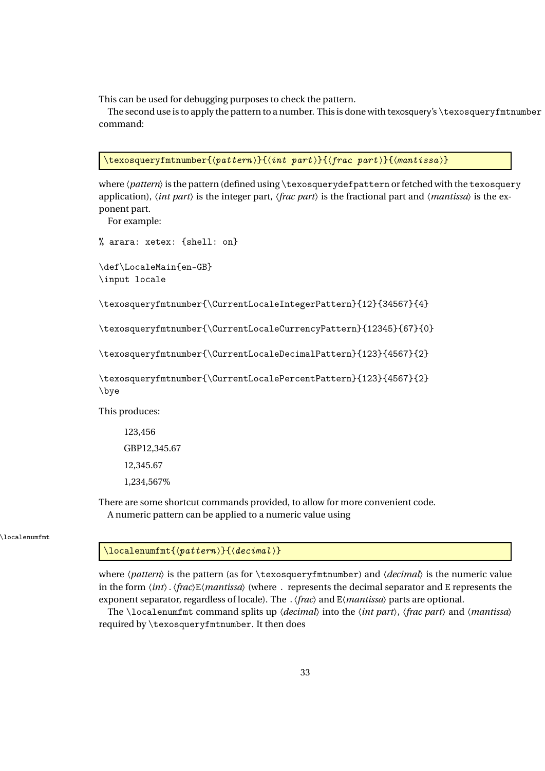This can be used for debugging purposes to check the pattern.

The second use is to apply the pattern to a number. This is done with texosquery's `\texosqueryfmtnumber` command:

```
\texosqueryfmtnumber{⟨pattern⟩}{⟨int part⟩}{⟨frac part⟩}{⟨mantissa⟩}
```

where ⟨*pattern*⟩ is the pattern (defined using `\texosquerydefpattern` or fetched with the `texosquery` application), ⟨*int part*⟩ is the integer part, ⟨*frac part*⟩ is the fractional part and ⟨*mantissa*⟩ is the exponent part.

For example:

```
% arara: xetex: {shell: on}

\def\LocaleMain{en-GB}
\input locale

\texosqueryfmtnumber{\CurrentLocaleIntegerPattern}{12}{34567}{4}

\texosqueryfmtnumber{\CurrentLocaleCurrencyPattern}{12345}{67}{0}

\texosqueryfmtnumber{\CurrentLocaleDecimalPattern}{123}{4567}{2}

\texosqueryfmtnumber{\CurrentLocalePercentPattern}{123}{4567}{2}
\bye
```

This produces:

> 123,456
>
> GBP12,345.67
>
> 12,345.67
>
> 1,234,567%

There are some shortcut commands provided, to allow for more convenient code.

A numeric pattern can be applied to a numeric value using

`\localenumfmt`

```
\localenumfmt{⟨pattern⟩}{⟨decimal⟩}
```

where ⟨*pattern*⟩ is the pattern (as for `\texosqueryfmtnumber`) and ⟨*decimal*⟩ is the numeric value in the form ⟨*int*⟩`.`⟨*frac*⟩`E`⟨*mantissa*⟩ (where `.` represents the decimal separator and `E` represents the exponent separator, regardless of locale). The `.`⟨*frac*⟩ and `E`⟨*mantissa*⟩ parts are optional.

The `\localenumfmt` command splits up ⟨*decimal*⟩ into the ⟨*int part*⟩, ⟨*frac part*⟩ and ⟨*mantissa*⟩ required by `\texosqueryfmtnumber`. It then does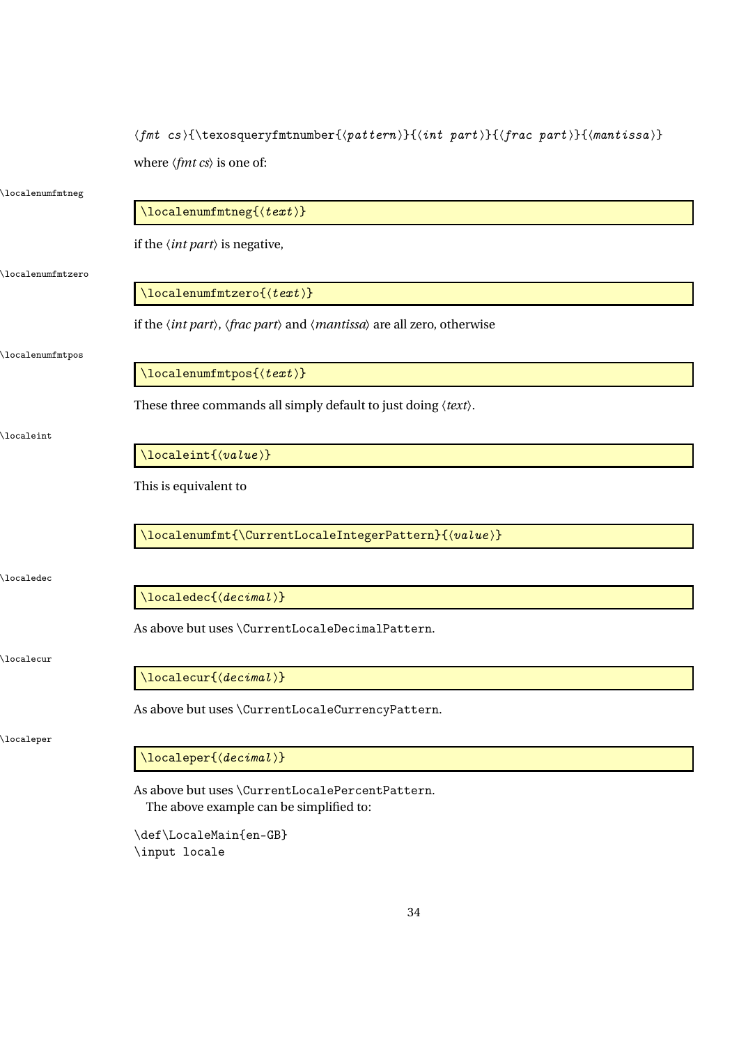⟨*fmt cs*⟩{\texosqueryfmtnumber{⟨*pattern*⟩}{⟨*int part*⟩}{⟨*frac part*⟩}{⟨*mantissa*⟩}

where ⟨*fmt cs*⟩ is one of:

\localenumfmtneg

```
\localenumfmtneg{⟨text⟩}
```

if the ⟨*int part*⟩ is negative,

\localenumfmtzero

```
\localenumfmtzero{⟨text⟩}
```

if the ⟨*int part*⟩, ⟨*frac part*⟩ and ⟨*mantissa*⟩ are all zero, otherwise

\localenumfmtpos

```
\localenumfmtpos{⟨text⟩}
```

These three commands all simply default to just doing ⟨*text*⟩.

\localeint

```
\localeint{⟨value⟩}
```

This is equivalent to

```
\localenumfmt{\CurrentLocaleIntegerPattern}{⟨value⟩}
```

\localedec

```
\localedec{⟨decimal⟩}
```

As above but uses \CurrentLocaleDecimalPattern.

\localecur

```
\localecur{⟨decimal⟩}
```

As above but uses \CurrentLocaleCurrencyPattern.

\localeper

```
\localeper{⟨decimal⟩}
```

As above but uses \CurrentLocalePercentPattern.

The above example can be simplified to:

```
\def\LocaleMain{en-GB}
\input locale
```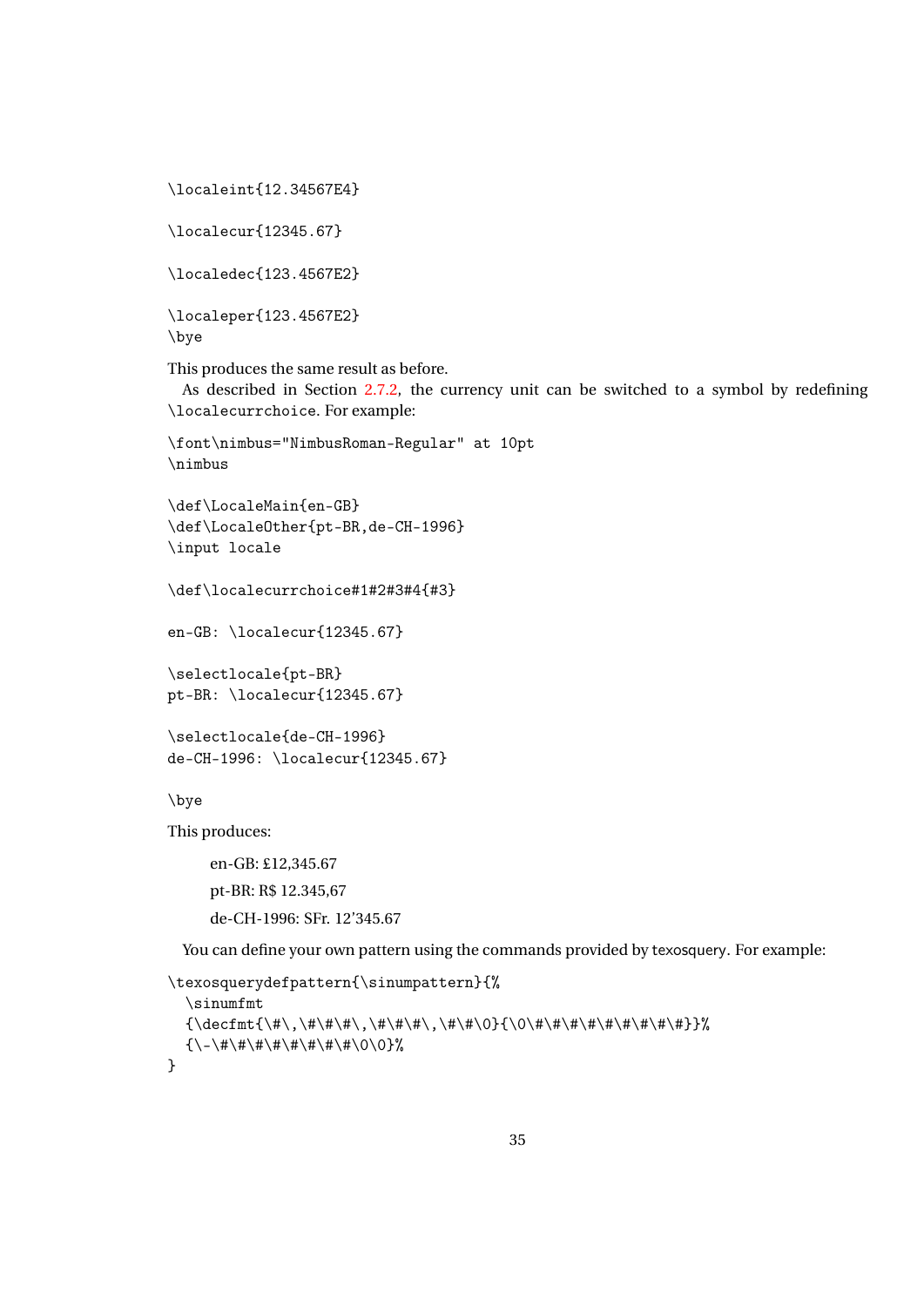```
\localeint{12.34567E4}

\localecur{12345.67}

\localedec{123.4567E2}

\localeper{123.4567E2}
\bye
```

This produces the same result as before.

As described in Section 2.7.2, the currency unit can be switched to a symbol by redefining `\localecurrchoice`. For example:

```
\font\nimbus="NimbusRoman-Regular" at 10pt
\nimbus

\def\LocaleMain{en-GB}
\def\LocaleOther{pt-BR,de-CH-1996}
\input locale

\def\localecurrchoice#1#2#3#4{#3}

en-GB: \localecur{12345.67}

\selectlocale{pt-BR}
pt-BR: \localecur{12345.67}

\selectlocale{de-CH-1996}
de-CH-1996: \localecur{12345.67}

\bye
```

This produces:

> en-GB: £12,345.67
>
> pt-BR: R$ 12.345,67
>
> de-CH-1996: SFr. 12’345.67

You can define your own pattern using the commands provided by texosquery. For example:

```
\texosquerydefpattern{\sinumpattern}{%
  \sinumfmt
  {\decfmt{\#\,\#\#\#\,\#\#\#\,\#\#0}{\0\#\#\#\#\#\#\#\#\#}}%
  {\-\#\#\#\#\#\#\#\#\0\0}%
}
```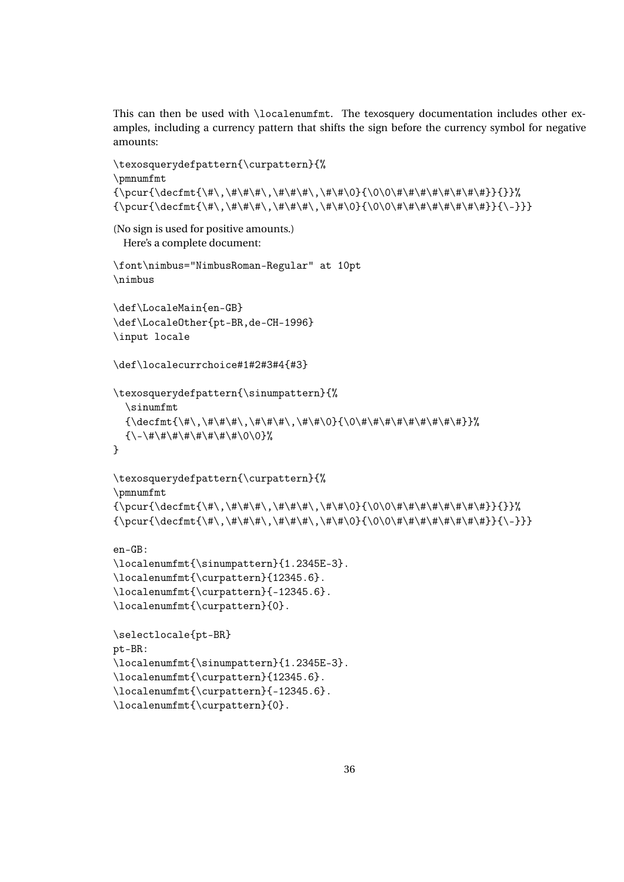This can then be used with `\localenumfmt`. The texosquery documentation includes other examples, including a currency pattern that shifts the sign before the currency symbol for negative amounts:

```
\texosquerydefpattern{\curpattern}{%
\pmnumfmt
{\pcur{\decfmt{\#\,\#\#\#\,\#\#\#\,\#\#\0}{\0\0\#\#\#\#\#\#\#\#}}{}}%
{\pcur{\decfmt{\#\,\#\#\#\,\#\#\#\,\#\#\0}{\0\0\#\#\#\#\#\#\#\#}}{\-}}}
```

(No sign is used for positive amounts.)

Here's a complete document:

```
\font\nimbus="NimbusRoman-Regular" at 10pt
\nimbus

\def\LocaleMain{en-GB}
\def\LocaleOther{pt-BR,de-CH-1996}
\input locale

\def\localecurrchoice#1#2#3#4{#3}

\texosquerydefpattern{\sinumpattern}{%
  \sinumfmt
  {\decfmt{\#\,\#\#\#\,\#\#\#\,\#\#\0}{\0\#\#\#\#\#\#\#\#}}%
  {\-\#\#\#\#\#\#\#\#\0\0}%
}

\texosquerydefpattern{\curpattern}{%
\pmnumfmt
{\pcur{\decfmt{\#\,\#\#\#\,\#\#\#\,\#\#\0}{\0\0\#\#\#\#\#\#\#\#}}{}}%
{\pcur{\decfmt{\#\,\#\#\#\,\#\#\#\,\#\#\0}{\0\0\#\#\#\#\#\#\#\#}}{\-}}}

en-GB:
\localenumfmt{\sinumpattern}{1.2345E-3}.
\localenumfmt{\curpattern}{12345.6}.
\localenumfmt{\curpattern}{-12345.6}.
\localenumfmt{\curpattern}{0}.

\selectlocale{pt-BR}
pt-BR:
\localenumfmt{\sinumpattern}{1.2345E-3}.
\localenumfmt{\curpattern}{12345.6}.
\localenumfmt{\curpattern}{-12345.6}.
\localenumfmt{\curpattern}{0}.
```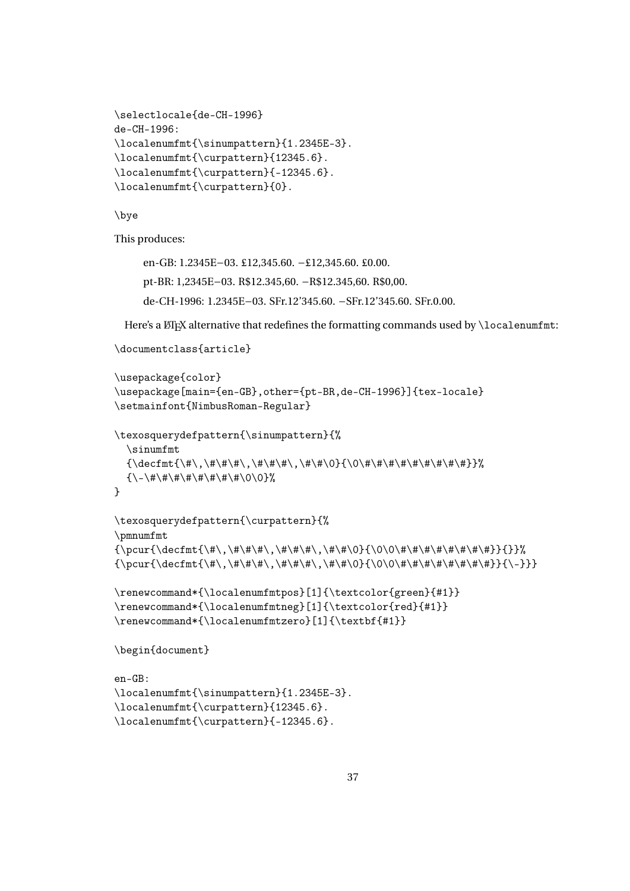```
\selectlocale{de-CH-1996}
de-CH-1996:
\localenumfmt{\sinumpattern}{1.2345E-3}.
\localenumfmt{\curpattern}{12345.6}.
\localenumfmt{\curpattern}{-12345.6}.
\localenumfmt{\curpattern}{0}.

\bye
```

This produces:

> en-GB: 1.2345E−03. £12,345.60. −£12,345.60. £0.00.
>
> pt-BR: 1,2345E−03. R$12.345,60. −R$12.345,60. R$0,00.
>
> de-CH-1996: 1.2345E−03. SFr.12’345.60. −SFr.12’345.60. SFr.0.00.

Here's a LaTeX alternative that redefines the formatting commands used by `\localenumfmt`:

```
\documentclass{article}

\usepackage{color}
\usepackage[main={en-GB},other={pt-BR,de-CH-1996}]{tex-locale}
\setmainfont{NimbusRoman-Regular}

\texosquerydefpattern{\sinumpattern}{%
  \sinumfmt
  {\decfmt{\#\,\#\#\#\,\#\#\#\,\#\#\0}{\0\#\#\#\#\#\#\#\#}}%
  {\-\#\#\#\#\#\#\#\#\0\0}%
}

\texosquerydefpattern{\curpattern}{%
\pmnumfmt
{\pcur{\decfmt{\#\,\#\#\#\,\#\#\#\,\#\#\0}{\0\0\#\#\#\#\#\#\#}}{}}%
{\pcur{\decfmt{\#\,\#\#\#\,\#\#\#\,\#\#\0}{\0\0\#\#\#\#\#\#\#}}{\-}}}

\renewcommand*{\localenumfmtpos}[1]{\textcolor{green}{#1}}
\renewcommand*{\localenumfmtneg}[1]{\textcolor{red}{#1}}
\renewcommand*{\localenumfmtzero}[1]{\textbf{#1}}

\begin{document}

en-GB:
\localenumfmt{\sinumpattern}{1.2345E-3}.
\localenumfmt{\curpattern}{12345.6}.
\localenumfmt{\curpattern}{-12345.6}.
```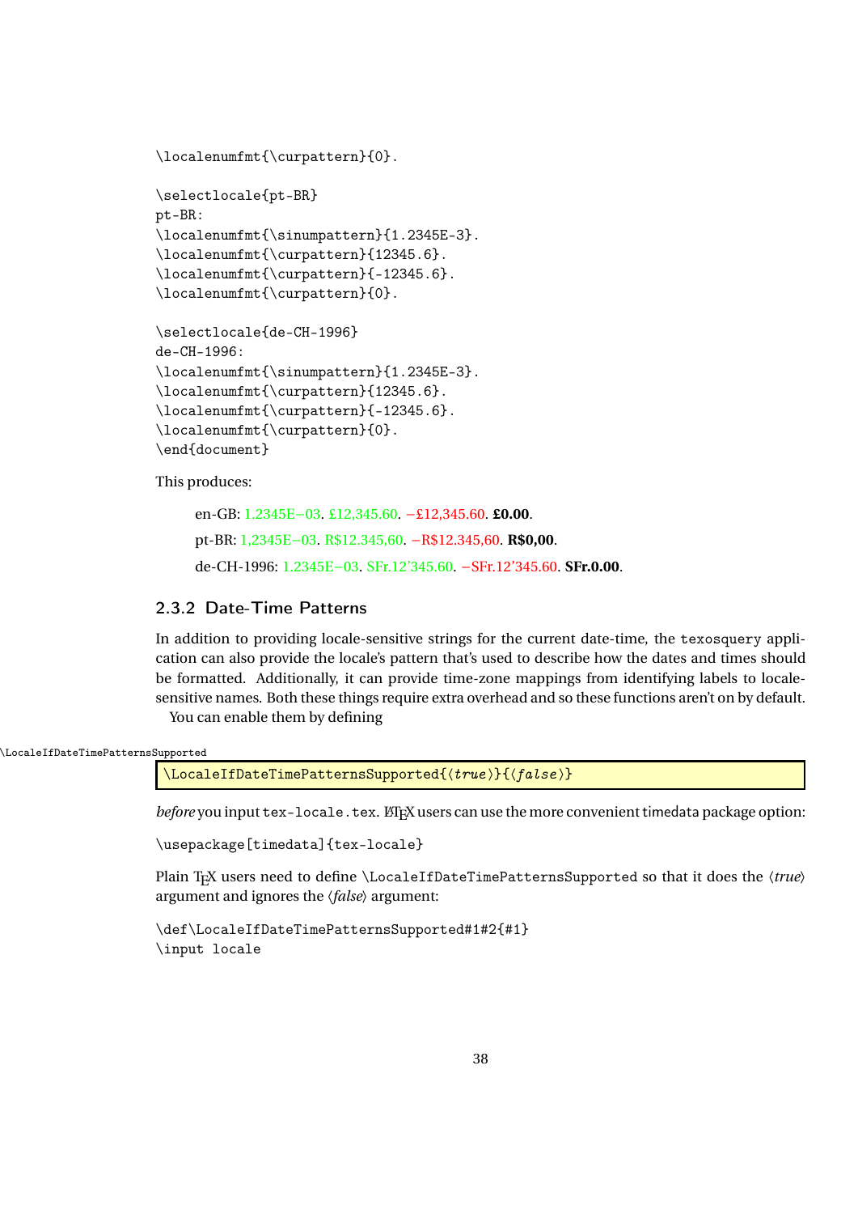```
\localenumfmt{\curpattern}{0}.

\selectlocale{pt-BR}
pt-BR:
\localenumfmt{\sinumpattern}{1.2345E-3}.
\localenumfmt{\curpattern}{12345.6}.
\localenumfmt{\curpattern}{-12345.6}.
\localenumfmt{\curpattern}{0}.

\selectlocale{de-CH-1996}
de-CH-1996:
\localenumfmt{\sinumpattern}{1.2345E-3}.
\localenumfmt{\curpattern}{12345.6}.
\localenumfmt{\curpattern}{-12345.6}.
\localenumfmt{\curpattern}{0}.
\end{document}
```

This produces:

> en-GB: 1.2345E−03. £12,345.60. −£12,345.60. **£0.00**.
>
> pt-BR: 1,2345E−03. R$12.345,60. −R$12.345,60. **R$0,00**.
>
> de-CH-1996: 1.2345E−03. SFr.12'345.60. −SFr.12'345.60. **SFr.0.00**.

### 2.3.2 Date-Time Patterns

In addition to providing locale-sensitive strings for the current date-time, the `texosquery` application can also provide the locale's pattern that's used to describe how the dates and times should be formatted. Additionally, it can provide time-zone mappings from identifying labels to locale-sensitive names. Both these things require extra overhead and so these functions aren't on by default.

You can enable them by defining

```
\LocaleIfDateTimePatternsSupported{⟨true⟩}{⟨false⟩}
```

*before* you input `tex-locale.tex`. LaTeX users can use the more convenient timedata package option:

```
\usepackage[timedata]{tex-locale}
```

Plain TeX users need to define `\LocaleIfDateTimePatternsSupported` so that it does the ⟨*true*⟩ argument and ignores the ⟨*false*⟩ argument:

```
\def\LocaleIfDateTimePatternsSupported#1#2{#1}
\input locale
```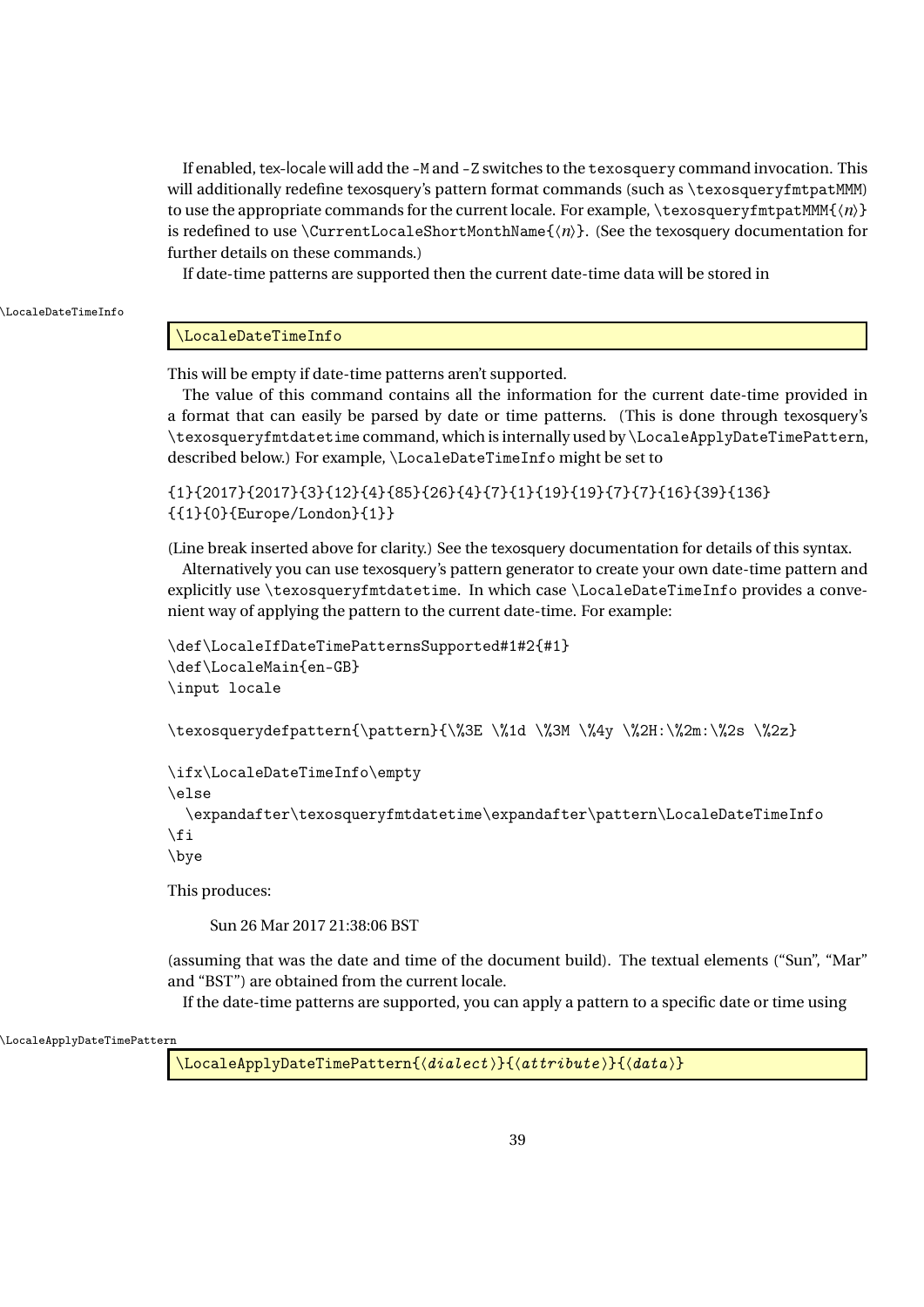If enabled, tex-locale will add the `-M` and `-Z` switches to the `texosquery` command invocation. This will additionally redefine texosquery's pattern format commands (such as `\texosqueryfmtpatMMM`) to use the appropriate commands for the current locale. For example, `\texosqueryfmtpatMMM{⟨n⟩}` is redefined to use `\CurrentLocaleShortMonthName{⟨n⟩}`. (See the texosquery documentation for further details on these commands.)

If date-time patterns are supported then the current date-time data will be stored in

```
\LocaleDateTimeInfo
```

This will be empty if date-time patterns aren't supported.

The value of this command contains all the information for the current date-time provided in a format that can easily be parsed by date or time patterns. (This is done through texosquery's `\texosqueryfmtdatetime` command, which is internally used by `\LocaleApplyDateTimePattern`, described below.) For example, `\LocaleDateTimeInfo` might be set to

```
{1}{2017}{2017}{3}{12}{4}{85}{26}{4}{7}{1}{19}{19}{7}{7}{16}{39}{136}
{{1}{0}{Europe/London}{1}}
```

(Line break inserted above for clarity.) See the texosquery documentation for details of this syntax.

Alternatively you can use texosquery's pattern generator to create your own date-time pattern and explicitly use `\texosqueryfmtdatetime`. In which case `\LocaleDateTimeInfo` provides a convenient way of applying the pattern to the current date-time. For example:

```
\def\LocaleIfDateTimePatternsSupported#1#2{#1}
\def\LocaleMain{en-GB}
\input locale

\texosquerydefpattern{\pattern}{\%3E \%1d \%3M \%4y \%2H:\%2m:\%2s \%2z}

\ifx\LocaleDateTimeInfo\empty
\else
  \expandafter\texosqueryfmtdatetime\expandafter\pattern\LocaleDateTimeInfo
\fi
\bye
```

This produces:

> Sun 26 Mar 2017 21:38:06 BST

(assuming that was the date and time of the document build). The textual elements ("Sun", "Mar" and "BST") are obtained from the current locale.

If the date-time patterns are supported, you can apply a pattern to a specific date or time using

```
\LocaleApplyDateTimePattern{⟨dialect⟩}{⟨attribute⟩}{⟨data⟩}
```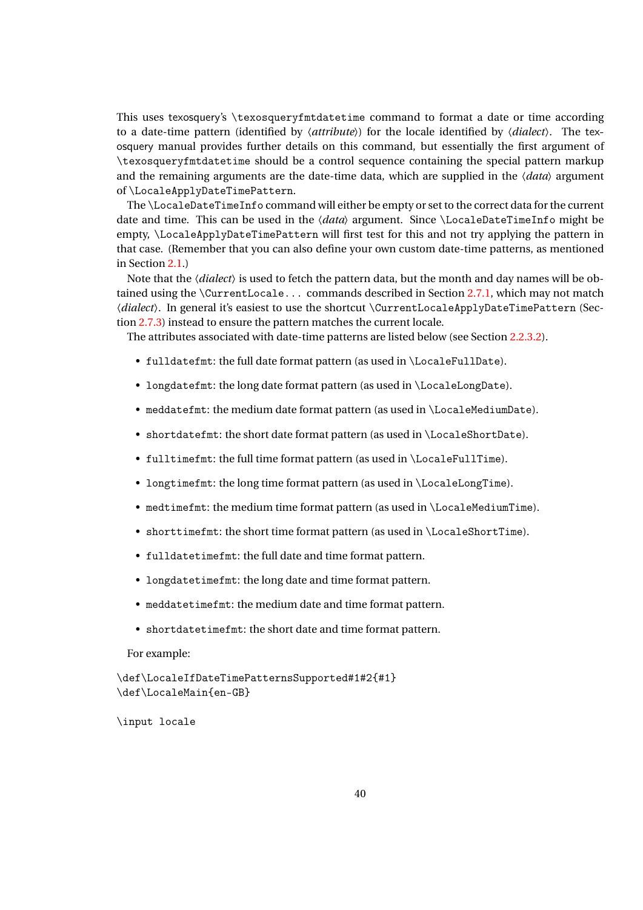This uses texosquery's `\texosqueryfmtdatetime` command to format a date or time according to a date-time pattern (identified by ⟨*attribute*⟩) for the locale identified by ⟨*dialect*⟩. The texosquery manual provides further details on this command, but essentially the first argument of `\texosqueryfmtdatetime` should be a control sequence containing the special pattern markup and the remaining arguments are the date-time data, which are supplied in the ⟨*data*⟩ argument of `\LocaleApplyDateTimePattern`.

The `\LocaleDateTimeInfo` command will either be empty or set to the correct data for the current date and time. This can be used in the ⟨*data*⟩ argument. Since `\LocaleDateTimeInfo` might be empty, `\LocaleApplyDateTimePattern` will first test for this and not try applying the pattern in that case. (Remember that you can also define your own custom date-time patterns, as mentioned in Section 2.1.)

Note that the ⟨*dialect*⟩ is used to fetch the pattern data, but the month and day names will be obtained using the `\CurrentLocale...` commands described in Section 2.7.1, which may not match ⟨*dialect*⟩. In general it's easiest to use the shortcut `\CurrentLocaleApplyDateTimePattern` (Section 2.7.3) instead to ensure the pattern matches the current locale.

The attributes associated with date-time patterns are listed below (see Section 2.2.3.2).

- `fulldatefmt`: the full date format pattern (as used in `\LocaleFullDate`).
- `longdatefmt`: the long date format pattern (as used in `\LocaleLongDate`).
- `meddatefmt`: the medium date format pattern (as used in `\LocaleMediumDate`).
- `shortdatefmt`: the short date format pattern (as used in `\LocaleShortDate`).
- `fulltimefmt`: the full time format pattern (as used in `\LocaleFullTime`).
- `longtimefmt`: the long time format pattern (as used in `\LocaleLongTime`).
- `medtimefmt`: the medium time format pattern (as used in `\LocaleMediumTime`).
- `shorttimefmt`: the short time format pattern (as used in `\LocaleShortTime`).
- `fulldatetimefmt`: the full date and time format pattern.
- `longdatetimefmt`: the long date and time format pattern.
- `meddatetimefmt`: the medium date and time format pattern.
- `shortdatetimefmt`: the short date and time format pattern.

For example:

```
\def\LocaleIfDateTimePatternsSupported#1#2{#1}
\def\LocaleMain{en-GB}

\input locale
```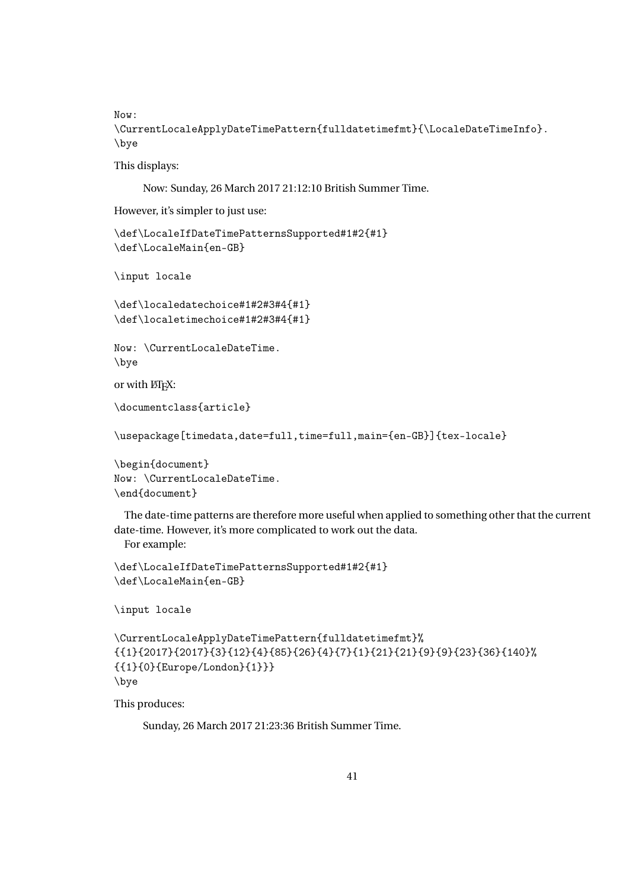```
Now:
\CurrentLocaleApplyDateTimePattern{fulldatetimefmt}{\LocaleDateTimeInfo}.
\bye
```

This displays:

> Now: Sunday, 26 March 2017 21:12:10 British Summer Time.

However, it's simpler to just use:

```
\def\LocaleIfDateTimePatternsSupported#1#2{#1}
\def\LocaleMain{en-GB}

\input locale

\def\localedatechoice#1#2#3#4{#1}
\def\localetimechoice#1#2#3#4{#1}

Now: \CurrentLocaleDateTime.
\bye
```

or with LaTeX:

```
\documentclass{article}

\usepackage[timedata,date=full,time=full,main={en-GB}]{tex-locale}

\begin{document}
Now: \CurrentLocaleDateTime.
\end{document}
```

The date-time patterns are therefore more useful when applied to something other that the current date-time. However, it's more complicated to work out the data.

For example:

```
\def\LocaleIfDateTimePatternsSupported#1#2{#1}
\def\LocaleMain{en-GB}

\input locale

\CurrentLocaleApplyDateTimePattern{fulldatetimefmt}%
{{1}{2017}{2017}{3}{12}{4}{85}{26}{4}{7}{1}{21}{21}{9}{9}{23}{36}{140}%
{{1}{0}{Europe/London}{1}}}
\bye
```

This produces:

> Sunday, 26 March 2017 21:23:36 British Summer Time.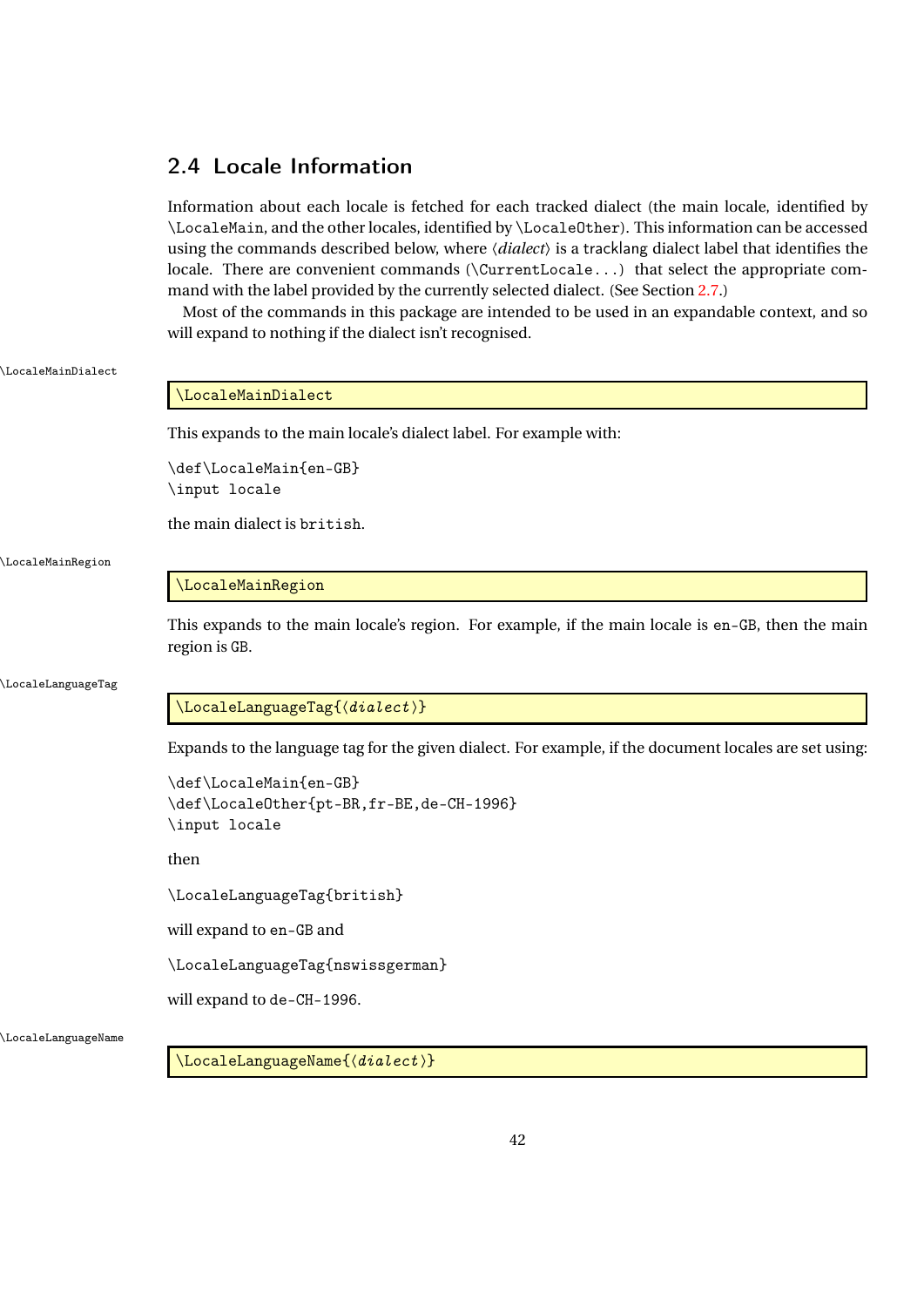## 2.4 Locale Information

Information about each locale is fetched for each tracked dialect (the main locale, identified by `\LocaleMain`, and the other locales, identified by `\LocaleOther`). This information can be accessed using the commands described below, where ⟨*dialect*⟩ is a tracklang dialect label that identifies the locale. There are convenient commands (`\CurrentLocale...`) that select the appropriate command with the label provided by the currently selected dialect. (See Section 2.7.)

Most of the commands in this package are intended to be used in an expandable context, and so will expand to nothing if the dialect isn't recognised.

```
\LocaleMainDialect
```

This expands to the main locale's dialect label. For example with:

```
\def\LocaleMain{en-GB}
\input locale
```

the main dialect is `british`.

```
\LocaleMainRegion
```

This expands to the main locale's region. For example, if the main locale is `en-GB`, then the main region is `GB`.

```
\LocaleLanguageTag{⟨dialect⟩}
```

Expands to the language tag for the given dialect. For example, if the document locales are set using:

```
\def\LocaleMain{en-GB}
\def\LocaleOther{pt-BR,fr-BE,de-CH-1996}
\input locale
```

then

```
\LocaleLanguageTag{british}
```

will expand to `en-GB` and

```
\LocaleLanguageTag{nswissgerman}
```

will expand to `de-CH-1996`.

```
\LocaleLanguageName{⟨dialect⟩}
```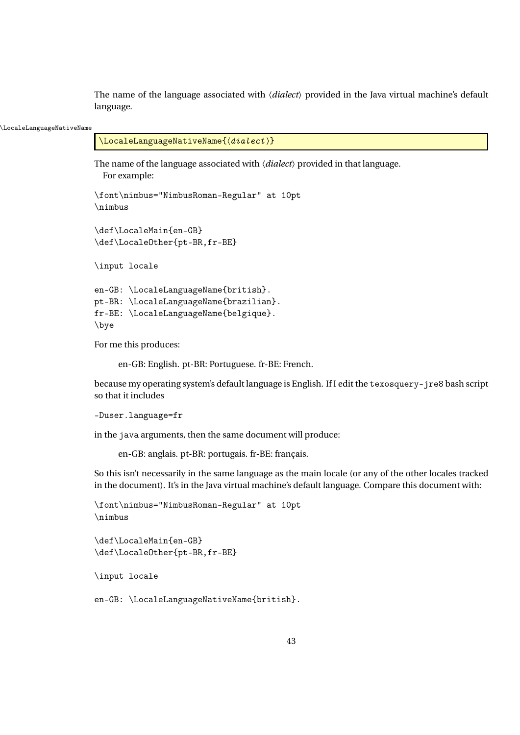The name of the language associated with ⟨*dialect*⟩ provided in the Java virtual machine's default language.

\LocaleLanguageNativeName

```
\LocaleLanguageNativeName{⟨dialect⟩}
```

The name of the language associated with ⟨*dialect*⟩ provided in that language.
For example:

```
\font\nimbus="NimbusRoman-Regular" at 10pt
\nimbus

\def\LocaleMain{en-GB}
\def\LocaleOther{pt-BR,fr-BE}

\input locale

en-GB: \LocaleLanguageName{british}.
pt-BR: \LocaleLanguageName{brazilian}.
fr-BE: \LocaleLanguageName{belgique}.
\bye
```

For me this produces:

> en-GB: English. pt-BR: Portuguese. fr-BE: French.

because my operating system's default language is English. If I edit the `texosquery-jre8` bash script so that it includes

```
-Duser.language=fr
```

in the `java` arguments, then the same document will produce:

> en-GB: anglais. pt-BR: portugais. fr-BE: français.

So this isn't necessarily in the same language as the main locale (or any of the other locales tracked in the document). It's in the Java virtual machine's default language. Compare this document with:

```
\font\nimbus="NimbusRoman-Regular" at 10pt
\nimbus

\def\LocaleMain{en-GB}
\def\LocaleOther{pt-BR,fr-BE}

\input locale

en-GB: \LocaleLanguageNativeName{british}.
```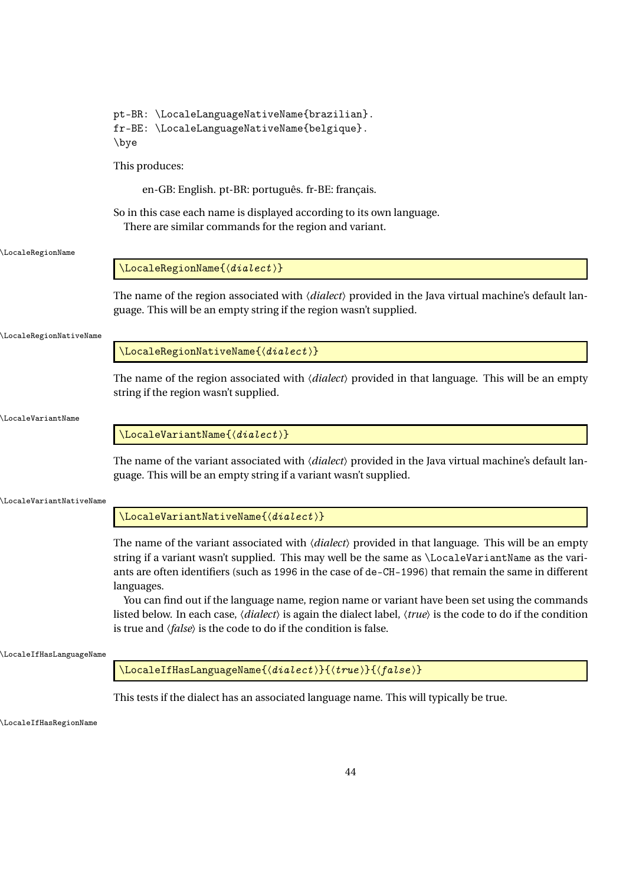```
pt-BR: \LocaleLanguageNativeName{brazilian}.
fr-BE: \LocaleLanguageNativeName{belgique}.
\bye
```

This produces:

> en-GB: English. pt-BR: português. fr-BE: français.

So in this case each name is displayed according to its own language.

There are similar commands for the region and variant.

\LocaleRegionName

```
\LocaleRegionName{⟨dialect⟩}
```

The name of the region associated with ⟨*dialect*⟩ provided in the Java virtual machine's default language. This will be an empty string if the region wasn't supplied.

\LocaleRegionNativeName

```
\LocaleRegionNativeName{⟨dialect⟩}
```

The name of the region associated with ⟨*dialect*⟩ provided in that language. This will be an empty string if the region wasn't supplied.

\LocaleVariantName

```
\LocaleVariantName{⟨dialect⟩}
```

The name of the variant associated with ⟨*dialect*⟩ provided in the Java virtual machine's default language. This will be an empty string if a variant wasn't supplied.

\LocaleVariantNativeName

```
\LocaleVariantNativeName{⟨dialect⟩}
```

The name of the variant associated with ⟨*dialect*⟩ provided in that language. This will be an empty string if a variant wasn't supplied. This may well be the same as `\LocaleVariantName` as the variants are often identifiers (such as `1996` in the case of `de-CH-1996`) that remain the same in different languages.

You can find out if the language name, region name or variant have been set using the commands listed below. In each case, ⟨*dialect*⟩ is again the dialect label, ⟨*true*⟩ is the code to do if the condition is true and ⟨*false*⟩ is the code to do if the condition is false.

\LocaleIfHasLanguageName

```
\LocaleIfHasLanguageName{⟨dialect⟩}{⟨true⟩}{⟨false⟩}
```

This tests if the dialect has an associated language name. This will typically be true.

\LocaleIfHasRegionName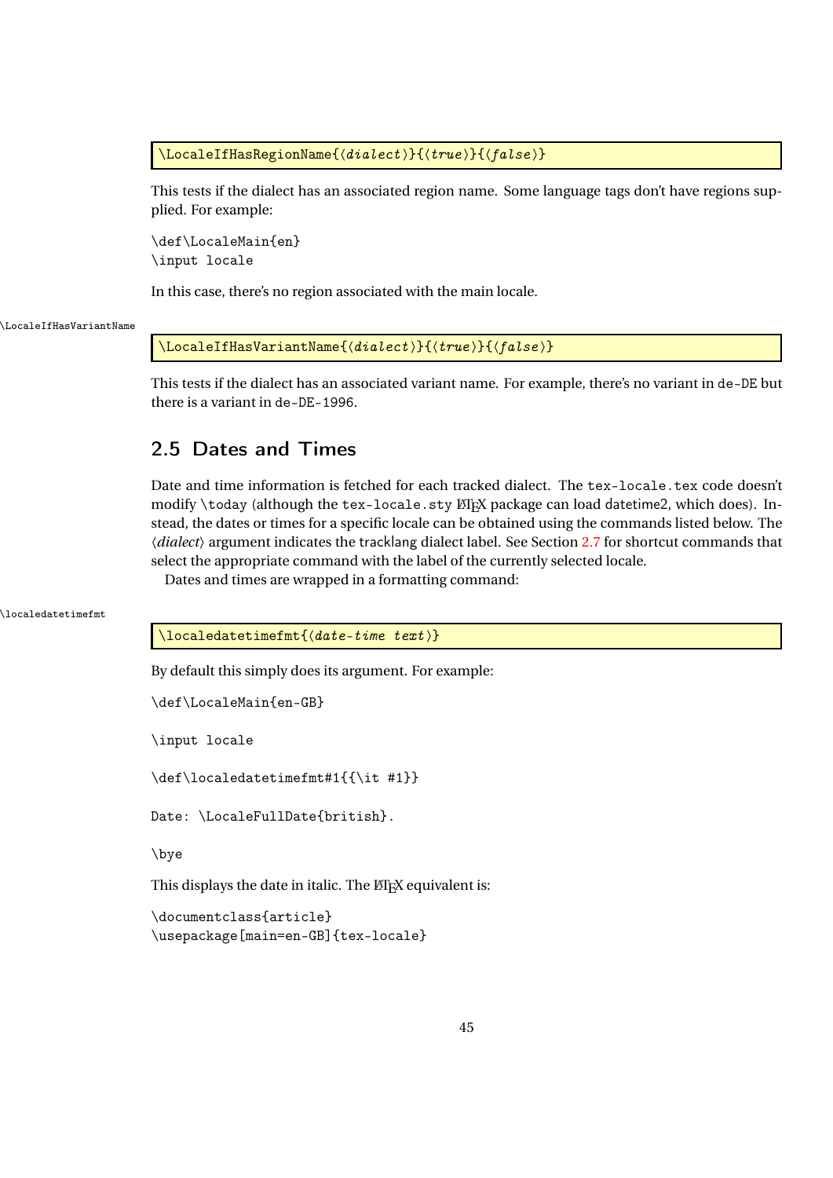```
\LocaleIfHasRegionName{⟨dialect⟩}{⟨true⟩}{⟨false⟩}
```

This tests if the dialect has an associated region name. Some language tags don't have regions supplied. For example:

```
\def\LocaleMain{en}
\input locale
```

In this case, there's no region associated with the main locale.

\LocaleIfHasVariantName

```
\LocaleIfHasVariantName{⟨dialect⟩}{⟨true⟩}{⟨false⟩}
```

This tests if the dialect has an associated variant name. For example, there's no variant in `de-DE` but there is a variant in `de-DE-1996`.

## 2.5 Dates and Times

Date and time information is fetched for each tracked dialect. The `tex-locale.tex` code doesn't modify `\today` (although the `tex-locale.sty` LaTeX package can load datetime2, which does). Instead, the dates or times for a specific locale can be obtained using the commands listed below. The ⟨*dialect*⟩ argument indicates the tracklang dialect label. See Section 2.7 for shortcut commands that select the appropriate command with the label of the currently selected locale.

Dates and times are wrapped in a formatting command:

\localedatetimefmt

```
\localedatetimefmt{⟨date-time text⟩}
```

By default this simply does its argument. For example:

```
\def\LocaleMain{en-GB}

\input locale

\def\localedatetimefmt#1{{\it #1}}

Date: \LocaleFullDate{british}.

\bye
```

This displays the date in italic. The LaTeX equivalent is:

```
\documentclass{article}
\usepackage[main=en-GB]{tex-locale}
```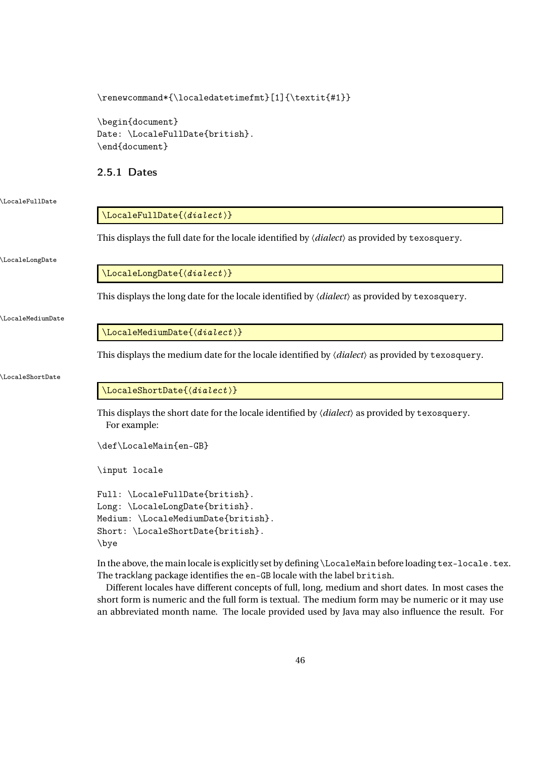```
\renewcommand*{\localedatetimefmt}[1]{\textit{#1}}

\begin{document}
Date: \LocaleFullDate{british}.
\end{document}
```

### 2.5.1 Dates

\LocaleFullDate

```
\LocaleFullDate{⟨dialect⟩}
```

This displays the full date for the locale identified by ⟨*dialect*⟩ as provided by `texosquery`.

\LocaleLongDate

```
\LocaleLongDate{⟨dialect⟩}
```

This displays the long date for the locale identified by ⟨*dialect*⟩ as provided by `texosquery`.

\LocaleMediumDate

```
\LocaleMediumDate{⟨dialect⟩}
```

This displays the medium date for the locale identified by ⟨*dialect*⟩ as provided by `texosquery`.

\LocaleShortDate

```
\LocaleShortDate{⟨dialect⟩}
```

This displays the short date for the locale identified by ⟨*dialect*⟩ as provided by `texosquery`.
For example:

```
\def\LocaleMain{en-GB}

\input locale

Full: \LocaleFullDate{british}.
Long: \LocaleLongDate{british}.
Medium: \LocaleMediumDate{british}.
Short: \LocaleShortDate{british}.
\bye
```

In the above, the main locale is explicitly set by defining `\LocaleMain` before loading `tex-locale.tex`. The tracklang package identifies the `en-GB` locale with the label `british`.

Different locales have different concepts of full, long, medium and short dates. In most cases the short form is numeric and the full form is textual. The medium form may be numeric or it may use an abbreviated month name. The locale provided used by Java may also influence the result. For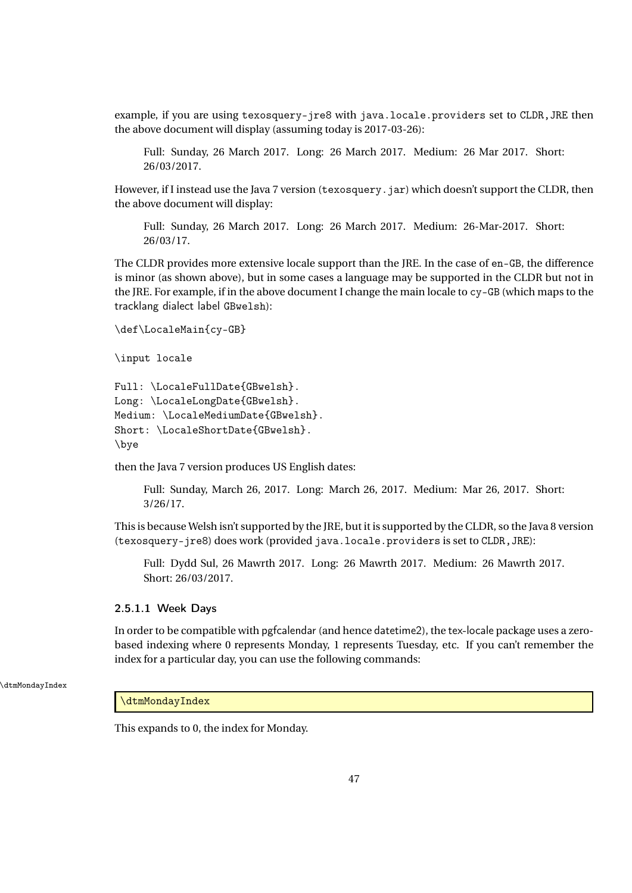example, if you are using `texosquery-jre8` with `java.locale.providers` set to `CLDR,JRE` then the above document will display (assuming today is 2017-03-26):

> Full: Sunday, 26 March 2017. Long: 26 March 2017. Medium: 26 Mar 2017. Short: 26/03/2017.

However, if I instead use the Java 7 version (`texosquery.jar`) which doesn't support the CLDR, then the above document will display:

> Full: Sunday, 26 March 2017. Long: 26 March 2017. Medium: 26-Mar-2017. Short: 26/03/17.

The CLDR provides more extensive locale support than the JRE. In the case of `en-GB`, the difference is minor (as shown above), but in some cases a language may be supported in the CLDR but not in the JRE. For example, if in the above document I change the main locale to `cy-GB` (which maps to the tracklang dialect label `GBwelsh`):

```
\def\LocaleMain{cy-GB}

\input locale

Full: \LocaleFullDate{GBwelsh}.
Long: \LocaleLongDate{GBwelsh}.
Medium: \LocaleMediumDate{GBwelsh}.
Short: \LocaleShortDate{GBwelsh}.
\bye
```

then the Java 7 version produces US English dates:

> Full: Sunday, March 26, 2017. Long: March 26, 2017. Medium: Mar 26, 2017. Short: 3/26/17.

This is because Welsh isn't supported by the JRE, but it is supported by the CLDR, so the Java 8 version (`texosquery-jre8`) does work (provided `java.locale.providers` is set to `CLDR,JRE`):

> Full: Dydd Sul, 26 Mawrth 2017. Long: 26 Mawrth 2017. Medium: 26 Mawrth 2017. Short: 26/03/2017.

#### 2.5.1.1 Week Days

In order to be compatible with pgfcalendar (and hence datetime2), the tex-locale package uses a zero-based indexing where 0 represents Monday, 1 represents Tuesday, etc. If you can't remember the index for a particular day, you can use the following commands:

```
\dtmMondayIndex
```

This expands to 0, the index for Monday.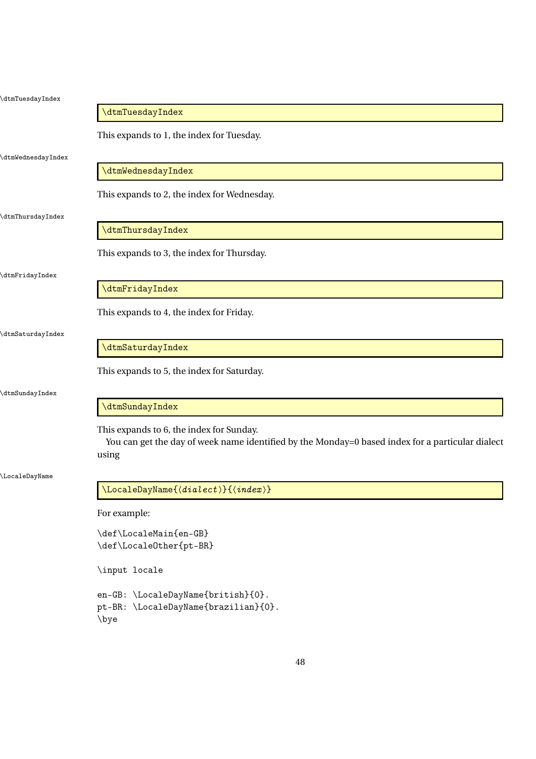\dtmTuesdayIndex

```
\dtmTuesdayIndex
```

This expands to 1, the index for Tuesday.

\dtmWednesdayIndex

```
\dtmWednesdayIndex
```

This expands to 2, the index for Wednesday.

\dtmThursdayIndex

```
\dtmThursdayIndex
```

This expands to 3, the index for Thursday.

\dtmFridayIndex

```
\dtmFridayIndex
```

This expands to 4, the index for Friday.

\dtmSaturdayIndex

```
\dtmSaturdayIndex
```

This expands to 5, the index for Saturday.

\dtmSundayIndex

```
\dtmSundayIndex
```

This expands to 6, the index for Sunday.

You can get the day of week name identified by the Monday=0 based index for a particular dialect using

\LocaleDayName

```
\LocaleDayName{⟨dialect⟩}{⟨index⟩}
```

For example:

```
\def\LocaleMain{en-GB}
\def\LocaleOther{pt-BR}

\input locale

en-GB: \LocaleDayName{british}{0}.
pt-BR: \LocaleDayName{brazilian}{0}.
\bye
```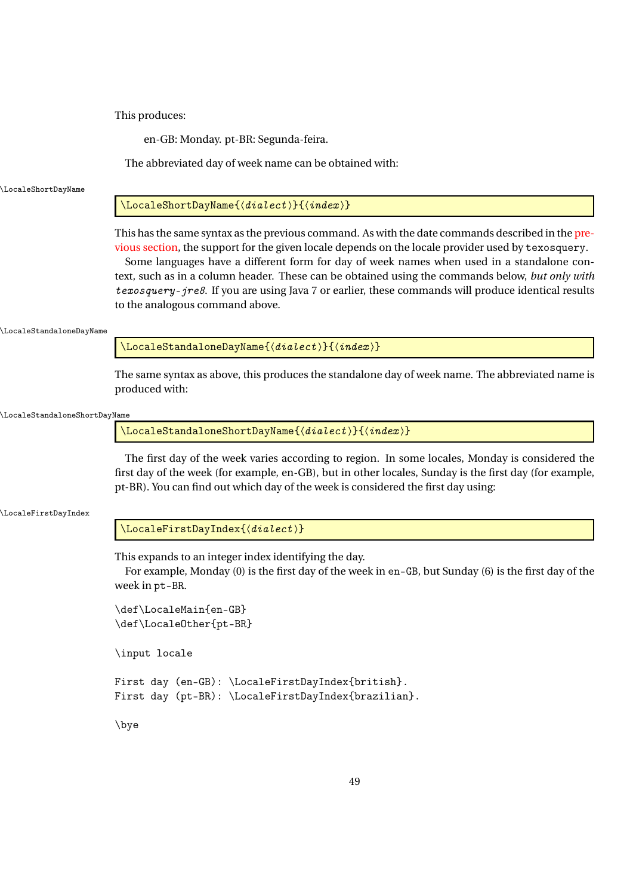This produces:

> en-GB: Monday. pt-BR: Segunda-feira.

The abbreviated day of week name can be obtained with:

\LocaleShortDayName

```
\LocaleShortDayName{⟨dialect⟩}{⟨index⟩}
```

This has the same syntax as the previous command. As with the date commands described in the previous section, the support for the given locale depends on the locale provider used by `texosquery`.

Some languages have a different form for day of week names when used in a standalone context, such as in a column header. These can be obtained using the commands below, *but only with* `texosquery-jre8`. If you are using Java 7 or earlier, these commands will produce identical results to the analogous command above.

\LocaleStandaloneDayName

```
\LocaleStandaloneDayName{⟨dialect⟩}{⟨index⟩}
```

The same syntax as above, this produces the standalone day of week name. The abbreviated name is produced with:

\LocaleStandaloneShortDayName

```
\LocaleStandaloneShortDayName{⟨dialect⟩}{⟨index⟩}
```

The first day of the week varies according to region. In some locales, Monday is considered the first day of the week (for example, en-GB), but in other locales, Sunday is the first day (for example, pt-BR). You can find out which day of the week is considered the first day using:

\LocaleFirstDayIndex

```
\LocaleFirstDayIndex{⟨dialect⟩}
```

This expands to an integer index identifying the day.

For example, Monday (0) is the first day of the week in `en-GB`, but Sunday (6) is the first day of the week in `pt-BR`.

```
\def\LocaleMain{en-GB}
\def\LocaleOther{pt-BR}

\input locale

First day (en-GB): \LocaleFirstDayIndex{british}.
First day (pt-BR): \LocaleFirstDayIndex{brazilian}.

\bye
```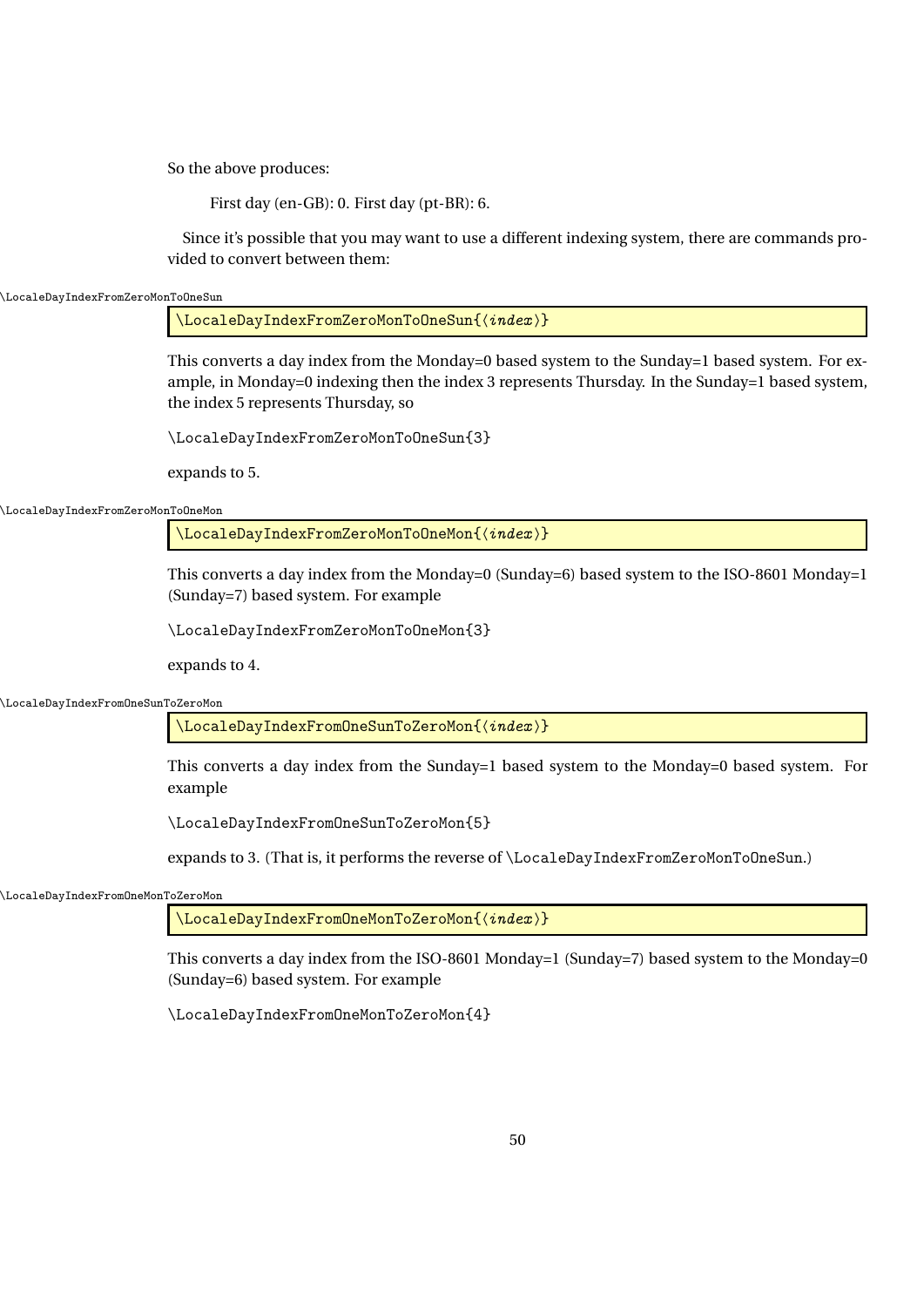So the above produces:

> First day (en-GB): 0. First day (pt-BR): 6.

Since it's possible that you may want to use a different indexing system, there are commands provided to convert between them:

```
\LocaleDayIndexFromZeroMonToOneSun{⟨index⟩}
```

This converts a day index from the Monday=0 based system to the Sunday=1 based system. For example, in Monday=0 indexing then the index 3 represents Thursday. In the Sunday=1 based system, the index 5 represents Thursday, so

```
\LocaleDayIndexFromZeroMonToOneSun{3}
```

expands to 5.

```
\LocaleDayIndexFromZeroMonToOneMon{⟨index⟩}
```

This converts a day index from the Monday=0 (Sunday=6) based system to the ISO-8601 Monday=1 (Sunday=7) based system. For example

```
\LocaleDayIndexFromZeroMonToOneMon{3}
```

expands to 4.

```
\LocaleDayIndexFromOneSunToZeroMon{⟨index⟩}
```

This converts a day index from the Sunday=1 based system to the Monday=0 based system. For example

```
\LocaleDayIndexFromOneSunToZeroMon{5}
```

expands to 3. (That is, it performs the reverse of `\LocaleDayIndexFromZeroMonToOneSun`.)

```
\LocaleDayIndexFromOneMonToZeroMon{⟨index⟩}
```

This converts a day index from the ISO-8601 Monday=1 (Sunday=7) based system to the Monday=0 (Sunday=6) based system. For example

```
\LocaleDayIndexFromOneMonToZeroMon{4}
```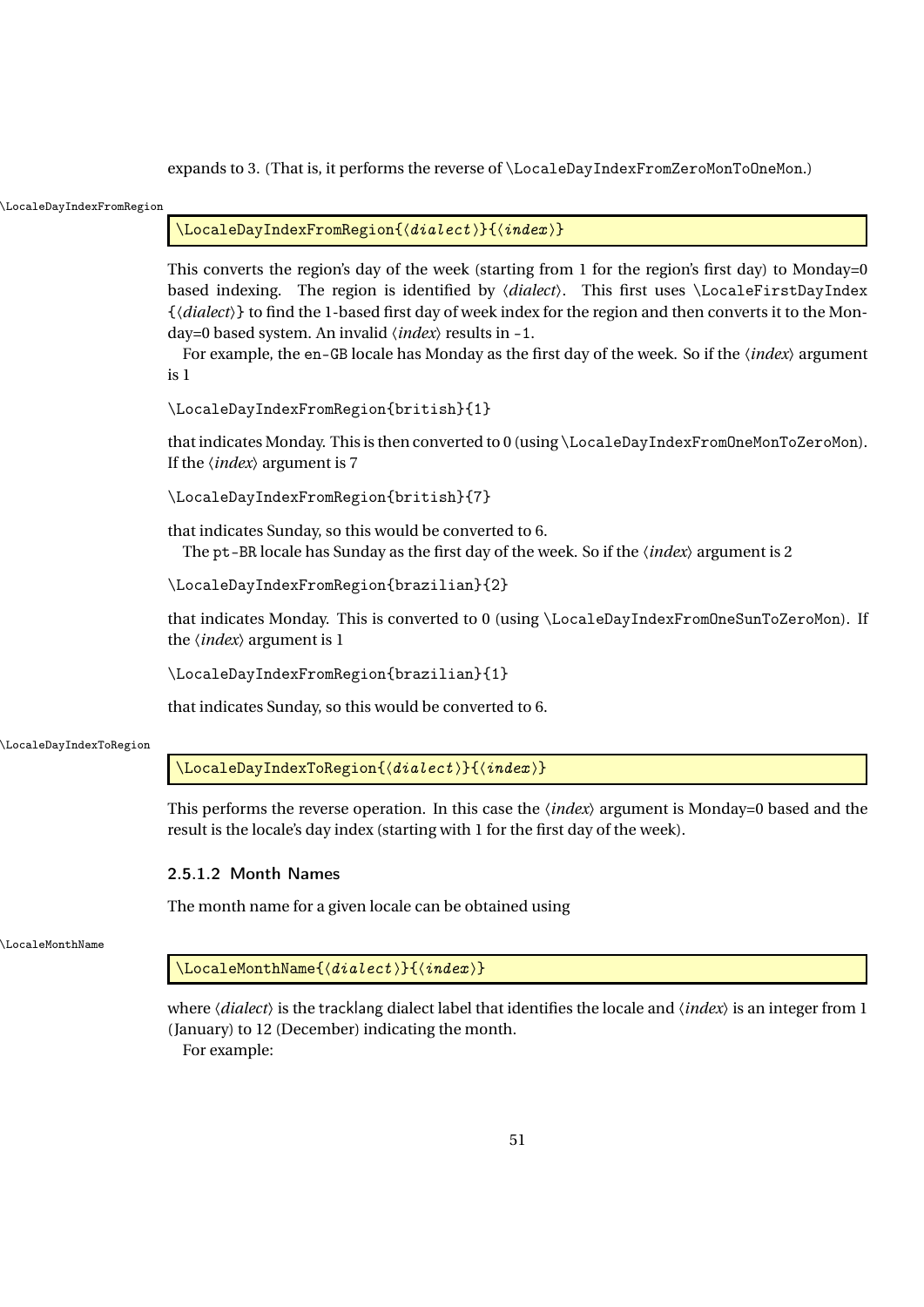expands to 3. (That is, it performs the reverse of \LocaleDayIndexFromZeroMonToOneMon.)

\LocaleDayIndexFromRegion

```
\LocaleDayIndexFromRegion{⟨dialect⟩}{⟨index⟩}
```

This converts the region's day of the week (starting from 1 for the region's first day) to Monday=0 based indexing. The region is identified by ⟨*dialect*⟩. This first uses \LocaleFirstDayIndex {⟨*dialect*⟩} to find the 1-based first day of week index for the region and then converts it to the Monday=0 based system. An invalid ⟨*index*⟩ results in -1.

For example, the en-GB locale has Monday as the first day of the week. So if the ⟨*index*⟩ argument is 1

```
\LocaleDayIndexFromRegion{british}{1}
```

that indicates Monday. This is then converted to 0 (using \LocaleDayIndexFromOneMonToZeroMon). If the ⟨*index*⟩ argument is 7

```
\LocaleDayIndexFromRegion{british}{7}
```

that indicates Sunday, so this would be converted to 6.

The pt-BR locale has Sunday as the first day of the week. So if the ⟨*index*⟩ argument is 2

```
\LocaleDayIndexFromRegion{brazilian}{2}
```

that indicates Monday. This is converted to 0 (using \LocaleDayIndexFromOneSunToZeroMon). If the ⟨*index*⟩ argument is 1

```
\LocaleDayIndexFromRegion{brazilian}{1}
```

that indicates Sunday, so this would be converted to 6.

\LocaleDayIndexToRegion

```
\LocaleDayIndexToRegion{⟨dialect⟩}{⟨index⟩}
```

This performs the reverse operation. In this case the ⟨*index*⟩ argument is Monday=0 based and the result is the locale's day index (starting with 1 for the first day of the week).

#### 2.5.1.2 Month Names

The month name for a given locale can be obtained using

\LocaleMonthName

```
\LocaleMonthName{⟨dialect⟩}{⟨index⟩}
```

where ⟨*dialect*⟩ is the tracklang dialect label that identifies the locale and ⟨*index*⟩ is an integer from 1 (January) to 12 (December) indicating the month.

For example: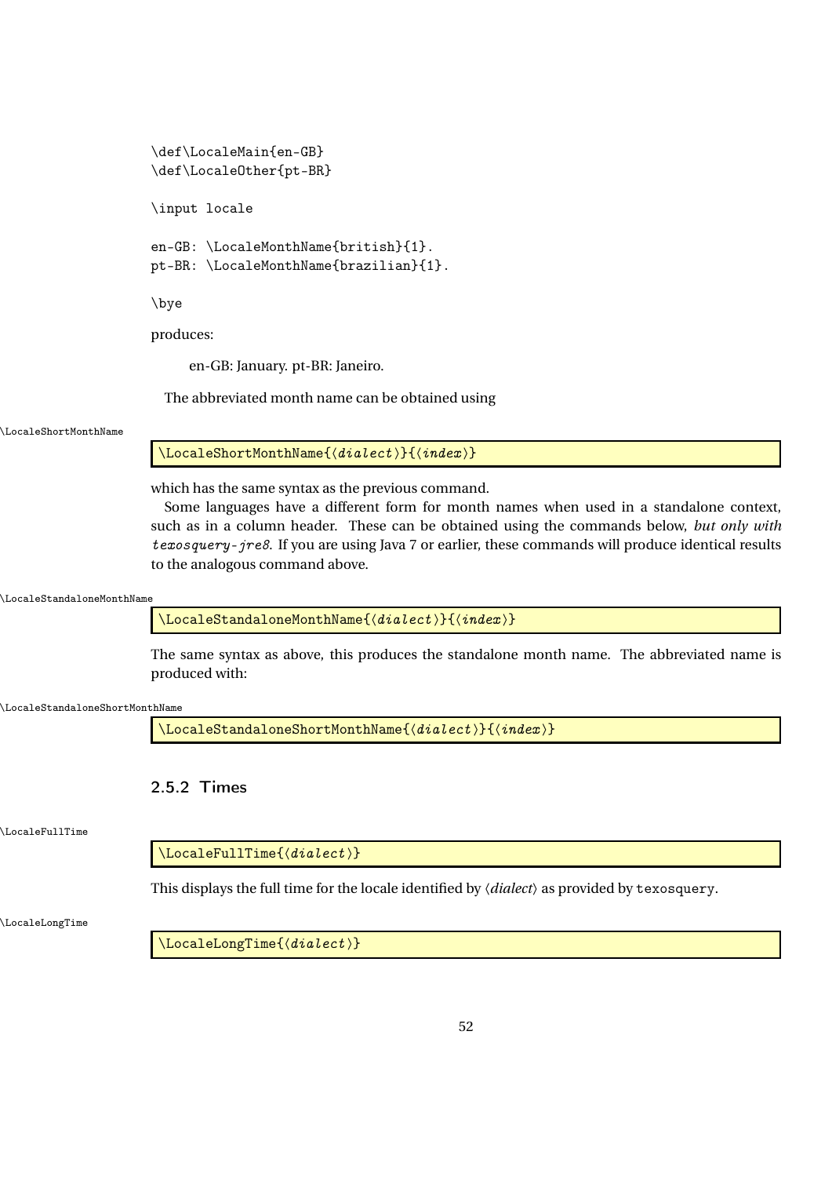```
\def\LocaleMain{en-GB}
\def\LocaleOther{pt-BR}

\input locale

en-GB: \LocaleMonthName{british}{1}.
pt-BR: \LocaleMonthName{brazilian}{1}.

\bye
```

produces:

> en-GB: January. pt-BR: Janeiro.

The abbreviated month name can be obtained using

\LocaleShortMonthName

```
\LocaleShortMonthName{⟨dialect⟩}{⟨index⟩}
```

which has the same syntax as the previous command.

Some languages have a different form for month names when used in a standalone context, such as in a column header. These can be obtained using the commands below, *but only with* `texosquery-jre8`. If you are using Java 7 or earlier, these commands will produce identical results to the analogous command above.

\LocaleStandaloneMonthName

```
\LocaleStandaloneMonthName{⟨dialect⟩}{⟨index⟩}
```

The same syntax as above, this produces the standalone month name. The abbreviated name is produced with:

\LocaleStandaloneShortMonthName

```
\LocaleStandaloneShortMonthName{⟨dialect⟩}{⟨index⟩}
```

### 2.5.2 Times

\LocaleFullTime

```
\LocaleFullTime{⟨dialect⟩}
```

This displays the full time for the locale identified by ⟨*dialect*⟩ as provided by `texosquery`.

\LocaleLongTime

```
\LocaleLongTime{⟨dialect⟩}
```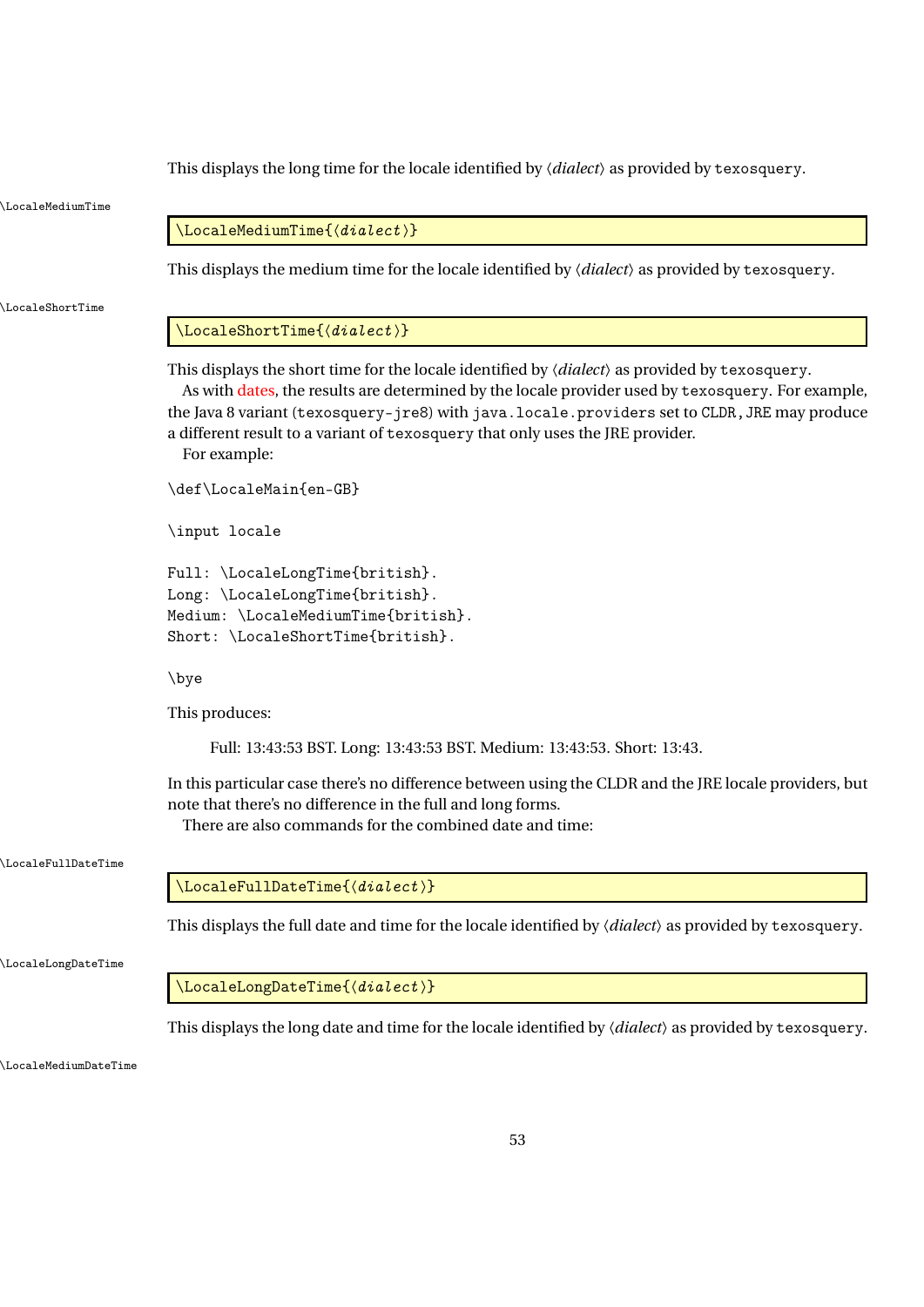This displays the long time for the locale identified by ⟨*dialect*⟩ as provided by `texosquery`.

\LocaleMediumTime

```
\LocaleMediumTime{⟨dialect⟩}
```

This displays the medium time for the locale identified by ⟨*dialect*⟩ as provided by `texosquery`.

\LocaleShortTime

```
\LocaleShortTime{⟨dialect⟩}
```

This displays the short time for the locale identified by ⟨*dialect*⟩ as provided by `texosquery`.

As with dates, the results are determined by the locale provider used by `texosquery`. For example, the Java 8 variant (`texosquery-jre8`) with `java.locale.providers` set to `CLDR,JRE` may produce a different result to a variant of `texosquery` that only uses the JRE provider.

For example:

```
\def\LocaleMain{en-GB}

\input locale

Full: \LocaleLongTime{british}.
Long: \LocaleLongTime{british}.
Medium: \LocaleMediumTime{british}.
Short: \LocaleShortTime{british}.

\bye
```

This produces:

> Full: 13:43:53 BST. Long: 13:43:53 BST. Medium: 13:43:53. Short: 13:43.

In this particular case there's no difference between using the CLDR and the JRE locale providers, but note that there's no difference in the full and long forms.

There are also commands for the combined date and time:

\LocaleFullDateTime

```
\LocaleFullDateTime{⟨dialect⟩}
```

This displays the full date and time for the locale identified by ⟨*dialect*⟩ as provided by `texosquery`.

\LocaleLongDateTime

```
\LocaleLongDateTime{⟨dialect⟩}
```

This displays the long date and time for the locale identified by ⟨*dialect*⟩ as provided by `texosquery`.

\LocaleMediumDateTime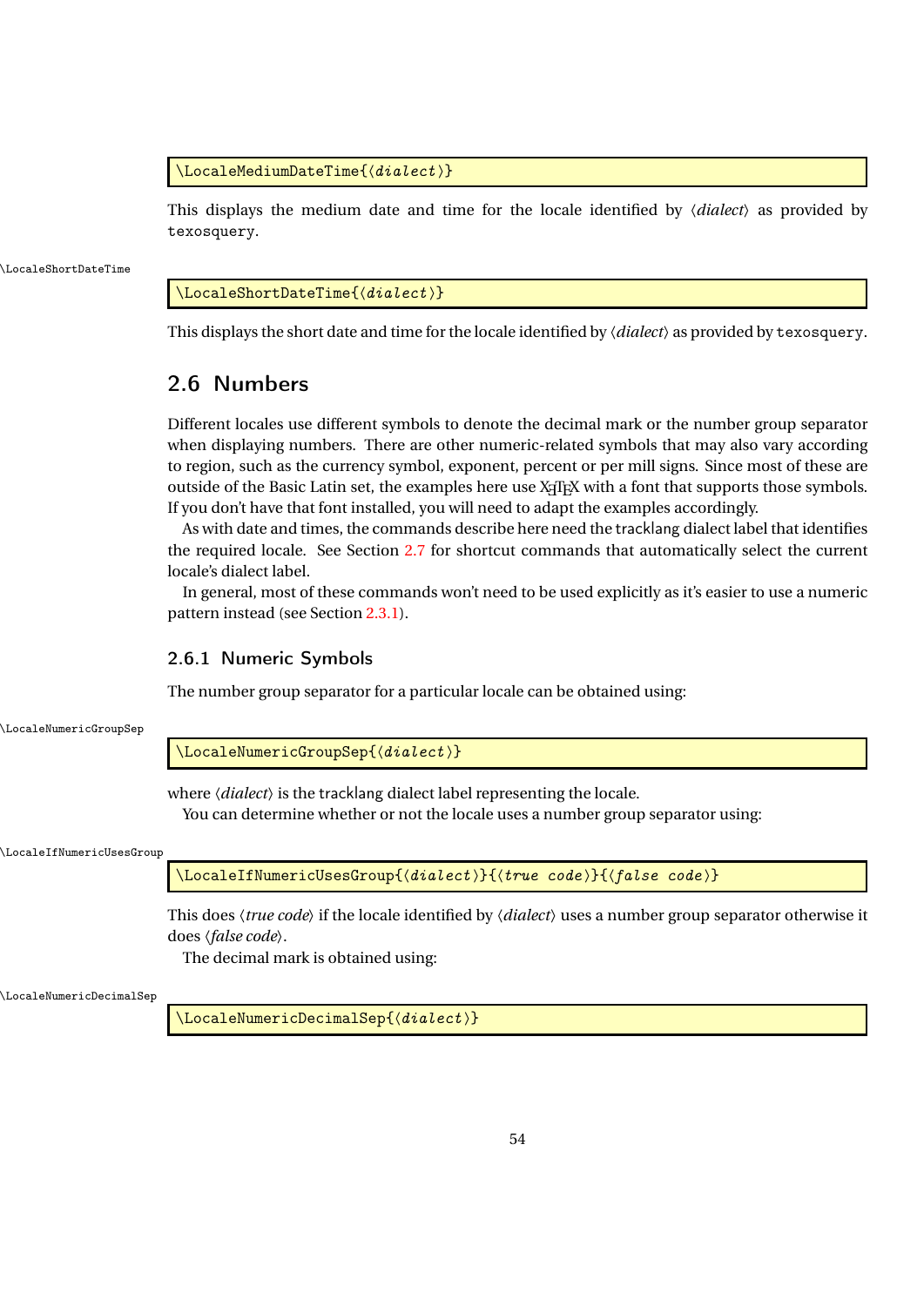```
\LocaleMediumDateTime{⟨dialect⟩}
```

This displays the medium date and time for the locale identified by ⟨*dialect*⟩ as provided by `texosquery`.

\LocaleShortDateTime

```
\LocaleShortDateTime{⟨dialect⟩}
```

This displays the short date and time for the locale identified by ⟨*dialect*⟩ as provided by `texosquery`.

## 2.6 Numbers

Different locales use different symbols to denote the decimal mark or the number group separator when displaying numbers. There are other numeric-related symbols that may also vary according to region, such as the currency symbol, exponent, percent or per mill signs. Since most of these are outside of the Basic Latin set, the examples here use XƎLATEX with a font that supports those symbols. If you don't have that font installed, you will need to adapt the examples accordingly.

As with date and times, the commands describe here need the tracklang dialect label that identifies the required locale. See Section 2.7 for shortcut commands that automatically select the current locale's dialect label.

In general, most of these commands won't need to be used explicitly as it's easier to use a numeric pattern instead (see Section 2.3.1).

### 2.6.1 Numeric Symbols

The number group separator for a particular locale can be obtained using:

\LocaleNumericGroupSep

```
\LocaleNumericGroupSep{⟨dialect⟩}
```

where ⟨*dialect*⟩ is the tracklang dialect label representing the locale.

You can determine whether or not the locale uses a number group separator using:

\LocaleIfNumericUsesGroup

```
\LocaleIfNumericUsesGroup{⟨dialect⟩}{⟨true code⟩}{⟨false code⟩}
```

This does ⟨*true code*⟩ if the locale identified by ⟨*dialect*⟩ uses a number group separator otherwise it does ⟨*false code*⟩.

The decimal mark is obtained using:

\LocaleNumericDecimalSep

```
\LocaleNumericDecimalSep{⟨dialect⟩}
```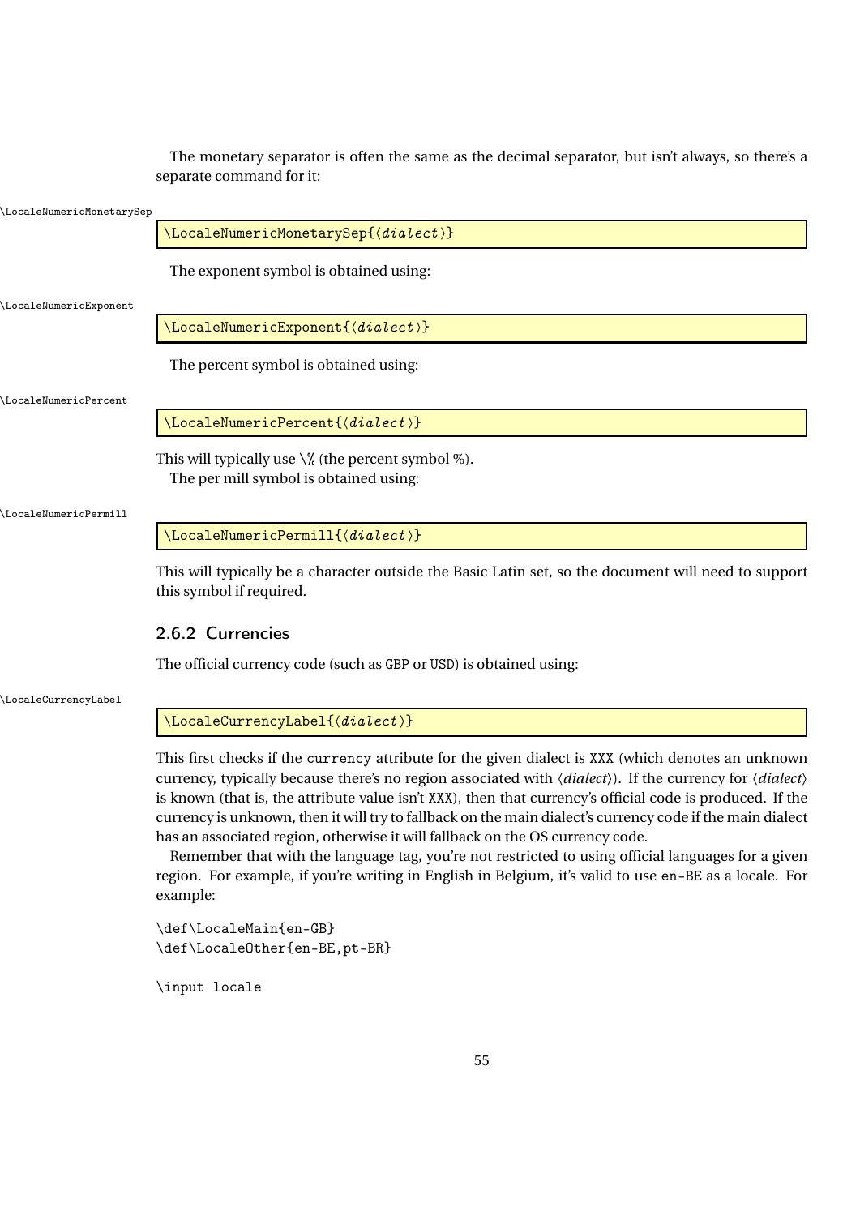The monetary separator is often the same as the decimal separator, but isn't always, so there's a separate command for it:

\LocaleNumericMonetarySep

```
\LocaleNumericMonetarySep{⟨dialect⟩}
```

The exponent symbol is obtained using:

\LocaleNumericExponent

```
\LocaleNumericExponent{⟨dialect⟩}
```

The percent symbol is obtained using:

\LocaleNumericPercent

```
\LocaleNumericPercent{⟨dialect⟩}
```

This will typically use `\%` (the percent symbol %).

The per mill symbol is obtained using:

\LocaleNumericPermill

```
\LocaleNumericPermill{⟨dialect⟩}
```

This will typically be a character outside the Basic Latin set, so the document will need to support this symbol if required.

### 2.6.2 Currencies

The official currency code (such as `GBP` or `USD`) is obtained using:

\LocaleCurrencyLabel

```
\LocaleCurrencyLabel{⟨dialect⟩}
```

This first checks if the `currency` attribute for the given dialect is `XXX` (which denotes an unknown currency, typically because there's no region associated with ⟨*dialect*⟩). If the currency for ⟨*dialect*⟩ is known (that is, the attribute value isn't `XXX`), then that currency's official code is produced. If the currency is unknown, then it will try to fallback on the main dialect's currency code if the main dialect has an associated region, otherwise it will fallback on the OS currency code.

Remember that with the language tag, you're not restricted to using official languages for a given region. For example, if you're writing in English in Belgium, it's valid to use `en-BE` as a locale. For example:

```
\def\LocaleMain{en-GB}
\def\LocaleOther{en-BE,pt-BR}

\input locale
```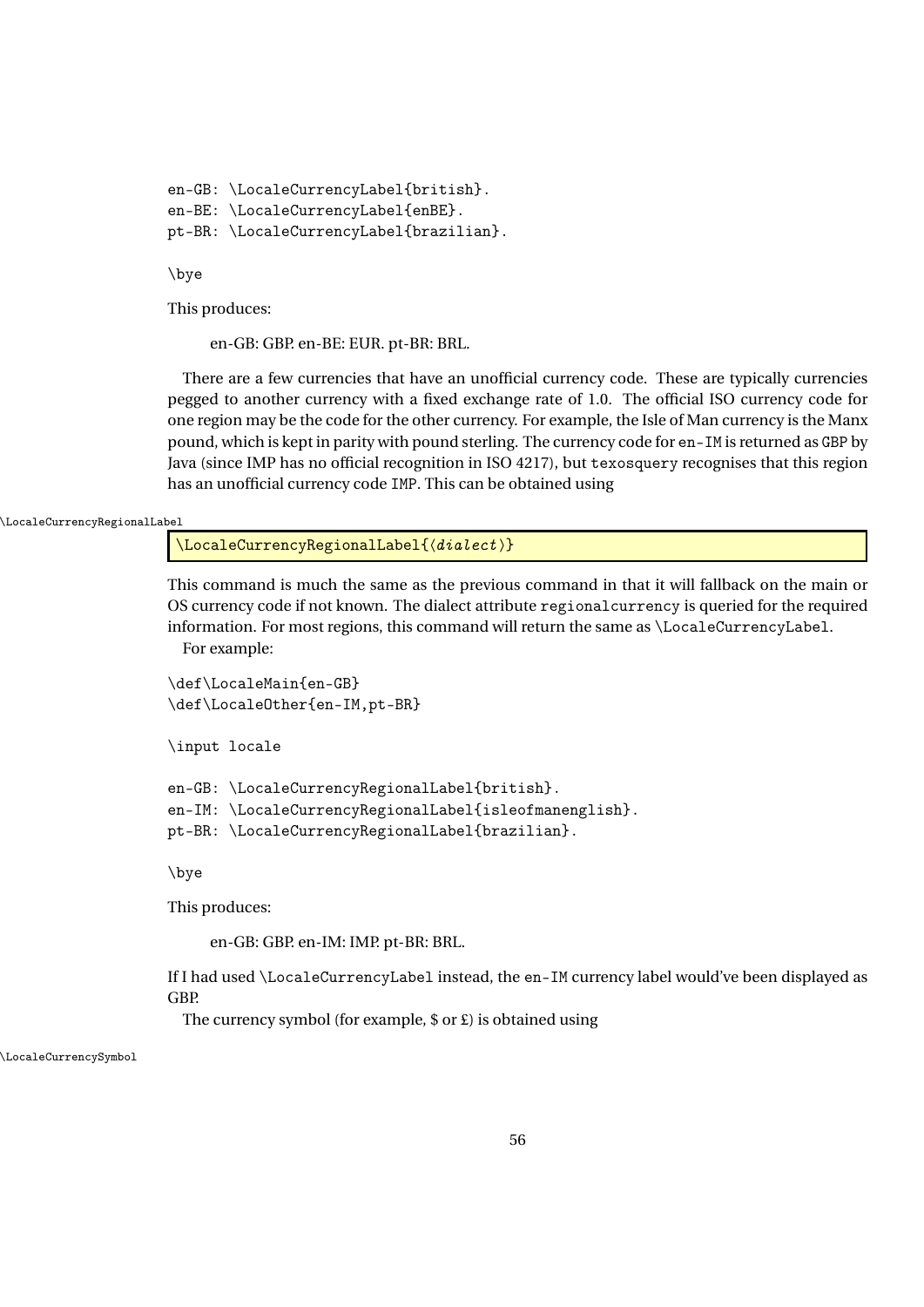```
en-GB: \LocaleCurrencyLabel{british}.
en-BE: \LocaleCurrencyLabel{enBE}.
pt-BR: \LocaleCurrencyLabel{brazilian}.

\bye
```

This produces:

> en-GB: GBP. en-BE: EUR. pt-BR: BRL.

There are a few currencies that have an unofficial currency code. These are typically currencies pegged to another currency with a fixed exchange rate of 1.0. The official ISO currency code for one region may be the code for the other currency. For example, the Isle of Man currency is the Manx pound, which is kept in parity with pound sterling. The currency code for `en-IM` is returned as `GBP` by Java (since IMP has no official recognition in ISO 4217), but `texosquery` recognises that this region has an unofficial currency code `IMP`. This can be obtained using

\LocaleCurrencyRegionalLabel

```
\LocaleCurrencyRegionalLabel{⟨dialect⟩}
```

This command is much the same as the previous command in that it will fallback on the main or OS currency code if not known. The dialect attribute `regionalcurrency` is queried for the required information. For most regions, this command will return the same as `\LocaleCurrencyLabel`.

For example:

```
\def\LocaleMain{en-GB}
\def\LocaleOther{en-IM,pt-BR}

\input locale

en-GB: \LocaleCurrencyRegionalLabel{british}.
en-IM: \LocaleCurrencyRegionalLabel{isleofmanenglish}.
pt-BR: \LocaleCurrencyRegionalLabel{brazilian}.

\bye
```

This produces:

> en-GB: GBP. en-IM: IMP. pt-BR: BRL.

If I had used `\LocaleCurrencyLabel` instead, the `en-IM` currency label would've been displayed as GBP.

The currency symbol (for example, $ or £) is obtained using

\LocaleCurrencySymbol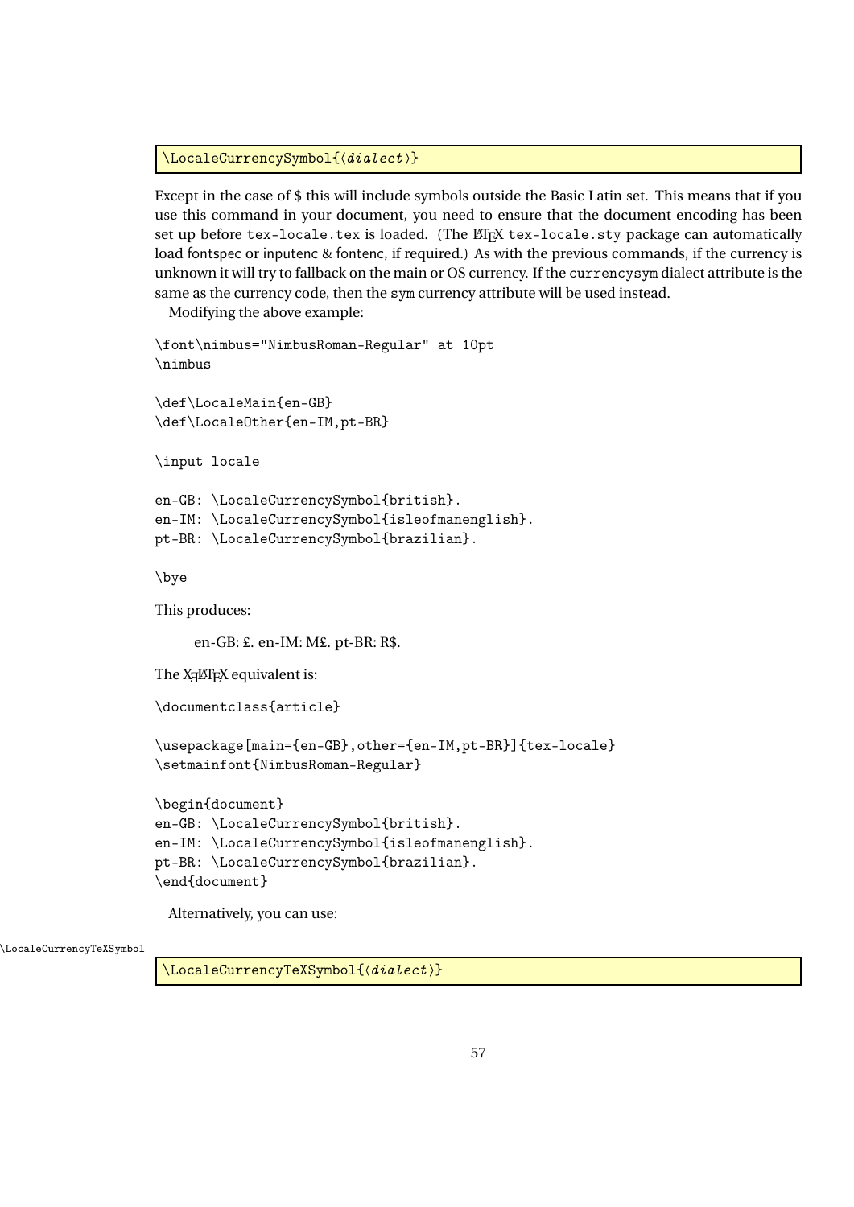```
\LocaleCurrencySymbol{⟨dialect⟩}
```

Except in the case of $ this will include symbols outside the Basic Latin set. This means that if you use this command in your document, you need to ensure that the document encoding has been set up before `tex-locale.tex` is loaded. (The LaTeX `tex-locale.sty` package can automatically load fontspec or inputenc & fontenc, if required.) As with the previous commands, if the currency is unknown it will try to fallback on the main or OS currency. If the `currencysym` dialect attribute is the same as the currency code, then the `sym` currency attribute will be used instead.

Modifying the above example:

```
\font\nimbus="NimbusRoman-Regular" at 10pt
\nimbus

\def\LocaleMain{en-GB}
\def\LocaleOther{en-IM,pt-BR}

\input locale

en-GB: \LocaleCurrencySymbol{british}.
en-IM: \LocaleCurrencySymbol{isleofmanenglish}.
pt-BR: \LocaleCurrencySymbol{brazilian}.

\bye
```

This produces:

> en-GB: £. en-IM: M£. pt-BR: R$.

The XeLaTeX equivalent is:

```
\documentclass{article}

\usepackage[main={en-GB},other={en-IM,pt-BR}]{tex-locale}
\setmainfont{NimbusRoman-Regular}

\begin{document}
en-GB: \LocaleCurrencySymbol{british}.
en-IM: \LocaleCurrencySymbol{isleofmanenglish}.
pt-BR: \LocaleCurrencySymbol{brazilian}.
\end{document}
```

Alternatively, you can use:

\LocaleCurrencyTeXSymbol

```
\LocaleCurrencyTeXSymbol{⟨dialect⟩}
```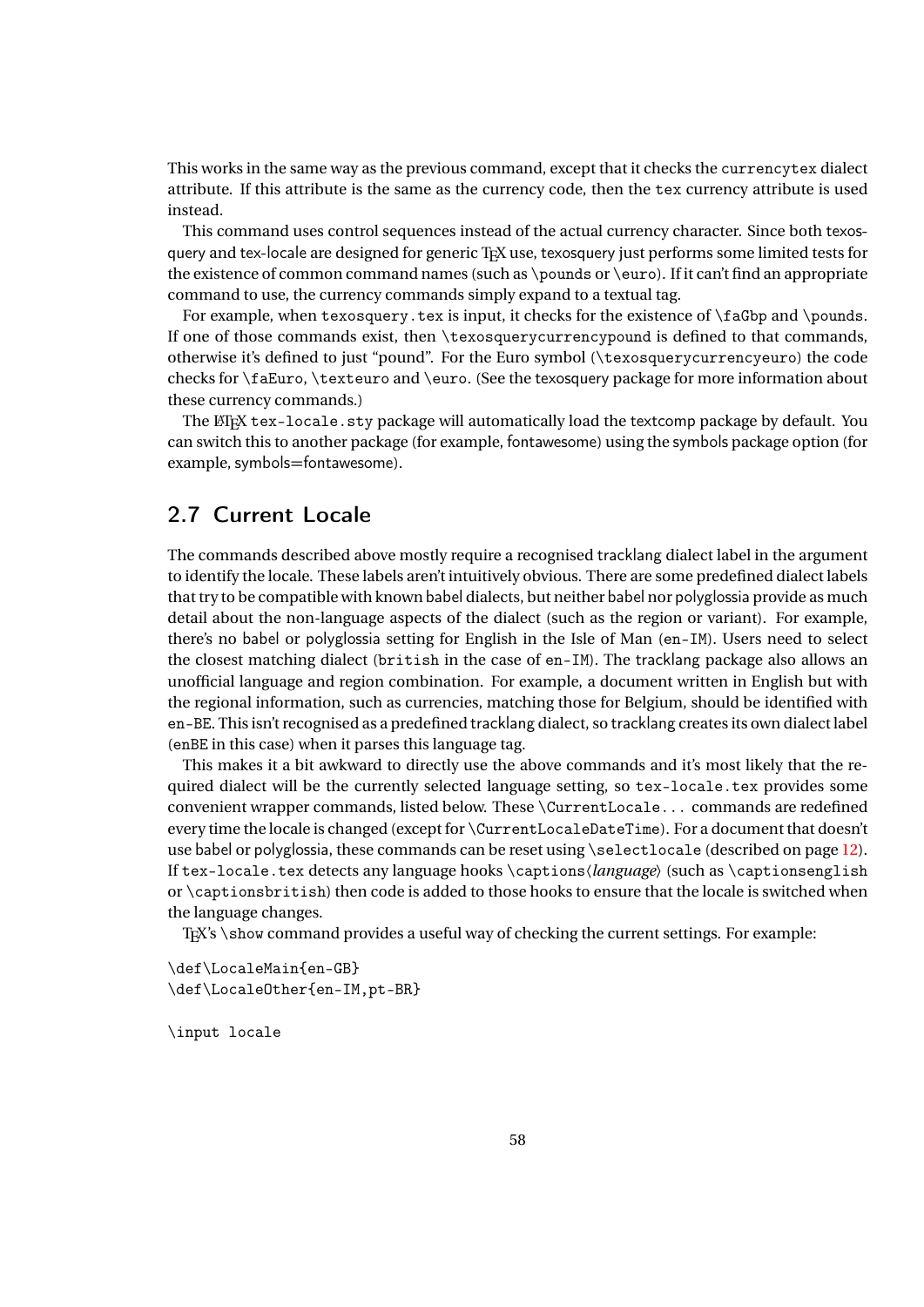This works in the same way as the previous command, except that it checks the `currencytex` dialect attribute. If this attribute is the same as the currency code, then the `tex` currency attribute is used instead.

This command uses control sequences instead of the actual currency character. Since both texosquery and tex-locale are designed for generic TeX use, texosquery just performs some limited tests for the existence of common command names (such as `\pounds` or `\euro`). If it can't find an appropriate command to use, the currency commands simply expand to a textual tag.

For example, when `texosquery.tex` is input, it checks for the existence of `\faGbp` and `\pounds`. If one of those commands exist, then `\texosquerycurrencypound` is defined to that commands, otherwise it's defined to just "pound". For the Euro symbol (`\texosquerycurrencyeuro`) the code checks for `\faEuro`, `\texteuro` and `\euro`. (See the texosquery package for more information about these currency commands.)

The LaTeX `tex-locale.sty` package will automatically load the textcomp package by default. You can switch this to another package (for example, fontawesome) using the symbols package option (for example, symbols=fontawesome).

## 2.7 Current Locale

The commands described above mostly require a recognised tracklang dialect label in the argument to identify the locale. These labels aren't intuitively obvious. There are some predefined dialect labels that try to be compatible with known babel dialects, but neither babel nor polyglossia provide as much detail about the non-language aspects of the dialect (such as the region or variant). For example, there's no babel or polyglossia setting for English in the Isle of Man (`en-IM`). Users need to select the closest matching dialect (`british` in the case of `en-IM`). The tracklang package also allows an unofficial language and region combination. For example, a document written in English but with the regional information, such as currencies, matching those for Belgium, should be identified with `en-BE`. This isn't recognised as a predefined tracklang dialect, so tracklang creates its own dialect label (`enBE` in this case) when it parses this language tag.

This makes it a bit awkward to directly use the above commands and it's most likely that the required dialect will be the currently selected language setting, so `tex-locale.tex` provides some convenient wrapper commands, listed below. These `\CurrentLocale...` commands are redefined every time the locale is changed (except for `\CurrentLocaleDateTime`). For a document that doesn't use babel or polyglossia, these commands can be reset using `\selectlocale` (described on page 12). If `tex-locale.tex` detects any language hooks `\captions`⟨*language*⟩ (such as `\captionsenglish` or `\captionsbritish`) then code is added to those hooks to ensure that the locale is switched when the language changes.

TeX's `\show` command provides a useful way of checking the current settings. For example:

```
\def\LocaleMain{en-GB}
\def\LocaleOther{en-IM,pt-BR}

\input locale
```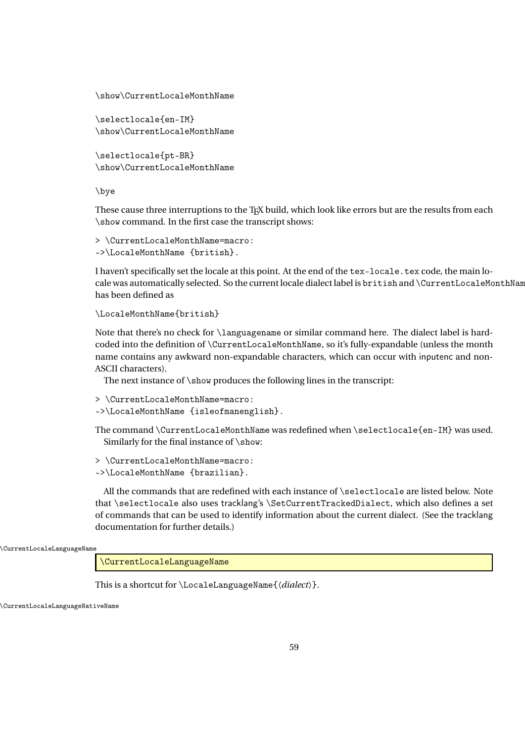```
\show\CurrentLocaleMonthName

\selectlocale{en-IM}
\show\CurrentLocaleMonthName

\selectlocale{pt-BR}
\show\CurrentLocaleMonthName

\bye
```

These cause three interruptions to the TeX build, which look like errors but are the results from each \show command. In the first case the transcript shows:

```
> \CurrentLocaleMonthName=macro:
->\LocaleMonthName {british}.
```

I haven't specifically set the locale at this point. At the end of the tex-locale.tex code, the main locale was automatically selected. So the current locale dialect label is british and \CurrentLocaleMonthName has been defined as

```
\LocaleMonthName{british}
```

Note that there's no check for \languagename or similar command here. The dialect label is hard-coded into the definition of \CurrentLocaleMonthName, so it's fully-expandable (unless the month name contains any awkward non-expandable characters, which can occur with inputenc and non-ASCII characters).

The next instance of \show produces the following lines in the transcript:

```
> \CurrentLocaleMonthName=macro:
->\LocaleMonthName {isleofmanenglish}.
```

The command \CurrentLocaleMonthName was redefined when \selectlocale{en-IM} was used.

Similarly for the final instance of \show:

```
> \CurrentLocaleMonthName=macro:
->\LocaleMonthName {brazilian}.
```

All the commands that are redefined with each instance of \selectlocale are listed below. Note that \selectlocale also uses tracklang's \SetCurrentTrackedDialect, which also defines a set of commands that can be used to identify information about the current dialect. (See the tracklang documentation for further details.)

\CurrentLocaleLanguageName

```
\CurrentLocaleLanguageName
```

This is a shortcut for \LocaleLanguageName{⟨*dialect*⟩}.

\CurrentLocaleLanguageNativeName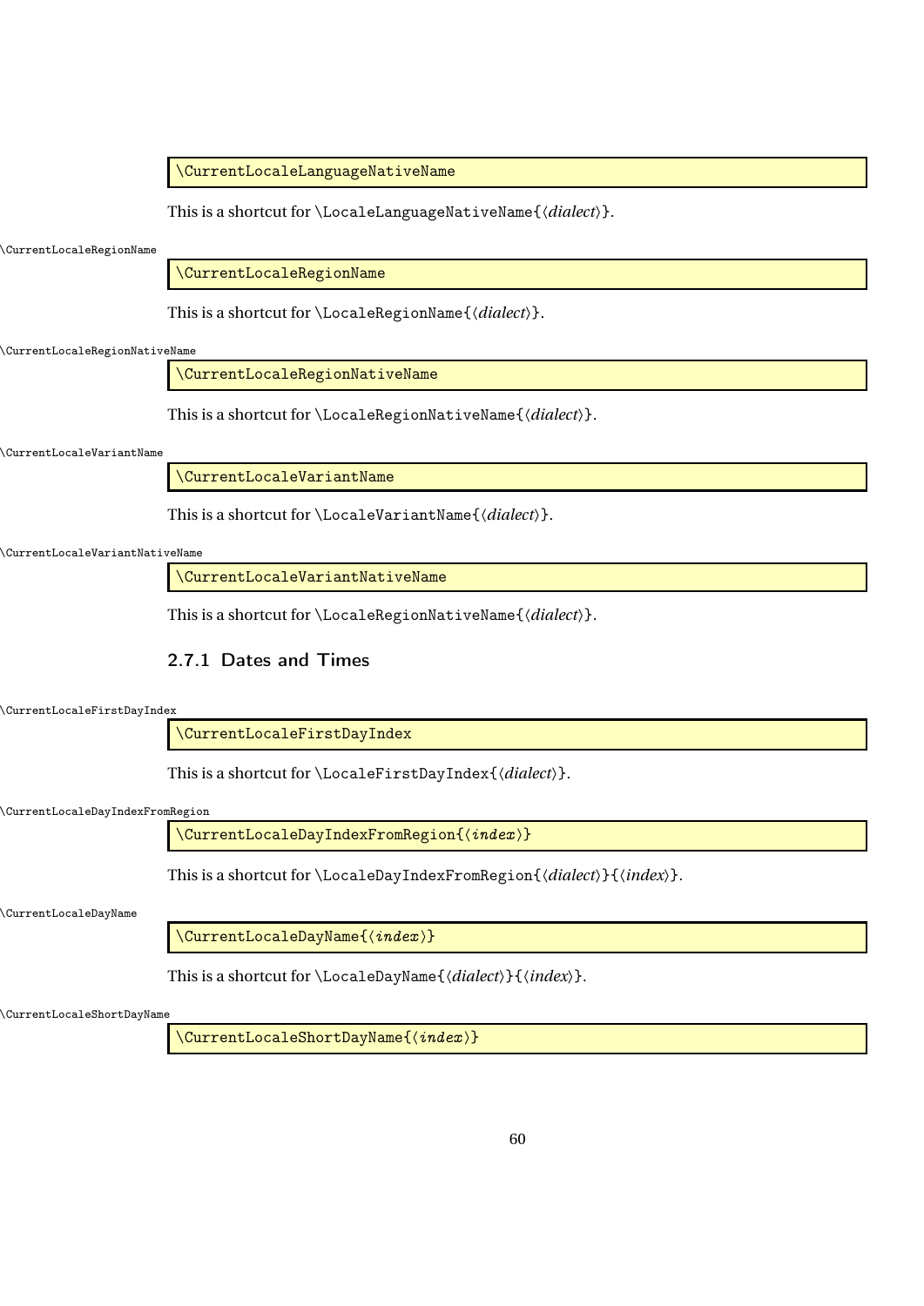```
\CurrentLocaleLanguageNativeName
```

This is a shortcut for `\LocaleLanguageNativeName{⟨dialect⟩}`.

\CurrentLocaleRegionName

```
\CurrentLocaleRegionName
```

This is a shortcut for `\LocaleRegionName{⟨dialect⟩}`.

\CurrentLocaleRegionNativeName

```
\CurrentLocaleRegionNativeName
```

This is a shortcut for `\LocaleRegionNativeName{⟨dialect⟩}`.

\CurrentLocaleVariantName

```
\CurrentLocaleVariantName
```

This is a shortcut for `\LocaleVariantName{⟨dialect⟩}`.

\CurrentLocaleVariantNativeName

```
\CurrentLocaleVariantNativeName
```

This is a shortcut for `\LocaleRegionNativeName{⟨dialect⟩}`.

### 2.7.1 Dates and Times

\CurrentLocaleFirstDayIndex

```
\CurrentLocaleFirstDayIndex
```

This is a shortcut for `\LocaleFirstDayIndex{⟨dialect⟩}`.

\CurrentLocaleDayIndexFromRegion

```
\CurrentLocaleDayIndexFromRegion{⟨index⟩}
```

This is a shortcut for `\LocaleDayIndexFromRegion{⟨dialect⟩}{⟨index⟩}`.

\CurrentLocaleDayName

```
\CurrentLocaleDayName{⟨index⟩}
```

This is a shortcut for `\LocaleDayName{⟨dialect⟩}{⟨index⟩}`.

\CurrentLocaleShortDayName

```
\CurrentLocaleShortDayName{⟨index⟩}
```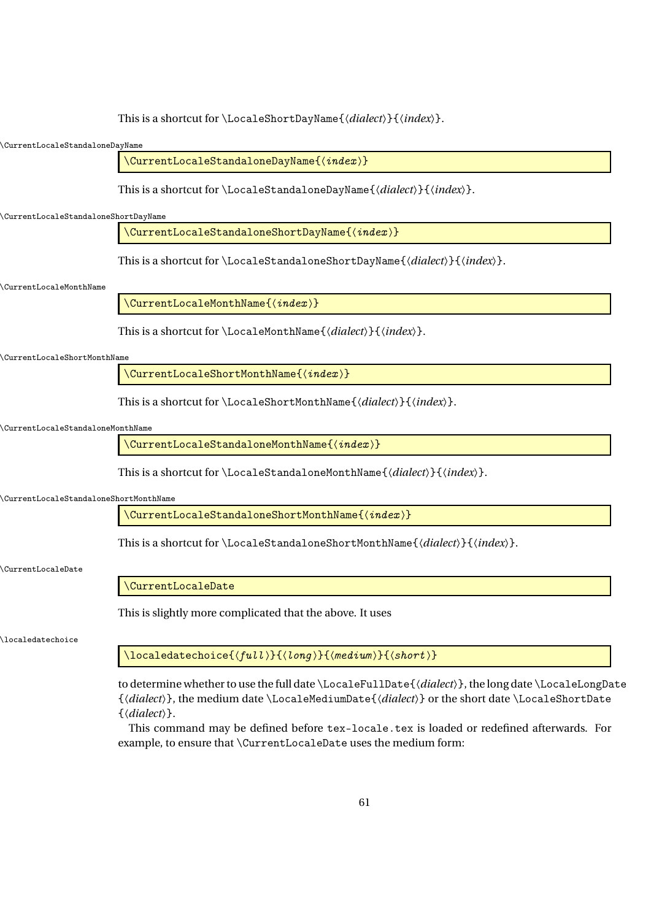This is a shortcut for `\LocaleShortDayName{⟨dialect⟩}{⟨index⟩}`.

\CurrentLocaleStandaloneDayName

```
\CurrentLocaleStandaloneDayName{⟨index⟩}
```

This is a shortcut for `\LocaleStandaloneDayName{⟨dialect⟩}{⟨index⟩}`.

\CurrentLocaleStandaloneShortDayName

```
\CurrentLocaleStandaloneShortDayName{⟨index⟩}
```

This is a shortcut for `\LocaleStandaloneShortDayName{⟨dialect⟩}{⟨index⟩}`.

\CurrentLocaleMonthName

```
\CurrentLocaleMonthName{⟨index⟩}
```

This is a shortcut for `\LocaleMonthName{⟨dialect⟩}{⟨index⟩}`.

\CurrentLocaleShortMonthName

```
\CurrentLocaleShortMonthName{⟨index⟩}
```

This is a shortcut for `\LocaleShortMonthName{⟨dialect⟩}{⟨index⟩}`.

\CurrentLocaleStandaloneMonthName

```
\CurrentLocaleStandaloneMonthName{⟨index⟩}
```

This is a shortcut for `\LocaleStandaloneMonthName{⟨dialect⟩}{⟨index⟩}`.

\CurrentLocaleStandaloneShortMonthName

```
\CurrentLocaleStandaloneShortMonthName{⟨index⟩}
```

This is a shortcut for `\LocaleStandaloneShortMonthName{⟨dialect⟩}{⟨index⟩}`.

\CurrentLocaleDate

```
\CurrentLocaleDate
```

This is slightly more complicated that the above. It uses

\localedatechoice

```
\localedatechoice{⟨full⟩}{⟨long⟩}{⟨medium⟩}{⟨short⟩}
```

to determine whether to use the full date `\LocaleFullDate{⟨dialect⟩}`, the long date `\LocaleLongDate{⟨dialect⟩}`, the medium date `\LocaleMediumDate{⟨dialect⟩}` or the short date `\LocaleShortDate{⟨dialect⟩}`.

This command may be defined before `tex-locale.tex` is loaded or redefined afterwards. For example, to ensure that `\CurrentLocaleDate` uses the medium form: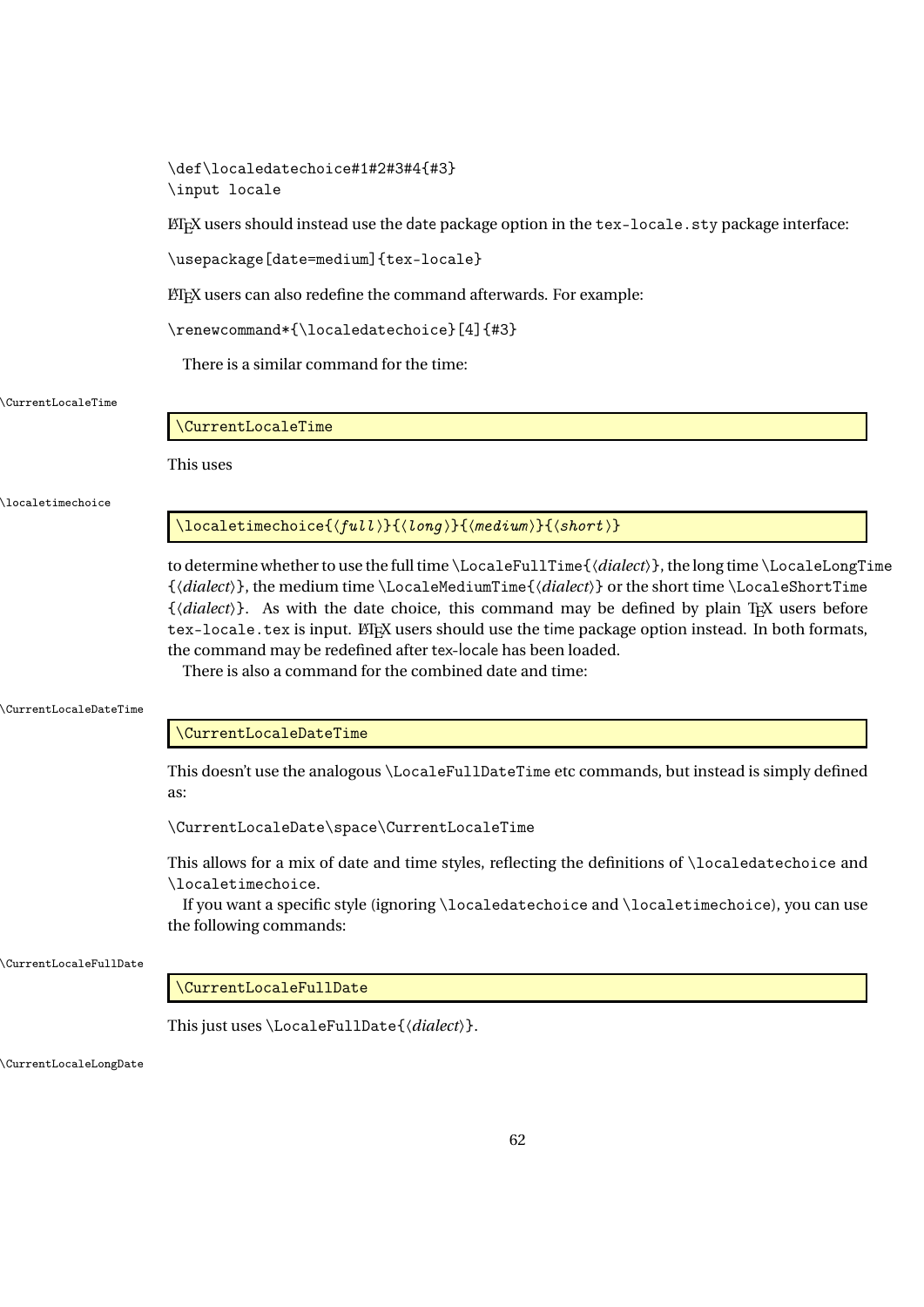```
\def\localedatechoice#1#2#3#4{#3}
\input locale
```

LaTeX users should instead use the date package option in the `tex-locale.sty` package interface:

```
\usepackage[date=medium]{tex-locale}
```

LaTeX users can also redefine the command afterwards. For example:

```
\renewcommand*{\localedatechoice}[4]{#3}
```

There is a similar command for the time:

`\CurrentLocaleTime`

```
\CurrentLocaleTime
```

This uses

`\localetimechoice`

```
\localetimechoice{⟨full⟩}{⟨long⟩}{⟨medium⟩}{⟨short⟩}
```

to determine whether to use the full time `\LocaleFullTime{⟨dialect⟩}`, the long time `\LocaleLongTime{⟨dialect⟩}`, the medium time `\LocaleMediumTime{⟨dialect⟩}` or the short time `\LocaleShortTime{⟨dialect⟩}`. As with the date choice, this command may be defined by plain TeX users before `tex-locale.tex` is input. LaTeX users should use the time package option instead. In both formats, the command may be redefined after tex-locale has been loaded.

There is also a command for the combined date and time:

`\CurrentLocaleDateTime`

```
\CurrentLocaleDateTime
```

This doesn't use the analogous `\LocaleFullDateTime` etc commands, but instead is simply defined as:

```
\CurrentLocaleDate\space\CurrentLocaleTime
```

This allows for a mix of date and time styles, reflecting the definitions of `\localedatechoice` and `\localetimechoice`.

If you want a specific style (ignoring `\localedatechoice` and `\localetimechoice`), you can use the following commands:

`\CurrentLocaleFullDate`

```
\CurrentLocaleFullDate
```

This just uses `\LocaleFullDate{⟨dialect⟩}`.

`\CurrentLocaleLongDate`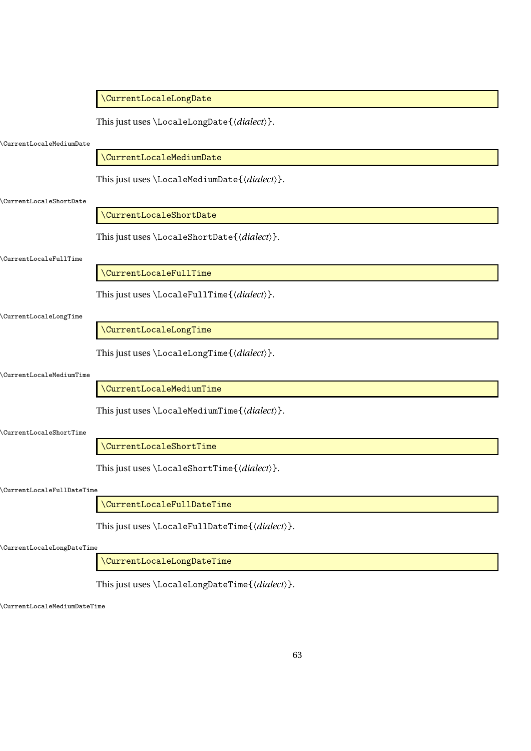```
\CurrentLocaleLongDate
```

This just uses `\LocaleLongDate{⟨dialect⟩}`.

\CurrentLocaleMediumDate

```
\CurrentLocaleMediumDate
```

This just uses `\LocaleMediumDate{⟨dialect⟩}`.

\CurrentLocaleShortDate

```
\CurrentLocaleShortDate
```

This just uses `\LocaleShortDate{⟨dialect⟩}`.

\CurrentLocaleFullTime

```
\CurrentLocaleFullTime
```

This just uses `\LocaleFullTime{⟨dialect⟩}`.

\CurrentLocaleLongTime

```
\CurrentLocaleLongTime
```

This just uses `\LocaleLongTime{⟨dialect⟩}`.

\CurrentLocaleMediumTime

```
\CurrentLocaleMediumTime
```

This just uses `\LocaleMediumTime{⟨dialect⟩}`.

\CurrentLocaleShortTime

```
\CurrentLocaleShortTime
```

This just uses `\LocaleShortTime{⟨dialect⟩}`.

\CurrentLocaleFullDateTime

```
\CurrentLocaleFullDateTime
```

This just uses `\LocaleFullDateTime{⟨dialect⟩}`.

\CurrentLocaleLongDateTime

```
\CurrentLocaleLongDateTime
```

This just uses `\LocaleLongDateTime{⟨dialect⟩}`.

\CurrentLocaleMediumDateTime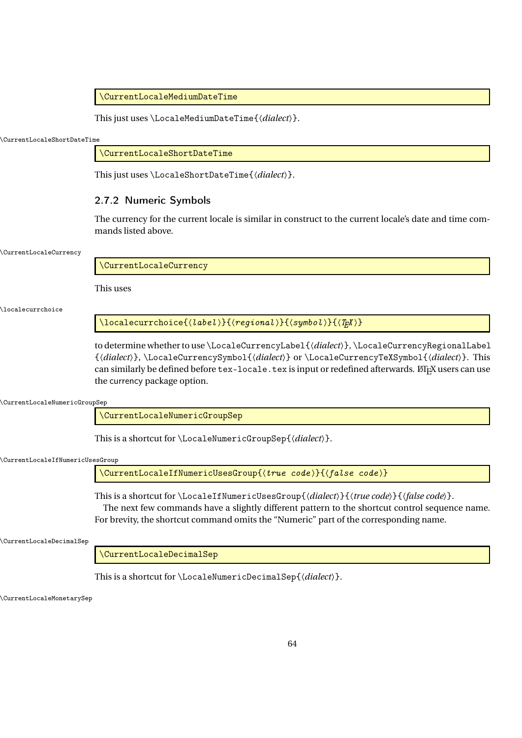```
\CurrentLocaleMediumDateTime
```

This just uses \LocaleMediumDateTime{⟨*dialect*⟩}.

\CurrentLocaleShortDateTime

```
\CurrentLocaleShortDateTime
```

This just uses \LocaleShortDateTime{⟨*dialect*⟩}.

### 2.7.2 Numeric Symbols

The currency for the current locale is similar in construct to the current locale's date and time commands listed above.

\CurrentLocaleCurrency

```
\CurrentLocaleCurrency
```

This uses

\localecurrchoice

```
\localecurrchoice{⟨label⟩}{⟨regional⟩}{⟨symbol⟩}{⟨TeX⟩}
```

to determine whether to use \LocaleCurrencyLabel{⟨*dialect*⟩}, \LocaleCurrencyRegionalLabel {⟨*dialect*⟩}, \LocaleCurrencySymbol{⟨*dialect*⟩} or \LocaleCurrencyTeXSymbol{⟨*dialect*⟩}. This can similarly be defined before tex-locale.tex is input or redefined afterwards. LaTeX users can use the currency package option.

\CurrentLocaleNumericGroupSep

```
\CurrentLocaleNumericGroupSep
```

This is a shortcut for \LocaleNumericGroupSep{⟨*dialect*⟩}.

\CurrentLocaleIfNumericUsesGroup

```
\CurrentLocaleIfNumericUsesGroup{⟨true code⟩}{⟨false code⟩}
```

This is a shortcut for \LocaleIfNumericUsesGroup{⟨*dialect*⟩}{⟨*true code*⟩}{⟨*false code*⟩}.

The next few commands have a slightly different pattern to the shortcut control sequence name. For brevity, the shortcut command omits the "Numeric" part of the corresponding name.

\CurrentLocaleDecimalSep

```
\CurrentLocaleDecimalSep
```

This is a shortcut for \LocaleNumericDecimalSep{⟨*dialect*⟩}.

\CurrentLocaleMonetarySep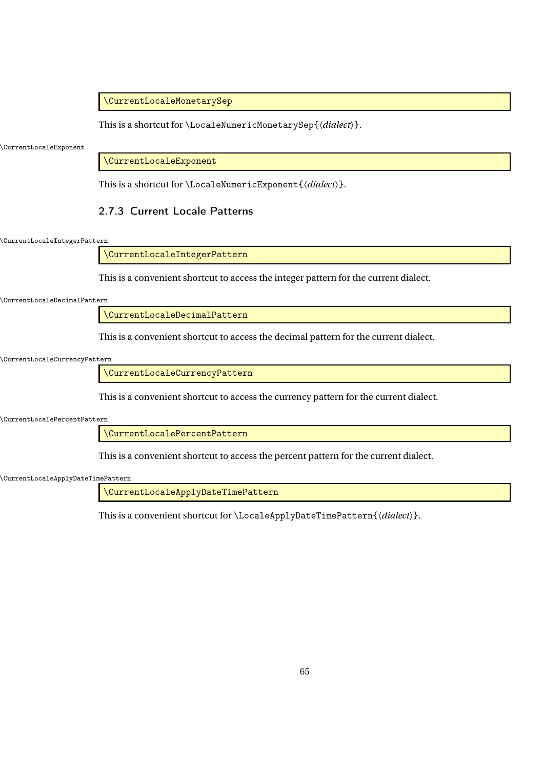```
\CurrentLocaleMonetarySep
```

This is a shortcut for `\LocaleNumericMonetarySep{⟨dialect⟩}`.

\CurrentLocaleExponent

```
\CurrentLocaleExponent
```

This is a shortcut for `\LocaleNumericExponent{⟨dialect⟩}`.

### 2.7.3 Current Locale Patterns

\CurrentLocaleIntegerPattern

```
\CurrentLocaleIntegerPattern
```

This is a convenient shortcut to access the integer pattern for the current dialect.

\CurrentLocaleDecimalPattern

```
\CurrentLocaleDecimalPattern
```

This is a convenient shortcut to access the decimal pattern for the current dialect.

\CurrentLocaleCurrencyPattern

```
\CurrentLocaleCurrencyPattern
```

This is a convenient shortcut to access the currency pattern for the current dialect.

\CurrentLocalePercentPattern

```
\CurrentLocalePercentPattern
```

This is a convenient shortcut to access the percent pattern for the current dialect.

\CurrentLocaleApplyDateTimePattern

```
\CurrentLocaleApplyDateTimePattern
```

This is a convenient shortcut for `\LocaleApplyDateTimePattern{⟨dialect⟩}`.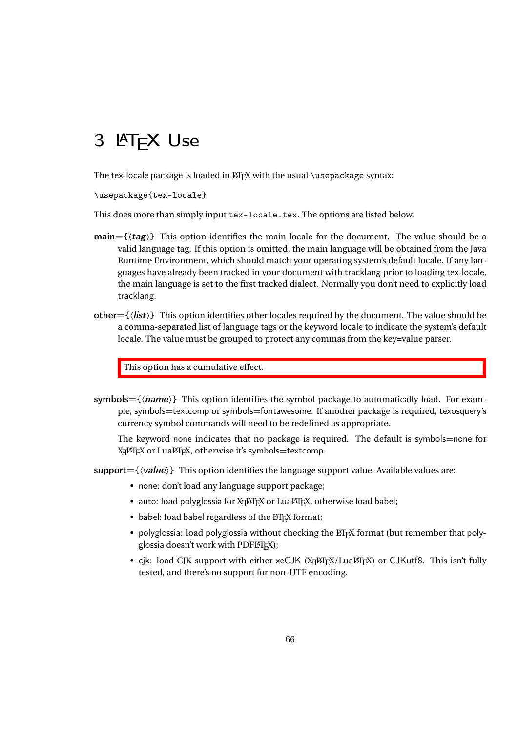# 3 LaTeX Use

The tex-locale package is loaded in LaTeX with the usual \usepackage syntax:

```
\usepackage{tex-locale}
```

This does more than simply input `tex-locale.tex`. The options are listed below.

**main**={⟨*tag*⟩} This option identifies the main locale for the document. The value should be a valid language tag. If this option is omitted, the main language will be obtained from the Java Runtime Environment, which should match your operating system's default locale. If any languages have already been tracked in your document with tracklang prior to loading tex-locale, the main language is set to the first tracked dialect. Normally you don't need to explicitly load tracklang.

**other**={⟨*list*⟩} This option identifies other locales required by the document. The value should be a comma-separated list of language tags or the keyword locale to indicate the system's default locale. The value must be grouped to protect any commas from the key=value parser.

> This option has a cumulative effect.

**symbols**={⟨*name*⟩} This option identifies the symbol package to automatically load. For example, symbols=textcomp or symbols=fontawesome. If another package is required, texosquery's currency symbol commands will need to be redefined as appropriate.

The keyword none indicates that no package is required. The default is symbols=none for XeLaTeX or LuaLaTeX, otherwise it's symbols=textcomp.

**support**={⟨*value*⟩} This option identifies the language support value. Available values are:

- none: don't load any language support package;
- auto: load polyglossia for XeLaTeX or LuaLaTeX, otherwise load babel;
- babel: load babel regardless of the LaTeX format;
- polyglossia: load polyglossia without checking the LaTeX format (but remember that polyglossia doesn't work with PDFLaTeX);
- cjk: load CJK support with either xeCJK (XeLaTeX/LuaLaTeX) or CJKutf8. This isn't fully tested, and there's no support for non-UTF encoding.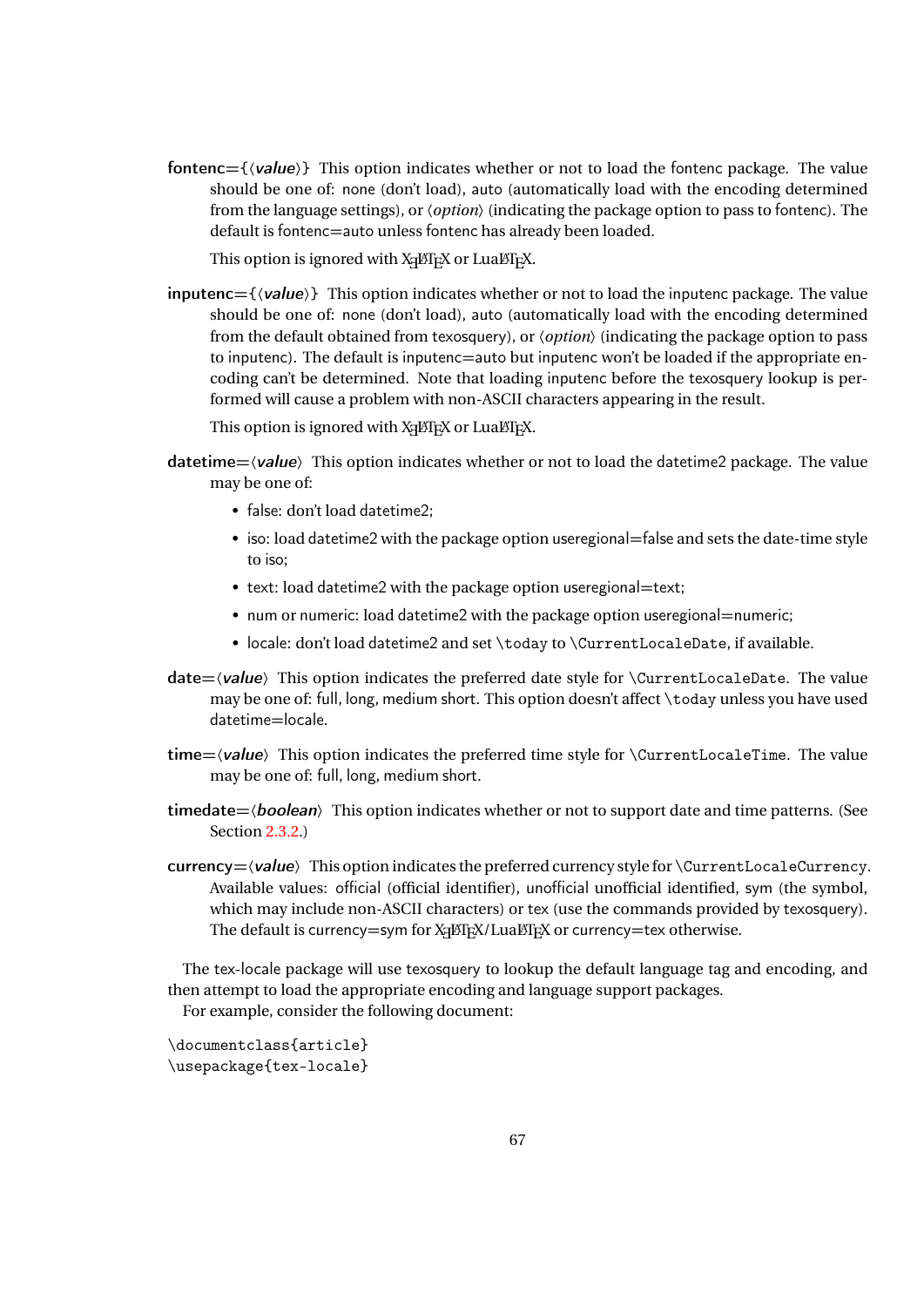**fontenc={⟨*value*⟩}** This option indicates whether or not to load the fontenc package. The value should be one of: none (don't load), auto (automatically load with the encoding determined from the language settings), or ⟨*option*⟩ (indicating the package option to pass to fontenc). The default is fontenc=auto unless fontenc has already been loaded.

This option is ignored with XƎLaTeX or LuaLaTeX.

**inputenc={⟨*value*⟩}** This option indicates whether or not to load the inputenc package. The value should be one of: none (don't load), auto (automatically load with the encoding determined from the default obtained from texosquery), or ⟨*option*⟩ (indicating the package option to pass to inputenc). The default is inputenc=auto but inputenc won't be loaded if the appropriate encoding can't be determined. Note that loading inputenc before the texosquery lookup is performed will cause a problem with non-ASCII characters appearing in the result.

This option is ignored with XƎLaTeX or LuaLaTeX.

**datetime=⟨*value*⟩** This option indicates whether or not to load the datetime2 package. The value may be one of:

- false: don't load datetime2;
- iso: load datetime2 with the package option useregional=false and sets the date-time style to iso;
- text: load datetime2 with the package option useregional=text;
- num or numeric: load datetime2 with the package option useregional=numeric;
- locale: don't load datetime2 and set `\today` to `\CurrentLocaleDate`, if available.

**date=⟨*value*⟩** This option indicates the preferred date style for `\CurrentLocaleDate`. The value may be one of: full, long, medium short. This option doesn't affect `\today` unless you have used datetime=locale.

**time=⟨*value*⟩** This option indicates the preferred time style for `\CurrentLocaleTime`. The value may be one of: full, long, medium short.

**timedate=⟨*boolean*⟩** This option indicates whether or not to support date and time patterns. (See Section 2.3.2.)

**currency=⟨*value*⟩** This option indicates the preferred currency style for `\CurrentLocaleCurrency`. Available values: official (official identifier), unofficial unofficial identified, sym (the symbol, which may include non-ASCII characters) or tex (use the commands provided by texosquery). The default is currency=sym for XƎLaTeX/LuaLaTeX or currency=tex otherwise.

The tex-locale package will use texosquery to lookup the default language tag and encoding, and then attempt to load the appropriate encoding and language support packages.

For example, consider the following document:

```
\documentclass{article}
\usepackage{tex-locale}
```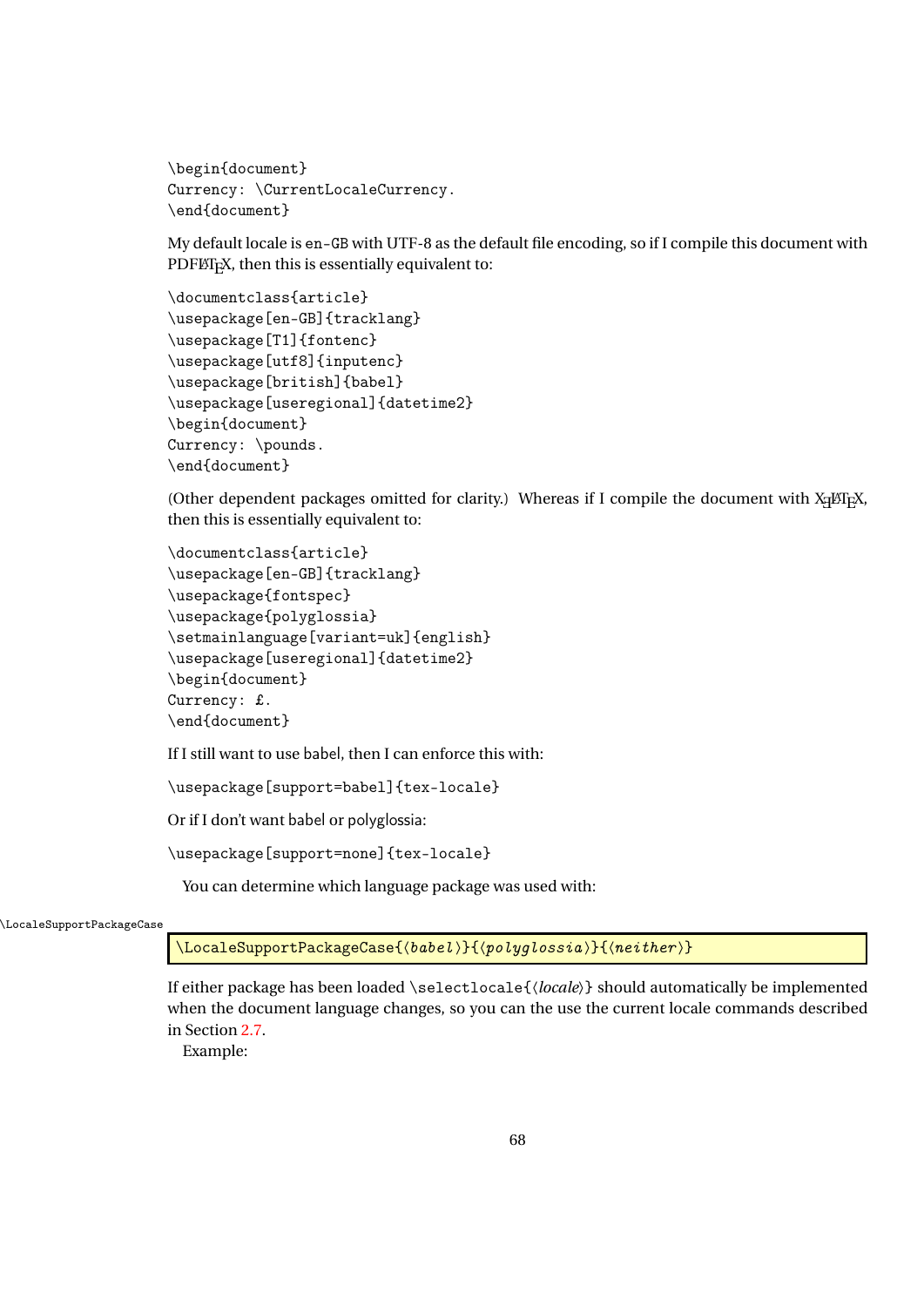```
\begin{document}
Currency: \CurrentLocaleCurrency.
\end{document}
```

My default locale is en-GB with UTF-8 as the default file encoding, so if I compile this document with PDFLaTeX, then this is essentially equivalent to:

```
\documentclass{article}
\usepackage[en-GB]{tracklang}
\usepackage[T1]{fontenc}
\usepackage[utf8]{inputenc}
\usepackage[british]{babel}
\usepackage[useregional]{datetime2}
\begin{document}
Currency: \pounds.
\end{document}
```

(Other dependent packages omitted for clarity.) Whereas if I compile the document with XeLaTeX, then this is essentially equivalent to:

```
\documentclass{article}
\usepackage[en-GB]{tracklang}
\usepackage{fontspec}
\usepackage{polyglossia}
\setmainlanguage[variant=uk]{english}
\usepackage[useregional]{datetime2}
\begin{document}
Currency: £.
\end{document}
```

If I still want to use babel, then I can enforce this with:

```
\usepackage[support=babel]{tex-locale}
```

Or if I don't want babel or polyglossia:

```
\usepackage[support=none]{tex-locale}
```

You can determine which language package was used with:

```
\LocaleSupportPackageCase{⟨babel⟩}{⟨polyglossia⟩}{⟨neither⟩}
```

If either package has been loaded \selectlocale{⟨*locale*⟩} should automatically be implemented when the document language changes, so you can the use the current locale commands described in Section 2.7.

Example: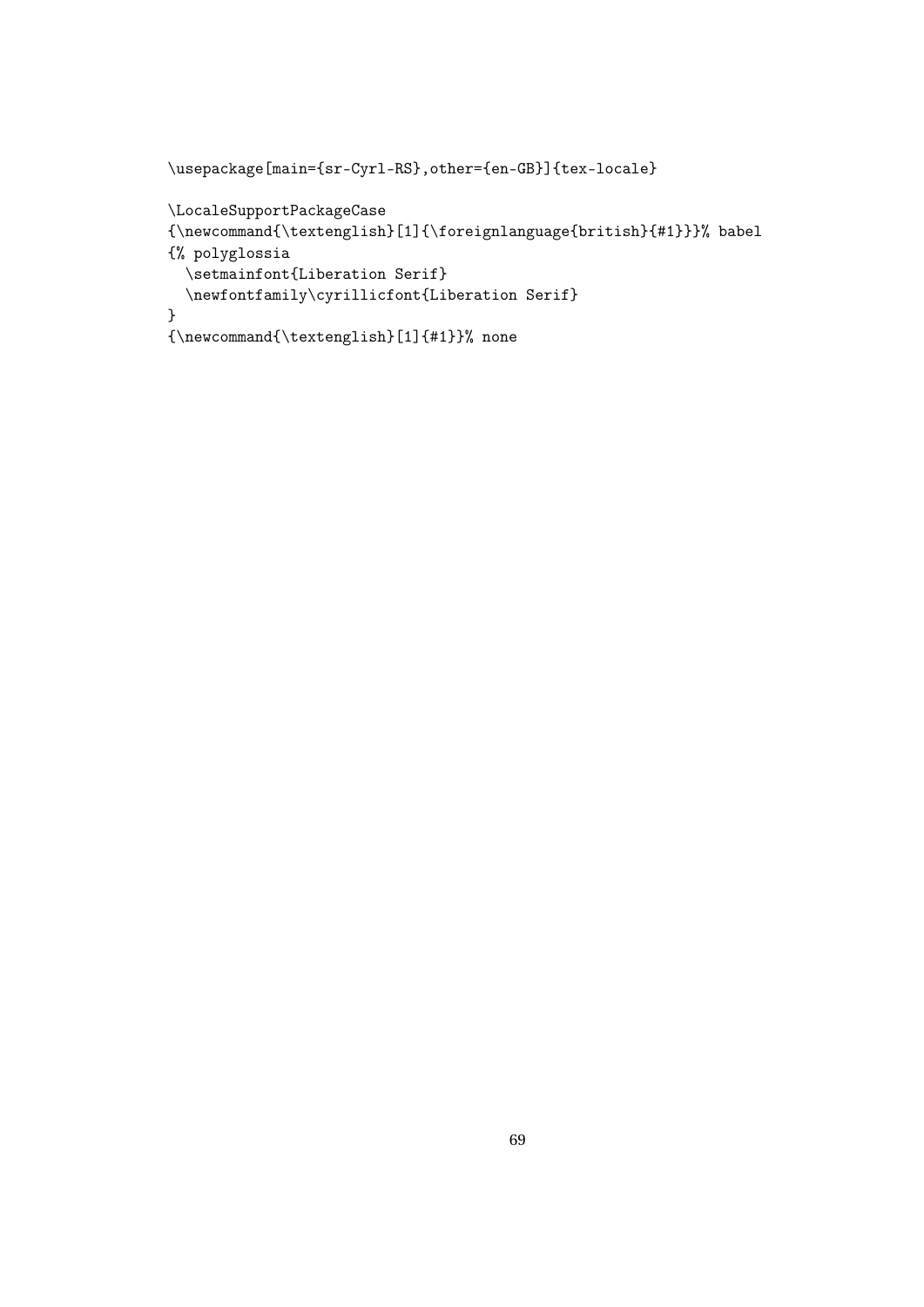```
\usepackage[main={sr-Cyrl-RS},other={en-GB}]{tex-locale}

\LocaleSupportPackageCase
{\newcommand{\textenglish}[1]{\foreignlanguage{british}{#1}}}% babel
{% polyglossia
  \setmainfont{Liberation Serif}
  \newfontfamily\cyrillicfont{Liberation Serif}
}
{\newcommand{\textenglish}[1]{#1}}% none
```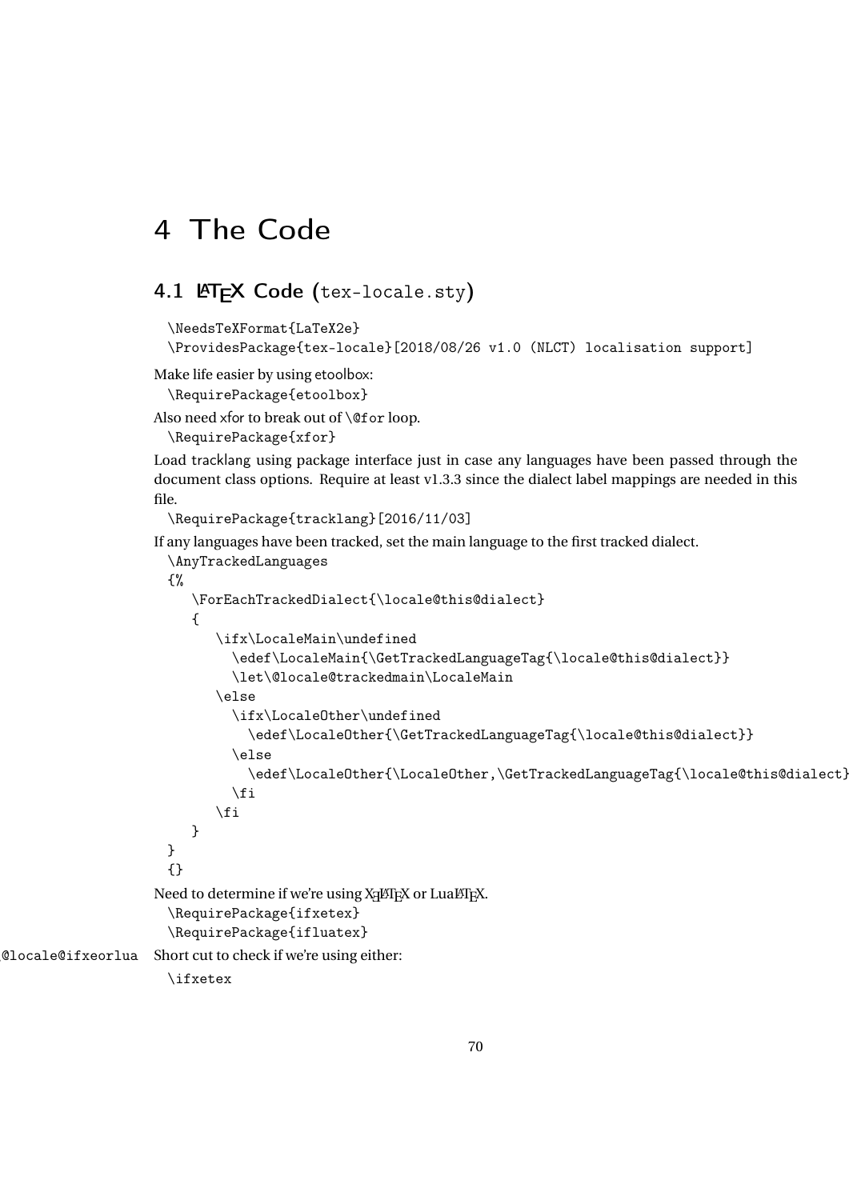# 4 The Code

## 4.1 LaTeX Code (tex-locale.sty)

```
\NeedsTeXFormat{LaTeX2e}
\ProvidesPackage{tex-locale}[2018/08/26 v1.0 (NLCT) localisation support]
```

Make life easier by using etoolbox:

```
\RequirePackage{etoolbox}
```

Also need xfor to break out of `\@for` loop.

```
\RequirePackage{xfor}
```

Load tracklang using package interface just in case any languages have been passed through the document class options. Require at least v1.3.3 since the dialect label mappings are needed in this file.

```
\RequirePackage{tracklang}[2016/11/03]
```

If any languages have been tracked, set the main language to the first tracked dialect.

```
\AnyTrackedLanguages
{%
   \ForEachTrackedDialect{\locale@this@dialect}
   {
      \ifx\LocaleMain\undefined
        \edef\LocaleMain{\GetTrackedLanguageTag{\locale@this@dialect}}
        \let\@locale@trackedmain\LocaleMain
      \else
        \ifx\LocaleOther\undefined
          \edef\LocaleOther{\GetTrackedLanguageTag{\locale@this@dialect}}
        \else
          \edef\LocaleOther{\LocaleOther,\GetTrackedLanguageTag{\locale@this@dialect}
        \fi
      \fi
   }
}
{}
```

Need to determine if we're using XeLaTeX or LuaLaTeX.

```
\RequirePackage{ifxetex}
\RequirePackage{ifluatex}
```

\@locale@ifxeorlua Short cut to check if we're using either:

```
\ifxetex
```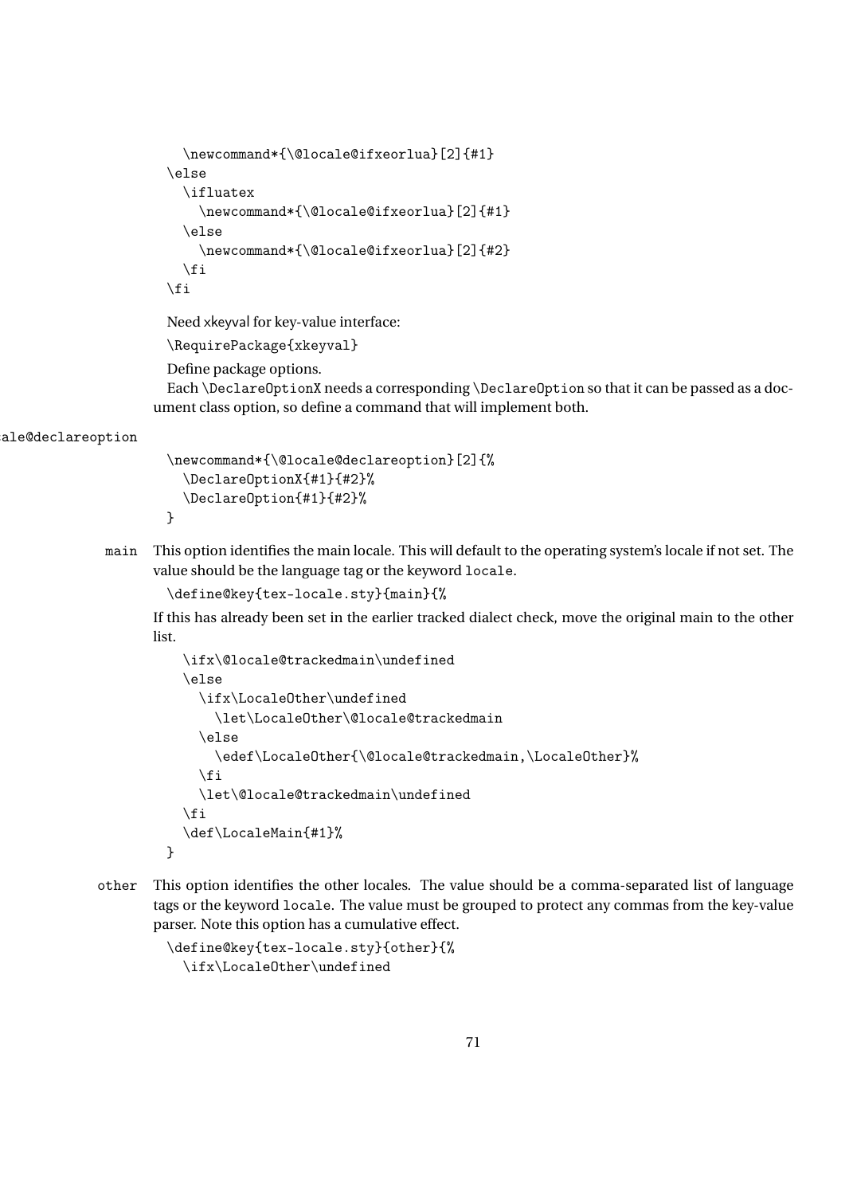```
  \newcommand*{\@locale@ifxeorlua}[2]{#1}
\else
  \ifluatex
    \newcommand*{\@locale@ifxeorlua}[2]{#1}
  \else
    \newcommand*{\@locale@ifxeorlua}[2]{#2}
  \fi
\fi
```

Need xkeyval for key-value interface:

```
\RequirePackage{xkeyval}
```

Define package options.

Each `\DeclareOptionX` needs a corresponding `\DeclareOption` so that it can be passed as a document class option, so define a command that will implement both.

`\@locale@declareoption`

```
\newcommand*{\@locale@declareoption}[2]{%
  \DeclareOptionX{#1}{#2}%
  \DeclareOption{#1}{#2}%
}
```

`main` This option identifies the main locale. This will default to the operating system's locale if not set. The value should be the language tag or the keyword `locale`.

```
\define@key{tex-locale.sty}{main}{%
```

If this has already been set in the earlier tracked dialect check, move the original main to the other list.

```
  \ifx\@locale@trackedmain\undefined
  \else
    \ifx\LocaleOther\undefined
      \let\LocaleOther\@locale@trackedmain
    \else
      \edef\LocaleOther{\@locale@trackedmain,\LocaleOther}%
    \fi
    \let\@locale@trackedmain\undefined
  \fi
  \def\LocaleMain{#1}%
}
```

`other` This option identifies the other locales. The value should be a comma-separated list of language tags or the keyword `locale`. The value must be grouped to protect any commas from the key-value parser. Note this option has a cumulative effect.

```
\define@key{tex-locale.sty}{other}{%
  \ifx\LocaleOther\undefined
```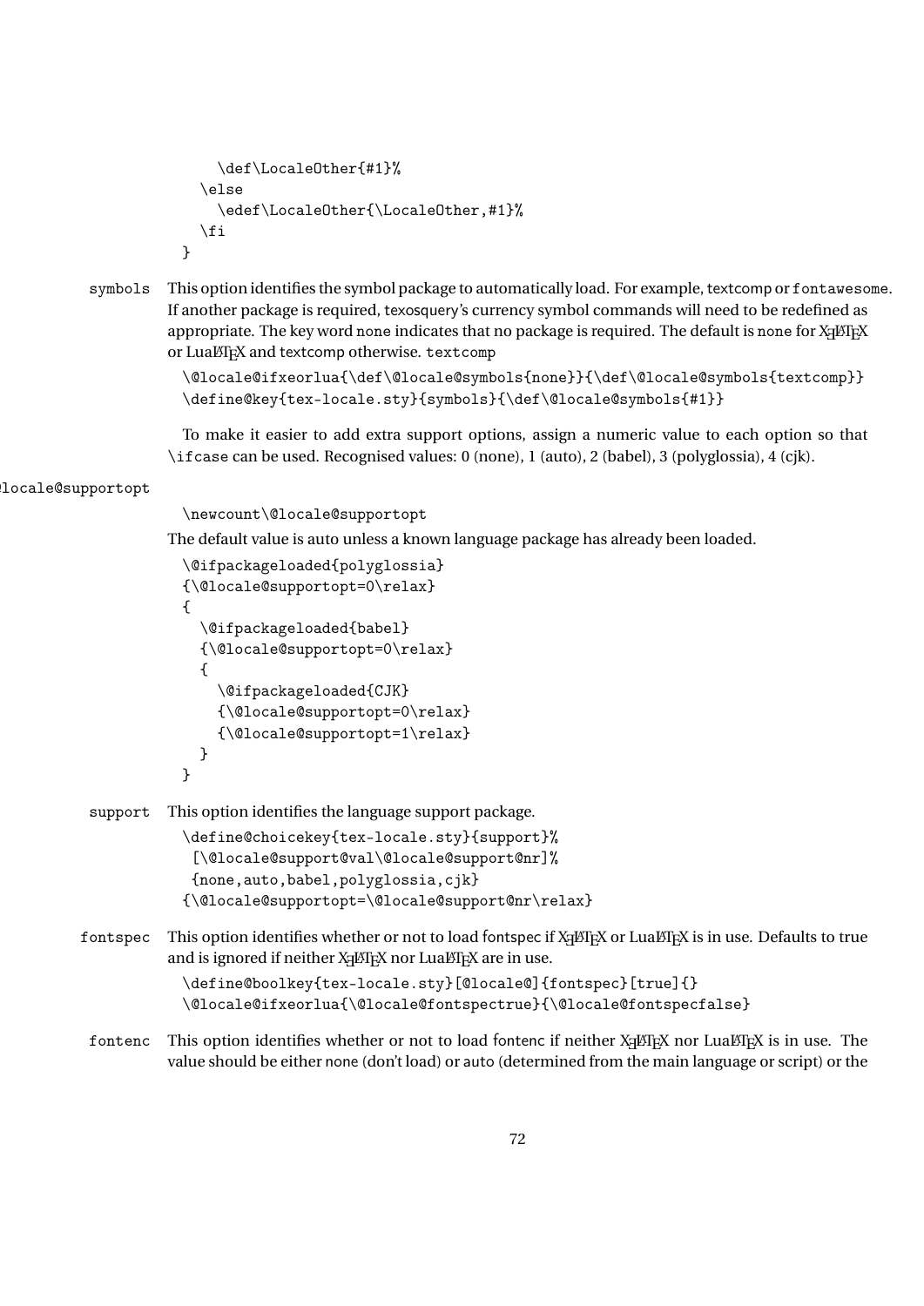```
    \def\LocaleOther{#1}%
  \else
    \edef\LocaleOther{\LocaleOther,#1}%
  \fi
}
```

symbols This option identifies the symbol package to automatically load. For example, textcomp or fontawesome. If another package is required, texosquery's currency symbol commands will need to be redefined as appropriate. The key word none indicates that no package is required. The default is none for XƎLaTeX or LuaLaTeX and textcomp otherwise. textcomp

```
\@locale@ifxeorlua{\def\@locale@symbols{none}}{\def\@locale@symbols{textcomp}}
\define@key{tex-locale.sty}{symbols}{\def\@locale@symbols{#1}}
```

To make it easier to add extra support options, assign a numeric value to each option so that \ifcase can be used. Recognised values: 0 (none), 1 (auto), 2 (babel), 3 (polyglossia), 4 (cjk).

\@locale@supportopt

```
\newcount\@locale@supportopt
```

The default value is auto unless a known language package has already been loaded.

```
\@ifpackageloaded{polyglossia}
{\@locale@supportopt=0\relax}
{
  \@ifpackageloaded{babel}
  {\@locale@supportopt=0\relax}
  {
    \@ifpackageloaded{CJK}
    {\@locale@supportopt=0\relax}
    {\@locale@supportopt=1\relax}
  }
}
```

support This option identifies the language support package.

```
\define@choicekey{tex-locale.sty}{support}%
 [\@locale@support@val\@locale@support@nr]%
 {none,auto,babel,polyglossia,cjk}
{\@locale@supportopt=\@locale@support@nr\relax}
```

fontspec This option identifies whether or not to load fontspec if XƎLaTeX or LuaLaTeX is in use. Defaults to true and is ignored if neither XƎLaTeX nor LuaLaTeX are in use.

```
\define@boolkey{tex-locale.sty}[@locale@]{fontspec}[true]{}
\@locale@ifxeorlua{\@locale@fontspectrue}{\@locale@fontspecfalse}
```

fontenc This option identifies whether or not to load fontenc if neither XƎLaTeX nor LuaLaTeX is in use. The value should be either none (don't load) or auto (determined from the main language or script) or the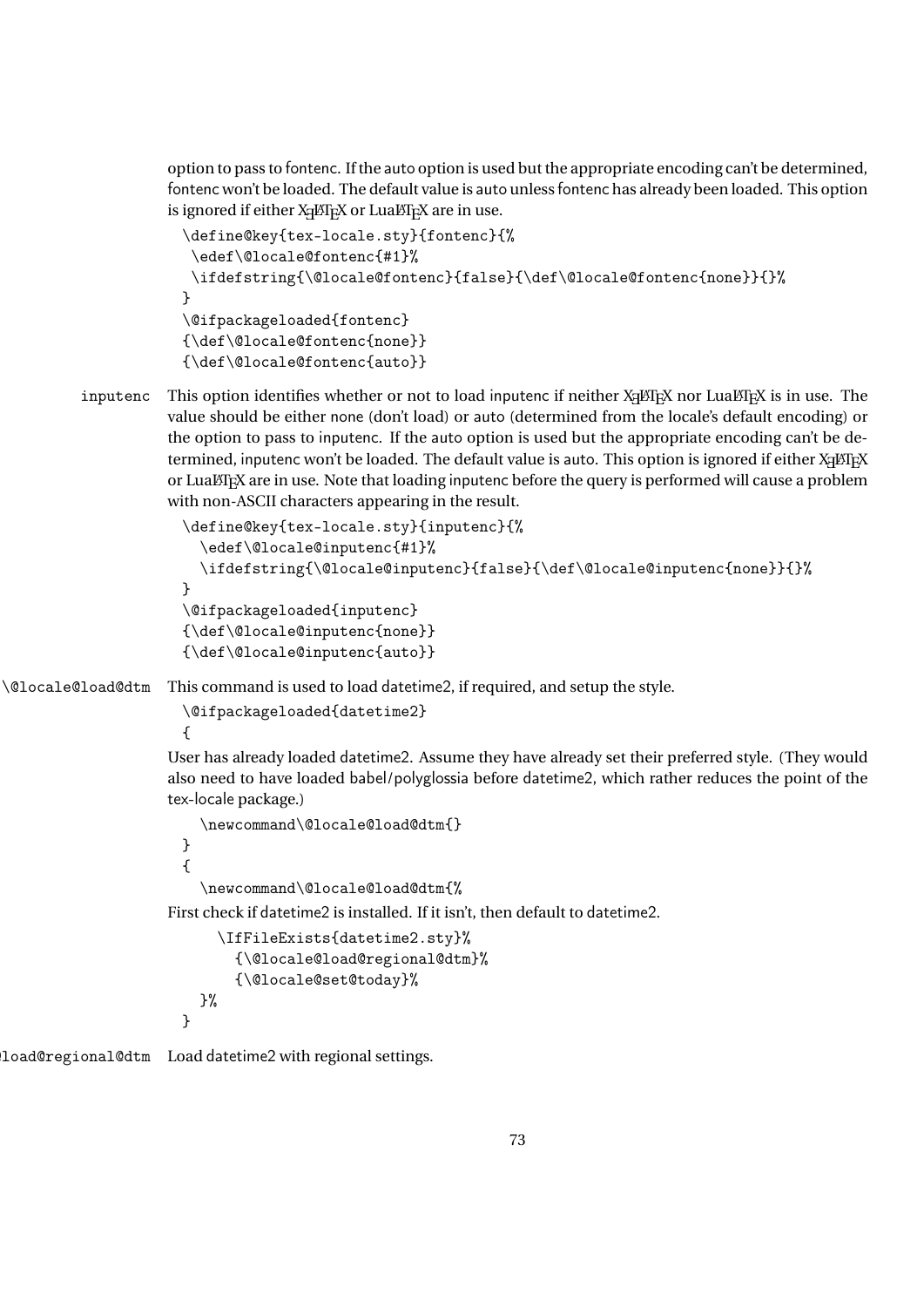option to pass to fontenc. If the auto option is used but the appropriate encoding can't be determined, fontenc won't be loaded. The default value is auto unless fontenc has already been loaded. This option is ignored if either XƎLaTeX or LuaLaTeX are in use.

```
\define@key{tex-locale.sty}{fontenc}{%
 \edef\@locale@fontenc{#1}%
 \ifdefstring{\@locale@fontenc}{false}{\def\@locale@fontenc{none}}{}%
}
\@ifpackageloaded{fontenc}
{\def\@locale@fontenc{none}}
{\def\@locale@fontenc{auto}}
```

`inputenc` This option identifies whether or not to load inputenc if neither XƎLaTeX nor LuaLaTeX is in use. The value should be either none (don't load) or auto (determined from the locale's default encoding) or the option to pass to inputenc. If the auto option is used but the appropriate encoding can't be determined, inputenc won't be loaded. The default value is auto. This option is ignored if either XƎLaTeX or LuaLaTeX are in use. Note that loading inputenc before the query is performed will cause a problem with non-ASCII characters appearing in the result.

```
\define@key{tex-locale.sty}{inputenc}{%
  \edef\@locale@inputenc{#1}%
  \ifdefstring{\@locale@inputenc}{false}{\def\@locale@inputenc{none}}{}%
}
\@ifpackageloaded{inputenc}
{\def\@locale@inputenc{none}}
{\def\@locale@inputenc{auto}}
```

`\@locale@load@dtm` This command is used to load datetime2, if required, and setup the style.

```
\@ifpackageloaded{datetime2}
{
```

User has already loaded datetime2. Assume they have already set their preferred style. (They would also need to have loaded babel/polyglossia before datetime2, which rather reduces the point of the tex-locale package.)

```
  \newcommand\@locale@load@dtm{}
}
{
  \newcommand\@locale@load@dtm{%
```

First check if datetime2 is installed. If it isn't, then default to datetime2.

```
    \IfFileExists{datetime2.sty}%
      {\@locale@load@regional@dtm}%
      {\@locale@set@today}%
  }%
}
```

`\@locale@load@regional@dtm` Load datetime2 with regional settings.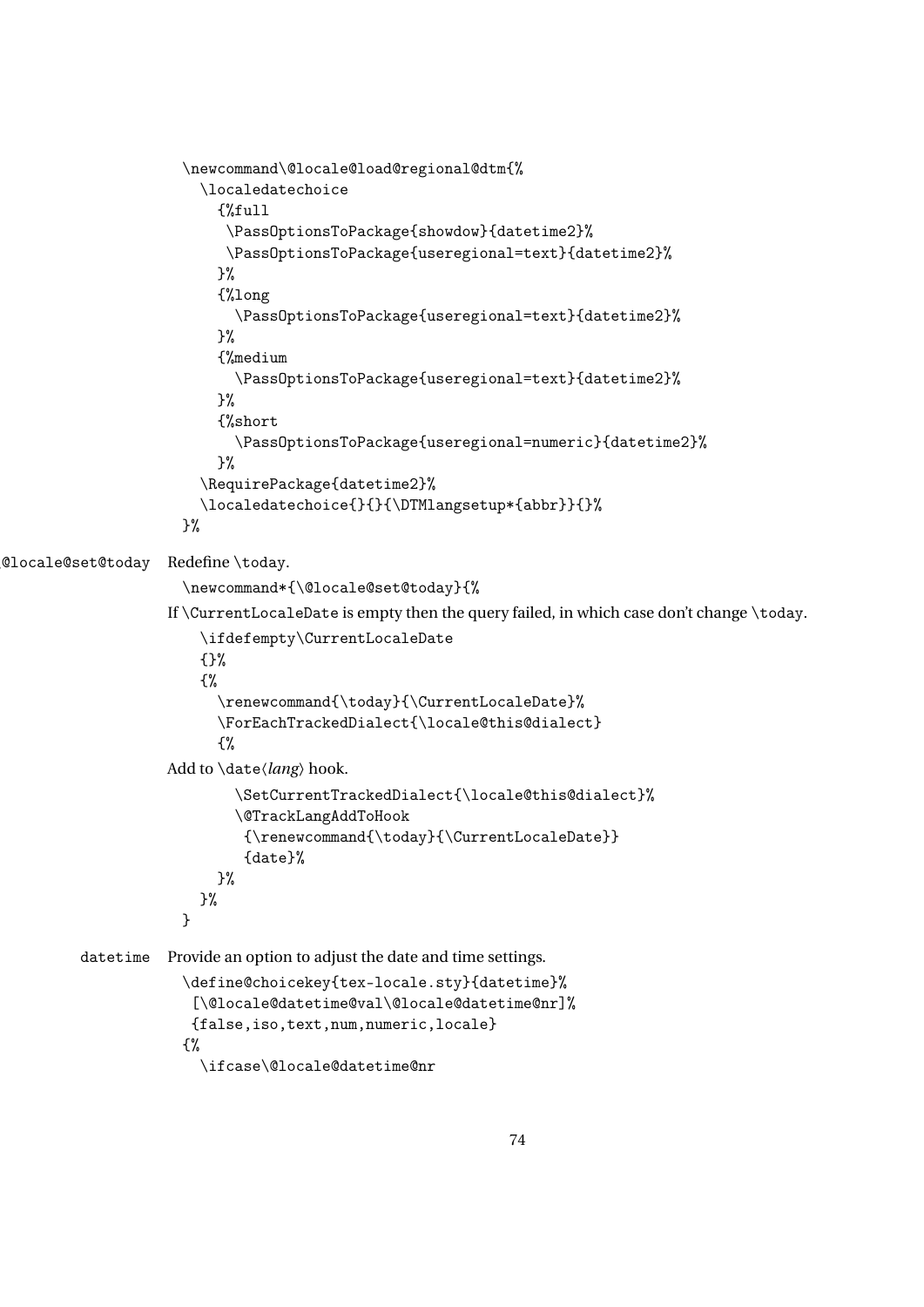```
\newcommand\@locale@load@regional@dtm{%
  \localedatechoice
    {%full
     \PassOptionsToPackage{showdow}{datetime2}%
     \PassOptionsToPackage{useregional=text}{datetime2}%
    }%
    {%long
      \PassOptionsToPackage{useregional=text}{datetime2}%
    }%
    {%medium
      \PassOptionsToPackage{useregional=text}{datetime2}%
    }%
    {%short
      \PassOptionsToPackage{useregional=numeric}{datetime2}%
    }%
  \RequirePackage{datetime2}%
  \localedatechoice{}{}{\DTMlangsetup*{abbr}}{}%
}%
```

\@locale@set@today Redefine \today.

```
\newcommand*{\@locale@set@today}{%
```

If \CurrentLocaleDate is empty then the query failed, in which case don't change \today.

```
  \ifdefempty\CurrentLocaleDate
  {}%
  {%
    \renewcommand{\today}{\CurrentLocaleDate}%
    \ForEachTrackedDialect{\locale@this@dialect}
    {%
```

Add to \date⟨*lang*⟩ hook.

```
      \SetCurrentTrackedDialect{\locale@this@dialect}%
      \@TrackLangAddToHook
       {\renewcommand{\today}{\CurrentLocaleDate}}
       {date}%
    }%
  }%
}
```

datetime Provide an option to adjust the date and time settings.

```
\define@choicekey{tex-locale.sty}{datetime}%
 [\@locale@datetime@val\@locale@datetime@nr]%
 {false,iso,text,num,numeric,locale}
{%
  \ifcase\@locale@datetime@nr
```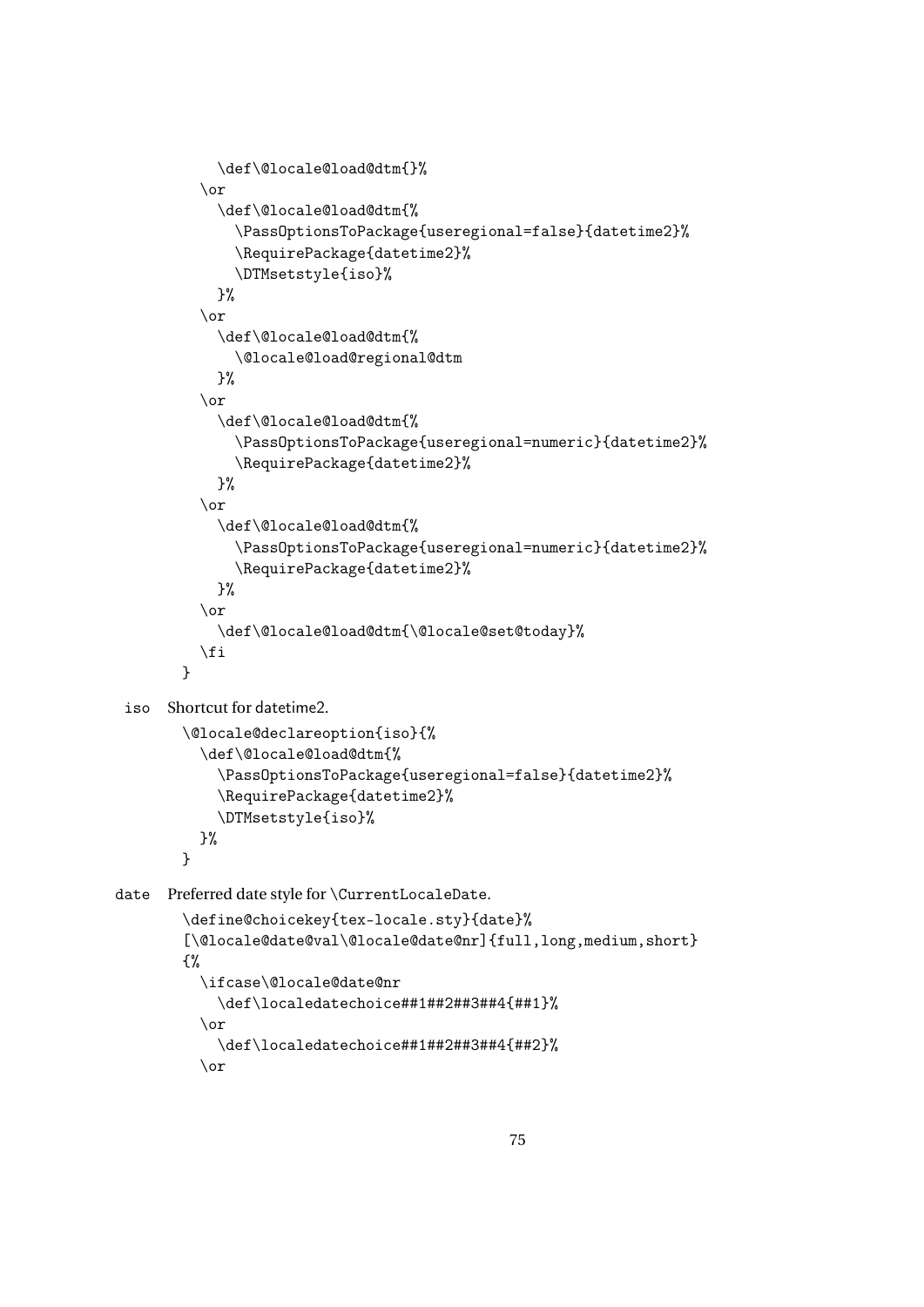```
    \def\@locale@load@dtm{}%
  \or
    \def\@locale@load@dtm{%
      \PassOptionsToPackage{useregional=false}{datetime2}%
      \RequirePackage{datetime2}%
      \DTMsetstyle{iso}%
    }%
  \or
    \def\@locale@load@dtm{%
      \@locale@load@regional@dtm
    }%
  \or
    \def\@locale@load@dtm{%
      \PassOptionsToPackage{useregional=numeric}{datetime2}%
      \RequirePackage{datetime2}%
    }%
  \or
    \def\@locale@load@dtm{%
      \PassOptionsToPackage{useregional=numeric}{datetime2}%
      \RequirePackage{datetime2}%
    }%
  \or
    \def\@locale@load@dtm{\@locale@set@today}%
  \fi
}
```

iso Shortcut for datetime2.

```
\@locale@declareoption{iso}{%
  \def\@locale@load@dtm{%
    \PassOptionsToPackage{useregional=false}{datetime2}%
    \RequirePackage{datetime2}%
    \DTMsetstyle{iso}%
  }%
}
```

date Preferred date style for \CurrentLocaleDate.

```
\define@choicekey{tex-locale.sty}{date}%
[\@locale@date@val\@locale@date@nr]{full,long,medium,short}
{%
  \ifcase\@locale@date@nr
    \def\localedatechoice##1##2##3##4{##1}%
  \or
    \def\localedatechoice##1##2##3##4{##2}%
  \or
```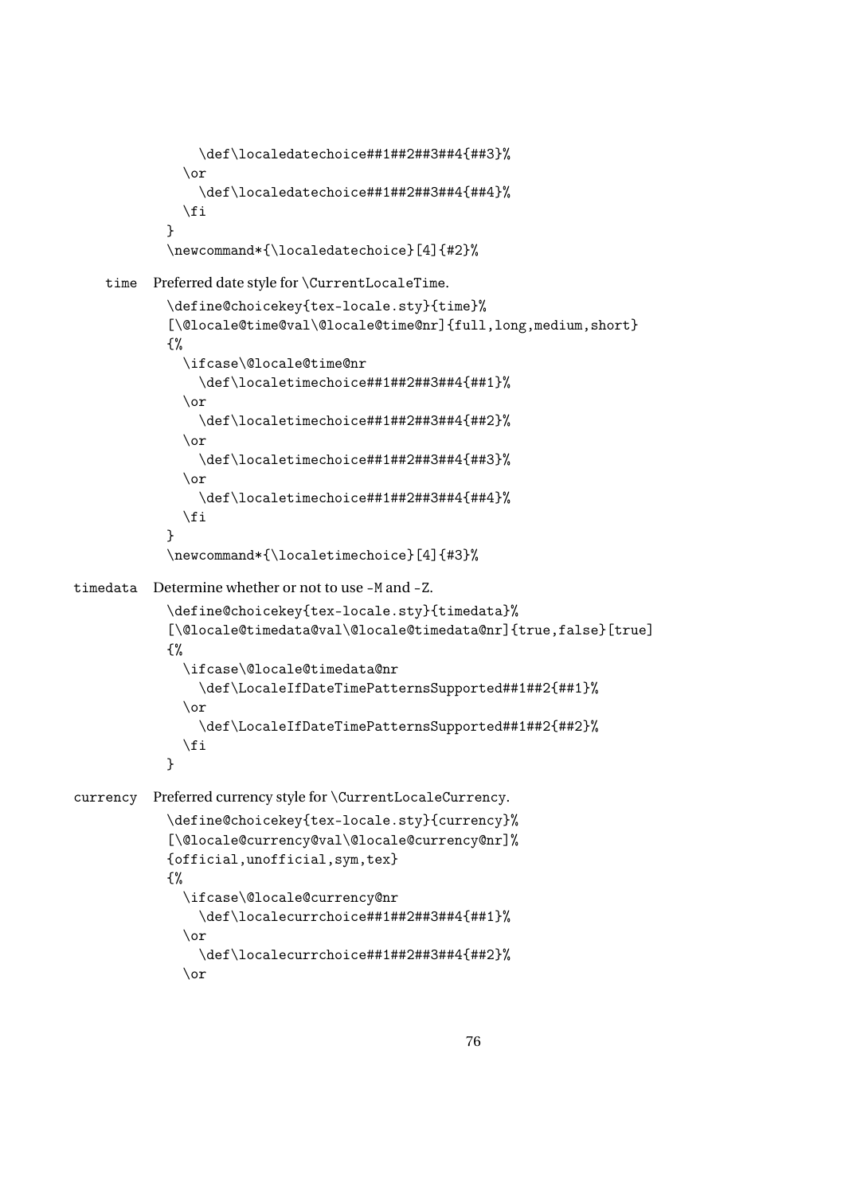```
    \def\localedatechoice##1##2##3##4{##3}%
  \or
    \def\localedatechoice##1##2##3##4{##4}%
  \fi
}
\newcommand*{\localedatechoice}[4]{#2}%
```

time Preferred date style for \CurrentLocaleTime.

```
\define@choicekey{tex-locale.sty}{time}%
[\@locale@time@val\@locale@time@nr]{full,long,medium,short}
{%
  \ifcase\@locale@time@nr
    \def\localetimechoice##1##2##3##4{##1}%
  \or
    \def\localetimechoice##1##2##3##4{##2}%
  \or
    \def\localetimechoice##1##2##3##4{##3}%
  \or
    \def\localetimechoice##1##2##3##4{##4}%
  \fi
}
\newcommand*{\localetimechoice}[4]{#3}%
```

timedata Determine whether or not to use -M and -Z.

```
\define@choicekey{tex-locale.sty}{timedata}%
[\@locale@timedata@val\@locale@timedata@nr]{true,false}[true]
{%
  \ifcase\@locale@timedata@nr
    \def\LocaleIfDateTimePatternsSupported##1##2{##1}%
  \or
    \def\LocaleIfDateTimePatternsSupported##1##2{##2}%
  \fi
}
```

currency Preferred currency style for \CurrentLocaleCurrency.

```
\define@choicekey{tex-locale.sty}{currency}%
[\@locale@currency@val\@locale@currency@nr]%
{official,unofficial,sym,tex}
{%
  \ifcase\@locale@currency@nr
    \def\localecurrchoice##1##2##3##4{##1}%
  \or
    \def\localecurrchoice##1##2##3##4{##2}%
  \or
```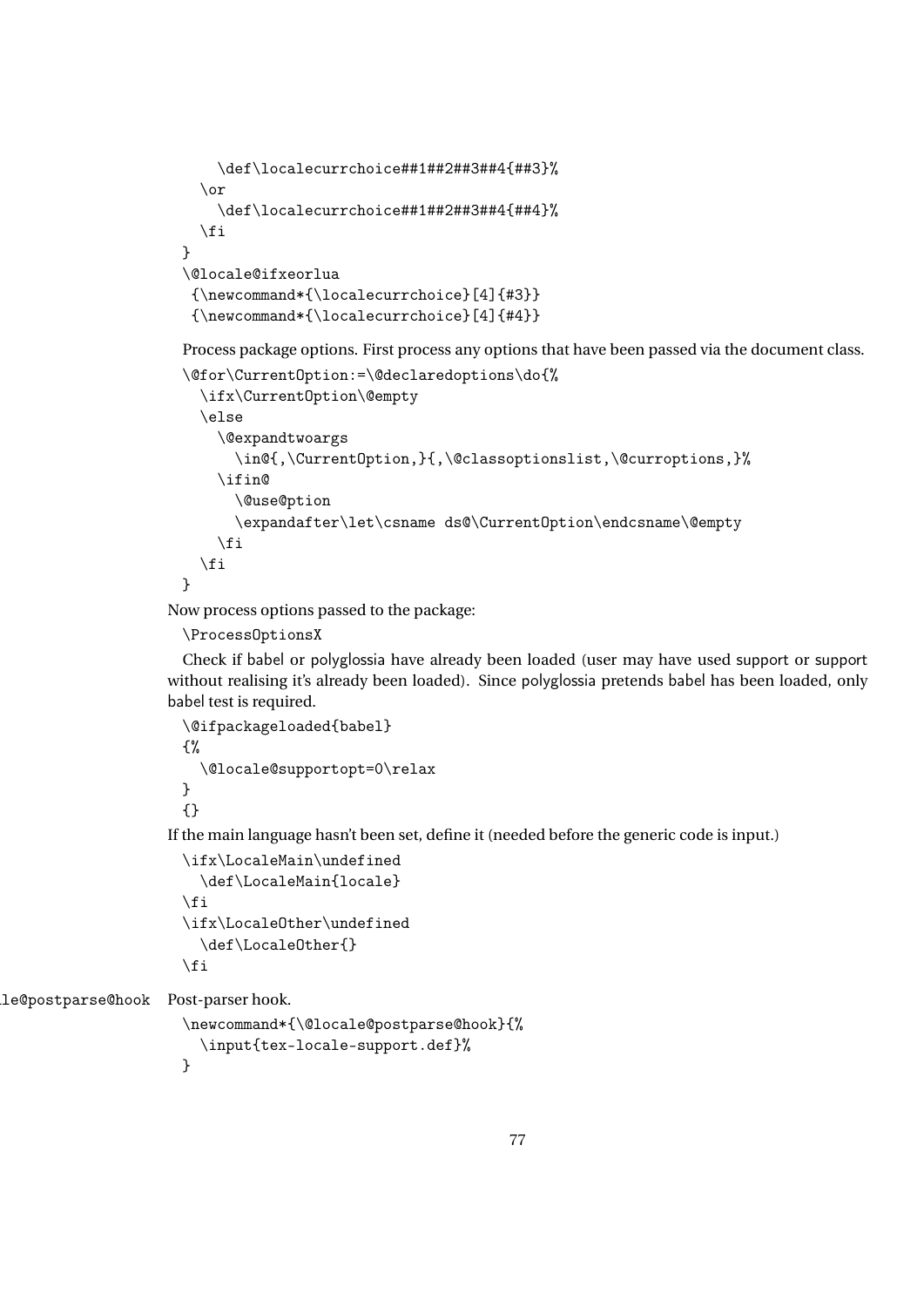```
    \def\localecurrchoice##1##2##3##4{##3}%
  \or
    \def\localecurrchoice##1##2##3##4{##4}%
  \fi
}
\@locale@ifxeorlua
 {\newcommand*{\localecurrchoice}[4]{#3}}
 {\newcommand*{\localecurrchoice}[4]{#4}}
```

Process package options. First process any options that have been passed via the document class.

```
\@for\CurrentOption:=\@declaredoptions\do{%
  \ifx\CurrentOption\@empty
  \else
    \@expandtwoargs
      \in@{,\CurrentOption,}{,\@classoptionslist,\@curroptions,}%
    \ifin@
      \@use@ption
      \expandafter\let\csname ds@\CurrentOption\endcsname\@empty
    \fi
  \fi
}
```

Now process options passed to the package:

```
\ProcessOptionsX
```

Check if babel or polyglossia have already been loaded (user may have used support or support without realising it's already been loaded). Since polyglossia pretends babel has been loaded, only babel test is required.

```
\@ifpackageloaded{babel}
{%
  \@locale@supportopt=0\relax
}
{}
```

If the main language hasn't been set, define it (needed before the generic code is input.)

```
\ifx\LocaleMain\undefined
  \def\LocaleMain{locale}
\fi
\ifx\LocaleOther\undefined
  \def\LocaleOther{}
\fi
```

\@locale@postparse@hook Post-parser hook.

```
\newcommand*{\@locale@postparse@hook}{%
  \input{tex-locale-support.def}%
}
```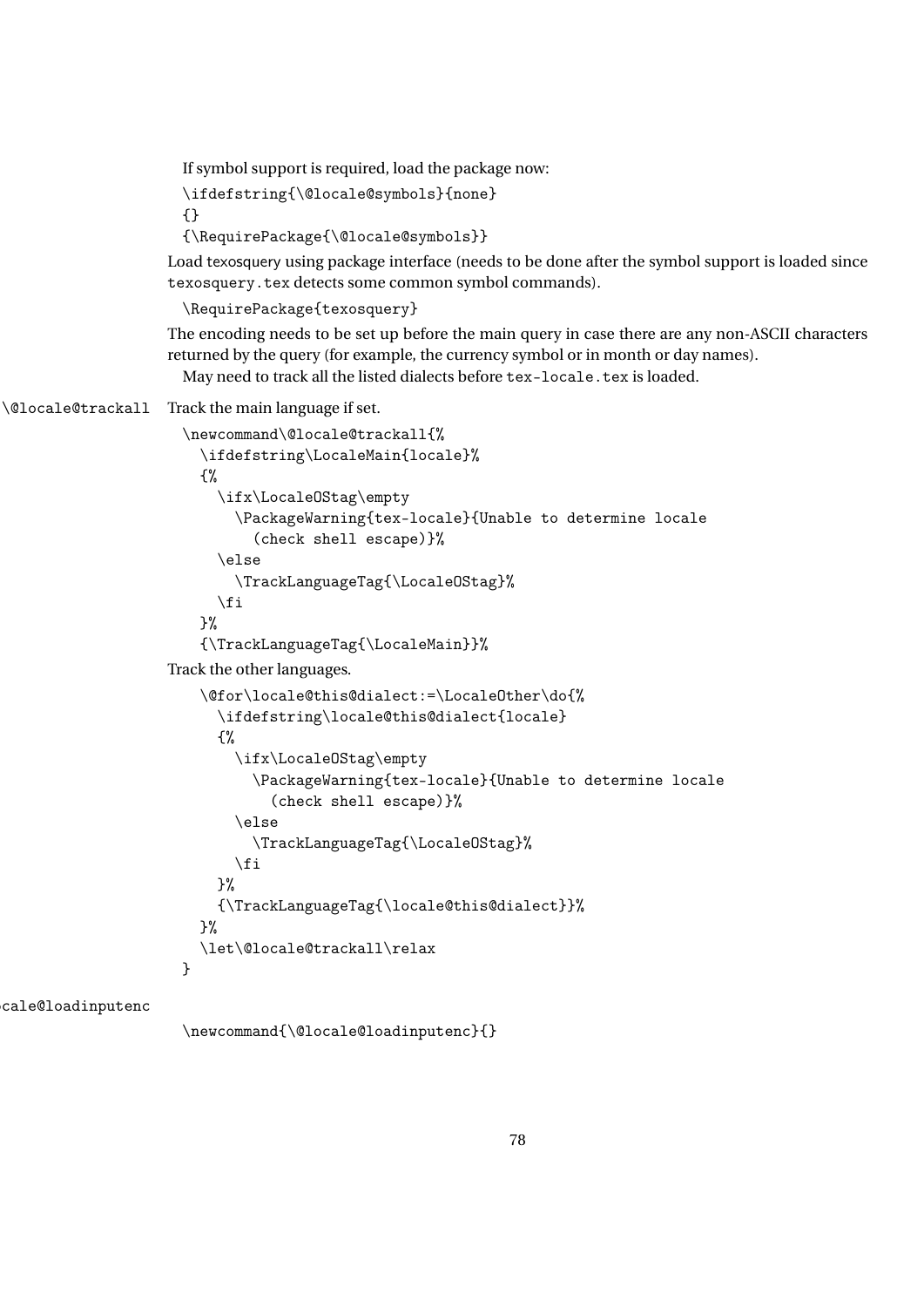If symbol support is required, load the package now:

```
\ifdefstring{\@locale@symbols}{none}
{}
{\RequirePackage{\@locale@symbols}}
```

Load texosquery using package interface (needs to be done after the symbol support is loaded since `texosquery.tex` detects some common symbol commands).

```
\RequirePackage{texosquery}
```

The encoding needs to be set up before the main query in case there are any non-ASCII characters returned by the query (for example, the currency symbol or in month or day names).

May need to track all the listed dialects before `tex-locale.tex` is loaded.

`\@locale@trackall` Track the main language if set.

```
\newcommand\@locale@trackall{%
  \ifdefstring\LocaleMain{locale}%
  {%
    \ifx\LocaleOStag\empty
      \PackageWarning{tex-locale}{Unable to determine locale
        (check shell escape)}%
    \else
      \TrackLanguageTag{\LocaleOStag}%
    \fi
  }%
  {\TrackLanguageTag{\LocaleMain}}%
```

Track the other languages.

```
  \@for\locale@this@dialect:=\LocaleOther\do{%
    \ifdefstring\locale@this@dialect{locale}
    {%
      \ifx\LocaleOStag\empty
        \PackageWarning{tex-locale}{Unable to determine locale
          (check shell escape)}%
      \else
        \TrackLanguageTag{\LocaleOStag}%
      \fi
    }%
    {\TrackLanguageTag{\locale@this@dialect}}%
  }%
  \let\@locale@trackall\relax
}
```

`\@locale@loadinputenc`

```
\newcommand{\@locale@loadinputenc}{}
```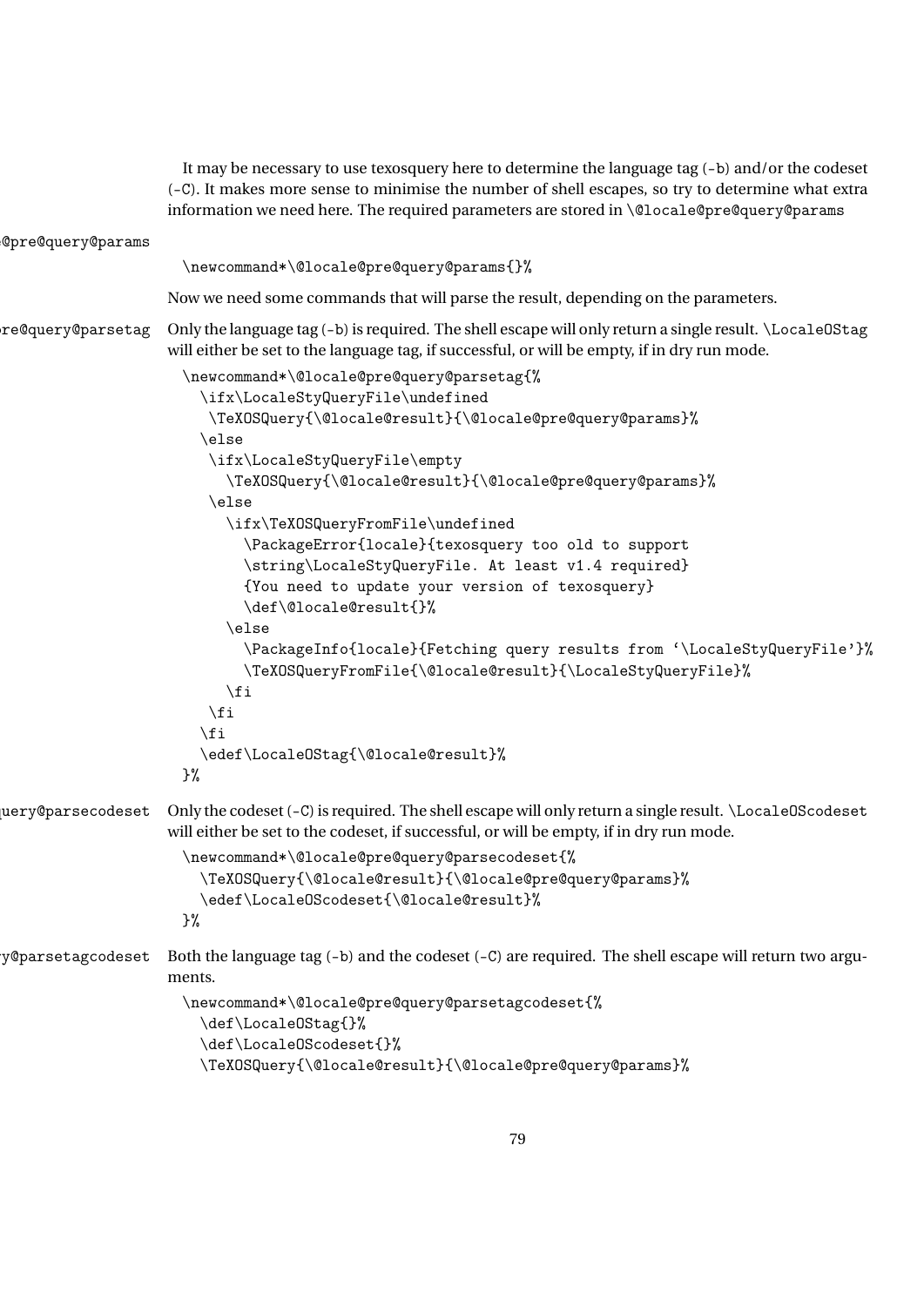It may be necessary to use texosquery here to determine the language tag (-b) and/or the codeset (-C). It makes more sense to minimise the number of shell escapes, so try to determine what extra information we need here. The required parameters are stored in \@locale@pre@query@params

\@locale@pre@query@params

```
\newcommand*\@locale@pre@query@params{}%
```

Now we need some commands that will parse the result, depending on the parameters.

\@locale@pre@query@parsetag

Only the language tag (-b) is required. The shell escape will only return a single result. \LocaleOStag will either be set to the language tag, if successful, or will be empty, if in dry run mode.

```
\newcommand*\@locale@pre@query@parsetag{%
  \ifx\LocaleStyQueryFile\undefined
   \TeXOSQuery{\@locale@result}{\@locale@pre@query@params}%
  \else
   \ifx\LocaleStyQueryFile\empty
     \TeXOSQuery{\@locale@result}{\@locale@pre@query@params}%
   \else
     \ifx\TeXOSQueryFromFile\undefined
       \PackageError{locale}{texosquery too old to support
       \string\LocaleStyQueryFile. At least v1.4 required}
       {You need to update your version of texosquery}
       \def\@locale@result{}%
     \else
       \PackageInfo{locale}{Fetching query results from `\LocaleStyQueryFile'}%
       \TeXOSQueryFromFile{\@locale@result}{\LocaleStyQueryFile}%
     \fi
   \fi
  \fi
  \edef\LocaleOStag{\@locale@result}%
}%
```

\@locale@pre@query@parsecodeset

Only the codeset (-C) is required. The shell escape will only return a single result. \LocaleOScodeset will either be set to the codeset, if successful, or will be empty, if in dry run mode.

```
\newcommand*\@locale@pre@query@parsecodeset{%
  \TeXOSQuery{\@locale@result}{\@locale@pre@query@params}%
  \edef\LocaleOScodeset{\@locale@result}%
}%
```

\@locale@pre@query@parsetagcodeset

Both the language tag (-b) and the codeset (-C) are required. The shell escape will return two arguments.

```
\newcommand*\@locale@pre@query@parsetagcodeset{%
  \def\LocaleOStag{}%
  \def\LocaleOScodeset{}%
  \TeXOSQuery{\@locale@result}{\@locale@pre@query@params}%
```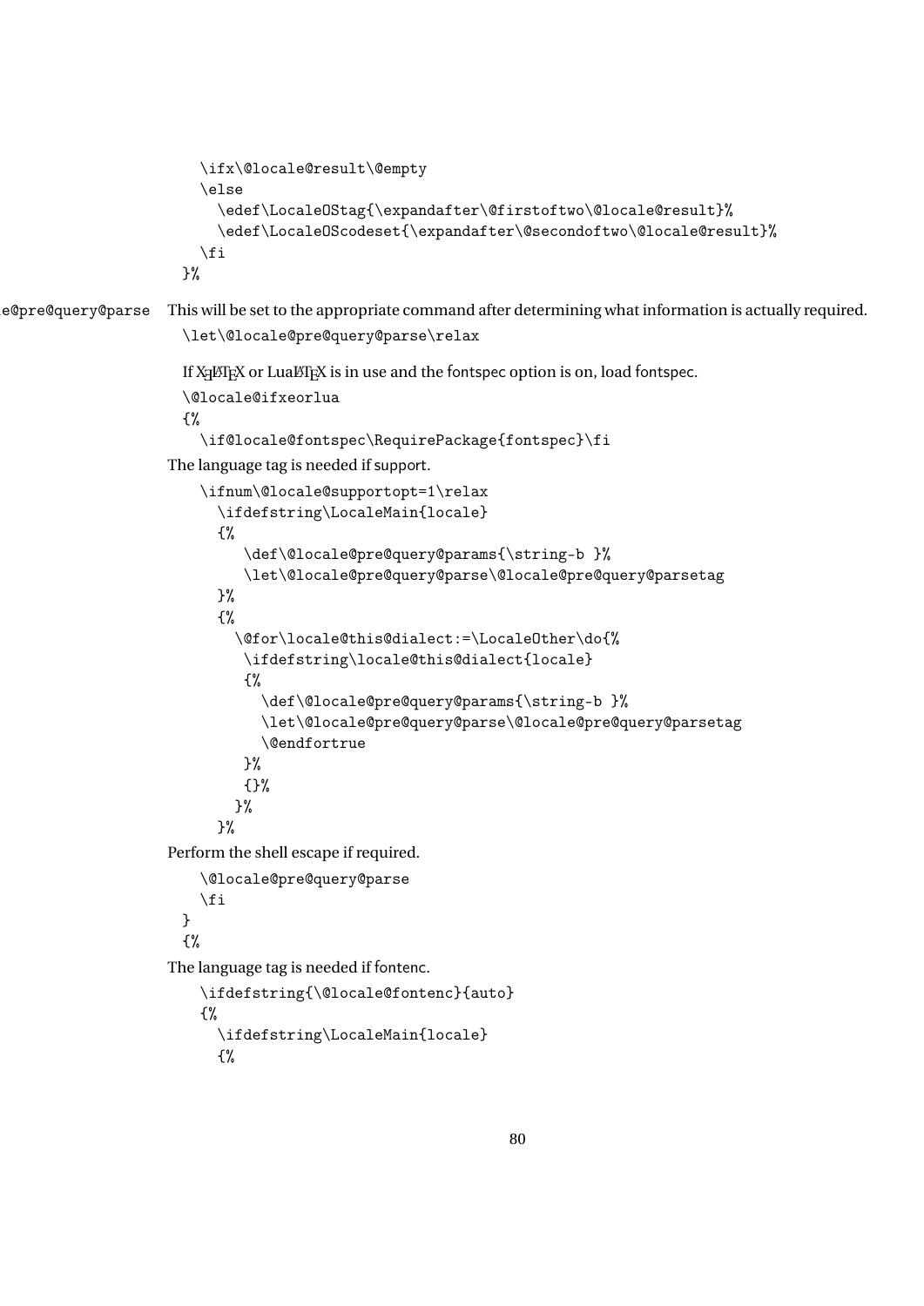```
    \ifx\@locale@result\@empty
    \else
      \edef\LocaleOStag{\expandafter\@firstoftwo\@locale@result}%
      \edef\LocaleOScodeset{\expandafter\@secondoftwo\@locale@result}%
    \fi
  }%
```

\@locale@pre@query@parse This will be set to the appropriate command after determining what information is actually required.

```
\let\@locale@pre@query@parse\relax
```

If XƎLaTeX or LuaLaTeX is in use and the fontspec option is on, load fontspec.

```
\@locale@ifxeorlua
{%
  \if@locale@fontspec\RequirePackage{fontspec}\fi
```

The language tag is needed if support.

```
  \ifnum\@locale@supportopt=1\relax
    \ifdefstring\LocaleMain{locale}
    {%
       \def\@locale@pre@query@params{\string-b }%
       \let\@locale@pre@query@parse\@locale@pre@query@parsetag
    }%
    {%
      \@for\locale@this@dialect:=\LocaleOther\do{%
        \ifdefstring\locale@this@dialect{locale}
        {%
          \def\@locale@pre@query@params{\string-b }%
          \let\@locale@pre@query@parse\@locale@pre@query@parsetag
          \@endfortrue
        }%
        {}%
      }%
    }%
```

Perform the shell escape if required.

```
    \@locale@pre@query@parse
  \fi
}
{%
```

The language tag is needed if fontenc.

```
  \ifdefstring{\@locale@fontenc}{auto}
  {%
    \ifdefstring\LocaleMain{locale}
    {%
```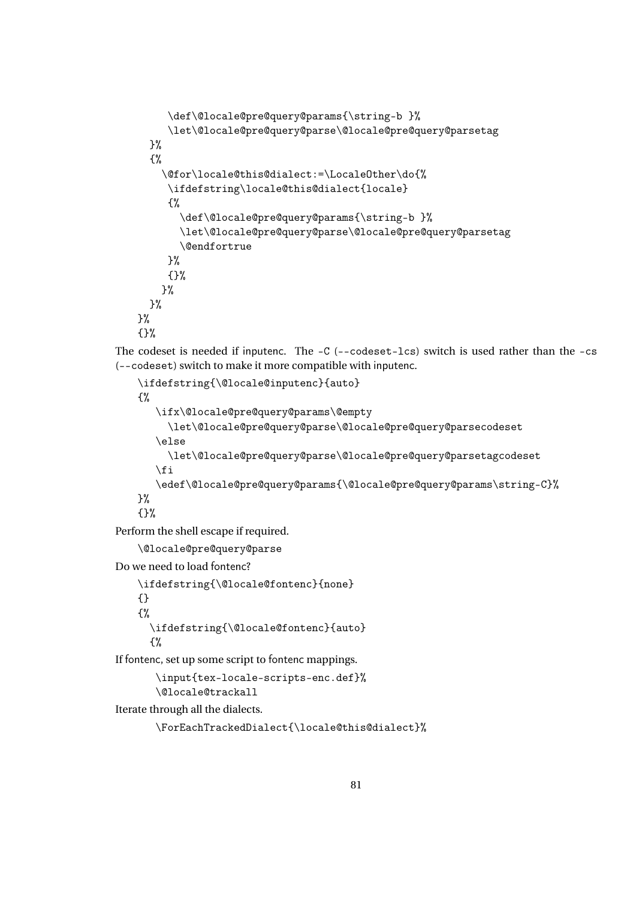```
      \def\@locale@pre@query@params{\string-b }%
      \let\@locale@pre@query@parse\@locale@pre@query@parsetag
    }%
    {%
      \@for\locale@this@dialect:=\LocaleOther\do{%
       \ifdefstring\locale@this@dialect{locale}
       {%
         \def\@locale@pre@query@params{\string-b }%
         \let\@locale@pre@query@parse\@locale@pre@query@parsetag
         \@endfortrue
       }%
       {}%
      }%
    }%
  }%
  {}%
```

The codeset is needed if inputenc. The -C (--codeset-lcs) switch is used rather than the -cs (--codeset) switch to make it more compatible with inputenc.

```
  \ifdefstring{\@locale@inputenc}{auto}
  {%
     \ifx\@locale@pre@query@params\@empty
       \let\@locale@pre@query@parse\@locale@pre@query@parsecodeset
     \else
       \let\@locale@pre@query@parse\@locale@pre@query@parsetagcodeset
     \fi
     \edef\@locale@pre@query@params{\@locale@pre@query@params\string-C}%
  }%
  {}%
```

Perform the shell escape if required.

```
  \@locale@pre@query@parse
```

Do we need to load fontenc?

```
  \ifdefstring{\@locale@fontenc}{none}
  {}
  {%
    \ifdefstring{\@locale@fontenc}{auto}
    {%
```

If fontenc, set up some script to fontenc mappings.

```
     \input{tex-locale-scripts-enc.def}%
     \@locale@trackall
```

Iterate through all the dialects.

```
     \ForEachTrackedDialect{\locale@this@dialect}%
```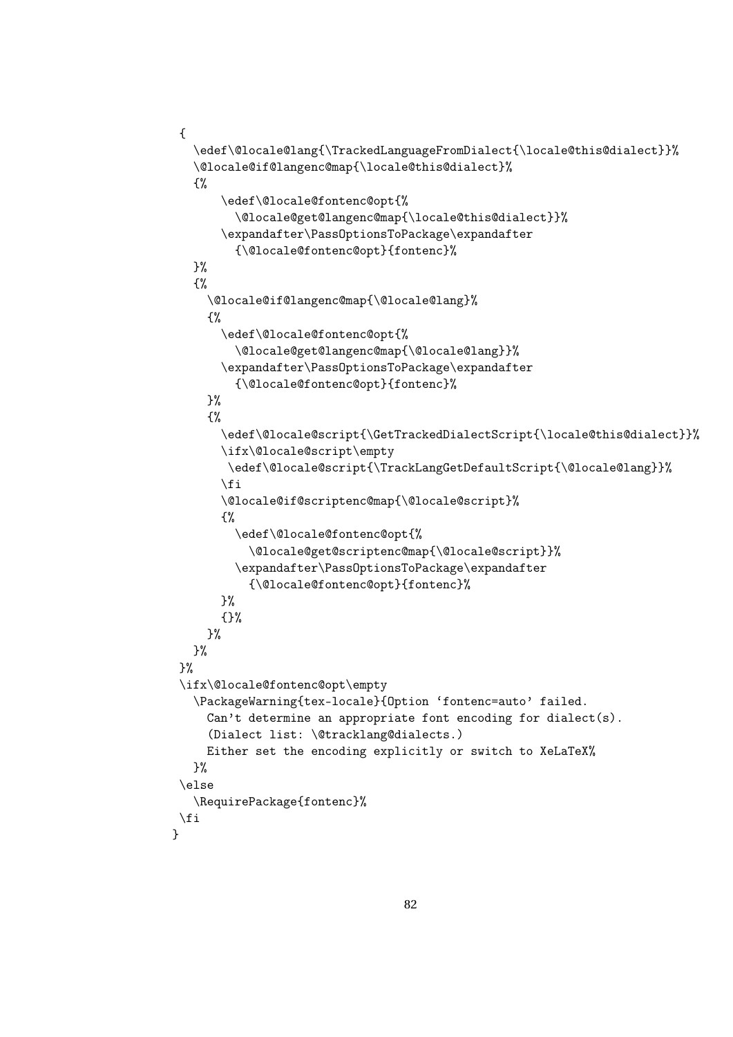```
 {
   \edef\@locale@lang{\TrackedLanguageFromDialect{\locale@this@dialect}}%
   \@locale@if@langenc@map{\locale@this@dialect}%
   {%
       \edef\@locale@fontenc@opt{%
         \@locale@get@langenc@map{\locale@this@dialect}}%
       \expandafter\PassOptionsToPackage\expandafter
         {\@locale@fontenc@opt}{fontenc}%
   }%
   {%
     \@locale@if@langenc@map{\@locale@lang}%
     {%
       \edef\@locale@fontenc@opt{%
         \@locale@get@langenc@map{\@locale@lang}}%
       \expandafter\PassOptionsToPackage\expandafter
         {\@locale@fontenc@opt}{fontenc}%
     }%
     {%
       \edef\@locale@script{\GetTrackedDialectScript{\locale@this@dialect}}%
       \ifx\@locale@script\empty
        \edef\@locale@script{\TrackLangGetDefaultScript{\@locale@lang}}%
       \fi
       \@locale@if@scriptenc@map{\@locale@script}%
       {%
         \edef\@locale@fontenc@opt{%
           \@locale@get@scriptenc@map{\@locale@script}}%
         \expandafter\PassOptionsToPackage\expandafter
           {\@locale@fontenc@opt}{fontenc}%
       }%
       {}%
     }%
   }%
 }%
 \ifx\@locale@fontenc@opt\empty
   \PackageWarning{tex-locale}{Option ‘fontenc=auto’ failed.
     Can’t determine an appropriate font encoding for dialect(s).
     (Dialect list: \@tracklang@dialects.)
     Either set the encoding explicitly or switch to XeLaTeX%
   }%
 \else
   \RequirePackage{fontenc}%
 \fi
}
```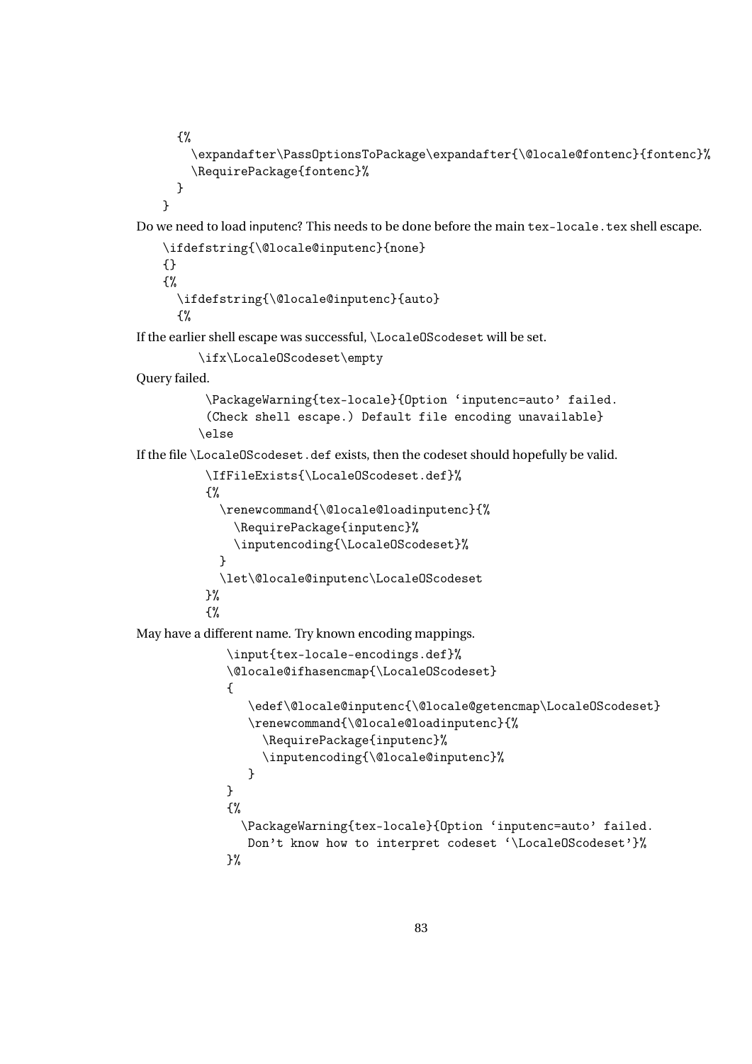```
    {%
      \expandafter\PassOptionsToPackage\expandafter{\@locale@fontenc}{fontenc}%
      \RequirePackage{fontenc}%
    }
  }
```

Do we need to load inputenc? This needs to be done before the main `tex-locale.tex` shell escape.

```
  \ifdefstring{\@locale@inputenc}{none}
  {}
  {%
    \ifdefstring{\@locale@inputenc}{auto}
    {%
```

If the earlier shell escape was successful, `\LocaleOScodeset` will be set.

```
      \ifx\LocaleOScodeset\empty
```

Query failed.

```
        \PackageWarning{tex-locale}{Option `inputenc=auto' failed.
        (Check shell escape.) Default file encoding unavailable}
      \else
```

If the file `\LocaleOScodeset.def` exists, then the codeset should hopefully be valid.

```
        \IfFileExists{\LocaleOScodeset.def}%
        {%
          \renewcommand{\@locale@loadinputenc}{%
            \RequirePackage{inputenc}%
            \inputencoding{\LocaleOScodeset}%
          }
          \let\@locale@inputenc\LocaleOScodeset
        }%
        {%
```

May have a different name. Try known encoding mappings.

```
           \input{tex-locale-encodings.def}%
           \@locale@ifhasencmap{\LocaleOScodeset}
           {
              \edef\@locale@inputenc{\@locale@getencmap\LocaleOScodeset}
              \renewcommand{\@locale@loadinputenc}{%
                \RequirePackage{inputenc}%
                \inputencoding{\@locale@inputenc}%
              }
           }
           {%
             \PackageWarning{tex-locale}{Option `inputenc=auto' failed.
              Don't know how to interpret codeset `\LocaleOScodeset'}%
           }%
```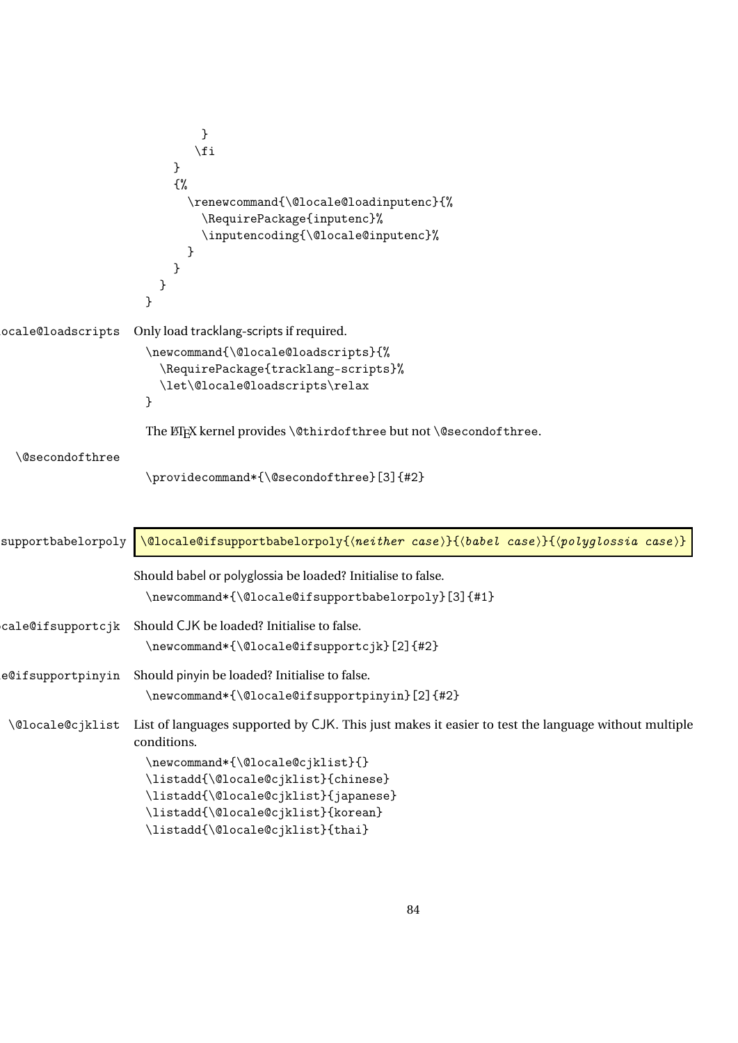```
          }
        \fi
      }
      {%
        \renewcommand{\@locale@loadinputenc}{%
          \RequirePackage{inputenc}%
          \inputencoding{\@locale@inputenc}%
        }
      }
    }
  }
```

\@locale@loadscripts Only load tracklang-scripts if required.

```
\newcommand{\@locale@loadscripts}{%
  \RequirePackage{tracklang-scripts}%
  \let\@locale@loadscripts\relax
}
```

The LaTeX kernel provides \@thirdofthree but not \@secondofthree.

\@secondofthree

```
\providecommand*{\@secondofthree}[3]{#2}
```

\@locale@ifsupportbabelorpoly

\@locale@ifsupportbabelorpoly{⟨neither case⟩}{⟨babel case⟩}{⟨polyglossia case⟩}

Should babel or polyglossia be loaded? Initialise to false.

```
\newcommand*{\@locale@ifsupportbabelorpoly}[3]{#1}
```

\@locale@ifsupportcjk Should CJK be loaded? Initialise to false.

```
\newcommand*{\@locale@ifsupportcjk}[2]{#2}
```

\@locale@ifsupportpinyin Should pinyin be loaded? Initialise to false.

```
\newcommand*{\@locale@ifsupportpinyin}[2]{#2}
```

\@locale@cjklist List of languages supported by CJK. This just makes it easier to test the language without multiple conditions.

```
\newcommand*{\@locale@cjklist}{}
\listadd{\@locale@cjklist}{chinese}
\listadd{\@locale@cjklist}{japanese}
\listadd{\@locale@cjklist}{korean}
\listadd{\@locale@cjklist}{thai}
```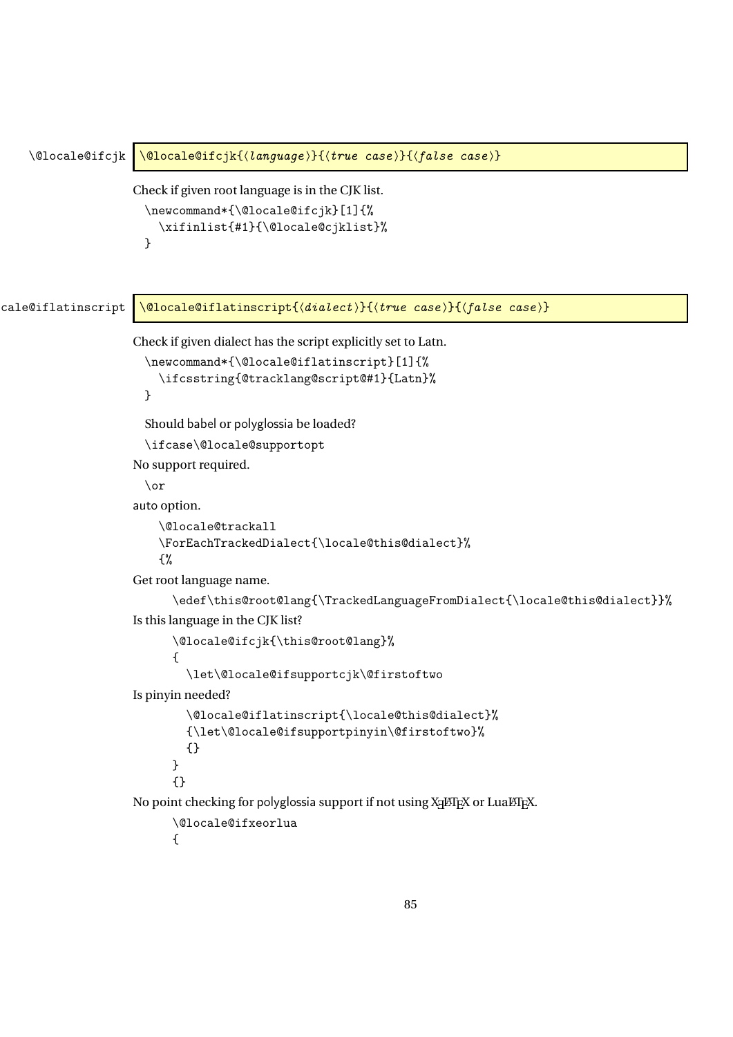\@locale@ifcjk

```
\@locale@ifcjk{⟨language⟩}{⟨true case⟩}{⟨false case⟩}
```

Check if given root language is in the CJK list.

```
\newcommand*{\@locale@ifcjk}[1]{%
  \xifinlist{#1}{\@locale@cjklist}%
}
```

\@locale@iflatinscript

```
\@locale@iflatinscript{⟨dialect⟩}{⟨true case⟩}{⟨false case⟩}
```

Check if given dialect has the script explicitly set to Latn.

```
\newcommand*{\@locale@iflatinscript}[1]{%
  \ifcsstring{@tracklang@script@#1}{Latn}%
}
```

Should babel or polyglossia be loaded?

```
\ifcase\@locale@supportopt
```

No support required.

```
\or
```

auto option.

```
  \@locale@trackall
  \ForEachTrackedDialect{\locale@this@dialect}%
  {%
```

Get root language name.

```
    \edef\this@root@lang{\TrackedLanguageFromDialect{\locale@this@dialect}}%
```

Is this language in the CJK list?

```
    \@locale@ifcjk{\this@root@lang}%
    {
      \let\@locale@ifsupportcjk\@firstoftwo
```

Is pinyin needed?

```
      \@locale@iflatinscript{\locale@this@dialect}%
      {\let\@locale@ifsupportpinyin\@firstoftwo}%
      {}
    }
    {}
```

No point checking for polyglossia support if not using XƎLaTeX or LuaLaTeX.

```
    \@locale@ifxeorlua
    {
```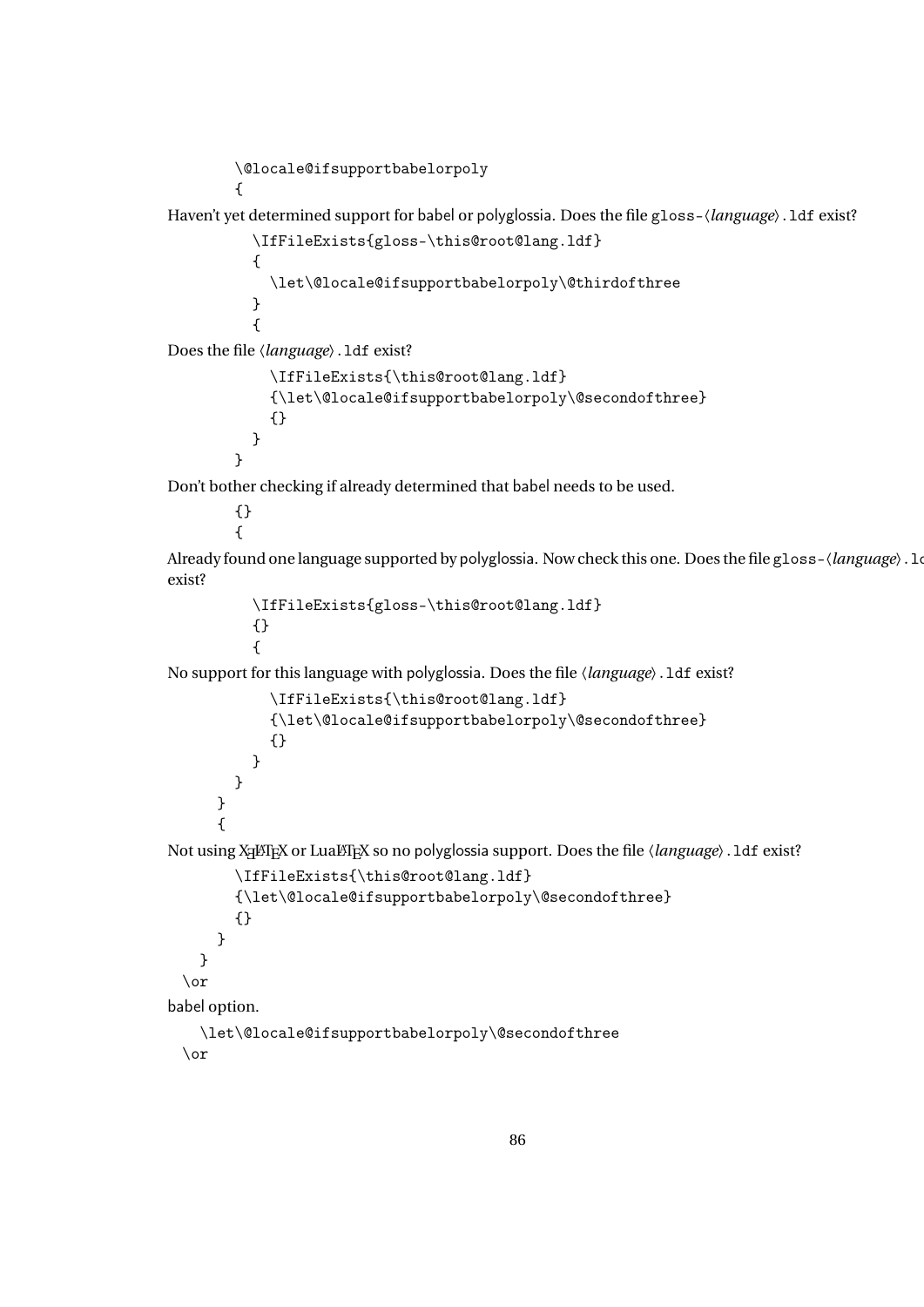```
        \@locale@ifsupportbabelorpoly
        {
```

Haven't yet determined support for babel or polyglossia. Does the file gloss-⟨*language*⟩.ldf exist?

```
          \IfFileExists{gloss-\this@root@lang.ldf}
          {
            \let\@locale@ifsupportbabelorpoly\@thirdofthree
          }
          {
```

Does the file ⟨*language*⟩.ldf exist?

```
            \IfFileExists{\this@root@lang.ldf}
            {\let\@locale@ifsupportbabelorpoly\@secondofthree}
            {}
          }
        }
```

Don't bother checking if already determined that babel needs to be used.

```
        {}
        {
```

Already found one language supported by polyglossia. Now check this one. Does the file gloss-⟨*language*⟩.ld exist?

```
          \IfFileExists{gloss-\this@root@lang.ldf}
          {}
          {
```

No support for this language with polyglossia. Does the file ⟨*language*⟩.ldf exist?

```
            \IfFileExists{\this@root@lang.ldf}
            {\let\@locale@ifsupportbabelorpoly\@secondofthree}
            {}
          }
        }
      }
      {
```

Not using XƎLATEX or LuaLATEX so no polyglossia support. Does the file ⟨*language*⟩.ldf exist?

```
        \IfFileExists{\this@root@lang.ldf}
        {\let\@locale@ifsupportbabelorpoly\@secondofthree}
        {}
      }
    }
  \or
```

babel option.

```
    \let\@locale@ifsupportbabelorpoly\@secondofthree
  \or
```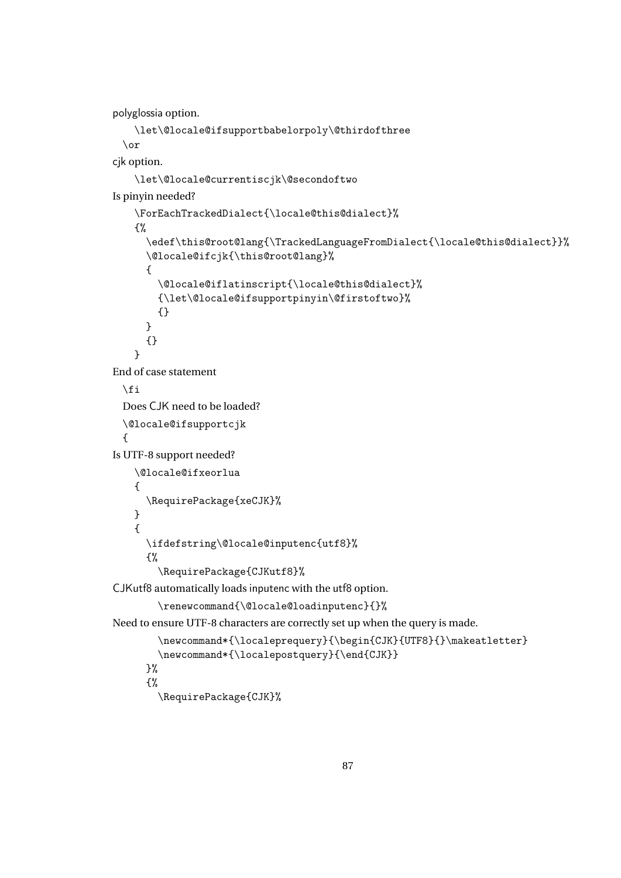polyglossia option.

```
    \let\@locale@ifsupportbabelorpoly\@thirdofthree
  \or
```

cjk option.

```
    \let\@locale@currentiscjk\@secondoftwo
```

Is pinyin needed?

```
    \ForEachTrackedDialect{\locale@this@dialect}%
    {%
      \edef\this@root@lang{\TrackedLanguageFromDialect{\locale@this@dialect}}%
      \@locale@ifcjk{\this@root@lang}%
      {
        \@locale@iflatinscript{\locale@this@dialect}%
        {\let\@locale@ifsupportpinyin\@firstoftwo}%
        {}
      }
      {}
    }
```

End of case statement

```
  \fi
```

Does CJK need to be loaded?

```
  \@locale@ifsupportcjk
  {
```

Is UTF-8 support needed?

```
    \@locale@ifxeorlua
    {
      \RequirePackage{xeCJK}%
    }
    {
      \ifdefstring\@locale@inputenc{utf8}%
      {%
        \RequirePackage{CJKutf8}%
```

CJKutf8 automatically loads inputenc with the utf8 option.

```
        \renewcommand{\@locale@loadinputenc}{}%
```

Need to ensure UTF-8 characters are correctly set up when the query is made.

```
        \newcommand*{\localeprequery}{\begin{CJK}{UTF8}{}\makeatletter}
        \newcommand*{\localepostquery}{\end{CJK}}
      }%
      {%
        \RequirePackage{CJK}%
```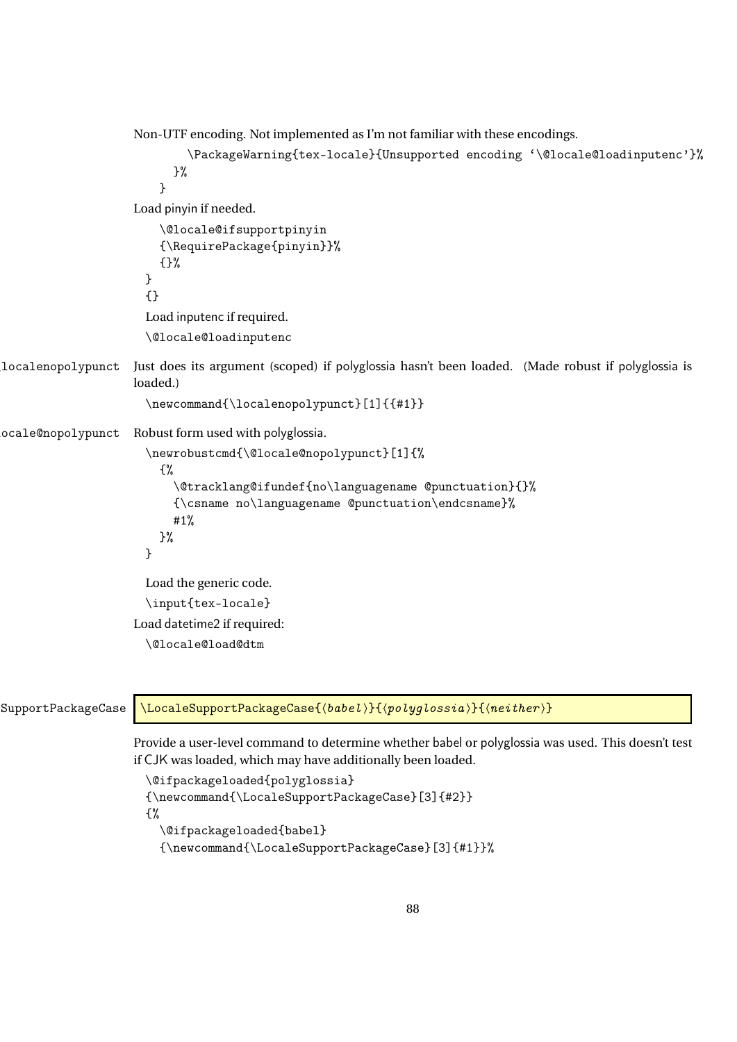Non-UTF encoding. Not implemented as I'm not familiar with these encodings.

```
        \PackageWarning{tex-locale}{Unsupported encoding `\@locale@loadinputenc'}%
      }%
    }
```

Load pinyin if needed.

```
    \@locale@ifsupportpinyin
    {\RequirePackage{pinyin}}%
    {}%
  }
  {}
```

Load inputenc if required.

```
  \@locale@loadinputenc
```

\localenopolypunct Just does its argument (scoped) if polyglossia hasn't been loaded. (Made robust if polyglossia is loaded.)

```
  \newcommand{\localenopolypunct}[1]{{#1}}
```

\@locale@nopolypunct Robust form used with polyglossia.

```
  \newrobustcmd{\@locale@nopolypunct}[1]{%
    {%
      \@tracklang@ifundef{no\languagename @punctuation}{}%
      {\csname no\languagename @punctuation\endcsname}%
      #1%
    }%
  }
```

Load the generic code.

```
  \input{tex-locale}
```

Load datetime2 if required:

```
  \@locale@load@dtm
```

\LocaleSupportPackageCase

`\LocaleSupportPackageCase{⟨babel⟩}{⟨polyglossia⟩}{⟨neither⟩}`

Provide a user-level command to determine whether babel or polyglossia was used. This doesn't test if CJK was loaded, which may have additionally been loaded.

```
  \@ifpackageloaded{polyglossia}
  {\newcommand{\LocaleSupportPackageCase}[3]{#2}}
  {%
    \@ifpackageloaded{babel}
    {\newcommand{\LocaleSupportPackageCase}[3]{#1}}%
```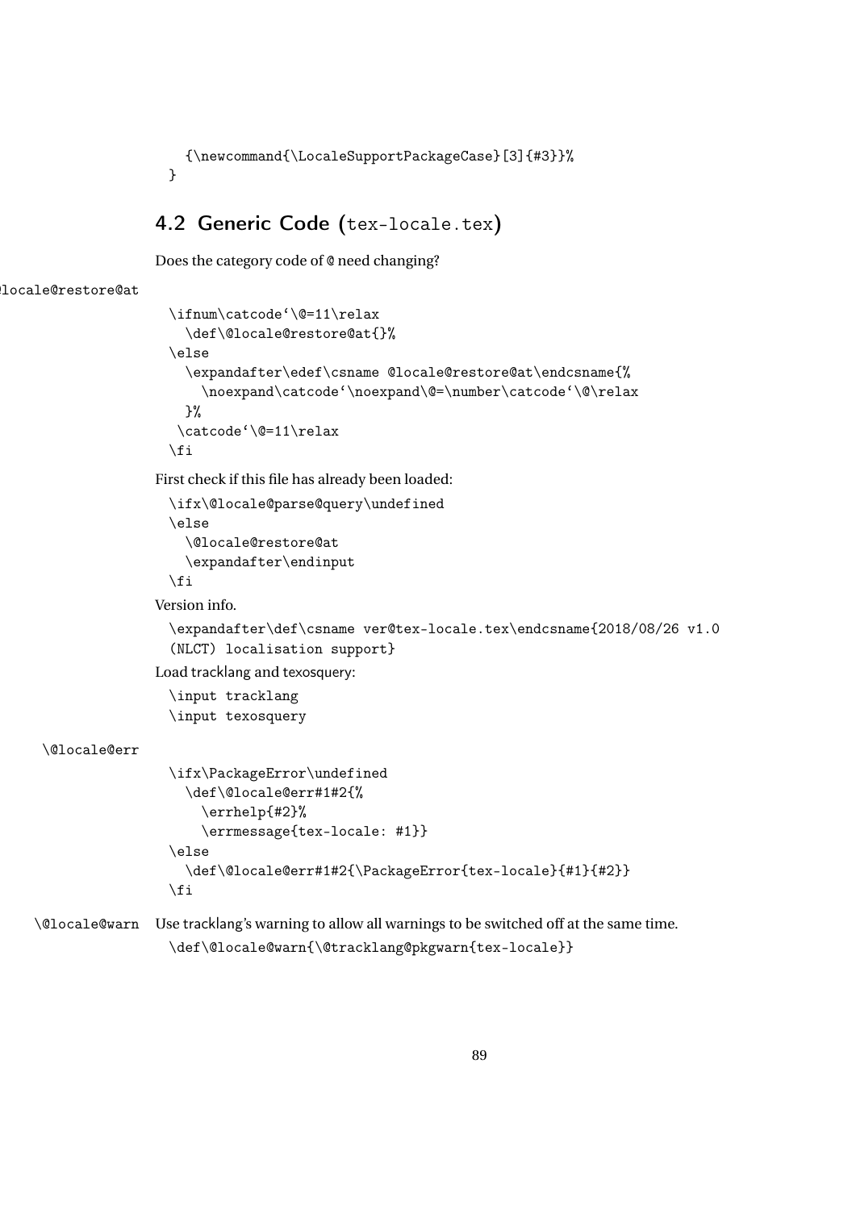```
  {\newcommand{\LocaleSupportPackageCase}[3]{#3}}%
}
```

## 4.2 Generic Code (tex-locale.tex)

Does the category code of @ need changing?

\@locale@restore@at

```
\ifnum\catcode`\@=11\relax
  \def\@locale@restore@at{}%
\else
  \expandafter\edef\csname @locale@restore@at\endcsname{%
    \noexpand\catcode`\noexpand\@=\number\catcode`\@\relax
  }%
 \catcode`\@=11\relax
\fi
```

First check if this file has already been loaded:

```
\ifx\@locale@parse@query\undefined
\else
  \@locale@restore@at
  \expandafter\endinput
\fi
```

Version info.

```
\expandafter\def\csname ver@tex-locale.tex\endcsname{2018/08/26 v1.0
(NLCT) localisation support}
```

Load tracklang and texosquery:

```
\input tracklang
\input texosquery
```

\@locale@err

```
\ifx\PackageError\undefined
  \def\@locale@err#1#2{%
    \errhelp{#2}%
    \errmessage{tex-locale: #1}}
\else
  \def\@locale@err#1#2{\PackageError{tex-locale}{#1}{#2}}
\fi
```

\@locale@warn Use tracklang's warning to allow all warnings to be switched off at the same time.

```
\def\@locale@warn{\@tracklang@pkgwarn{tex-locale}}
```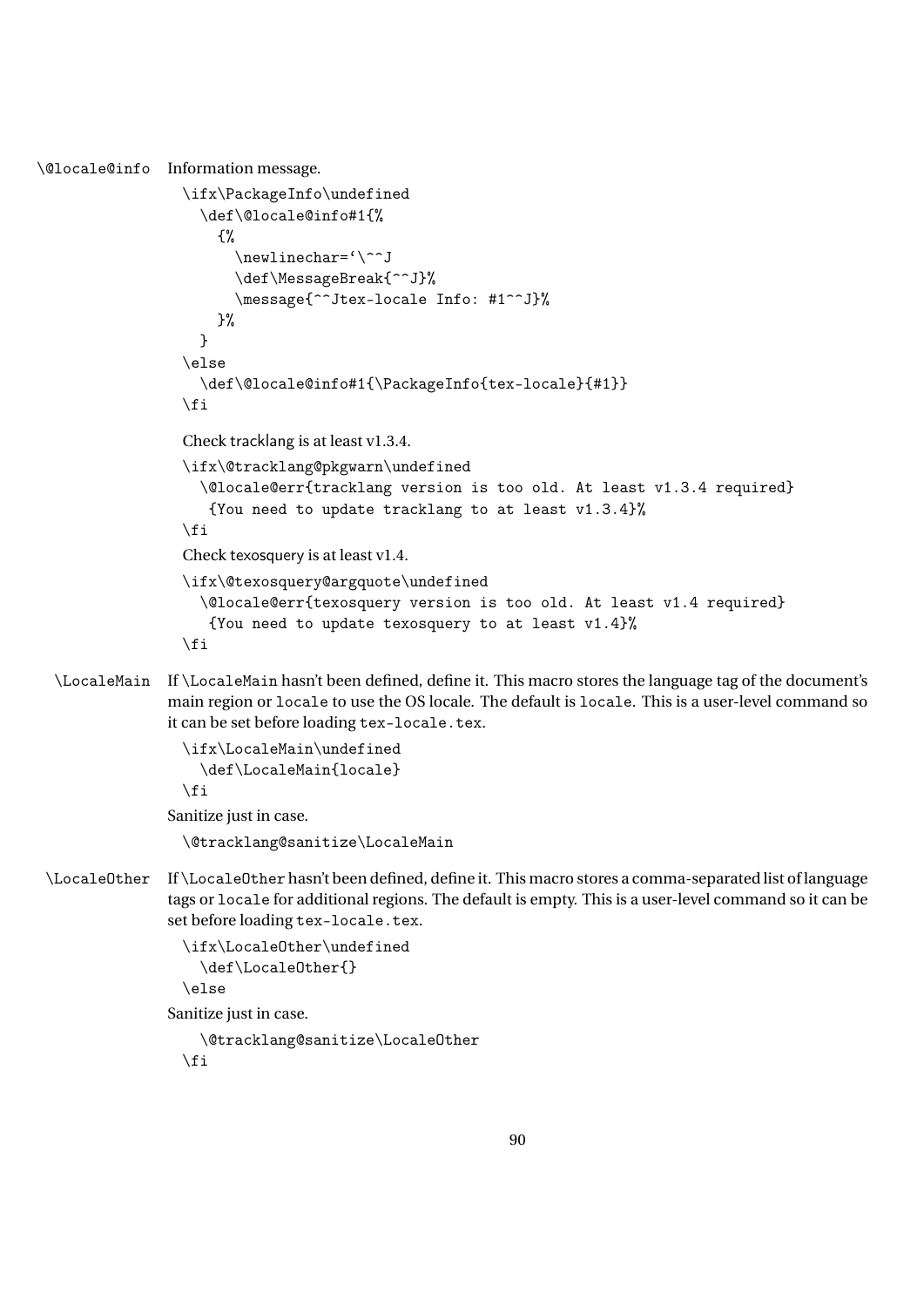`\@locale@info` Information message.

```
\ifx\PackageInfo\undefined
  \def\@locale@info#1{%
    {%
      \newlinechar=`\^^J
      \def\MessageBreak{^^J}%
      \message{^^Jtex-locale Info: #1^^J}%
    }%
  }
\else
  \def\@locale@info#1{\PackageInfo{tex-locale}{#1}}
\fi
```

Check tracklang is at least v1.3.4.

```
\ifx\@tracklang@pkgwarn\undefined
  \@locale@err{tracklang version is too old. At least v1.3.4 required}
   {You need to update tracklang to at least v1.3.4}%
\fi
```

Check texosquery is at least v1.4.

```
\ifx\@texosquery@argquote\undefined
  \@locale@err{texosquery version is too old. At least v1.4 required}
   {You need to update texosquery to at least v1.4}%
\fi
```

`\LocaleMain` If `\LocaleMain` hasn't been defined, define it. This macro stores the language tag of the document's main region or `locale` to use the OS locale. The default is `locale`. This is a user-level command so it can be set before loading `tex-locale.tex`.

```
\ifx\LocaleMain\undefined
  \def\LocaleMain{locale}
\fi
```

Sanitize just in case.

```
\@tracklang@sanitize\LocaleMain
```

`\LocaleOther` If `\LocaleOther` hasn't been defined, define it. This macro stores a comma-separated list of language tags or `locale` for additional regions. The default is empty. This is a user-level command so it can be set before loading `tex-locale.tex`.

```
\ifx\LocaleOther\undefined
  \def\LocaleOther{}
\else
```

Sanitize just in case.

```
  \@tracklang@sanitize\LocaleOther
\fi
```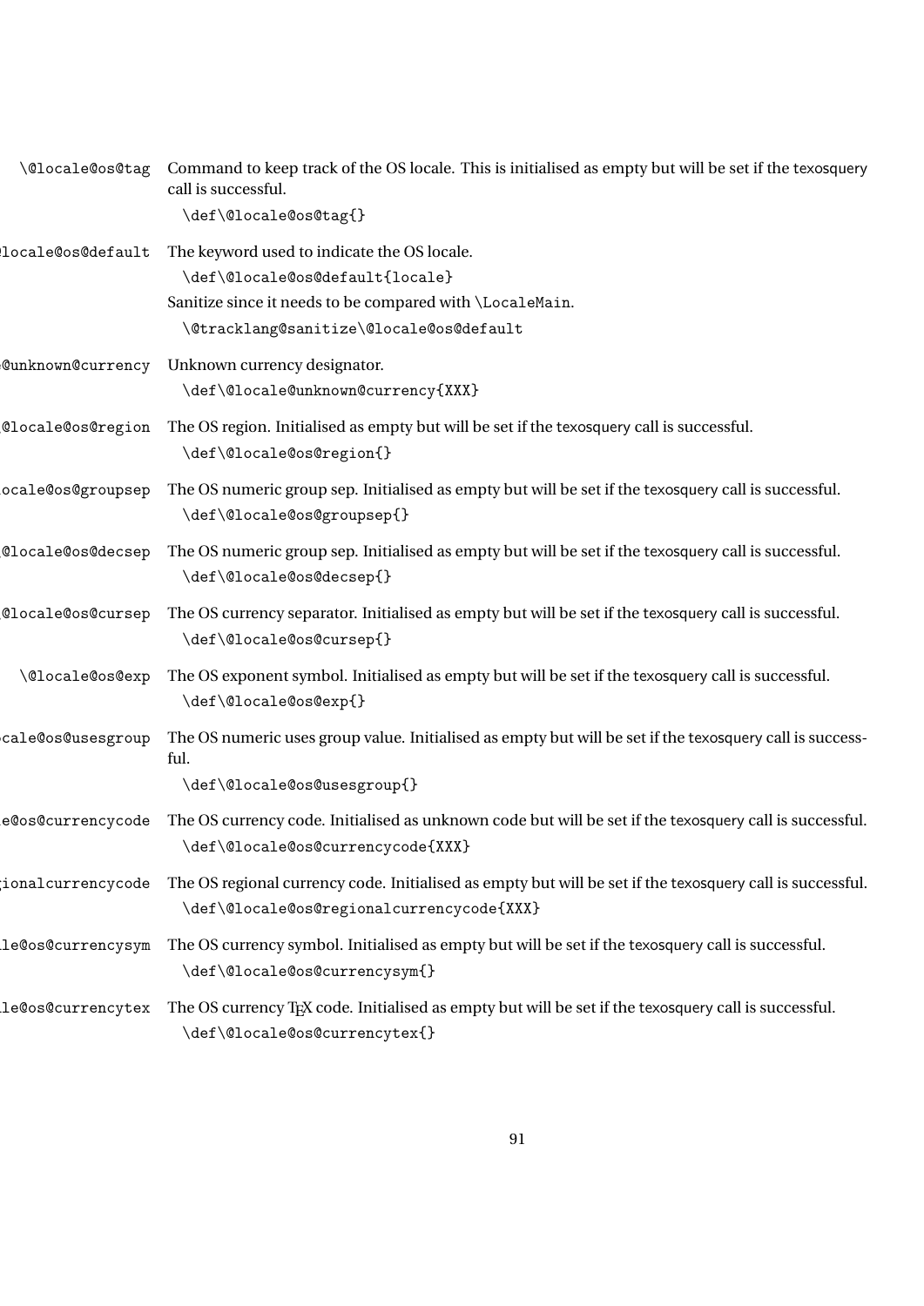`\@locale@os@tag` Command to keep track of the OS locale. This is initialised as empty but will be set if the texosquery call is successful.

```
\def\@locale@os@tag{}
```

`\@locale@os@default` The keyword used to indicate the OS locale.

```
\def\@locale@os@default{locale}
```

Sanitize since it needs to be compared with `\LocaleMain`.

```
\@tracklang@sanitize\@locale@os@default
```

`\@locale@unknown@currency` Unknown currency designator.

```
\def\@locale@unknown@currency{XXX}
```

`\@locale@os@region` The OS region. Initialised as empty but will be set if the texosquery call is successful.

```
\def\@locale@os@region{}
```

`\@locale@os@groupsep` The OS numeric group sep. Initialised as empty but will be set if the texosquery call is successful.

```
\def\@locale@os@groupsep{}
```

`\@locale@os@decsep` The OS numeric group sep. Initialised as empty but will be set if the texosquery call is successful.

```
\def\@locale@os@decsep{}
```

`\@locale@os@cursep` The OS currency separator. Initialised as empty but will be set if the texosquery call is successful.

```
\def\@locale@os@cursep{}
```

`\@locale@os@exp` The OS exponent symbol. Initialised as empty but will be set if the texosquery call is successful.

```
\def\@locale@os@exp{}
```

`\@locale@os@usesgroup` The OS numeric uses group value. Initialised as empty but will be set if the texosquery call is successful.

```
\def\@locale@os@usesgroup{}
```

`\@locale@os@currencycode` The OS currency code. Initialised as unknown code but will be set if the texosquery call is successful.

```
\def\@locale@os@currencycode{XXX}
```

`\@locale@os@regionalcurrencycode` The OS regional currency code. Initialised as empty but will be set if the texosquery call is successful.

```
\def\@locale@os@regionalcurrencycode{XXX}
```

`\@locale@os@currencysym` The OS currency symbol. Initialised as empty but will be set if the texosquery call is successful.

```
\def\@locale@os@currencysym{}
```

`\@locale@os@currencytex` The OS currency TeX code. Initialised as empty but will be set if the texosquery call is successful.

```
\def\@locale@os@currencytex{}
```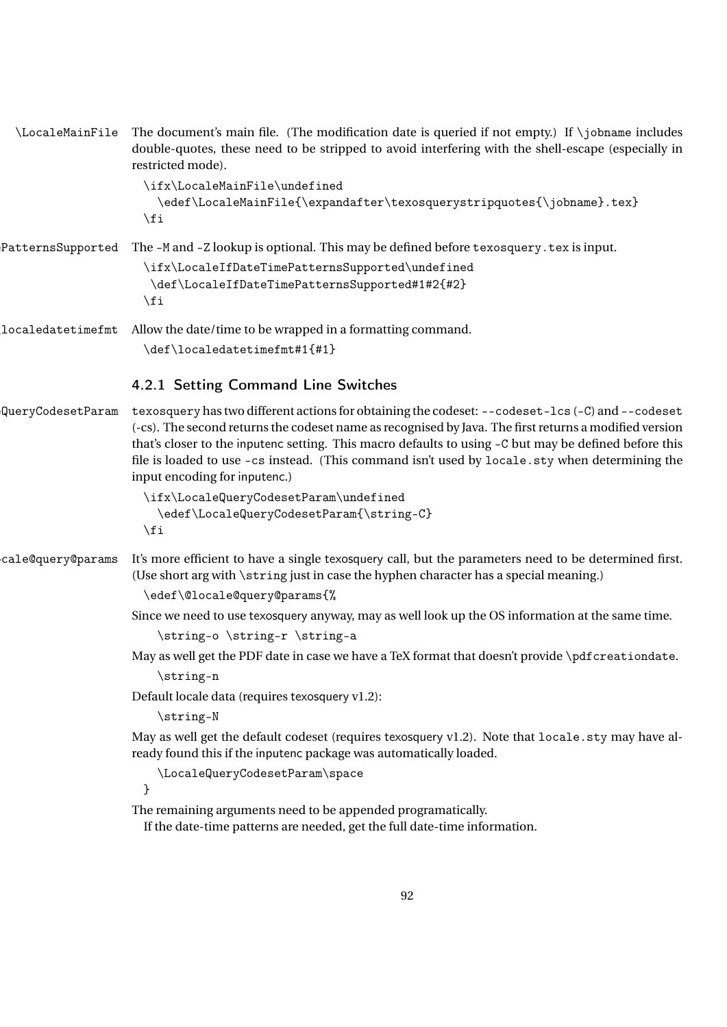\LocaleMainFile The document's main file. (The modification date is queried if not empty.) If \jobname includes double-quotes, these need to be stripped to avoid interfering with the shell-escape (especially in restricted mode).

```
\ifx\LocaleMainFile\undefined
  \edef\LocaleMainFile{\expandafter\texosquerystripquotes{\jobname}.tex}
\fi
```

PatternsSupported The -M and -Z lookup is optional. This may be defined before texosquery.tex is input.

```
\ifx\LocaleIfDateTimePatternsSupported\undefined
 \def\LocaleIfDateTimePatternsSupported#1#2{#2}
\fi
```

localedatetimefmt Allow the date/time to be wrapped in a formatting command.

```
\def\localedatetimefmt#1{#1}
```

### 4.2.1 Setting Command Line Switches

QueryCodesetParam texosquery has two different actions for obtaining the codeset: --codeset-lcs (-C) and --codeset (-cs). The second returns the codeset name as recognised by Java. The first returns a modified version that's closer to the inputenc setting. This macro defaults to using -C but may be defined before this file is loaded to use -cs instead. (This command isn't used by locale.sty when determining the input encoding for inputenc.)

```
\ifx\LocaleQueryCodesetParam\undefined
  \edef\LocaleQueryCodesetParam{\string-C}
\fi
```

cale@query@params It's more efficient to have a single texosquery call, but the parameters need to be determined first. (Use short arg with \string just in case the hyphen character has a special meaning.)

```
\edef\@locale@query@params{%
```

Since we need to use texosquery anyway, may as well look up the OS information at the same time.

```
  \string-o \string-r \string-a
```

May as well get the PDF date in case we have a TeX format that doesn't provide \pdfcreationdate.

```
  \string-n
```

Default locale data (requires texosquery v1.2):

```
  \string-N
```

May as well get the default codeset (requires texosquery v1.2). Note that locale.sty may have already found this if the inputenc package was automatically loaded.

```
  \LocaleQueryCodesetParam\space
}
```

The remaining arguments need to be appended programatically.

If the date-time patterns are needed, get the full date-time information.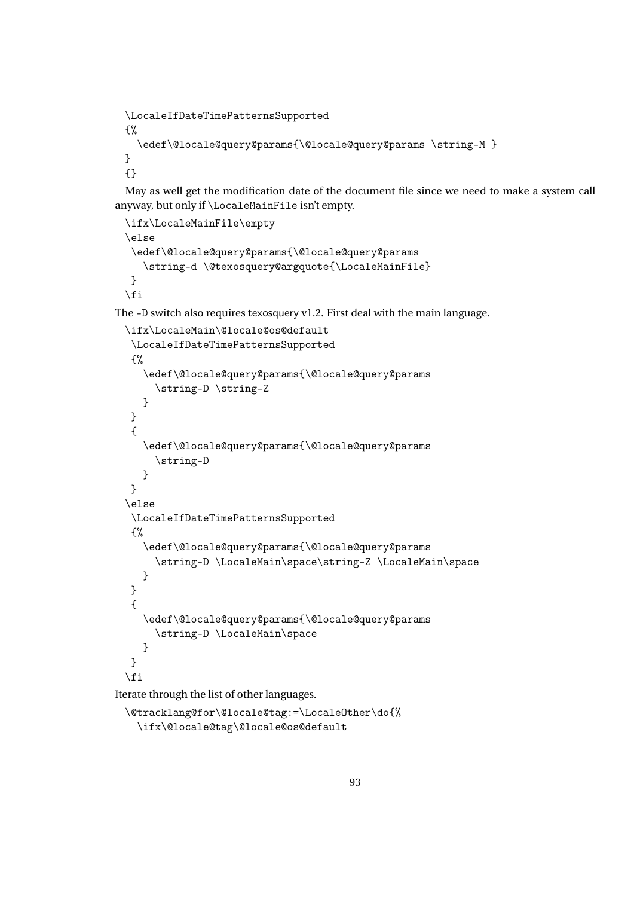```
\LocaleIfDateTimePatternsSupported
{%
  \edef\@locale@query@params{\@locale@query@params \string-M }
}
{}
```

May as well get the modification date of the document file since we need to make a system call anyway, but only if `\LocaleMainFile` isn't empty.

```
\ifx\LocaleMainFile\empty
\else
 \edef\@locale@query@params{\@locale@query@params
   \string-d \@texosquery@argquote{\LocaleMainFile}
 }
\fi
```

The `-D` switch also requires texosquery v1.2. First deal with the main language.

```
\ifx\LocaleMain\@locale@os@default
 \LocaleIfDateTimePatternsSupported
 {%
   \edef\@locale@query@params{\@locale@query@params
     \string-D \string-Z
   }
 }
 {
   \edef\@locale@query@params{\@locale@query@params
     \string-D
   }
 }
\else
 \LocaleIfDateTimePatternsSupported
 {%
   \edef\@locale@query@params{\@locale@query@params
     \string-D \LocaleMain\space\string-Z \LocaleMain\space
   }
 }
 {
   \edef\@locale@query@params{\@locale@query@params
     \string-D \LocaleMain\space
   }
 }
\fi
```

Iterate through the list of other languages.

```
\@tracklang@for\@locale@tag:=\LocaleOther\do{%
  \ifx\@locale@tag\@locale@os@default
```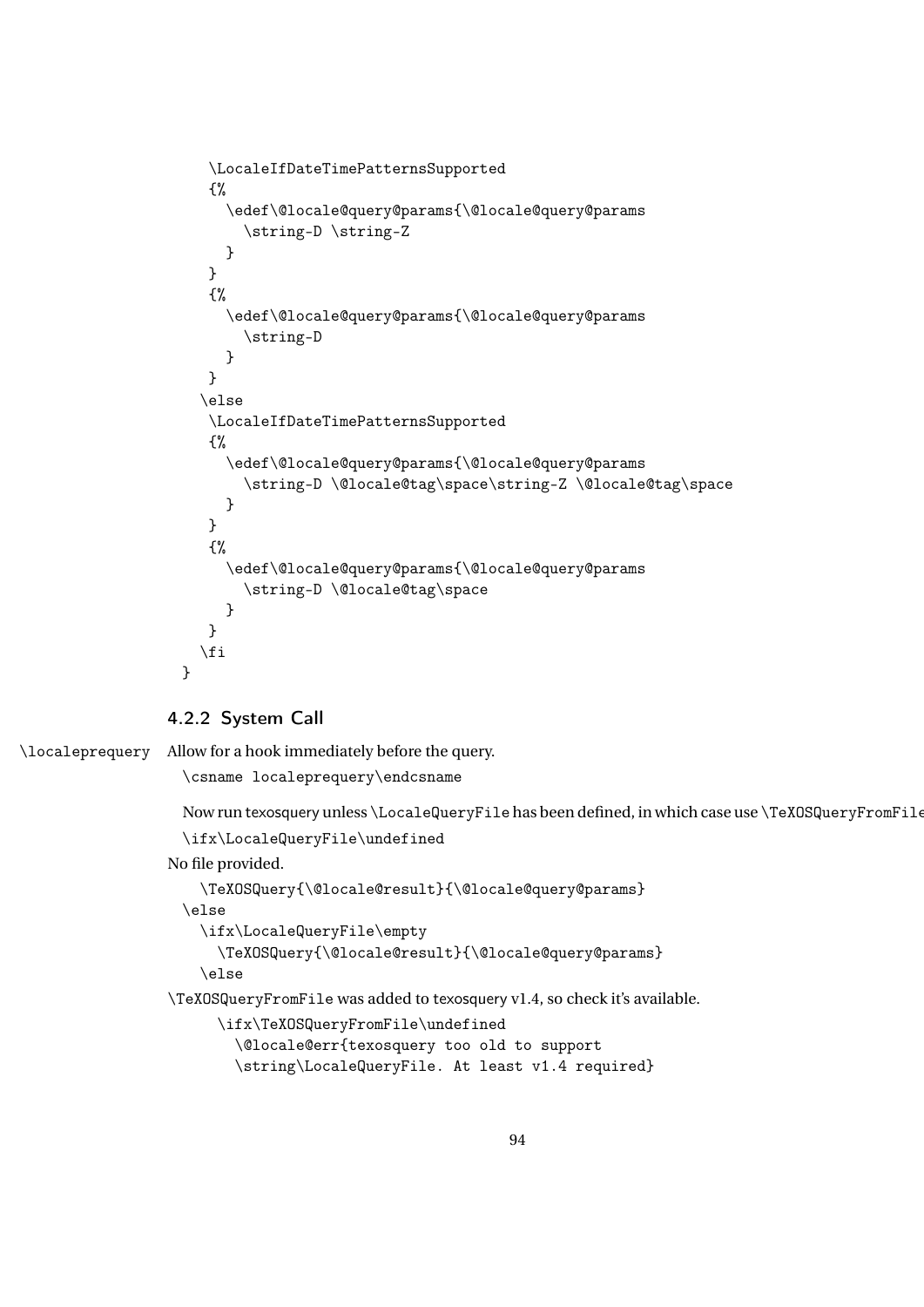```
    \LocaleIfDateTimePatternsSupported
    {%
      \edef\@locale@query@params{\@locale@query@params
        \string-D \string-Z
      }
    }
    {%
      \edef\@locale@query@params{\@locale@query@params
        \string-D
      }
    }
   \else
    \LocaleIfDateTimePatternsSupported
    {%
      \edef\@locale@query@params{\@locale@query@params
        \string-D \@locale@tag\space\string-Z \@locale@tag\space
      }
    }
    {%
      \edef\@locale@query@params{\@locale@query@params
        \string-D \@locale@tag\space
      }
    }
   \fi
}
```

### 4.2.2 System Call

\localeprequery Allow for a hook immediately before the query.

```
\csname localeprequery\endcsname
```

Now run texosquery unless \LocaleQueryFile has been defined, in which case use \TeXOSQueryFromFile

```
\ifx\LocaleQueryFile\undefined
```

No file provided.

```
   \TeXOSQuery{\@locale@result}{\@locale@query@params}
 \else
   \ifx\LocaleQueryFile\empty
     \TeXOSQuery{\@locale@result}{\@locale@query@params}
   \else
```

\TeXOSQueryFromFile was added to texosquery v1.4, so check it's available.

```
     \ifx\TeXOSQueryFromFile\undefined
       \@locale@err{texosquery too old to support
       \string\LocaleQueryFile. At least v1.4 required}
```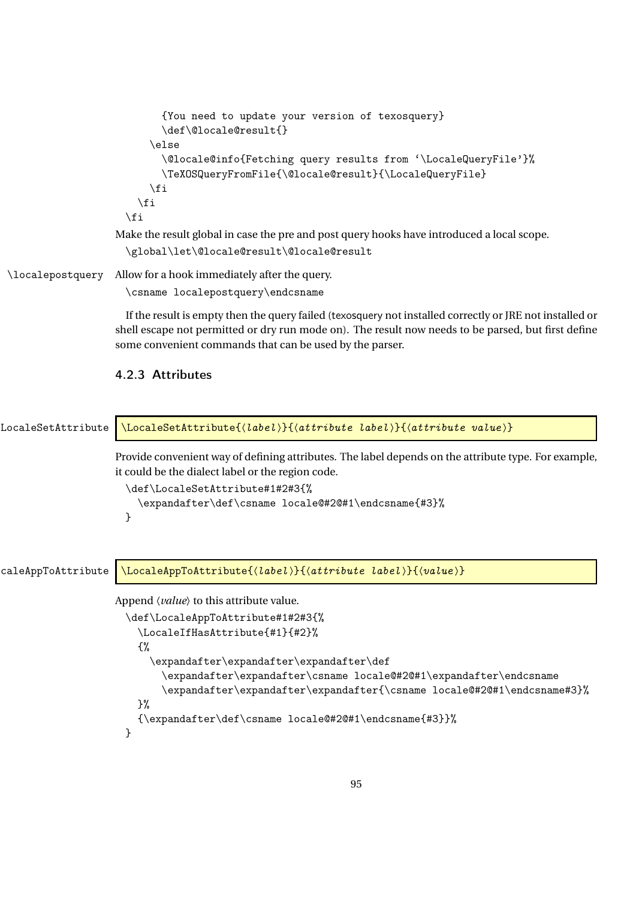```
      {You need to update your version of texosquery}
      \def\@locale@result{}
    \else
      \@locale@info{Fetching query results from '\LocaleQueryFile'}%
      \TeXOSQueryFromFile{\@locale@result}{\LocaleQueryFile}
    \fi
  \fi
\fi
```

Make the result global in case the pre and post query hooks have introduced a local scope.

```
\global\let\@locale@result\@locale@result
```

\localepostquery Allow for a hook immediately after the query.

```
\csname localepostquery\endcsname
```

If the result is empty then the query failed (texosquery not installed correctly or JRE not installed or shell escape not permitted or dry run mode on). The result now needs to be parsed, but first define some convenient commands that can be used by the parser.

### 4.2.3 Attributes

LocaleSetAttribute

```
\LocaleSetAttribute{⟨label⟩}{⟨attribute label⟩}{⟨attribute value⟩}
```

Provide convenient way of defining attributes. The label depends on the attribute type. For example, it could be the dialect label or the region code.

```
\def\LocaleSetAttribute#1#2#3{%
  \expandafter\def\csname locale@#2@#1\endcsname{#3}%
}
```

caleAppToAttribute

```
\LocaleAppToAttribute{⟨label⟩}{⟨attribute label⟩}{⟨value⟩}
```

Append ⟨*value*⟩ to this attribute value.

```
\def\LocaleAppToAttribute#1#2#3{%
  \LocaleIfHasAttribute{#1}{#2}%
  {%
    \expandafter\expandafter\expandafter\def
      \expandafter\expandafter\csname locale@#2@#1\expandafter\endcsname
      \expandafter\expandafter\expandafter{\csname locale@#2@#1\endcsname#3}%
  }%
  {\expandafter\def\csname locale@#2@#1\endcsname{#3}}%
}
```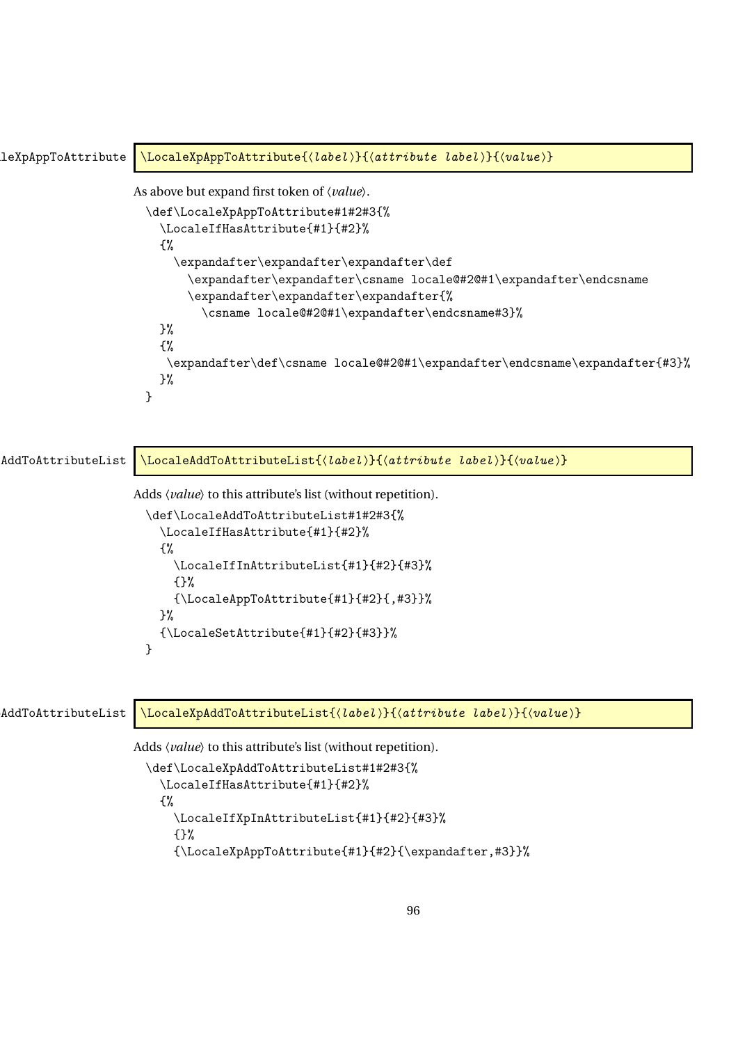\LocaleXpAppToAttribute

```
\LocaleXpAppToAttribute{⟨label⟩}{⟨attribute label⟩}{⟨value⟩}
```

As above but expand first token of ⟨*value*⟩.

```
\def\LocaleXpAppToAttribute#1#2#3{%
  \LocaleIfHasAttribute{#1}{#2}%
  {%
    \expandafter\expandafter\expandafter\def
      \expandafter\expandafter\csname locale@#2@#1\expandafter\endcsname
      \expandafter\expandafter\expandafter{%
        \csname locale@#2@#1\expandafter\endcsname#3}%
  }%
  {%
   \expandafter\def\csname locale@#2@#1\expandafter\endcsname\expandafter{#3}%
  }%
}
```

\LocaleAddToAttributeList

```
\LocaleAddToAttributeList{⟨label⟩}{⟨attribute label⟩}{⟨value⟩}
```

Adds ⟨*value*⟩ to this attribute's list (without repetition).

```
\def\LocaleAddToAttributeList#1#2#3{%
  \LocaleIfHasAttribute{#1}{#2}%
  {%
    \LocaleIfInAttributeList{#1}{#2}{#3}%
    {}%
    {\LocaleAppToAttribute{#1}{#2}{,#3}}%
  }%
  {\LocaleSetAttribute{#1}{#2}{#3}}%
}
```

\LocaleXpAddToAttributeList

```
\LocaleXpAddToAttributeList{⟨label⟩}{⟨attribute label⟩}{⟨value⟩}
```

Adds ⟨*value*⟩ to this attribute's list (without repetition).

```
\def\LocaleXpAddToAttributeList#1#2#3{%
  \LocaleIfHasAttribute{#1}{#2}%
  {%
    \LocaleIfXpInAttributeList{#1}{#2}{#3}%
    {}%
    {\LocaleXpAppToAttribute{#1}{#2}{\expandafter,#3}}%
```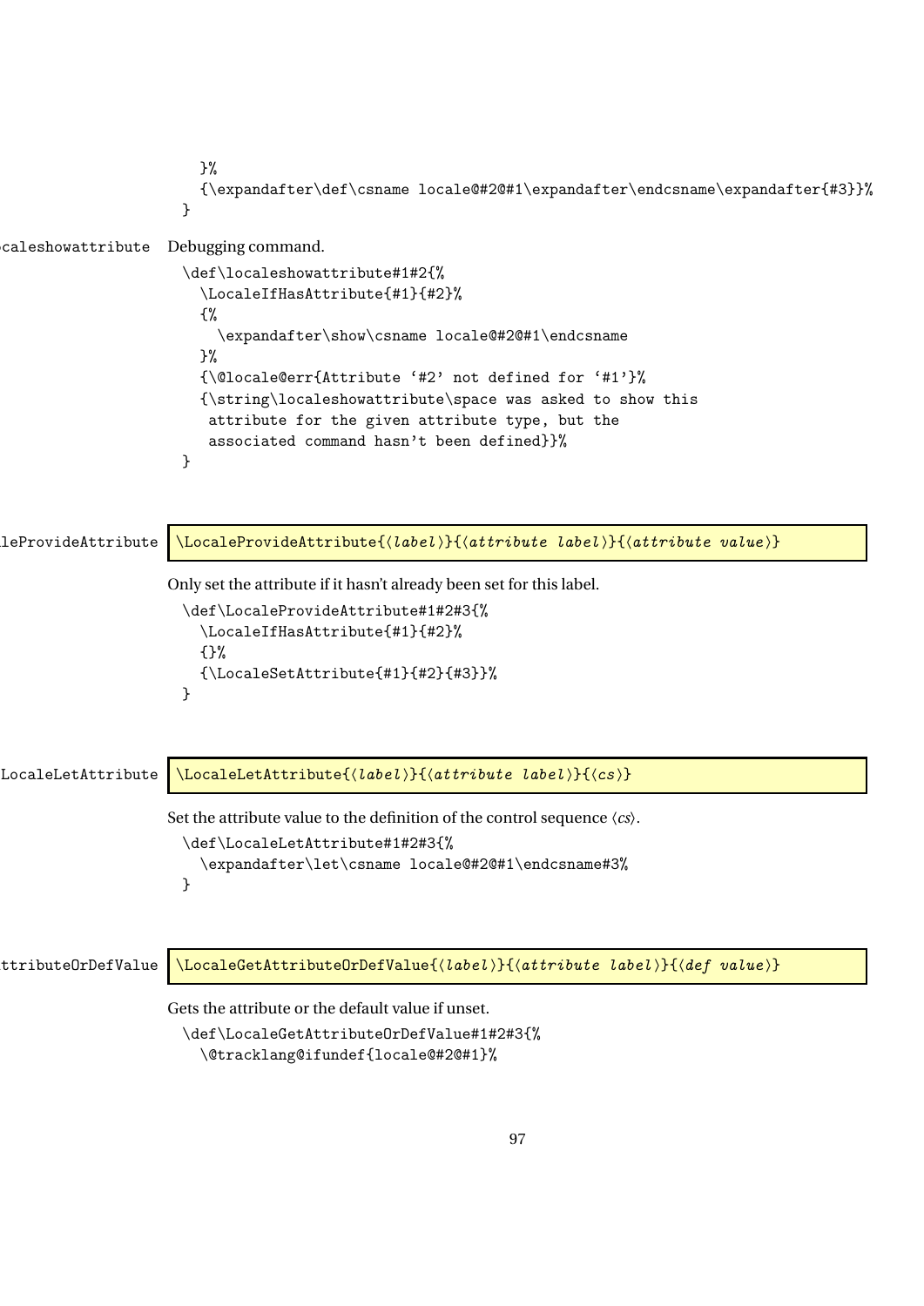```
  }%
  {\expandafter\def\csname locale@#2@#1\expandafter\endcsname\expandafter{#3}}%
}
```

\localeshowattribute Debugging command.

```
\def\localeshowattribute#1#2{%
  \LocaleIfHasAttribute{#1}{#2}%
  {%
    \expandafter\show\csname locale@#2@#1\endcsname
  }%
  {\@locale@err{Attribute '#2' not defined for '#1'}%
  {\string\localeshowattribute\space was asked to show this
   attribute for the given attribute type, but the
   associated command hasn't been defined}}%
}
```

\LocaleProvideAttribute

`\LocaleProvideAttribute{⟨label⟩}{⟨attribute label⟩}{⟨attribute value⟩}`

Only set the attribute if it hasn't already been set for this label.

```
\def\LocaleProvideAttribute#1#2#3{%
  \LocaleIfHasAttribute{#1}{#2}%
  {}%
  {\LocaleSetAttribute{#1}{#2}{#3}}%
}
```

\LocaleLetAttribute

`\LocaleLetAttribute{⟨label⟩}{⟨attribute label⟩}{⟨cs⟩}`

Set the attribute value to the definition of the control sequence ⟨*cs*⟩.

```
\def\LocaleLetAttribute#1#2#3{%
  \expandafter\let\csname locale@#2@#1\endcsname#3%
}
```

\LocaleGetAttributeOrDefValue

`\LocaleGetAttributeOrDefValue{⟨label⟩}{⟨attribute label⟩}{⟨def value⟩}`

Gets the attribute or the default value if unset.

```
\def\LocaleGetAttributeOrDefValue#1#2#3{%
  \@tracklang@ifundef{locale@#2@#1}%
```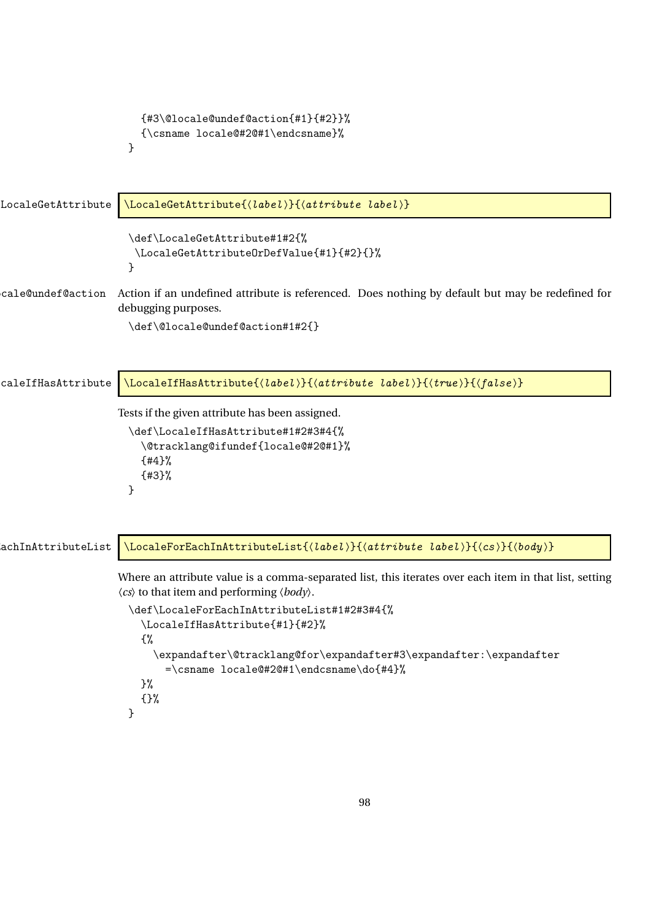```
  {#3\@locale@undef@action{#1}{#2}}%
  {\csname locale@#2@#1\endcsname}%
}
```

\LocaleGetAttribute

`\LocaleGetAttribute{⟨label⟩}{⟨attribute label⟩}`

```
\def\LocaleGetAttribute#1#2{%
 \LocaleGetAttributeOrDefValue{#1}{#2}{}%
}
```

\@locale@undef@action

Action if an undefined attribute is referenced. Does nothing by default but may be redefined for debugging purposes.

```
\def\@locale@undef@action#1#2{}
```

\LocaleIfHasAttribute

`\LocaleIfHasAttribute{⟨label⟩}{⟨attribute label⟩}{⟨true⟩}{⟨false⟩}`

Tests if the given attribute has been assigned.

```
\def\LocaleIfHasAttribute#1#2#3#4{%
  \@tracklang@ifundef{locale@#2@#1}%
  {#4}%
  {#3}%
}
```

\LocaleForEachInAttributeList

`\LocaleForEachInAttributeList{⟨label⟩}{⟨attribute label⟩}{⟨cs⟩}{⟨body⟩}`

Where an attribute value is a comma-separated list, this iterates over each item in that list, setting ⟨*cs*⟩ to that item and performing ⟨*body*⟩.

```
\def\LocaleForEachInAttributeList#1#2#3#4{%
  \LocaleIfHasAttribute{#1}{#2}%
  {%
    \expandafter\@tracklang@for\expandafter#3\expandafter:\expandafter
      =\csname locale@#2@#1\endcsname\do{#4}%
  }%
  {}%
}
```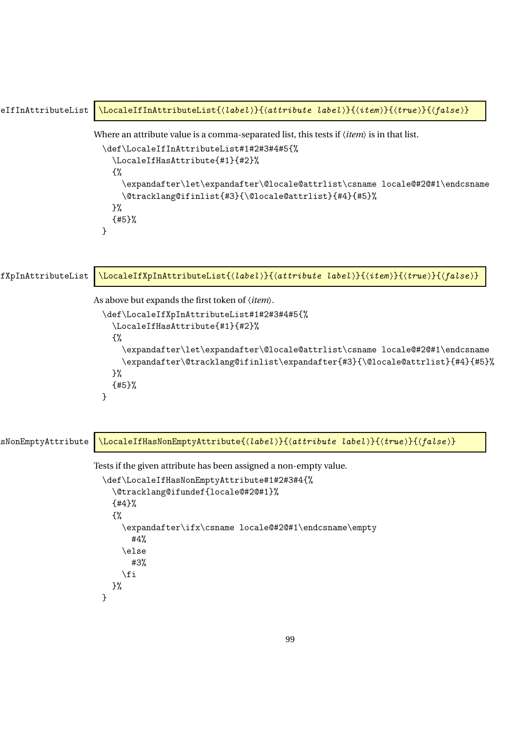\LocaleIfInAttributeList

```
\LocaleIfInAttributeList{⟨label⟩}{⟨attribute label⟩}{⟨item⟩}{⟨true⟩}{⟨false⟩}
```

Where an attribute value is a comma-separated list, this tests if ⟨*item*⟩ is in that list.

```
\def\LocaleIfInAttributeList#1#2#3#4#5{%
  \LocaleIfHasAttribute{#1}{#2}%
  {%
    \expandafter\let\expandafter\@locale@attrlist\csname locale@#2@#1\endcsname
    \@tracklang@ifinlist{#3}{\@locale@attrlist}{#4}{#5}%
  }%
  {#5}%
}
```

\LocaleIfXpInAttributeList

```
\LocaleIfXpInAttributeList{⟨label⟩}{⟨attribute label⟩}{⟨item⟩}{⟨true⟩}{⟨false⟩}
```

As above but expands the first token of ⟨*item*⟩.

```
\def\LocaleIfXpInAttributeList#1#2#3#4#5{%
  \LocaleIfHasAttribute{#1}{#2}%
  {%
    \expandafter\let\expandafter\@locale@attrlist\csname locale@#2@#1\endcsname
    \expandafter\@tracklang@ifinlist\expandafter{#3}{\@locale@attrlist}{#4}{#5}%
  }%
  {#5}%
}
```

\LocaleIfHasNonEmptyAttribute

```
\LocaleIfHasNonEmptyAttribute{⟨label⟩}{⟨attribute label⟩}{⟨true⟩}{⟨false⟩}
```

Tests if the given attribute has been assigned a non-empty value.

```
\def\LocaleIfHasNonEmptyAttribute#1#2#3#4{%
  \@tracklang@ifundef{locale@#2@#1}%
  {#4}%
  {%
    \expandafter\ifx\csname locale@#2@#1\endcsname\empty
      #4%
    \else
      #3%
    \fi
  }%
}
```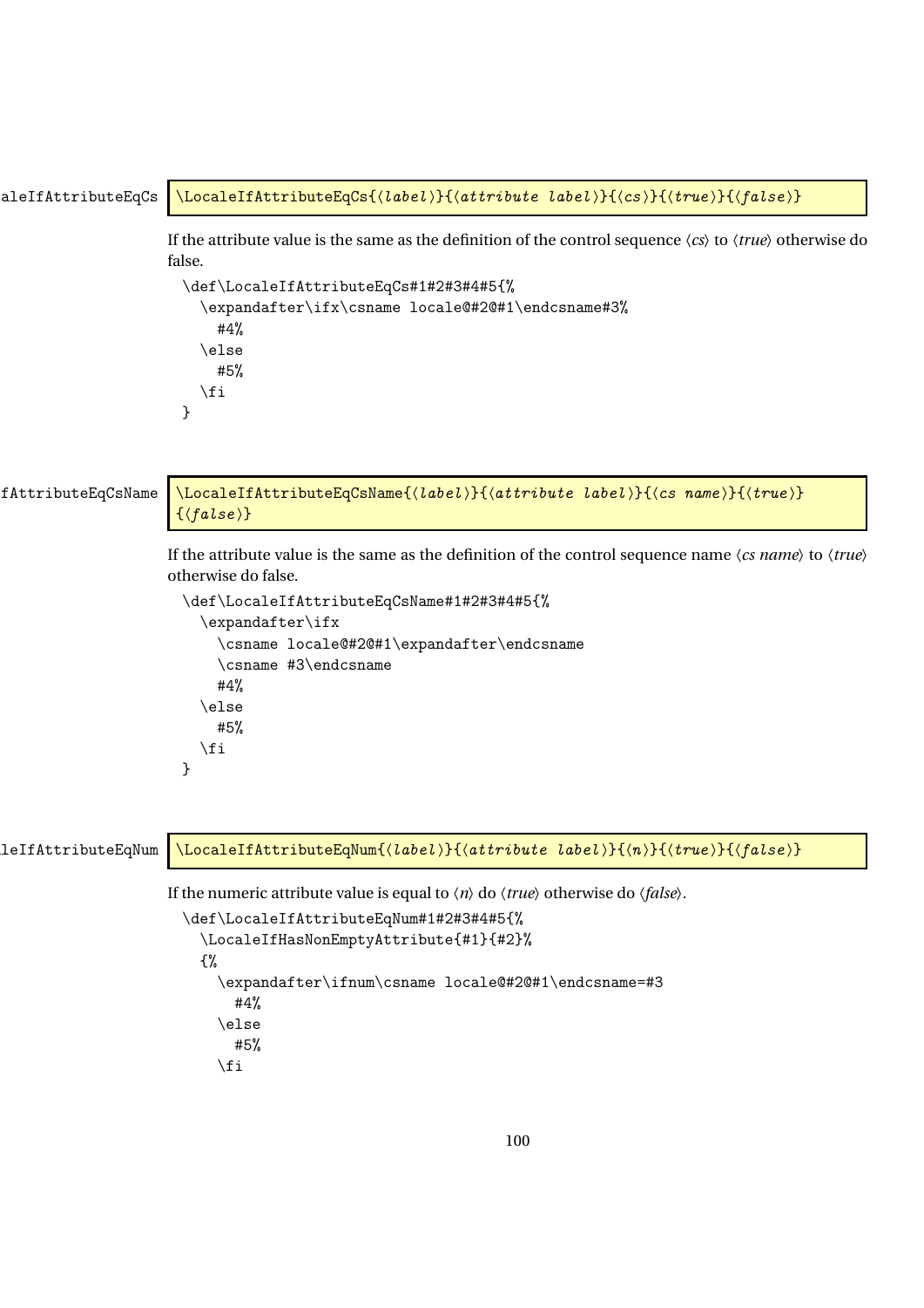\LocaleIfAttributeEqCs

```
\LocaleIfAttributeEqCs{⟨label⟩}{⟨attribute label⟩}{⟨cs⟩}{⟨true⟩}{⟨false⟩}
```

If the attribute value is the same as the definition of the control sequence ⟨*cs*⟩ to ⟨*true*⟩ otherwise do false.

```
\def\LocaleIfAttributeEqCs#1#2#3#4#5{%
  \expandafter\ifx\csname locale@#2@#1\endcsname#3%
    #4%
  \else
    #5%
  \fi
}
```

\LocaleIfAttributeEqCsName

```
\LocaleIfAttributeEqCsName{⟨label⟩}{⟨attribute label⟩}{⟨cs name⟩}{⟨true⟩}
{⟨false⟩}
```

If the attribute value is the same as the definition of the control sequence name ⟨*cs name*⟩ to ⟨*true*⟩ otherwise do false.

```
\def\LocaleIfAttributeEqCsName#1#2#3#4#5{%
  \expandafter\ifx
    \csname locale@#2@#1\expandafter\endcsname
    \csname #3\endcsname
    #4%
  \else
    #5%
  \fi
}
```

\LocaleIfAttributeEqNum

```
\LocaleIfAttributeEqNum{⟨label⟩}{⟨attribute label⟩}{⟨n⟩}{⟨true⟩}{⟨false⟩}
```

If the numeric attribute value is equal to ⟨*n*⟩ do ⟨*true*⟩ otherwise do ⟨*false*⟩.

```
\def\LocaleIfAttributeEqNum#1#2#3#4#5{%
  \LocaleIfHasNonEmptyAttribute{#1}{#2}%
  {%
    \expandafter\ifnum\csname locale@#2@#1\endcsname=#3
      #4%
    \else
      #5%
    \fi
```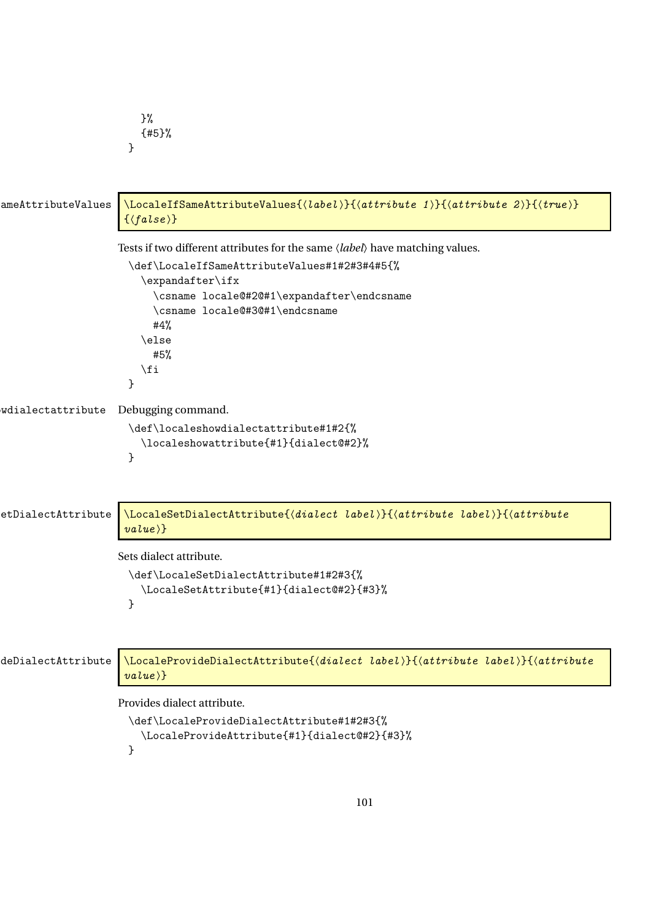```
  }%
  {#5}%
}
```

**\LocaleIfSameAttributeValues**

```
\LocaleIfSameAttributeValues{⟨label⟩}{⟨attribute 1⟩}{⟨attribute 2⟩}{⟨true⟩}
{⟨false⟩}
```

Tests if two different attributes for the same ⟨*label*⟩ have matching values.

```
\def\LocaleIfSameAttributeValues#1#2#3#4#5{%
  \expandafter\ifx
    \csname locale@#2@#1\expandafter\endcsname
    \csname locale@#3@#1\endcsname
    #4%
  \else
    #5%
  \fi
}
```

**\localeshowdialectattribute** Debugging command.

```
\def\localeshowdialectattribute#1#2{%
  \localeshowattribute{#1}{dialect@#2}%
}
```

**\LocaleSetDialectAttribute**

```
\LocaleSetDialectAttribute{⟨dialect label⟩}{⟨attribute label⟩}{⟨attribute
value⟩}
```

Sets dialect attribute.

```
\def\LocaleSetDialectAttribute#1#2#3{%
  \LocaleSetAttribute{#1}{dialect@#2}{#3}%
}
```

**\LocaleProvideDialectAttribute**

```
\LocaleProvideDialectAttribute{⟨dialect label⟩}{⟨attribute label⟩}{⟨attribute
value⟩}
```

Provides dialect attribute.

```
\def\LocaleProvideDialectAttribute#1#2#3{%
  \LocaleProvideAttribute{#1}{dialect@#2}{#3}%
}
```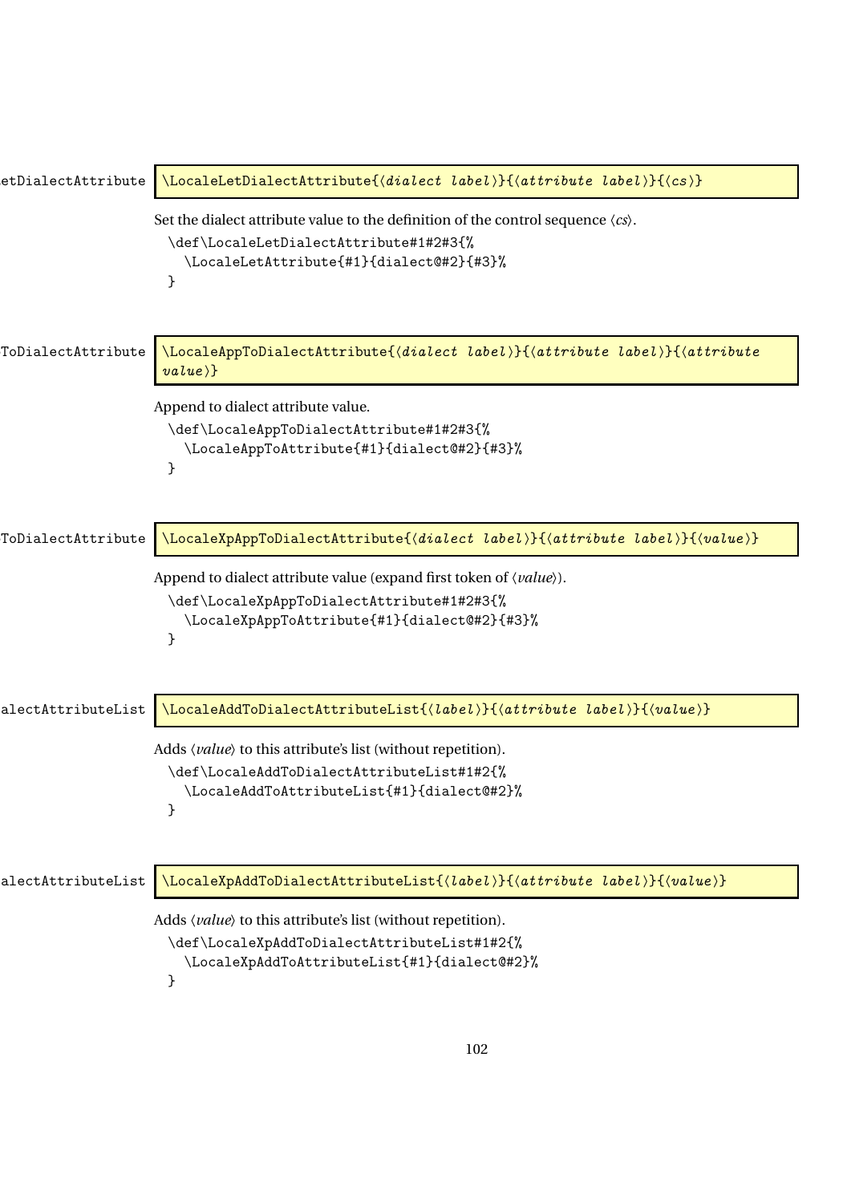etDialectAttribute

```
\LocaleLetDialectAttribute{⟨dialect label⟩}{⟨attribute label⟩}{⟨cs⟩}
```

Set the dialect attribute value to the definition of the control sequence ⟨*cs*⟩.

```
\def\LocaleLetDialectAttribute#1#2#3{%
  \LocaleLetAttribute{#1}{dialect@#2}{#3}%
}
```

ToDialectAttribute

```
\LocaleAppToDialectAttribute{⟨dialect label⟩}{⟨attribute label⟩}{⟨attribute value⟩}
```

Append to dialect attribute value.

```
\def\LocaleAppToDialectAttribute#1#2#3{%
  \LocaleAppToAttribute{#1}{dialect@#2}{#3}%
}
```

ToDialectAttribute

```
\LocaleXpAppToDialectAttribute{⟨dialect label⟩}{⟨attribute label⟩}{⟨value⟩}
```

Append to dialect attribute value (expand first token of ⟨*value*⟩).

```
\def\LocaleXpAppToDialectAttribute#1#2#3{%
  \LocaleXpAppToAttribute{#1}{dialect@#2}{#3}%
}
```

alectAttributeList

```
\LocaleAddToDialectAttributeList{⟨label⟩}{⟨attribute label⟩}{⟨value⟩}
```

Adds ⟨*value*⟩ to this attribute's list (without repetition).

```
\def\LocaleAddToDialectAttributeList#1#2{%
  \LocaleAddToAttributeList{#1}{dialect@#2}%
}
```

alectAttributeList

```
\LocaleXpAddToDialectAttributeList{⟨label⟩}{⟨attribute label⟩}{⟨value⟩}
```

Adds ⟨*value*⟩ to this attribute's list (without repetition).

```
\def\LocaleXpAddToDialectAttributeList#1#2{%
  \LocaleXpAddToAttributeList{#1}{dialect@#2}%
}
```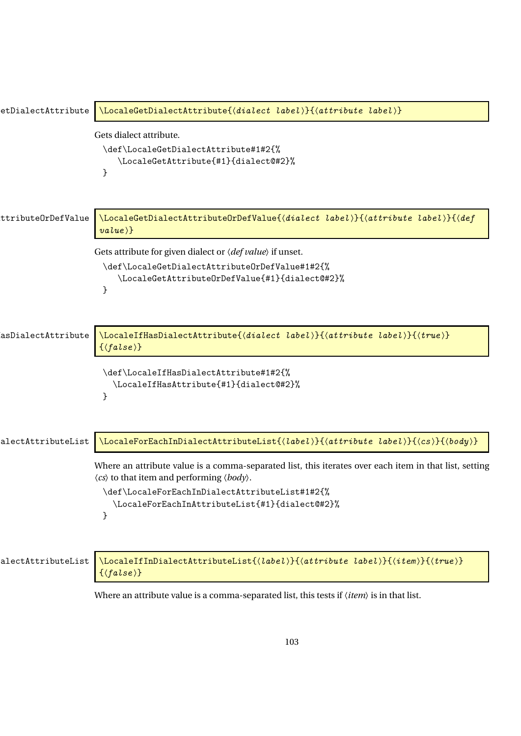etDialectAttribute

```
\LocaleGetDialectAttribute{⟨dialect label⟩}{⟨attribute label⟩}
```

Gets dialect attribute.

```
\def\LocaleGetDialectAttribute#1#2{%
   \LocaleGetAttribute{#1}{dialect@#2}%
}
```

ttributeOrDefValue

```
\LocaleGetDialectAttributeOrDefValue{⟨dialect label⟩}{⟨attribute label⟩}{⟨def value⟩}
```

Gets attribute for given dialect or ⟨*def value*⟩ if unset.

```
\def\LocaleGetDialectAttributeOrDefValue#1#2{%
   \LocaleGetAttributeOrDefValue{#1}{dialect@#2}%
}
```

asDialectAttribute

```
\LocaleIfHasDialectAttribute{⟨dialect label⟩}{⟨attribute label⟩}{⟨true⟩}{⟨false⟩}
```

```
\def\LocaleIfHasDialectAttribute#1#2{%
  \LocaleIfHasAttribute{#1}{dialect@#2}%
}
```

alectAttributeList

```
\LocaleForEachInDialectAttributeList{⟨label⟩}{⟨attribute label⟩}{⟨cs⟩}{⟨body⟩}
```

Where an attribute value is a comma-separated list, this iterates over each item in that list, setting ⟨*cs*⟩ to that item and performing ⟨*body*⟩.

```
\def\LocaleForEachInDialectAttributeList#1#2{%
  \LocaleForEachInAttributeList{#1}{dialect@#2}%
}
```

alectAttributeList

```
\LocaleIfInDialectAttributeList{⟨label⟩}{⟨attribute label⟩}{⟨item⟩}{⟨true⟩}{⟨false⟩}
```

Where an attribute value is a comma-separated list, this tests if ⟨*item*⟩ is in that list.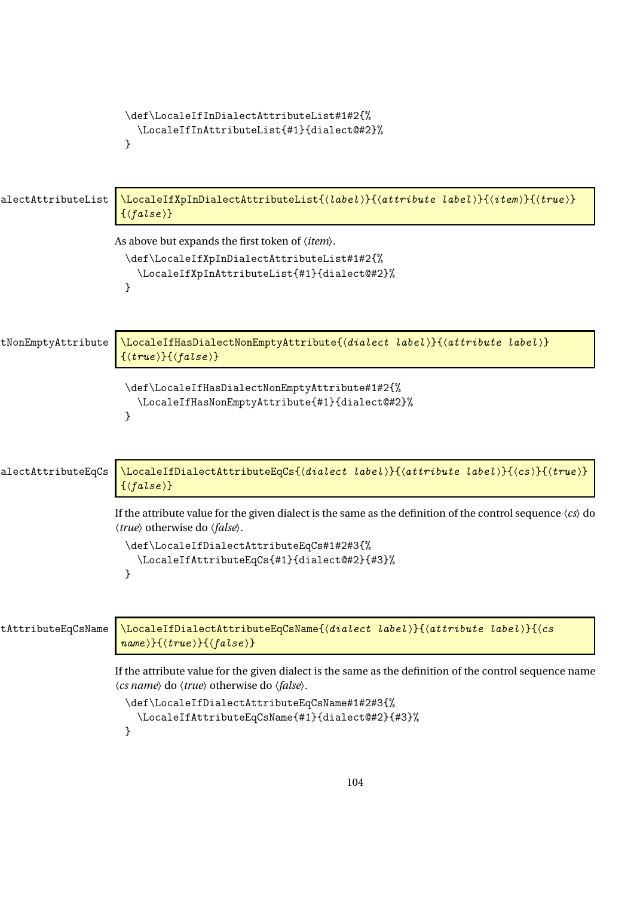```
\def\LocaleIfInDialectAttributeList#1#2{%
  \LocaleIfInAttributeList{#1}{dialect@#2}%
}
```

alectAttributeList

`\LocaleIfXpInDialectAttributeList{⟨label⟩}{⟨attribute label⟩}{⟨item⟩}{⟨true⟩}{⟨false⟩}`

As above but expands the first token of ⟨*item*⟩.

```
\def\LocaleIfXpInDialectAttributeList#1#2{%
  \LocaleIfXpInAttributeList{#1}{dialect@#2}%
}
```

tNonEmptyAttribute

`\LocaleIfHasDialectNonEmptyAttribute{⟨dialect label⟩}{⟨attribute label⟩}{⟨true⟩}{⟨false⟩}`

```
\def\LocaleIfHasDialectNonEmptyAttribute#1#2{%
  \LocaleIfHasNonEmptyAttribute{#1}{dialect@#2}%
}
```

alectAttributeEqCs

`\LocaleIfDialectAttributeEqCs{⟨dialect label⟩}{⟨attribute label⟩}{⟨cs⟩}{⟨true⟩}{⟨false⟩}`

If the attribute value for the given dialect is the same as the definition of the control sequence ⟨*cs*⟩ do ⟨*true*⟩ otherwise do ⟨*false*⟩.

```
\def\LocaleIfDialectAttributeEqCs#1#2#3{%
  \LocaleIfAttributeEqCs{#1}{dialect@#2}{#3}%
}
```

tAttributeEqCsName

`\LocaleIfDialectAttributeEqCsName{⟨dialect label⟩}{⟨attribute label⟩}{⟨cs name⟩}{⟨true⟩}{⟨false⟩}`

If the attribute value for the given dialect is the same as the definition of the control sequence name ⟨*cs name*⟩ do ⟨*true*⟩ otherwise do ⟨*false*⟩.

```
\def\LocaleIfDialectAttributeEqCsName#1#2#3{%
  \LocaleIfAttributeEqCsName{#1}{dialect@#2}{#3}%
}
```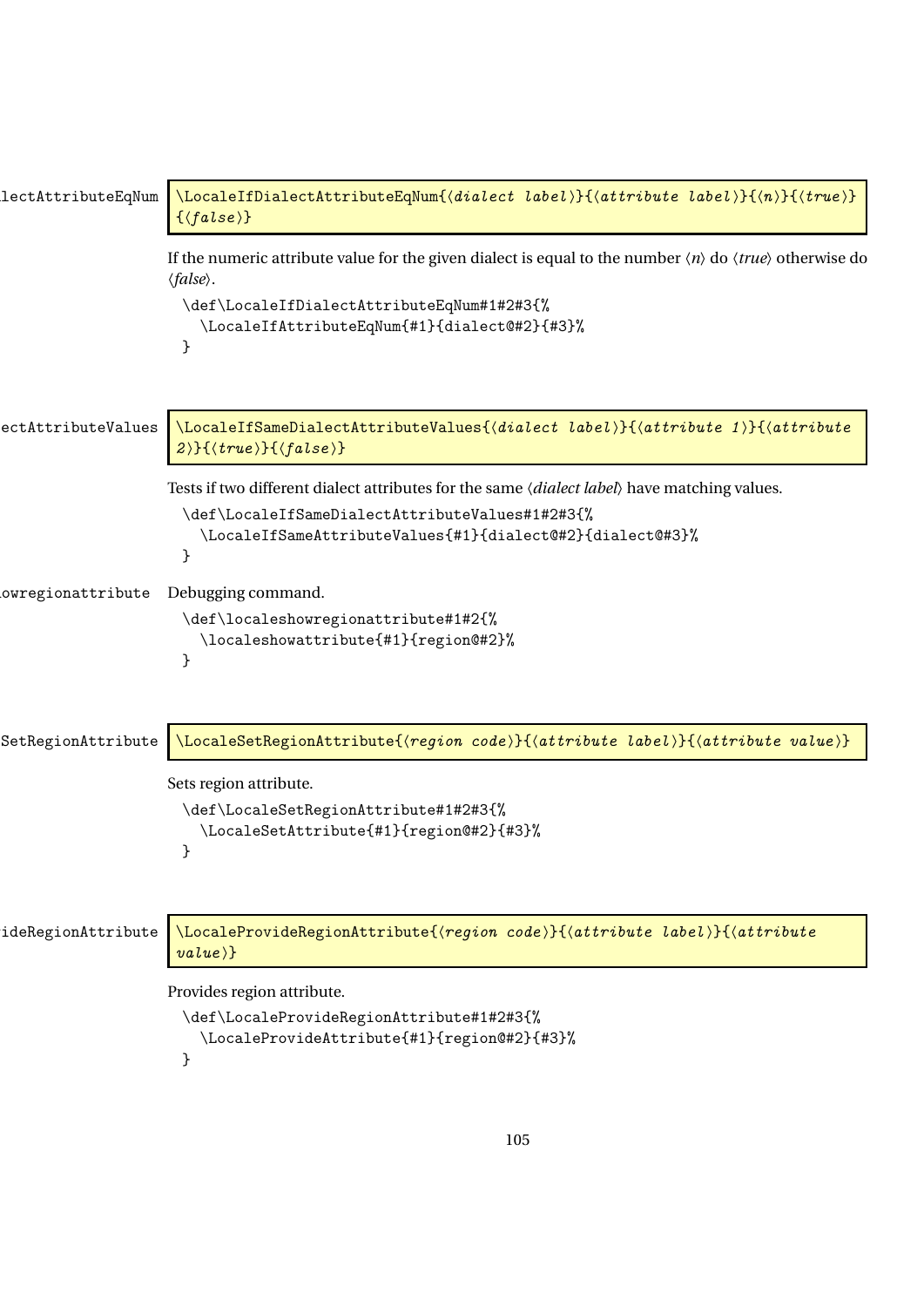\LocaleIfDialectAttributeEqNum

```
\LocaleIfDialectAttributeEqNum{⟨dialect label⟩}{⟨attribute label⟩}{⟨n⟩}{⟨true⟩}
{⟨false⟩}
```

If the numeric attribute value for the given dialect is equal to the number ⟨*n*⟩ do ⟨*true*⟩ otherwise do ⟨*false*⟩.

```
\def\LocaleIfDialectAttributeEqNum#1#2#3{%
  \LocaleIfAttributeEqNum{#1}{dialect@#2}{#3}%
}
```

\LocaleIfSameDialectAttributeValues

```
\LocaleIfSameDialectAttributeValues{⟨dialect label⟩}{⟨attribute 1⟩}{⟨attribute
2⟩}{⟨true⟩}{⟨false⟩}
```

Tests if two different dialect attributes for the same ⟨*dialect label*⟩ have matching values.

```
\def\LocaleIfSameDialectAttributeValues#1#2#3{%
  \LocaleIfSameAttributeValues{#1}{dialect@#2}{dialect@#3}%
}
```

\localeshowregionattribute

Debugging command.

```
\def\localeshowregionattribute#1#2{%
  \localeshowattribute{#1}{region@#2}%
}
```

\LocaleSetRegionAttribute

```
\LocaleSetRegionAttribute{⟨region code⟩}{⟨attribute label⟩}{⟨attribute value⟩}
```

Sets region attribute.

```
\def\LocaleSetRegionAttribute#1#2#3{%
  \LocaleSetAttribute{#1}{region@#2}{#3}%
}
```

\LocaleProvideRegionAttribute

```
\LocaleProvideRegionAttribute{⟨region code⟩}{⟨attribute label⟩}{⟨attribute
value⟩}
```

Provides region attribute.

```
\def\LocaleProvideRegionAttribute#1#2#3{%
  \LocaleProvideAttribute{#1}{region@#2}{#3}%
}
```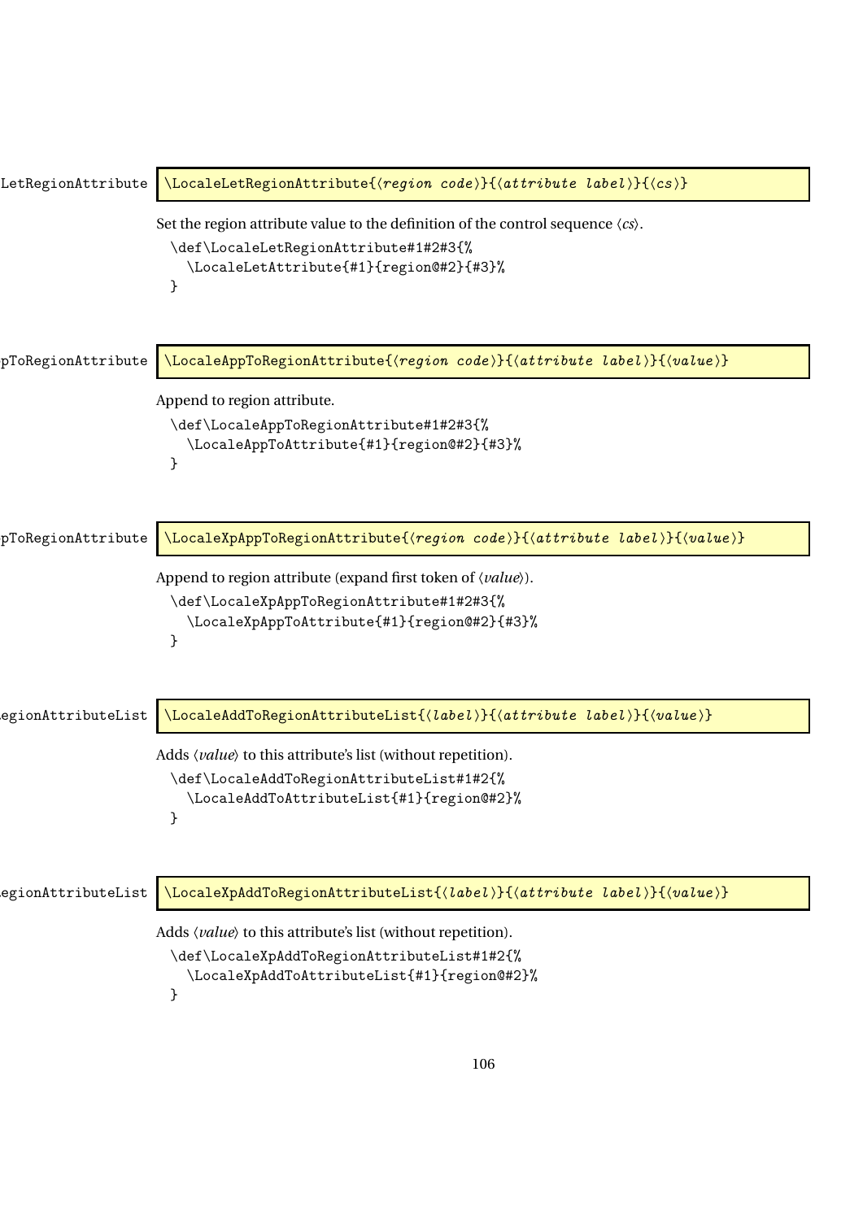\LocaleLetRegionAttribute

```
\LocaleLetRegionAttribute{⟨region code⟩}{⟨attribute label⟩}{⟨cs⟩}
```

Set the region attribute value to the definition of the control sequence ⟨*cs*⟩.

```
\def\LocaleLetRegionAttribute#1#2#3{%
  \LocaleLetAttribute{#1}{region@#2}{#3}%
}
```

\LocaleAppToRegionAttribute

```
\LocaleAppToRegionAttribute{⟨region code⟩}{⟨attribute label⟩}{⟨value⟩}
```

Append to region attribute.

```
\def\LocaleAppToRegionAttribute#1#2#3{%
  \LocaleAppToAttribute{#1}{region@#2}{#3}%
}
```

\LocaleXpAppToRegionAttribute

```
\LocaleXpAppToRegionAttribute{⟨region code⟩}{⟨attribute label⟩}{⟨value⟩}
```

Append to region attribute (expand first token of ⟨*value*⟩).

```
\def\LocaleXpAppToRegionAttribute#1#2#3{%
  \LocaleXpAppToAttribute{#1}{region@#2}{#3}%
}
```

\LocaleAddToRegionAttributeList

```
\LocaleAddToRegionAttributeList{⟨label⟩}{⟨attribute label⟩}{⟨value⟩}
```

Adds ⟨*value*⟩ to this attribute's list (without repetition).

```
\def\LocaleAddToRegionAttributeList#1#2{%
  \LocaleAddToAttributeList{#1}{region@#2}%
}
```

\LocaleXpAddToRegionAttributeList

```
\LocaleXpAddToRegionAttributeList{⟨label⟩}{⟨attribute label⟩}{⟨value⟩}
```

Adds ⟨*value*⟩ to this attribute's list (without repetition).

```
\def\LocaleXpAddToRegionAttributeList#1#2{%
  \LocaleXpAddToAttributeList{#1}{region@#2}%
}
```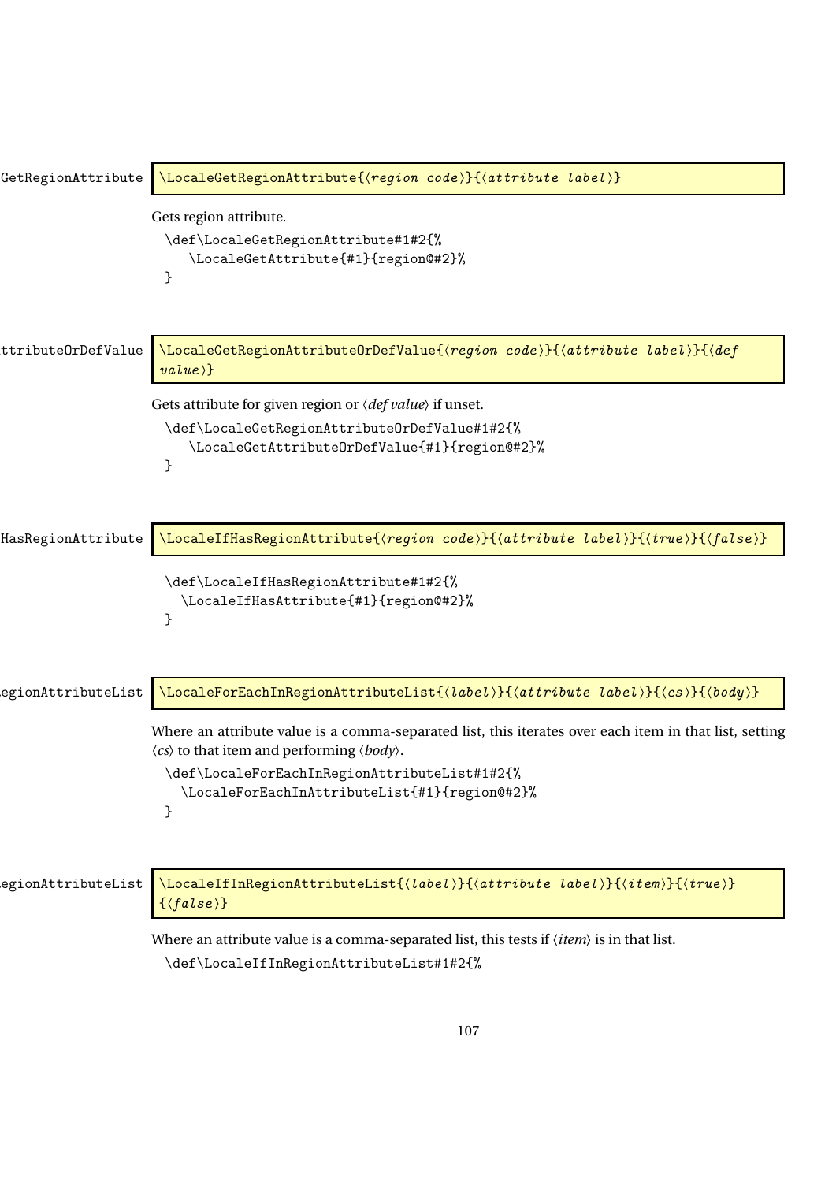\LocaleGetRegionAttribute

```
\LocaleGetRegionAttribute{⟨region code⟩}{⟨attribute label⟩}
```

Gets region attribute.

```
\def\LocaleGetRegionAttribute#1#2{%
   \LocaleGetAttribute{#1}{region@#2}%
}
```

\LocaleGetRegionAttributeOrDefValue

```
\LocaleGetRegionAttributeOrDefValue{⟨region code⟩}{⟨attribute label⟩}{⟨def value⟩}
```

Gets attribute for given region or ⟨*def value*⟩ if unset.

```
\def\LocaleGetRegionAttributeOrDefValue#1#2{%
   \LocaleGetAttributeOrDefValue{#1}{region@#2}%
}
```

\LocaleIfHasRegionAttribute

```
\LocaleIfHasRegionAttribute{⟨region code⟩}{⟨attribute label⟩}{⟨true⟩}{⟨false⟩}
```

```
\def\LocaleIfHasRegionAttribute#1#2{%
  \LocaleIfHasAttribute{#1}{region@#2}%
}
```

\LocaleForEachInRegionAttributeList

```
\LocaleForEachInRegionAttributeList{⟨label⟩}{⟨attribute label⟩}{⟨cs⟩}{⟨body⟩}
```

Where an attribute value is a comma-separated list, this iterates over each item in that list, setting ⟨*cs*⟩ to that item and performing ⟨*body*⟩.

```
\def\LocaleForEachInRegionAttributeList#1#2{%
  \LocaleForEachInAttributeList{#1}{region@#2}%
}
```

\LocaleIfInRegionAttributeList

```
\LocaleIfInRegionAttributeList{⟨label⟩}{⟨attribute label⟩}{⟨item⟩}{⟨true⟩}{⟨false⟩}
```

Where an attribute value is a comma-separated list, this tests if ⟨*item*⟩ is in that list.

```
\def\LocaleIfInRegionAttributeList#1#2{%
```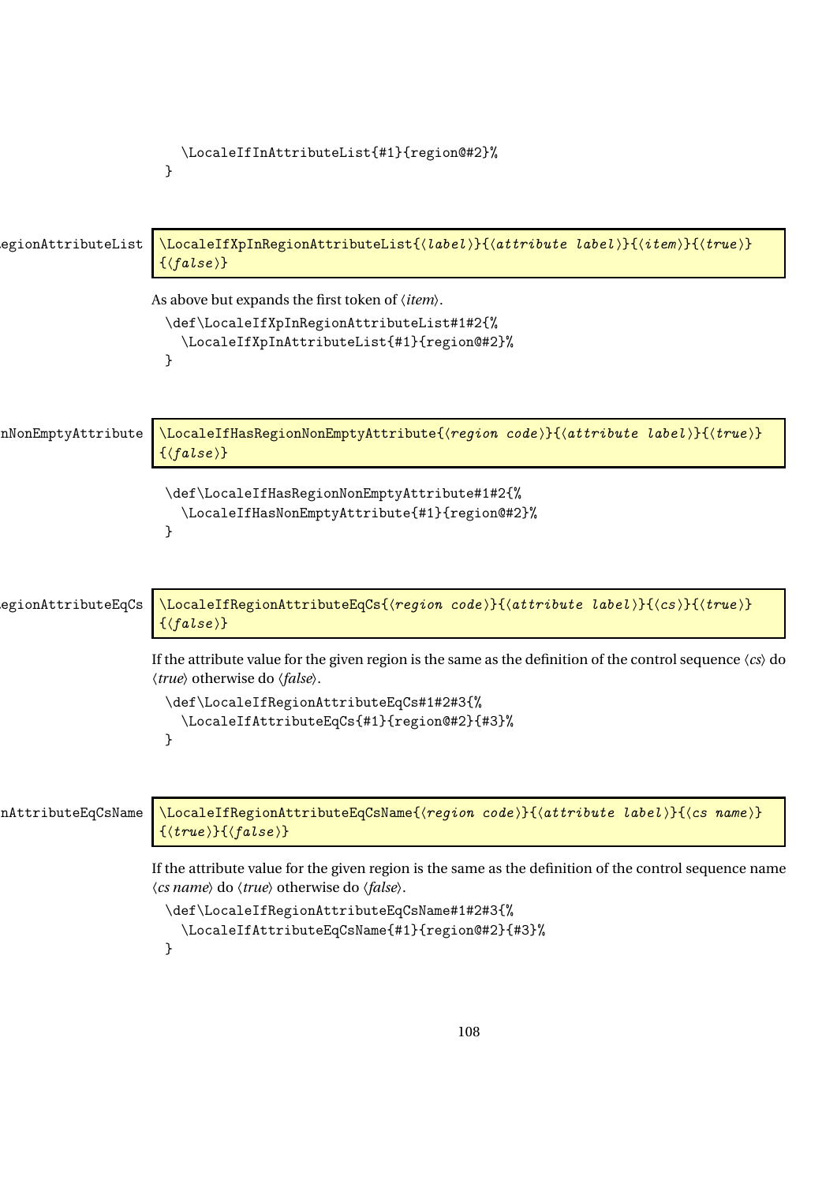```
\LocaleIfInAttributeList{#1}{region@#2}%
}
```

egionAttributeList

```
\LocaleIfXpInRegionAttributeList{⟨label⟩}{⟨attribute label⟩}{⟨item⟩}{⟨true⟩}
{⟨false⟩}
```

As above but expands the first token of ⟨*item*⟩.

```
\def\LocaleIfXpInRegionAttributeList#1#2{%
  \LocaleIfXpInAttributeList{#1}{region@#2}%
}
```

nNonEmptyAttribute

```
\LocaleIfHasRegionNonEmptyAttribute{⟨region code⟩}{⟨attribute label⟩}{⟨true⟩}
{⟨false⟩}
```

```
\def\LocaleIfHasRegionNonEmptyAttribute#1#2{%
  \LocaleIfHasNonEmptyAttribute{#1}{region@#2}%
}
```

egionAttributeEqCs

```
\LocaleIfRegionAttributeEqCs{⟨region code⟩}{⟨attribute label⟩}{⟨cs⟩}{⟨true⟩}
{⟨false⟩}
```

If the attribute value for the given region is the same as the definition of the control sequence ⟨*cs*⟩ do ⟨*true*⟩ otherwise do ⟨*false*⟩.

```
\def\LocaleIfRegionAttributeEqCs#1#2#3{%
  \LocaleIfAttributeEqCs{#1}{region@#2}{#3}%
}
```

nAttributeEqCsName

```
\LocaleIfRegionAttributeEqCsName{⟨region code⟩}{⟨attribute label⟩}{⟨cs name⟩}
{⟨true⟩}{⟨false⟩}
```

If the attribute value for the given region is the same as the definition of the control sequence name ⟨*cs name*⟩ do ⟨*true*⟩ otherwise do ⟨*false*⟩.

```
\def\LocaleIfRegionAttributeEqCsName#1#2#3{%
  \LocaleIfAttributeEqCsName{#1}{region@#2}{#3}%
}
```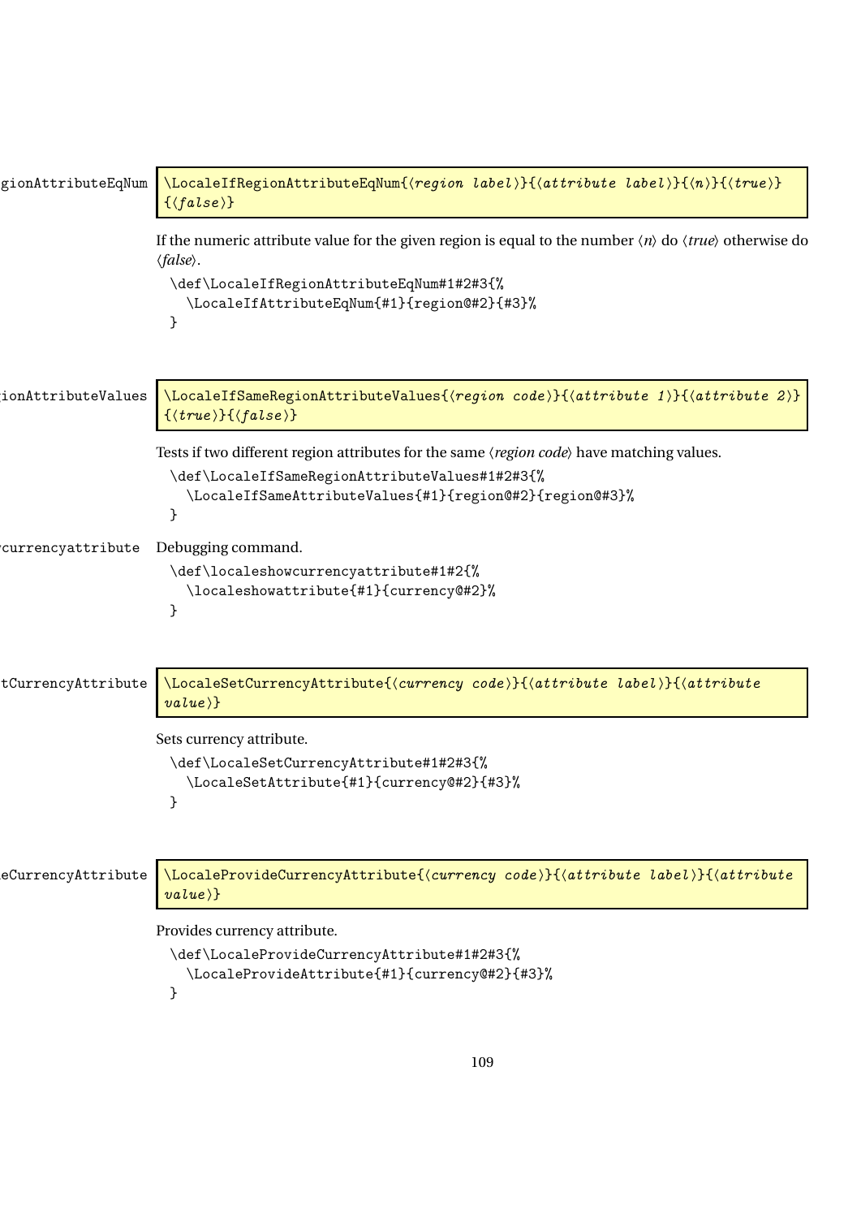gionAttributeEqNum

```
\LocaleIfRegionAttributeEqNum{⟨region label⟩}{⟨attribute label⟩}{⟨n⟩}{⟨true⟩}
{⟨false⟩}
```

If the numeric attribute value for the given region is equal to the number ⟨*n*⟩ do ⟨*true*⟩ otherwise do ⟨*false*⟩.

```
\def\LocaleIfRegionAttributeEqNum#1#2#3{%
  \LocaleIfAttributeEqNum{#1}{region@#2}{#3}%
}
```

ionAttributeValues

```
\LocaleIfSameRegionAttributeValues{⟨region code⟩}{⟨attribute 1⟩}{⟨attribute 2⟩}
{⟨true⟩}{⟨false⟩}
```

Tests if two different region attributes for the same ⟨*region code*⟩ have matching values.

```
\def\LocaleIfSameRegionAttributeValues#1#2#3{%
  \LocaleIfSameAttributeValues{#1}{region@#2}{region@#3}%
}
```

currencyattribute

Debugging command.

```
\def\localeshowcurrencyattribute#1#2{%
  \localeshowattribute{#1}{currency@#2}%
}
```

tCurrencyAttribute

```
\LocaleSetCurrencyAttribute{⟨currency code⟩}{⟨attribute label⟩}{⟨attribute
value⟩}
```

Sets currency attribute.

```
\def\LocaleSetCurrencyAttribute#1#2#3{%
  \LocaleSetAttribute{#1}{currency@#2}{#3}%
}
```

eCurrencyAttribute

```
\LocaleProvideCurrencyAttribute{⟨currency code⟩}{⟨attribute label⟩}{⟨attribute
value⟩}
```

Provides currency attribute.

```
\def\LocaleProvideCurrencyAttribute#1#2#3{%
  \LocaleProvideAttribute{#1}{currency@#2}{#3}%
}
```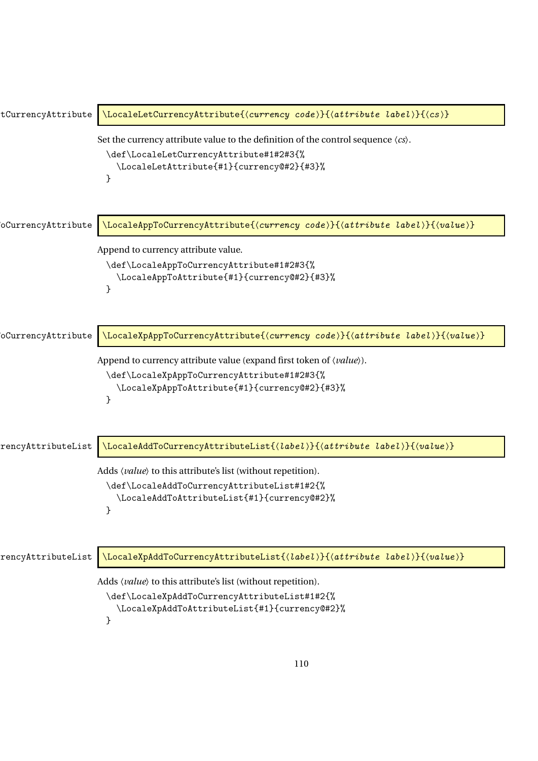\LocaleLetCurrencyAttribute `\LocaleLetCurrencyAttribute{⟨currency code⟩}{⟨attribute label⟩}{⟨cs⟩}`

Set the currency attribute value to the definition of the control sequence ⟨*cs*⟩.

```
\def\LocaleLetCurrencyAttribute#1#2#3{%
  \LocaleLetAttribute{#1}{currency@#2}{#3}%
}
```

\LocaleAppToCurrencyAttribute `\LocaleAppToCurrencyAttribute{⟨currency code⟩}{⟨attribute label⟩}{⟨value⟩}`

Append to currency attribute value.

```
\def\LocaleAppToCurrencyAttribute#1#2#3{%
  \LocaleAppToAttribute{#1}{currency@#2}{#3}%
}
```

\LocaleXpAppToCurrencyAttribute `\LocaleXpAppToCurrencyAttribute{⟨currency code⟩}{⟨attribute label⟩}{⟨value⟩}`

Append to currency attribute value (expand first token of ⟨*value*⟩).

```
\def\LocaleXpAppToCurrencyAttribute#1#2#3{%
  \LocaleXpAppToAttribute{#1}{currency@#2}{#3}%
}
```

\LocaleAddToCurrencyAttributeList `\LocaleAddToCurrencyAttributeList{⟨label⟩}{⟨attribute label⟩}{⟨value⟩}`

Adds ⟨*value*⟩ to this attribute's list (without repetition).

```
\def\LocaleAddToCurrencyAttributeList#1#2{%
  \LocaleAddToAttributeList{#1}{currency@#2}%
}
```

\LocaleXpAddToCurrencyAttributeList `\LocaleXpAddToCurrencyAttributeList{⟨label⟩}{⟨attribute label⟩}{⟨value⟩}`

Adds ⟨*value*⟩ to this attribute's list (without repetition).

```
\def\LocaleXpAddToCurrencyAttributeList#1#2{%
  \LocaleXpAddToAttributeList{#1}{currency@#2}%
}
```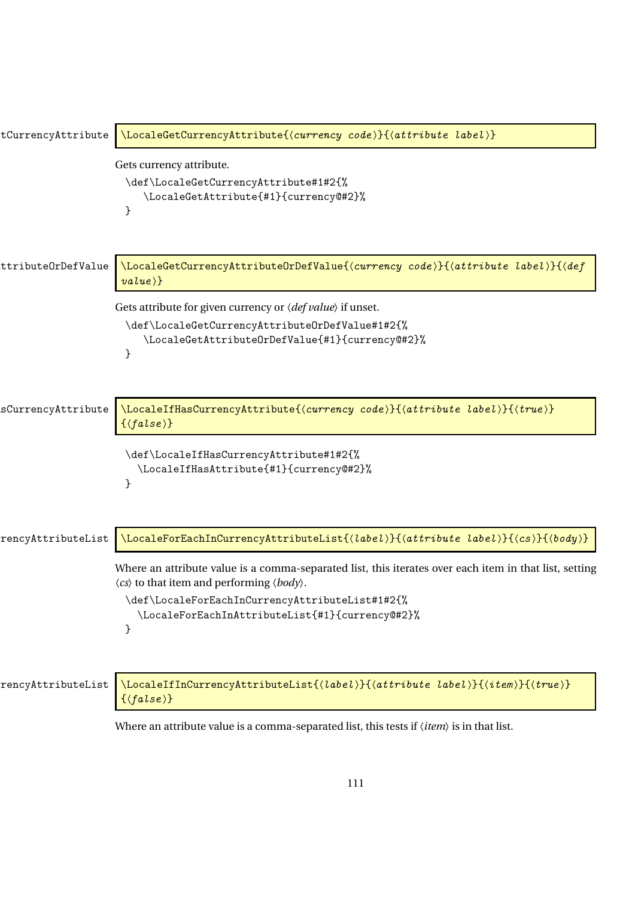tCurrencyAttribute

```
\LocaleGetCurrencyAttribute{⟨currency code⟩}{⟨attribute label⟩}
```

Gets currency attribute.

```
\def\LocaleGetCurrencyAttribute#1#2{%
   \LocaleGetAttribute{#1}{currency@#2}%
}
```

ttributeOrDefValue

```
\LocaleGetCurrencyAttributeOrDefValue{⟨currency code⟩}{⟨attribute label⟩}{⟨def value⟩}
```

Gets attribute for given currency or ⟨*def value*⟩ if unset.

```
\def\LocaleGetCurrencyAttributeOrDefValue#1#2{%
   \LocaleGetAttributeOrDefValue{#1}{currency@#2}%
}
```

sCurrencyAttribute

```
\LocaleIfHasCurrencyAttribute{⟨currency code⟩}{⟨attribute label⟩}{⟨true⟩}{⟨false⟩}
```

```
\def\LocaleIfHasCurrencyAttribute#1#2{%
  \LocaleIfHasAttribute{#1}{currency@#2}%
}
```

rencyAttributeList

```
\LocaleForEachInCurrencyAttributeList{⟨label⟩}{⟨attribute label⟩}{⟨cs⟩}{⟨body⟩}
```

Where an attribute value is a comma-separated list, this iterates over each item in that list, setting ⟨*cs*⟩ to that item and performing ⟨*body*⟩.

```
\def\LocaleForEachInCurrencyAttributeList#1#2{%
  \LocaleForEachInAttributeList{#1}{currency@#2}%
}
```

rencyAttributeList

```
\LocaleIfInCurrencyAttributeList{⟨label⟩}{⟨attribute label⟩}{⟨item⟩}{⟨true⟩}{⟨false⟩}
```

Where an attribute value is a comma-separated list, this tests if ⟨*item*⟩ is in that list.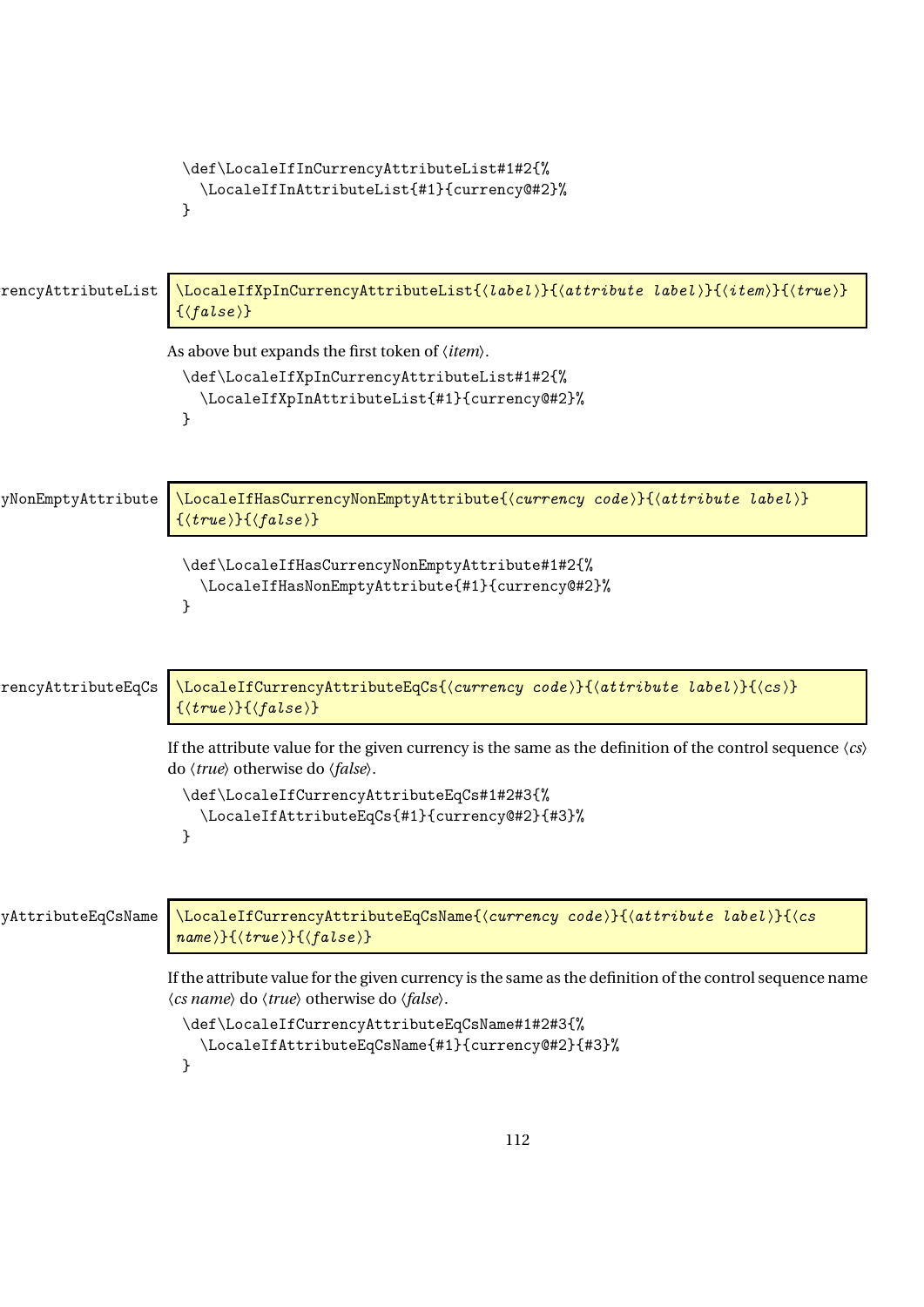```
\def\LocaleIfInCurrencyAttributeList#1#2{%
  \LocaleIfInAttributeList{#1}{currency@#2}%
}
```

rencyAttributeList

```
\LocaleIfXpInCurrencyAttributeList{⟨label⟩}{⟨attribute label⟩}{⟨item⟩}{⟨true⟩}
{⟨false⟩}
```

As above but expands the first token of ⟨*item*⟩.

```
\def\LocaleIfXpInCurrencyAttributeList#1#2{%
  \LocaleIfXpInAttributeList{#1}{currency@#2}%
}
```

yNonEmptyAttribute

```
\LocaleIfHasCurrencyNonEmptyAttribute{⟨currency code⟩}{⟨attribute label⟩}
{⟨true⟩}{⟨false⟩}
```

```
\def\LocaleIfHasCurrencyNonEmptyAttribute#1#2{%
  \LocaleIfHasNonEmptyAttribute{#1}{currency@#2}%
}
```

rencyAttributeEqCs

```
\LocaleIfCurrencyAttributeEqCs{⟨currency code⟩}{⟨attribute label⟩}{⟨cs⟩}
{⟨true⟩}{⟨false⟩}
```

If the attribute value for the given currency is the same as the definition of the control sequence ⟨*cs*⟩ do ⟨*true*⟩ otherwise do ⟨*false*⟩.

```
\def\LocaleIfCurrencyAttributeEqCs#1#2#3{%
  \LocaleIfAttributeEqCs{#1}{currency@#2}{#3}%
}
```

yAttributeEqCsName

```
\LocaleIfCurrencyAttributeEqCsName{⟨currency code⟩}{⟨attribute label⟩}{⟨cs
name⟩}{⟨true⟩}{⟨false⟩}
```

If the attribute value for the given currency is the same as the definition of the control sequence name ⟨*cs name*⟩ do ⟨*true*⟩ otherwise do ⟨*false*⟩.

```
\def\LocaleIfCurrencyAttributeEqCsName#1#2#3{%
  \LocaleIfAttributeEqCsName{#1}{currency@#2}{#3}%
}
```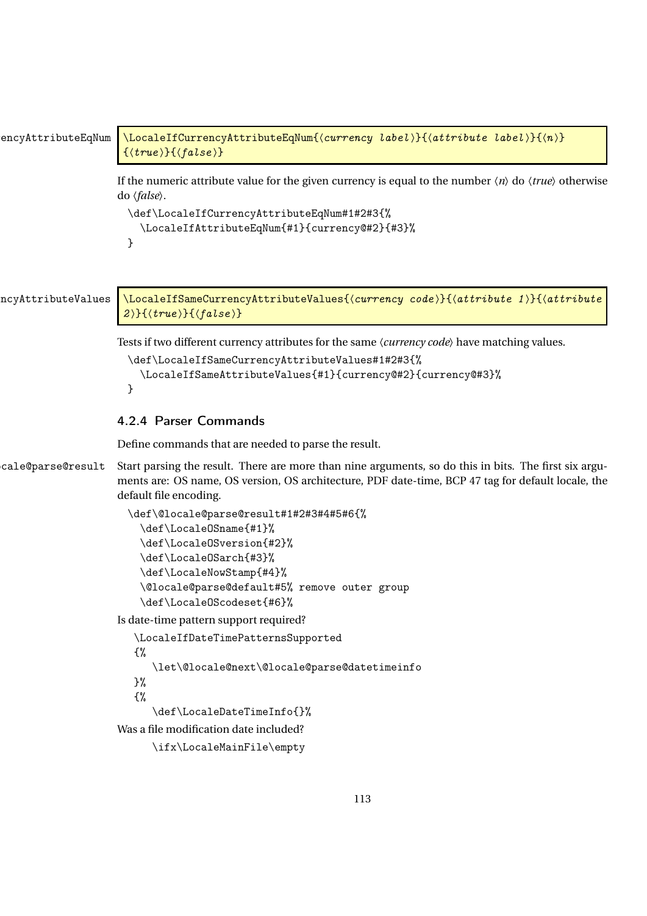encyAttributeEqNum

```
\LocaleIfCurrencyAttributeEqNum{⟨currency label⟩}{⟨attribute label⟩}{⟨n⟩}
{⟨true⟩}{⟨false⟩}
```

If the numeric attribute value for the given currency is equal to the number ⟨*n*⟩ do ⟨*true*⟩ otherwise do ⟨*false*⟩.

```
\def\LocaleIfCurrencyAttributeEqNum#1#2#3{%
  \LocaleIfAttributeEqNum{#1}{currency@#2}{#3}%
}
```

ncyAttributeValues

```
\LocaleIfSameCurrencyAttributeValues{⟨currency code⟩}{⟨attribute 1⟩}{⟨attribute
2⟩}{⟨true⟩}{⟨false⟩}
```

Tests if two different currency attributes for the same ⟨*currency code*⟩ have matching values.

```
\def\LocaleIfSameCurrencyAttributeValues#1#2#3{%
  \LocaleIfSameAttributeValues{#1}{currency@#2}{currency@#3}%
}
```

### 4.2.4 Parser Commands

Define commands that are needed to parse the result.

cale@parse@result

Start parsing the result. There are more than nine arguments, so do this in bits. The first six arguments are: OS name, OS version, OS architecture, PDF date-time, BCP 47 tag for default locale, the default file encoding.

```
\def\@locale@parse@result#1#2#3#4#5#6{%
  \def\LocaleOSname{#1}%
  \def\LocaleOSversion{#2}%
  \def\LocaleOSarch{#3}%
  \def\LocaleNowStamp{#4}%
  \@locale@parse@default#5% remove outer group
  \def\LocaleOScodeset{#6}%
```

Is date-time pattern support required?

```
   \LocaleIfDateTimePatternsSupported
   {%
      \let\@locale@next\@locale@parse@datetimeinfo
   }%
   {%
      \def\LocaleDateTimeInfo{}%
```

Was a file modification date included?

```
      \ifx\LocaleMainFile\empty
```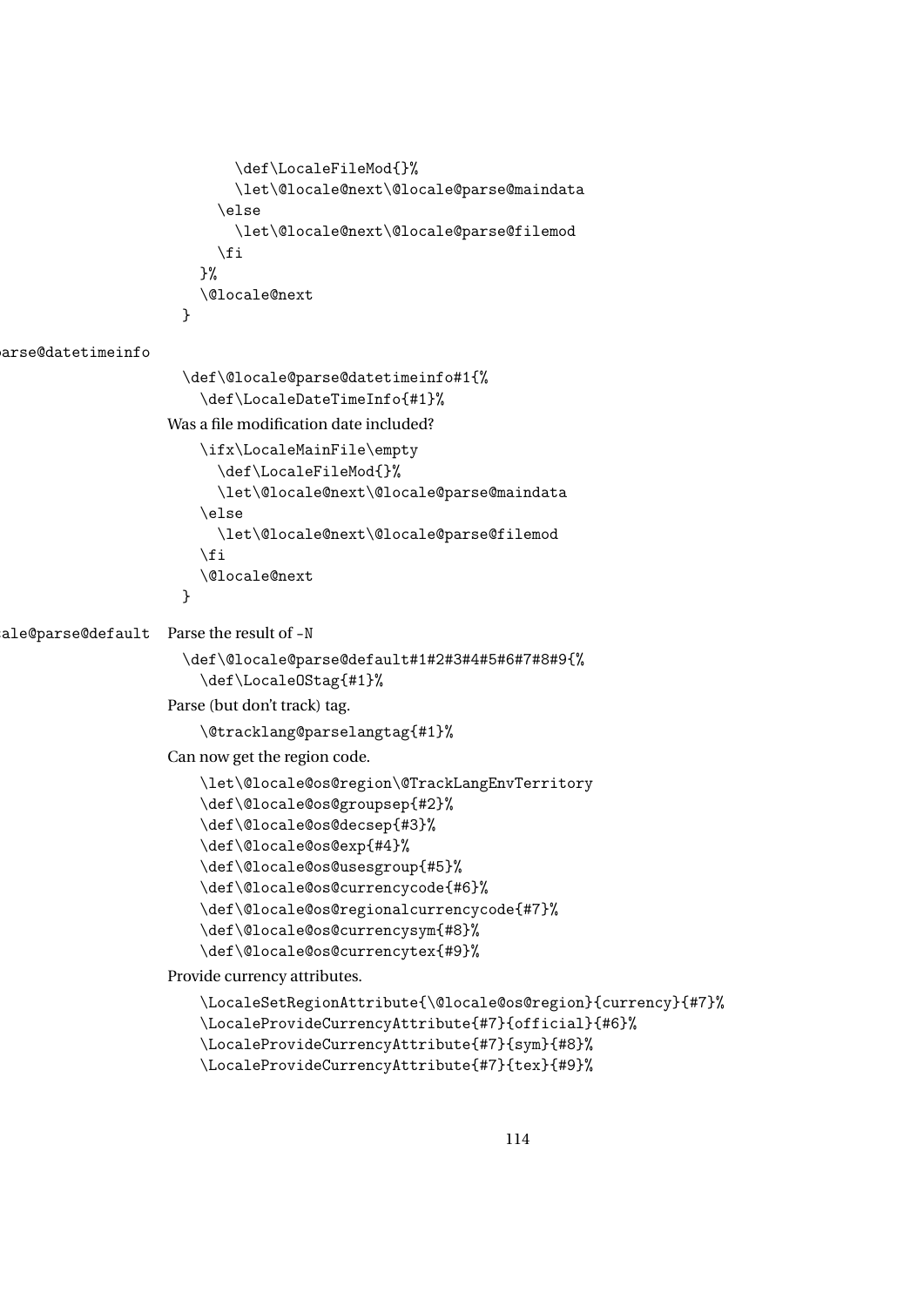```
        \def\LocaleFileMod{}%
        \let\@locale@next\@locale@parse@maindata
      \else
        \let\@locale@next\@locale@parse@filemod
      \fi
    }%
    \@locale@next
  }
```

parse@datetimeinfo

```
  \def\@locale@parse@datetimeinfo#1{%
    \def\LocaleDateTimeInfo{#1}%
```

Was a file modification date included?

```
    \ifx\LocaleMainFile\empty
      \def\LocaleFileMod{}%
      \let\@locale@next\@locale@parse@maindata
    \else
      \let\@locale@next\@locale@parse@filemod
    \fi
    \@locale@next
  }
```

ale@parse@default Parse the result of -N

```
  \def\@locale@parse@default#1#2#3#4#5#6#7#8#9{%
    \def\LocaleOStag{#1}%
```

Parse (but don't track) tag.

```
    \@tracklang@parselangtag{#1}%
```

Can now get the region code.

```
    \let\@locale@os@region\@TrackLangEnvTerritory
    \def\@locale@os@groupsep{#2}%
    \def\@locale@os@decsep{#3}%
    \def\@locale@os@exp{#4}%
    \def\@locale@os@usesgroup{#5}%
    \def\@locale@os@currencycode{#6}%
    \def\@locale@os@regionalcurrencycode{#7}%
    \def\@locale@os@currencysym{#8}%
    \def\@locale@os@currencytex{#9}%
```

Provide currency attributes.

```
    \LocaleSetRegionAttribute{\@locale@os@region}{currency}{#7}%
    \LocaleProvideCurrencyAttribute{#7}{official}{#6}%
    \LocaleProvideCurrencyAttribute{#7}{sym}{#8}%
    \LocaleProvideCurrencyAttribute{#7}{tex}{#9}%
```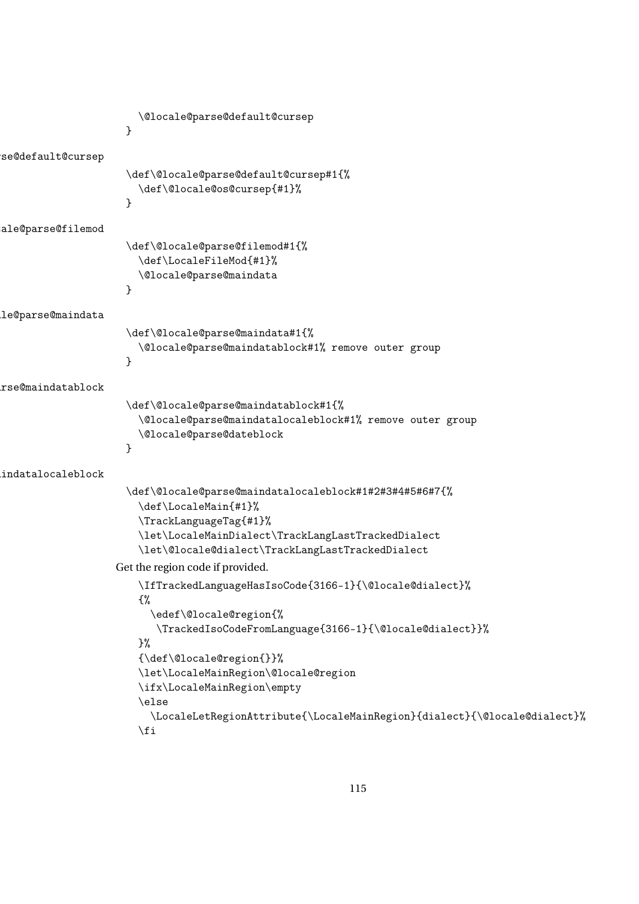```
  \@locale@parse@default@cursep
}
```

se@default@cursep

```
\def\@locale@parse@default@cursep#1{%
  \def\@locale@os@cursep{#1}%
}
```

ale@parse@filemod

```
\def\@locale@parse@filemod#1{%
  \def\LocaleFileMod{#1}%
  \@locale@parse@maindata
}
```

le@parse@maindata

```
\def\@locale@parse@maindata#1{%
  \@locale@parse@maindatablock#1% remove outer group
}
```

rse@maindatablock

```
\def\@locale@parse@maindatablock#1{%
  \@locale@parse@maindatalocaleblock#1% remove outer group
  \@locale@parse@dateblock
}
```

indatalocaleblock

```
\def\@locale@parse@maindatalocaleblock#1#2#3#4#5#6#7{%
  \def\LocaleMain{#1}%
  \TrackLanguageTag{#1}%
  \let\LocaleMainDialect\TrackLangLastTrackedDialect
  \let\@locale@dialect\TrackLangLastTrackedDialect
```

Get the region code if provided.

```
  \IfTrackedLanguageHasIsoCode{3166-1}{\@locale@dialect}%
  {%
    \edef\@locale@region{%
     \TrackedIsoCodeFromLanguage{3166-1}{\@locale@dialect}}%
  }%
  {\def\@locale@region{}}%
  \let\LocaleMainRegion\@locale@region
  \ifx\LocaleMainRegion\empty
  \else
    \LocaleLetRegionAttribute{\LocaleMainRegion}{dialect}{\@locale@dialect}%
  \fi
```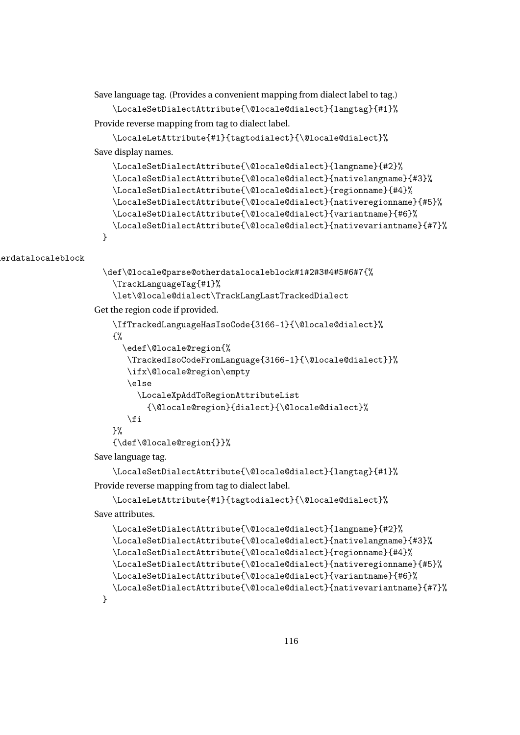Save language tag. (Provides a convenient mapping from dialect label to tag.)

```
\LocaleSetDialectAttribute{\@locale@dialect}{langtag}{#1}%
```

Provide reverse mapping from tag to dialect label.

```
\LocaleLetAttribute{#1}{tagtodialect}{\@locale@dialect}%
```

Save display names.

```
\LocaleSetDialectAttribute{\@locale@dialect}{langname}{#2}%
\LocaleSetDialectAttribute{\@locale@dialect}{nativelangname}{#3}%
\LocaleSetDialectAttribute{\@locale@dialect}{regionname}{#4}%
\LocaleSetDialectAttribute{\@locale@dialect}{nativeregionname}{#5}%
\LocaleSetDialectAttribute{\@locale@dialect}{variantname}{#6}%
\LocaleSetDialectAttribute{\@locale@dialect}{nativevariantname}{#7}%
}
```

erdatalocaleblock

```
\def\@locale@parse@otherdatalocaleblock#1#2#3#4#5#6#7{%
  \TrackLanguageTag{#1}%
  \let\@locale@dialect\TrackLangLastTrackedDialect
```

Get the region code if provided.

```
\IfTrackedLanguageHasIsoCode{3166-1}{\@locale@dialect}%
{%
  \edef\@locale@region{%
   \TrackedIsoCodeFromLanguage{3166-1}{\@locale@dialect}}%
   \ifx\@locale@region\empty
   \else
     \LocaleXpAddToRegionAttributeList
       {\@locale@region}{dialect}{\@locale@dialect}%
   \fi
}%
{\def\@locale@region{}}%
```

Save language tag.

```
\LocaleSetDialectAttribute{\@locale@dialect}{langtag}{#1}%
```

Provide reverse mapping from tag to dialect label.

```
\LocaleLetAttribute{#1}{tagtodialect}{\@locale@dialect}%
```

Save attributes.

```
\LocaleSetDialectAttribute{\@locale@dialect}{langname}{#2}%
\LocaleSetDialectAttribute{\@locale@dialect}{nativelangname}{#3}%
\LocaleSetDialectAttribute{\@locale@dialect}{regionname}{#4}%
\LocaleSetDialectAttribute{\@locale@dialect}{nativeregionname}{#5}%
\LocaleSetDialectAttribute{\@locale@dialect}{variantname}{#6}%
\LocaleSetDialectAttribute{\@locale@dialect}{nativevariantname}{#7}%
}
```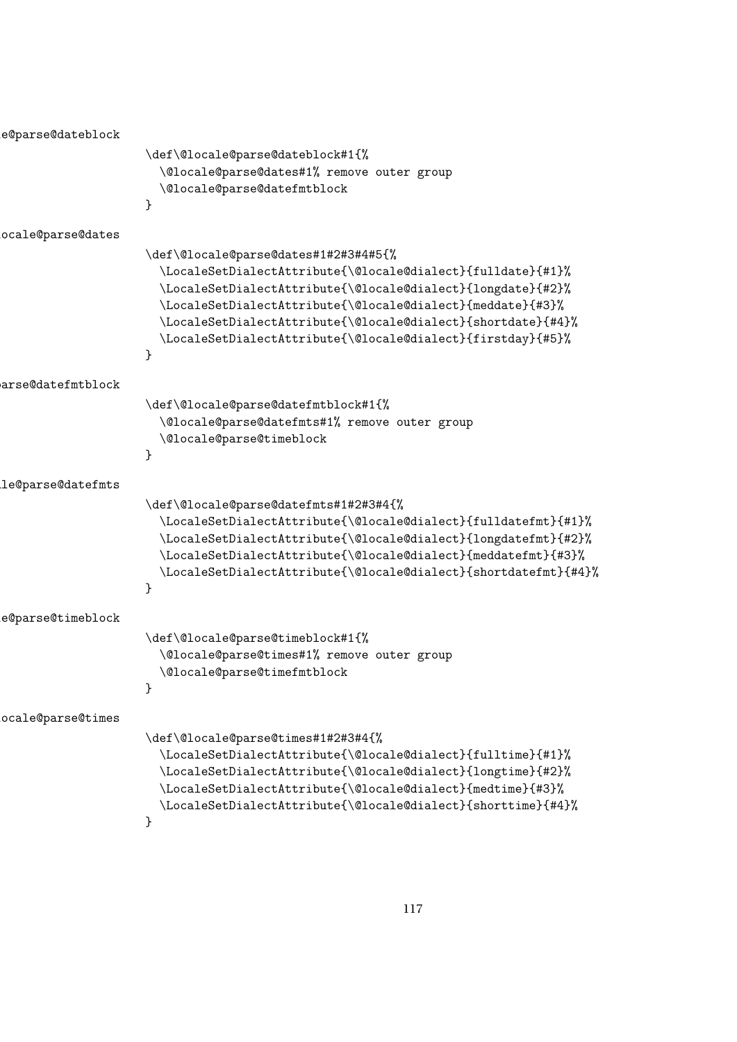e@parse@dateblock

```
\def\@locale@parse@dateblock#1{%
  \@locale@parse@dates#1% remove outer group
  \@locale@parse@datefmtblock
}
```

ocale@parse@dates

```
\def\@locale@parse@dates#1#2#3#4#5{%
  \LocaleSetDialectAttribute{\@locale@dialect}{fulldate}{#1}%
  \LocaleSetDialectAttribute{\@locale@dialect}{longdate}{#2}%
  \LocaleSetDialectAttribute{\@locale@dialect}{meddate}{#3}%
  \LocaleSetDialectAttribute{\@locale@dialect}{shortdate}{#4}%
  \LocaleSetDialectAttribute{\@locale@dialect}{firstday}{#5}%
}
```

arse@datefmtblock

```
\def\@locale@parse@datefmtblock#1{%
  \@locale@parse@datefmts#1% remove outer group
  \@locale@parse@timeblock
}
```

le@parse@datefmts

```
\def\@locale@parse@datefmts#1#2#3#4{%
  \LocaleSetDialectAttribute{\@locale@dialect}{fulldatefmt}{#1}%
  \LocaleSetDialectAttribute{\@locale@dialect}{longdatefmt}{#2}%
  \LocaleSetDialectAttribute{\@locale@dialect}{meddatefmt}{#3}%
  \LocaleSetDialectAttribute{\@locale@dialect}{shortdatefmt}{#4}%
}
```

e@parse@timeblock

```
\def\@locale@parse@timeblock#1{%
  \@locale@parse@times#1% remove outer group
  \@locale@parse@timefmtblock
}
```

ocale@parse@times

```
\def\@locale@parse@times#1#2#3#4{%
  \LocaleSetDialectAttribute{\@locale@dialect}{fulltime}{#1}%
  \LocaleSetDialectAttribute{\@locale@dialect}{longtime}{#2}%
  \LocaleSetDialectAttribute{\@locale@dialect}{medtime}{#3}%
  \LocaleSetDialectAttribute{\@locale@dialect}{shorttime}{#4}%
}
```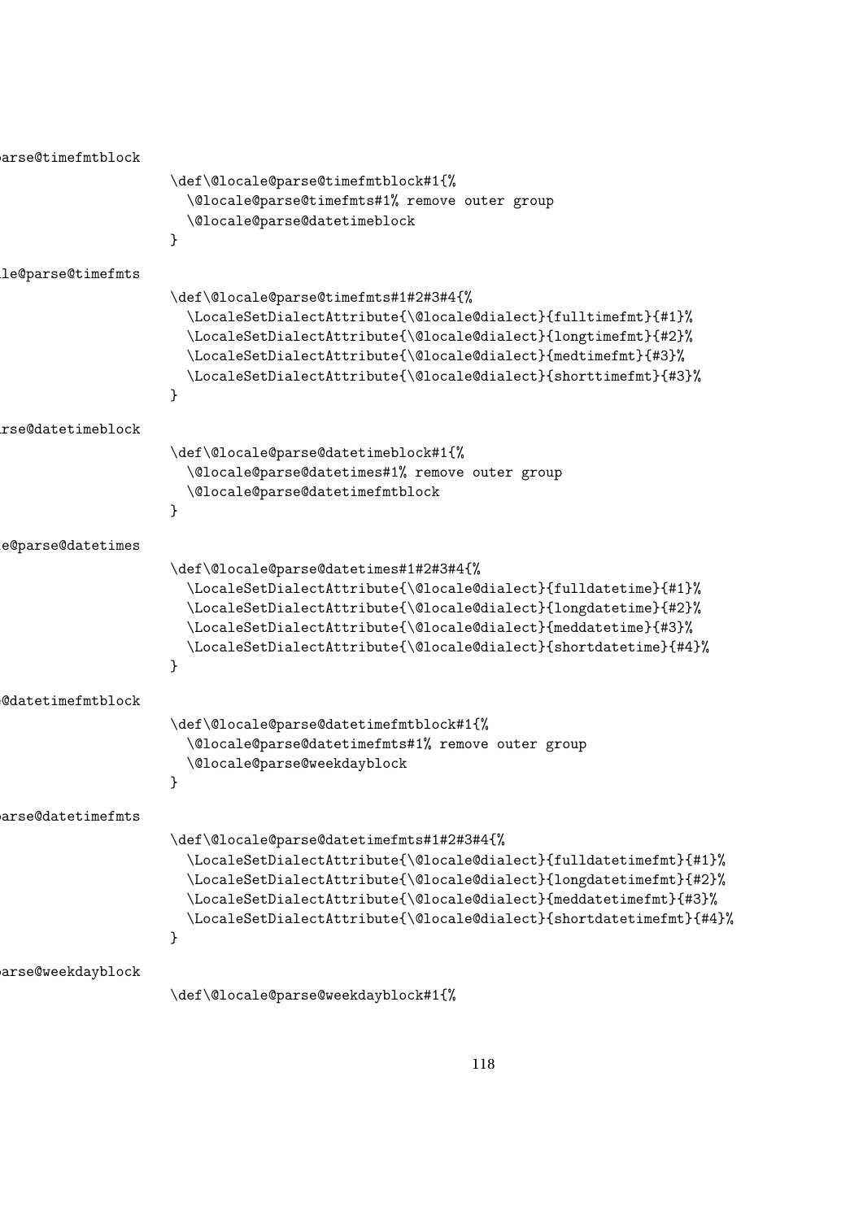parse@timefmtblock

```
\def\@locale@parse@timefmtblock#1{%
  \@locale@parse@timefmts#1% remove outer group
  \@locale@parse@datetimeblock
}
```

le@parse@timefmts

```
\def\@locale@parse@timefmts#1#2#3#4{%
  \LocaleSetDialectAttribute{\@locale@dialect}{fulltimefmt}{#1}%
  \LocaleSetDialectAttribute{\@locale@dialect}{longtimefmt}{#2}%
  \LocaleSetDialectAttribute{\@locale@dialect}{medtimefmt}{#3}%
  \LocaleSetDialectAttribute{\@locale@dialect}{shorttimefmt}{#3}%
}
```

rse@datetimeblock

```
\def\@locale@parse@datetimeblock#1{%
  \@locale@parse@datetimes#1% remove outer group
  \@locale@parse@datetimefmtblock
}
```

e@parse@datetimes

```
\def\@locale@parse@datetimes#1#2#3#4{%
  \LocaleSetDialectAttribute{\@locale@dialect}{fulldatetime}{#1}%
  \LocaleSetDialectAttribute{\@locale@dialect}{longdatetime}{#2}%
  \LocaleSetDialectAttribute{\@locale@dialect}{meddatetime}{#3}%
  \LocaleSetDialectAttribute{\@locale@dialect}{shortdatetime}{#4}%
}
```

@datetimefmtblock

```
\def\@locale@parse@datetimefmtblock#1{%
  \@locale@parse@datetimefmts#1% remove outer group
  \@locale@parse@weekdayblock
}
```

parse@datetimefmts

```
\def\@locale@parse@datetimefmts#1#2#3#4{%
  \LocaleSetDialectAttribute{\@locale@dialect}{fulldatetimefmt}{#1}%
  \LocaleSetDialectAttribute{\@locale@dialect}{longdatetimefmt}{#2}%
  \LocaleSetDialectAttribute{\@locale@dialect}{meddatetimefmt}{#3}%
  \LocaleSetDialectAttribute{\@locale@dialect}{shortdatetimefmt}{#4}%
}
```

parse@weekdayblock

```
\def\@locale@parse@weekdayblock#1{%
```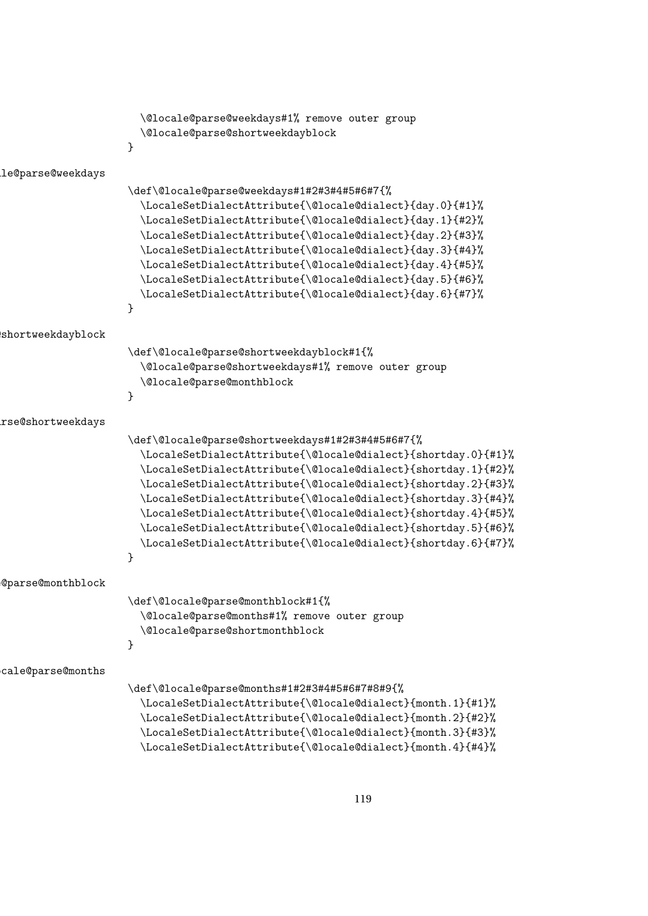```
  \@locale@parse@weekdays#1% remove outer group
  \@locale@parse@shortweekdayblock
}
```

le@parse@weekdays

```
\def\@locale@parse@weekdays#1#2#3#4#5#6#7{%
  \LocaleSetDialectAttribute{\@locale@dialect}{day.0}{#1}%
  \LocaleSetDialectAttribute{\@locale@dialect}{day.1}{#2}%
  \LocaleSetDialectAttribute{\@locale@dialect}{day.2}{#3}%
  \LocaleSetDialectAttribute{\@locale@dialect}{day.3}{#4}%
  \LocaleSetDialectAttribute{\@locale@dialect}{day.4}{#5}%
  \LocaleSetDialectAttribute{\@locale@dialect}{day.5}{#6}%
  \LocaleSetDialectAttribute{\@locale@dialect}{day.6}{#7}%
}
```

shortweekdayblock

```
\def\@locale@parse@shortweekdayblock#1{%
  \@locale@parse@shortweekdays#1% remove outer group
  \@locale@parse@monthblock
}
```

rse@shortweekdays

```
\def\@locale@parse@shortweekdays#1#2#3#4#5#6#7{%
  \LocaleSetDialectAttribute{\@locale@dialect}{shortday.0}{#1}%
  \LocaleSetDialectAttribute{\@locale@dialect}{shortday.1}{#2}%
  \LocaleSetDialectAttribute{\@locale@dialect}{shortday.2}{#3}%
  \LocaleSetDialectAttribute{\@locale@dialect}{shortday.3}{#4}%
  \LocaleSetDialectAttribute{\@locale@dialect}{shortday.4}{#5}%
  \LocaleSetDialectAttribute{\@locale@dialect}{shortday.5}{#6}%
  \LocaleSetDialectAttribute{\@locale@dialect}{shortday.6}{#7}%
}
```

@parse@monthblock

```
\def\@locale@parse@monthblock#1{%
  \@locale@parse@months#1% remove outer group
  \@locale@parse@shortmonthblock
}
```

cale@parse@months

```
\def\@locale@parse@months#1#2#3#4#5#6#7#8#9{%
  \LocaleSetDialectAttribute{\@locale@dialect}{month.1}{#1}%
  \LocaleSetDialectAttribute{\@locale@dialect}{month.2}{#2}%
  \LocaleSetDialectAttribute{\@locale@dialect}{month.3}{#3}%
  \LocaleSetDialectAttribute{\@locale@dialect}{month.4}{#4}%
```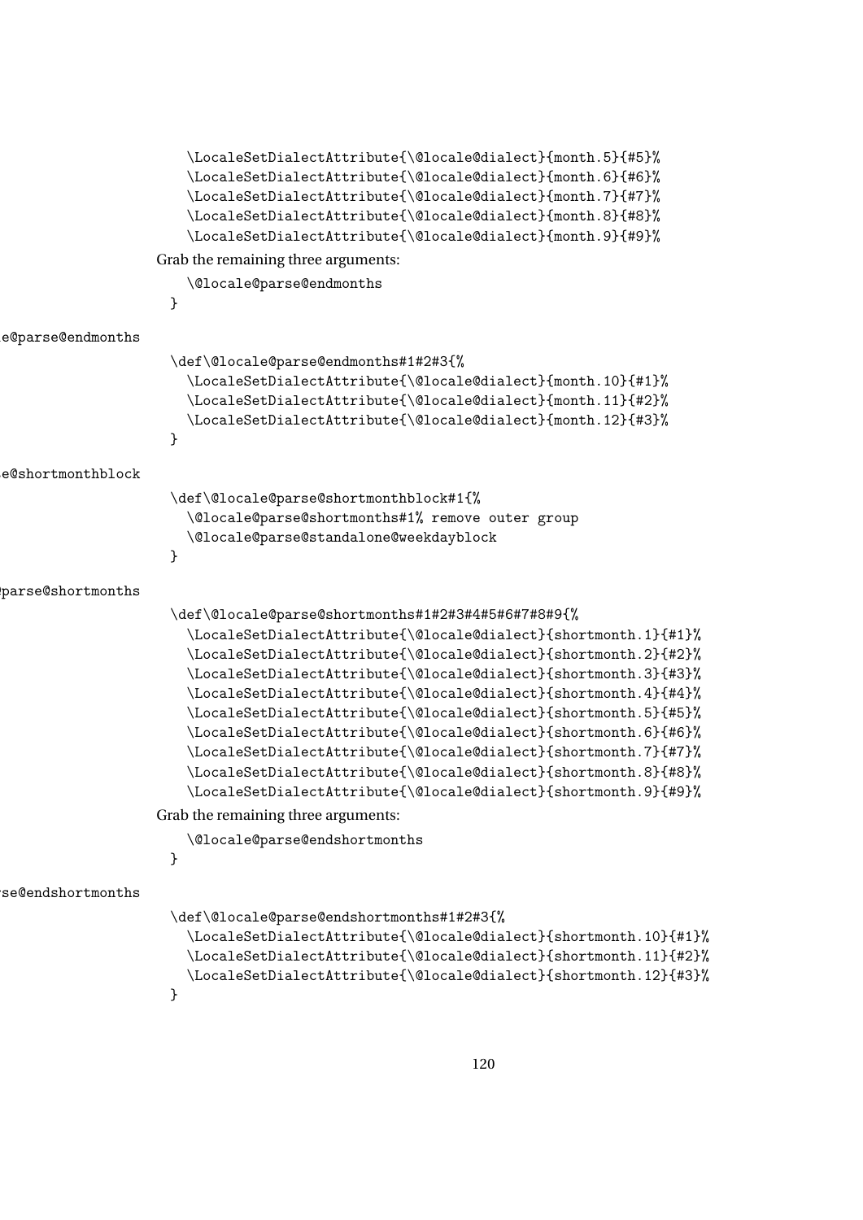```
    \LocaleSetDialectAttribute{\@locale@dialect}{month.5}{#5}%
    \LocaleSetDialectAttribute{\@locale@dialect}{month.6}{#6}%
    \LocaleSetDialectAttribute{\@locale@dialect}{month.7}{#7}%
    \LocaleSetDialectAttribute{\@locale@dialect}{month.8}{#8}%
    \LocaleSetDialectAttribute{\@locale@dialect}{month.9}{#9}%
```

Grab the remaining three arguments:

```
    \@locale@parse@endmonths
  }
```

e@parse@endmonths

```
  \def\@locale@parse@endmonths#1#2#3{%
    \LocaleSetDialectAttribute{\@locale@dialect}{month.10}{#1}%
    \LocaleSetDialectAttribute{\@locale@dialect}{month.11}{#2}%
    \LocaleSetDialectAttribute{\@locale@dialect}{month.12}{#3}%
  }
```

e@shortmonthblock

```
  \def\@locale@parse@shortmonthblock#1{%
    \@locale@parse@shortmonths#1% remove outer group
    \@locale@parse@standalone@weekdayblock
  }
```

parse@shortmonths

```
  \def\@locale@parse@shortmonths#1#2#3#4#5#6#7#8#9{%
    \LocaleSetDialectAttribute{\@locale@dialect}{shortmonth.1}{#1}%
    \LocaleSetDialectAttribute{\@locale@dialect}{shortmonth.2}{#2}%
    \LocaleSetDialectAttribute{\@locale@dialect}{shortmonth.3}{#3}%
    \LocaleSetDialectAttribute{\@locale@dialect}{shortmonth.4}{#4}%
    \LocaleSetDialectAttribute{\@locale@dialect}{shortmonth.5}{#5}%
    \LocaleSetDialectAttribute{\@locale@dialect}{shortmonth.6}{#6}%
    \LocaleSetDialectAttribute{\@locale@dialect}{shortmonth.7}{#7}%
    \LocaleSetDialectAttribute{\@locale@dialect}{shortmonth.8}{#8}%
    \LocaleSetDialectAttribute{\@locale@dialect}{shortmonth.9}{#9}%
```

Grab the remaining three arguments:

```
    \@locale@parse@endshortmonths
  }
```

se@endshortmonths

```
  \def\@locale@parse@endshortmonths#1#2#3{%
    \LocaleSetDialectAttribute{\@locale@dialect}{shortmonth.10}{#1}%
    \LocaleSetDialectAttribute{\@locale@dialect}{shortmonth.11}{#2}%
    \LocaleSetDialectAttribute{\@locale@dialect}{shortmonth.12}{#3}%
  }
```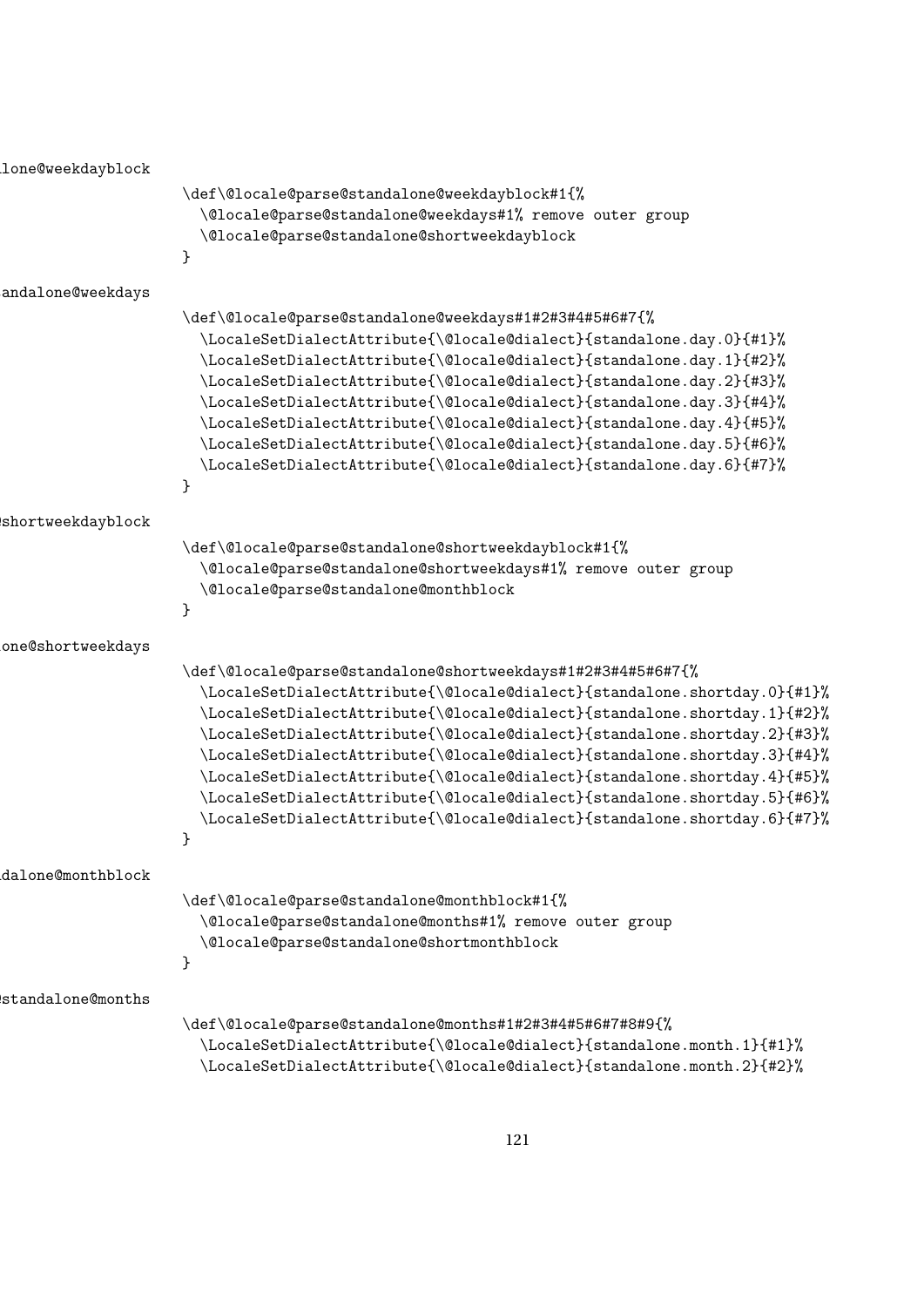lone@weekdayblock

```
\def\@locale@parse@standalone@weekdayblock#1{%
  \@locale@parse@standalone@weekdays#1% remove outer group
  \@locale@parse@standalone@shortweekdayblock
}
```

andalone@weekdays

```
\def\@locale@parse@standalone@weekdays#1#2#3#4#5#6#7{%
  \LocaleSetDialectAttribute{\@locale@dialect}{standalone.day.0}{#1}%
  \LocaleSetDialectAttribute{\@locale@dialect}{standalone.day.1}{#2}%
  \LocaleSetDialectAttribute{\@locale@dialect}{standalone.day.2}{#3}%
  \LocaleSetDialectAttribute{\@locale@dialect}{standalone.day.3}{#4}%
  \LocaleSetDialectAttribute{\@locale@dialect}{standalone.day.4}{#5}%
  \LocaleSetDialectAttribute{\@locale@dialect}{standalone.day.5}{#6}%
  \LocaleSetDialectAttribute{\@locale@dialect}{standalone.day.6}{#7}%
}
```

shortweekdayblock

```
\def\@locale@parse@standalone@shortweekdayblock#1{%
  \@locale@parse@standalone@shortweekdays#1% remove outer group
  \@locale@parse@standalone@monthblock
}
```

one@shortweekdays

```
\def\@locale@parse@standalone@shortweekdays#1#2#3#4#5#6#7{%
  \LocaleSetDialectAttribute{\@locale@dialect}{standalone.shortday.0}{#1}%
  \LocaleSetDialectAttribute{\@locale@dialect}{standalone.shortday.1}{#2}%
  \LocaleSetDialectAttribute{\@locale@dialect}{standalone.shortday.2}{#3}%
  \LocaleSetDialectAttribute{\@locale@dialect}{standalone.shortday.3}{#4}%
  \LocaleSetDialectAttribute{\@locale@dialect}{standalone.shortday.4}{#5}%
  \LocaleSetDialectAttribute{\@locale@dialect}{standalone.shortday.5}{#6}%
  \LocaleSetDialectAttribute{\@locale@dialect}{standalone.shortday.6}{#7}%
}
```

dalone@monthblock

```
\def\@locale@parse@standalone@monthblock#1{%
  \@locale@parse@standalone@months#1% remove outer group
  \@locale@parse@standalone@shortmonthblock
}
```

standalone@months

```
\def\@locale@parse@standalone@months#1#2#3#4#5#6#7#8#9{%
  \LocaleSetDialectAttribute{\@locale@dialect}{standalone.month.1}{#1}%
  \LocaleSetDialectAttribute{\@locale@dialect}{standalone.month.2}{#2}%
```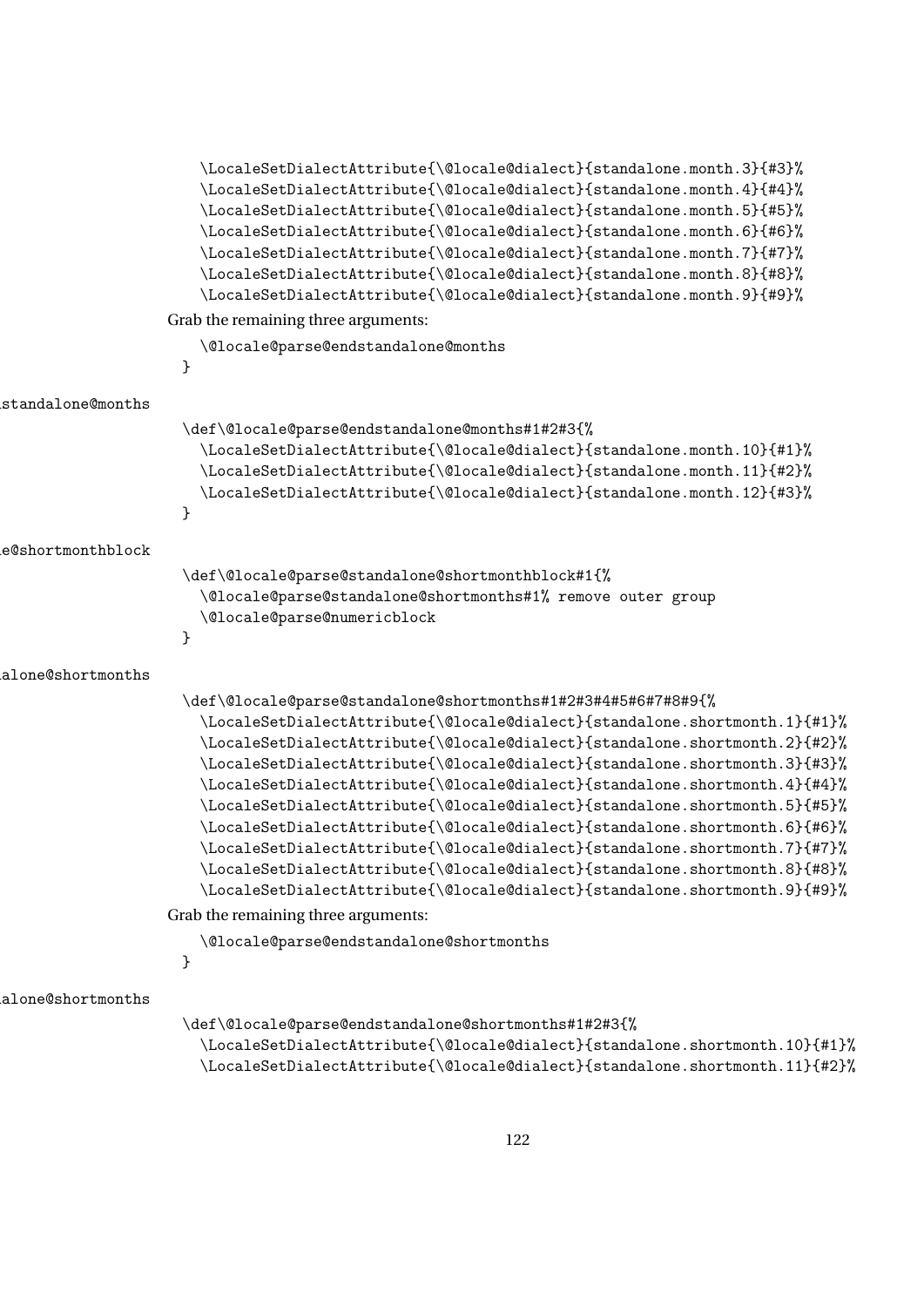```
  \LocaleSetDialectAttribute{\@locale@dialect}{standalone.month.3}{#3}%
  \LocaleSetDialectAttribute{\@locale@dialect}{standalone.month.4}{#4}%
  \LocaleSetDialectAttribute{\@locale@dialect}{standalone.month.5}{#5}%
  \LocaleSetDialectAttribute{\@locale@dialect}{standalone.month.6}{#6}%
  \LocaleSetDialectAttribute{\@locale@dialect}{standalone.month.7}{#7}%
  \LocaleSetDialectAttribute{\@locale@dialect}{standalone.month.8}{#8}%
  \LocaleSetDialectAttribute{\@locale@dialect}{standalone.month.9}{#9}%
```

Grab the remaining three arguments:

```
  \@locale@parse@endstandalone@months
}
```

standalone@months

```
\def\@locale@parse@endstandalone@months#1#2#3{%
  \LocaleSetDialectAttribute{\@locale@dialect}{standalone.month.10}{#1}%
  \LocaleSetDialectAttribute{\@locale@dialect}{standalone.month.11}{#2}%
  \LocaleSetDialectAttribute{\@locale@dialect}{standalone.month.12}{#3}%
}
```

e@shortmonthblock

```
\def\@locale@parse@standalone@shortmonthblock#1{%
  \@locale@parse@standalone@shortmonths#1% remove outer group
  \@locale@parse@numericblock
}
```

alone@shortmonths

```
\def\@locale@parse@standalone@shortmonths#1#2#3#4#5#6#7#8#9{%
  \LocaleSetDialectAttribute{\@locale@dialect}{standalone.shortmonth.1}{#1}%
  \LocaleSetDialectAttribute{\@locale@dialect}{standalone.shortmonth.2}{#2}%
  \LocaleSetDialectAttribute{\@locale@dialect}{standalone.shortmonth.3}{#3}%
  \LocaleSetDialectAttribute{\@locale@dialect}{standalone.shortmonth.4}{#4}%
  \LocaleSetDialectAttribute{\@locale@dialect}{standalone.shortmonth.5}{#5}%
  \LocaleSetDialectAttribute{\@locale@dialect}{standalone.shortmonth.6}{#6}%
  \LocaleSetDialectAttribute{\@locale@dialect}{standalone.shortmonth.7}{#7}%
  \LocaleSetDialectAttribute{\@locale@dialect}{standalone.shortmonth.8}{#8}%
  \LocaleSetDialectAttribute{\@locale@dialect}{standalone.shortmonth.9}{#9}%
```

Grab the remaining three arguments:

```
  \@locale@parse@endstandalone@shortmonths
}
```

alone@shortmonths

```
\def\@locale@parse@endstandalone@shortmonths#1#2#3{%
  \LocaleSetDialectAttribute{\@locale@dialect}{standalone.shortmonth.10}{#1}%
  \LocaleSetDialectAttribute{\@locale@dialect}{standalone.shortmonth.11}{#2}%
```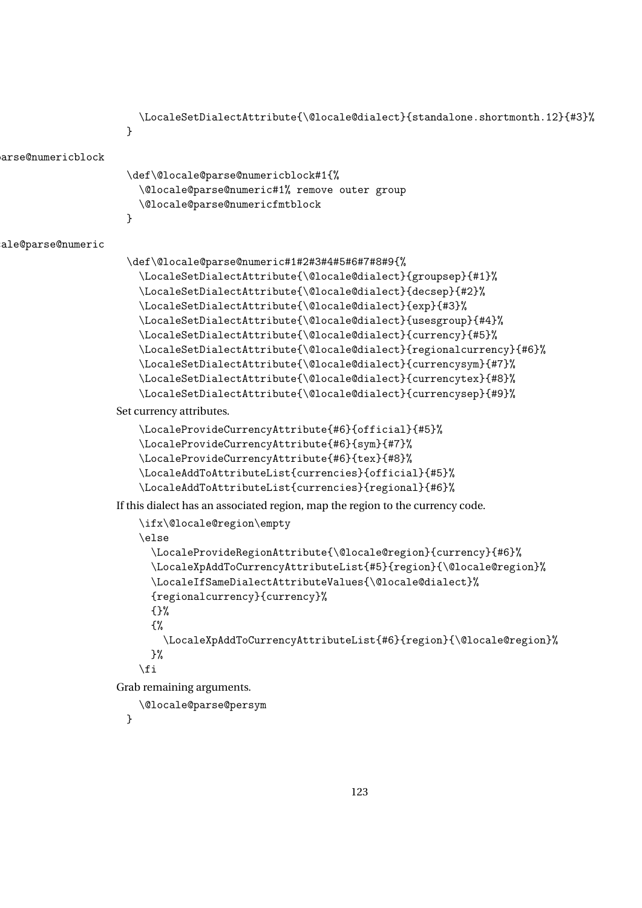```
    \LocaleSetDialectAttribute{\@locale@dialect}{standalone.shortmonth.12}{#3}%
  }
```

parse@numericblock

```
  \def\@locale@parse@numericblock#1{%
    \@locale@parse@numeric#1% remove outer group
    \@locale@parse@numericfmtblock
  }
```

ale@parse@numeric

```
  \def\@locale@parse@numeric#1#2#3#4#5#6#7#8#9{%
    \LocaleSetDialectAttribute{\@locale@dialect}{groupsep}{#1}%
    \LocaleSetDialectAttribute{\@locale@dialect}{decsep}{#2}%
    \LocaleSetDialectAttribute{\@locale@dialect}{exp}{#3}%
    \LocaleSetDialectAttribute{\@locale@dialect}{usesgroup}{#4}%
    \LocaleSetDialectAttribute{\@locale@dialect}{currency}{#5}%
    \LocaleSetDialectAttribute{\@locale@dialect}{regionalcurrency}{#6}%
    \LocaleSetDialectAttribute{\@locale@dialect}{currencysym}{#7}%
    \LocaleSetDialectAttribute{\@locale@dialect}{currencytex}{#8}%
    \LocaleSetDialectAttribute{\@locale@dialect}{currencysep}{#9}%
```

Set currency attributes.

```
    \LocaleProvideCurrencyAttribute{#6}{official}{#5}%
    \LocaleProvideCurrencyAttribute{#6}{sym}{#7}%
    \LocaleProvideCurrencyAttribute{#6}{tex}{#8}%
    \LocaleAddToAttributeList{currencies}{official}{#5}%
    \LocaleAddToAttributeList{currencies}{regional}{#6}%
```

If this dialect has an associated region, map the region to the currency code.

```
    \ifx\@locale@region\empty
    \else
      \LocaleProvideRegionAttribute{\@locale@region}{currency}{#6}%
      \LocaleXpAddToCurrencyAttributeList{#5}{region}{\@locale@region}%
      \LocaleIfSameDialectAttributeValues{\@locale@dialect}%
      {regionalcurrency}{currency}%
      {}%
      {%
        \LocaleXpAddToCurrencyAttributeList{#6}{region}{\@locale@region}%
      }%
    \fi
```

Grab remaining arguments.

```
    \@locale@parse@persym
  }
```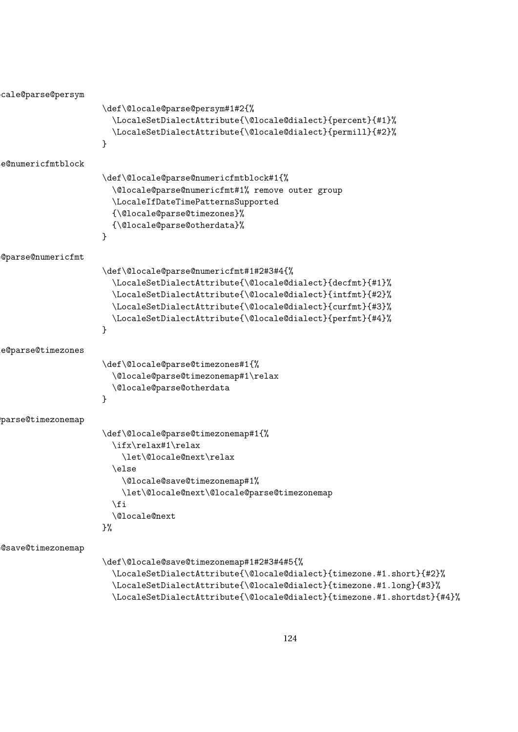\@locale@parse@persym

```
\def\@locale@parse@persym#1#2{%
  \LocaleSetDialectAttribute{\@locale@dialect}{percent}{#1}%
  \LocaleSetDialectAttribute{\@locale@dialect}{permill}{#2}%
}
```

\@locale@parse@numericfmtblock

```
\def\@locale@parse@numericfmtblock#1{%
  \@locale@parse@numericfmt#1% remove outer group
  \LocaleIfDateTimePatternsSupported
  {\@locale@parse@timezones}%
  {\@locale@parse@otherdata}%
}
```

\@locale@parse@numericfmt

```
\def\@locale@parse@numericfmt#1#2#3#4{%
  \LocaleSetDialectAttribute{\@locale@dialect}{decfmt}{#1}%
  \LocaleSetDialectAttribute{\@locale@dialect}{intfmt}{#2}%
  \LocaleSetDialectAttribute{\@locale@dialect}{curfmt}{#3}%
  \LocaleSetDialectAttribute{\@locale@dialect}{perfmt}{#4}%
}
```

\@locale@parse@timezones

```
\def\@locale@parse@timezones#1{%
  \@locale@parse@timezonemap#1\relax
  \@locale@parse@otherdata
}
```

\@locale@parse@timezonemap

```
\def\@locale@parse@timezonemap#1{%
  \ifx\relax#1\relax
    \let\@locale@next\relax
  \else
    \@locale@save@timezonemap#1%
    \let\@locale@next\@locale@parse@timezonemap
  \fi
  \@locale@next
}%
```

\@locale@save@timezonemap

```
\def\@locale@save@timezonemap#1#2#3#4#5{%
  \LocaleSetDialectAttribute{\@locale@dialect}{timezone.#1.short}{#2}%
  \LocaleSetDialectAttribute{\@locale@dialect}{timezone.#1.long}{#3}%
  \LocaleSetDialectAttribute{\@locale@dialect}{timezone.#1.shortdst}{#4}%
```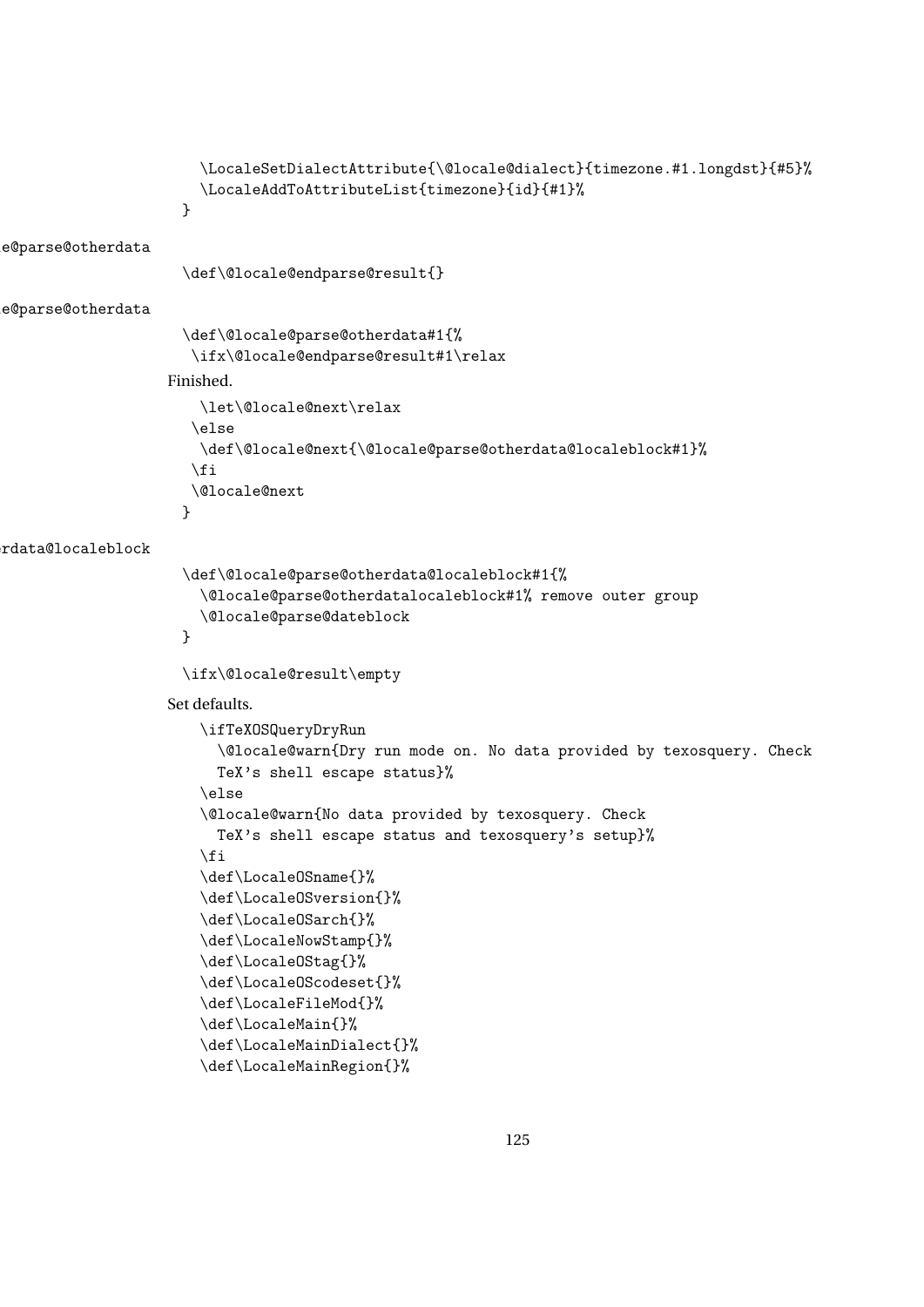```
    \LocaleSetDialectAttribute{\@locale@dialect}{timezone.#1.longdst}{#5}%
    \LocaleAddToAttributeList{timezone}{id}{#1}%
  }
```

e@parse@otherdata

```
  \def\@locale@endparse@result{}
```

e@parse@otherdata

```
  \def\@locale@parse@otherdata#1{%
   \ifx\@locale@endparse@result#1\relax
```

Finished.

```
    \let\@locale@next\relax
   \else
    \def\@locale@next{\@locale@parse@otherdata@localeblock#1}%
   \fi
   \@locale@next
  }
```

rdata@localeblock

```
  \def\@locale@parse@otherdata@localeblock#1{%
    \@locale@parse@otherdatalocaleblock#1% remove outer group
    \@locale@parse@dateblock
  }

  \ifx\@locale@result\empty
```

Set defaults.

```
    \ifTeXOSQueryDryRun
      \@locale@warn{Dry run mode on. No data provided by texosquery. Check
      TeX's shell escape status}%
    \else
    \@locale@warn{No data provided by texosquery. Check
      TeX's shell escape status and texosquery's setup}%
    \fi
    \def\LocaleOSname{}%
    \def\LocaleOSversion{}%
    \def\LocaleOSarch{}%
    \def\LocaleNowStamp{}%
    \def\LocaleOStag{}%
    \def\LocaleOScodeset{}%
    \def\LocaleFileMod{}%
    \def\LocaleMain{}%
    \def\LocaleMainDialect{}%
    \def\LocaleMainRegion{}%
```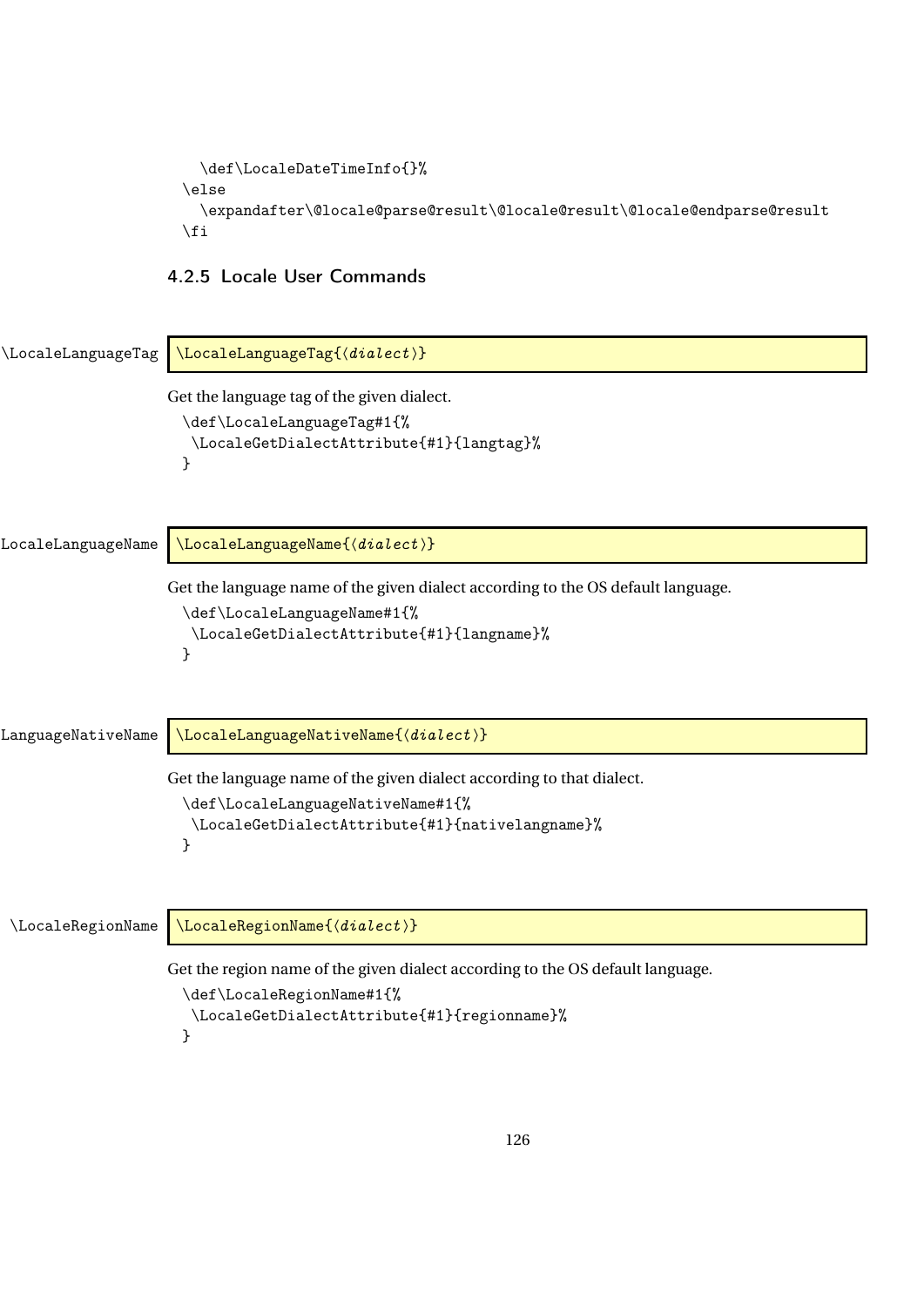```
  \def\LocaleDateTimeInfo{}%
\else
  \expandafter\@locale@parse@result\@locale@result\@locale@endparse@result
\fi
```

### 4.2.5 Locale User Commands

\LocaleLanguageTag

`\LocaleLanguageTag{⟨dialect⟩}`

Get the language tag of the given dialect.

```
\def\LocaleLanguageTag#1{%
 \LocaleGetDialectAttribute{#1}{langtag}%
}
```

\LocaleLanguageName

`\LocaleLanguageName{⟨dialect⟩}`

Get the language name of the given dialect according to the OS default language.

```
\def\LocaleLanguageName#1{%
 \LocaleGetDialectAttribute{#1}{langname}%
}
```

\LocaleLanguageNativeName

`\LocaleLanguageNativeName{⟨dialect⟩}`

Get the language name of the given dialect according to that dialect.

```
\def\LocaleLanguageNativeName#1{%
 \LocaleGetDialectAttribute{#1}{nativelangname}%
}
```

\LocaleRegionName

`\LocaleRegionName{⟨dialect⟩}`

Get the region name of the given dialect according to the OS default language.

```
\def\LocaleRegionName#1{%
 \LocaleGetDialectAttribute{#1}{regionname}%
}
```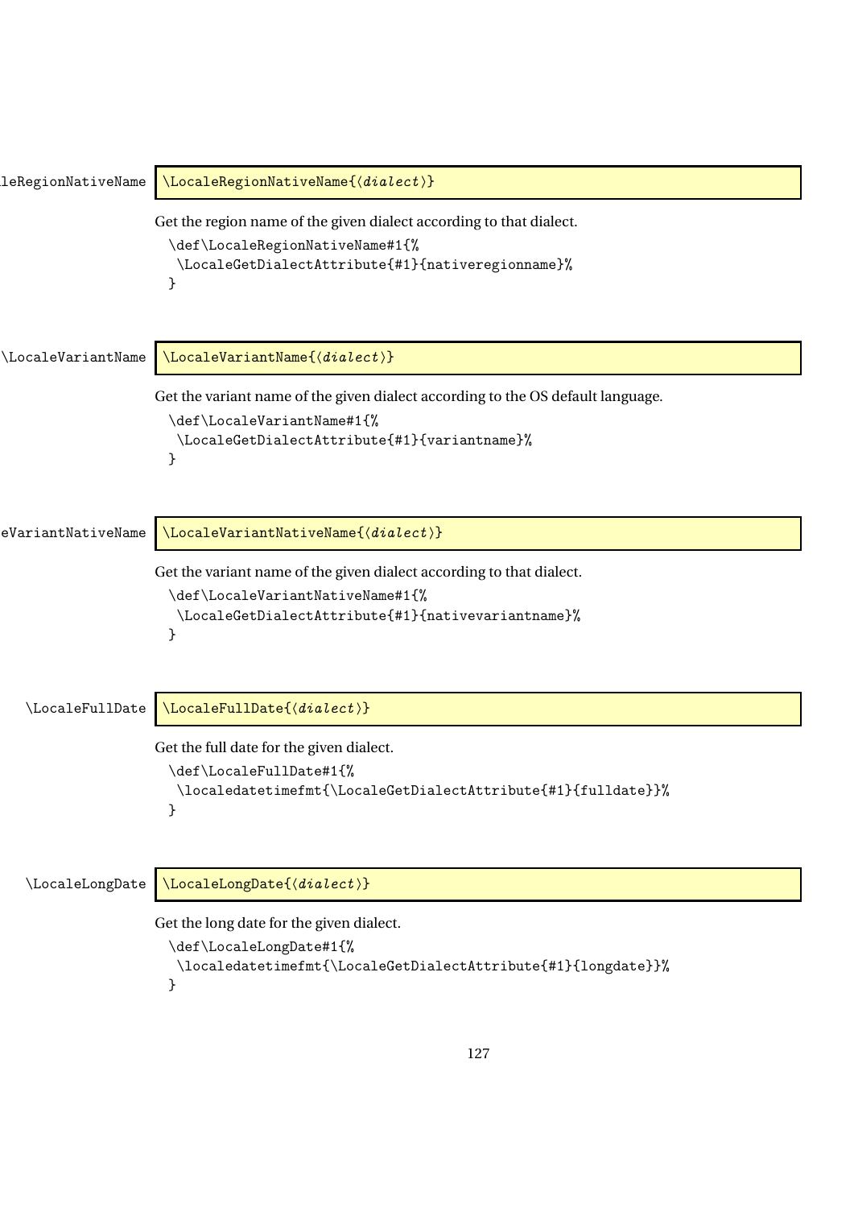\LocaleRegionNativeName `\LocaleRegionNativeName{⟨dialect⟩}`

Get the region name of the given dialect according to that dialect.

```
\def\LocaleRegionNativeName#1{%
 \LocaleGetDialectAttribute{#1}{nativeregionname}%
}
```

\LocaleVariantName `\LocaleVariantName{⟨dialect⟩}`

Get the variant name of the given dialect according to the OS default language.

```
\def\LocaleVariantName#1{%
 \LocaleGetDialectAttribute{#1}{variantname}%
}
```

\LocaleVariantNativeName `\LocaleVariantNativeName{⟨dialect⟩}`

Get the variant name of the given dialect according to that dialect.

```
\def\LocaleVariantNativeName#1{%
 \LocaleGetDialectAttribute{#1}{nativevariantname}%
}
```

\LocaleFullDate `\LocaleFullDate{⟨dialect⟩}`

Get the full date for the given dialect.

```
\def\LocaleFullDate#1{%
 \localedatetimefmt{\LocaleGetDialectAttribute{#1}{fulldate}}%
}
```

\LocaleLongDate `\LocaleLongDate{⟨dialect⟩}`

Get the long date for the given dialect.

```
\def\LocaleLongDate#1{%
 \localedatetimefmt{\LocaleGetDialectAttribute{#1}{longdate}}%
}
```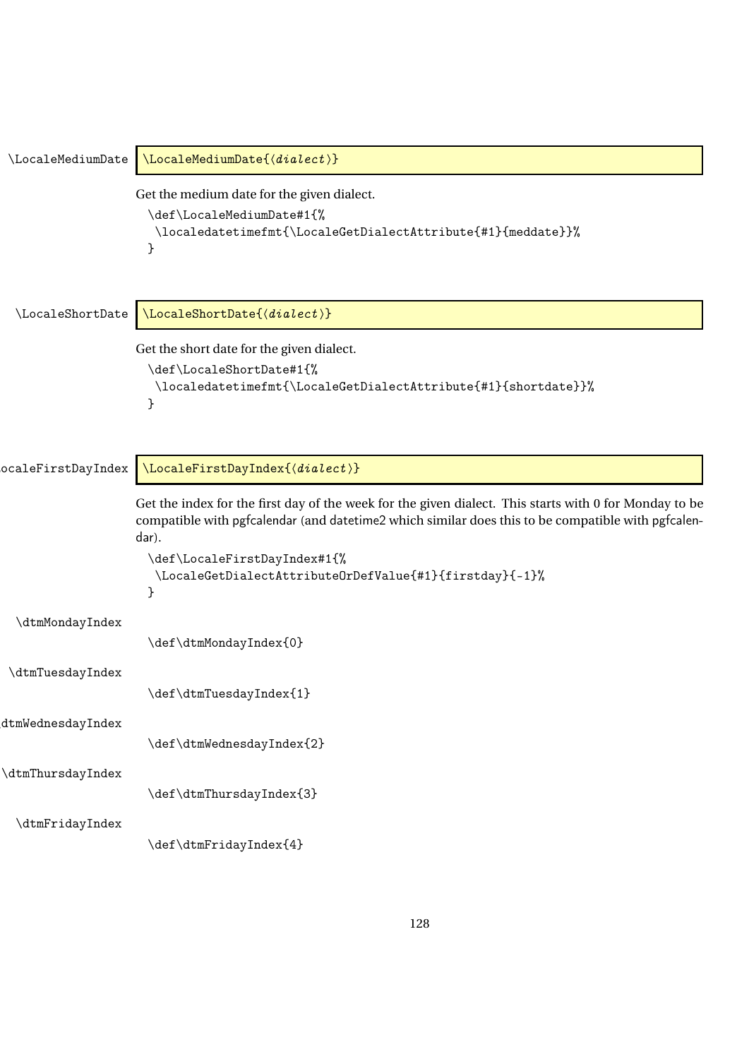\LocaleMediumDate

```
\LocaleMediumDate{⟨dialect⟩}
```

Get the medium date for the given dialect.

```
\def\LocaleMediumDate#1{%
 \localedatetimefmt{\LocaleGetDialectAttribute{#1}{meddate}}%
}
```

\LocaleShortDate

```
\LocaleShortDate{⟨dialect⟩}
```

Get the short date for the given dialect.

```
\def\LocaleShortDate#1{%
 \localedatetimefmt{\LocaleGetDialectAttribute{#1}{shortdate}}%
}
```

\LocaleFirstDayIndex

```
\LocaleFirstDayIndex{⟨dialect⟩}
```

Get the index for the first day of the week for the given dialect. This starts with 0 for Monday to be compatible with pgfcalendar (and datetime2 which similar does this to be compatible with pgfcalendar).

```
\def\LocaleFirstDayIndex#1{%
 \LocaleGetDialectAttributeOrDefValue{#1}{firstday}{-1}%
}
```

\dtmMondayIndex

```
\def\dtmMondayIndex{0}
```

\dtmTuesdayIndex

```
\def\dtmTuesdayIndex{1}
```

\dtmWednesdayIndex

```
\def\dtmWednesdayIndex{2}
```

\dtmThursdayIndex

```
\def\dtmThursdayIndex{3}
```

\dtmFridayIndex

```
\def\dtmFridayIndex{4}
```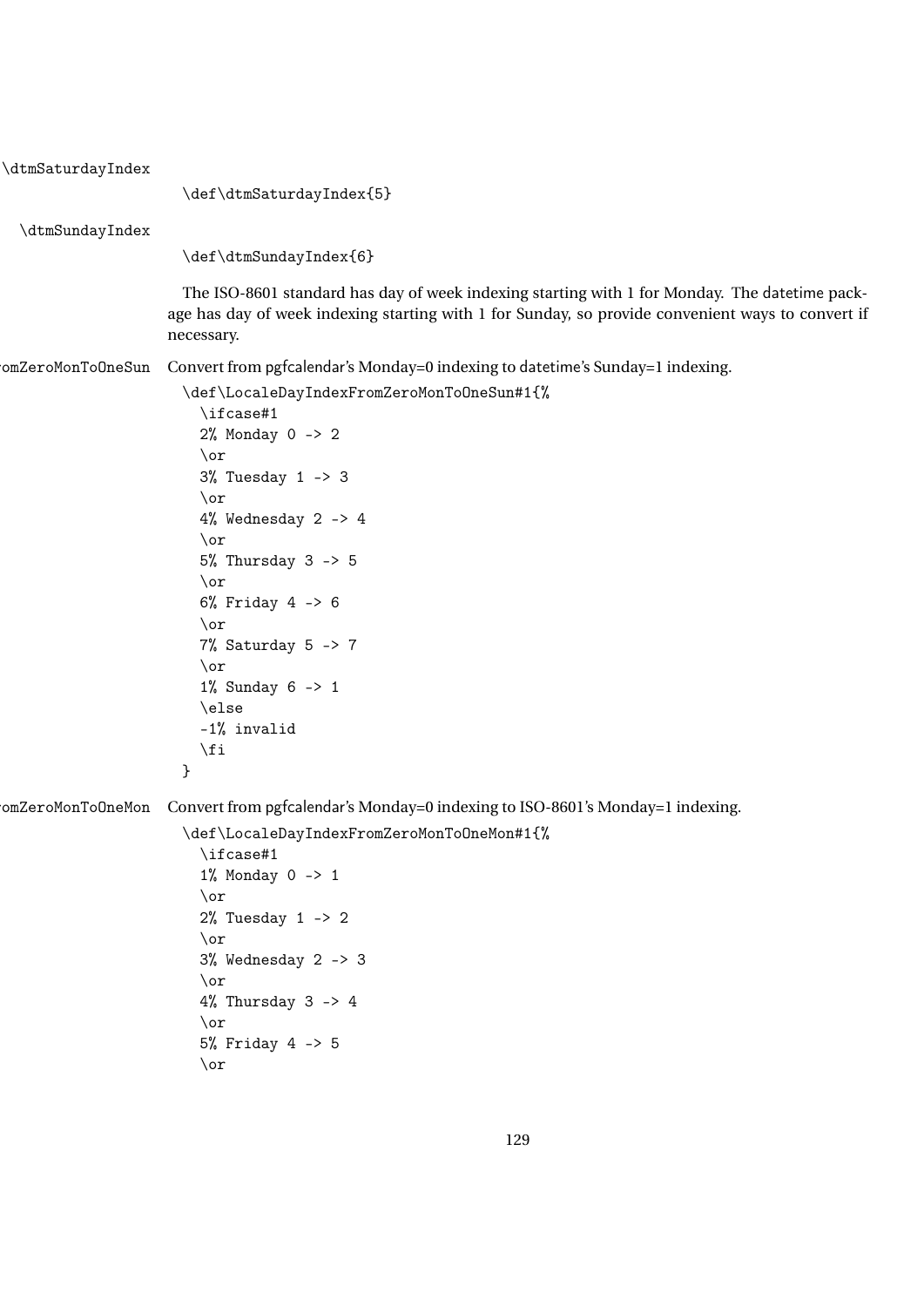\dtmSaturdayIndex

```
\def\dtmSaturdayIndex{5}
```

\dtmSundayIndex

```
\def\dtmSundayIndex{6}
```

The ISO-8601 standard has day of week indexing starting with 1 for Monday. The datetime package has day of week indexing starting with 1 for Sunday, so provide convenient ways to convert if necessary.

omZeroMonToOneSun Convert from pgfcalendar's Monday=0 indexing to datetime's Sunday=1 indexing.

```
\def\LocaleDayIndexFromZeroMonToOneSun#1{%
  \ifcase#1
  2% Monday 0 -> 2
  \or
  3% Tuesday 1 -> 3
  \or
  4% Wednesday 2 -> 4
  \or
  5% Thursday 3 -> 5
  \or
  6% Friday 4 -> 6
  \or
  7% Saturday 5 -> 7
  \or
  1% Sunday 6 -> 1
  \else
  -1% invalid
  \fi
}
```

omZeroMonToOneMon Convert from pgfcalendar's Monday=0 indexing to ISO-8601's Monday=1 indexing.

```
\def\LocaleDayIndexFromZeroMonToOneMon#1{%
  \ifcase#1
  1% Monday 0 -> 1
  \or
  2% Tuesday 1 -> 2
  \or
  3% Wednesday 2 -> 3
  \or
  4% Thursday 3 -> 4
  \or
  5% Friday 4 -> 5
  \or
```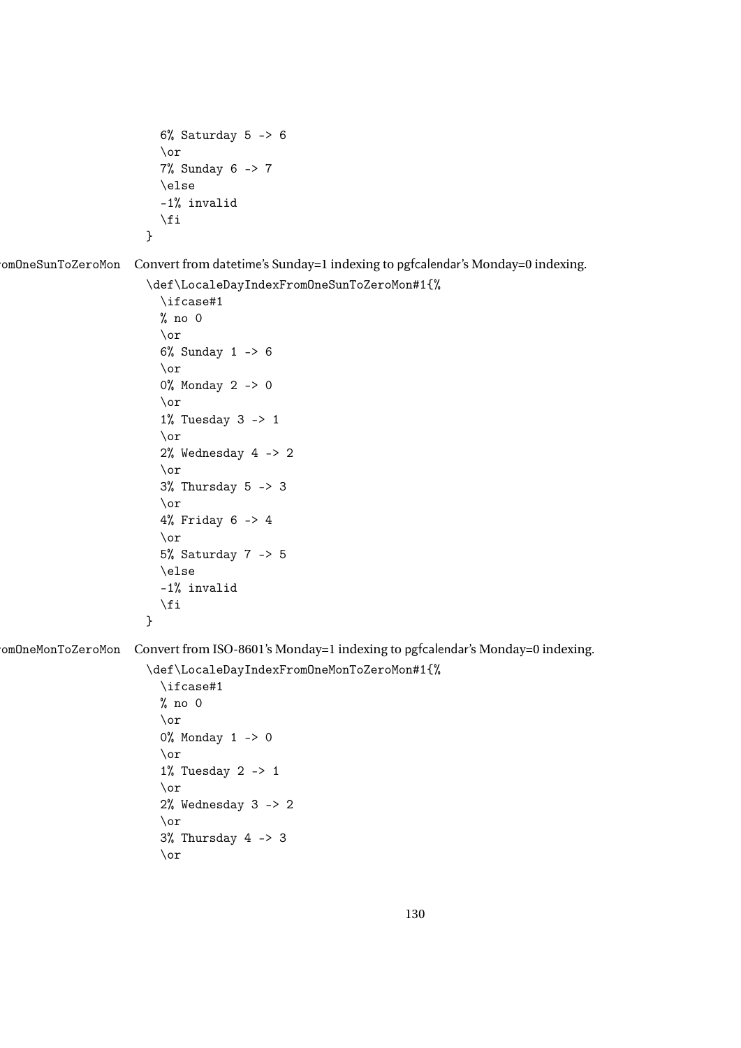```
  6% Saturday 5 -> 6
  \or
  7% Sunday 6 -> 7
  \else
  -1% invalid
  \fi
}
```

omOneSunToZeroMon Convert from datetime's Sunday=1 indexing to pgfcalendar's Monday=0 indexing.

```
\def\LocaleDayIndexFromOneSunToZeroMon#1{%
  \ifcase#1
  % no 0
  \or
  6% Sunday 1 -> 6
  \or
  0% Monday 2 -> 0
  \or
  1% Tuesday 3 -> 1
  \or
  2% Wednesday 4 -> 2
  \or
  3% Thursday 5 -> 3
  \or
  4% Friday 6 -> 4
  \or
  5% Saturday 7 -> 5
  \else
  -1% invalid
  \fi
}
```

omOneMonToZeroMon Convert from ISO-8601's Monday=1 indexing to pgfcalendar's Monday=0 indexing.

```
\def\LocaleDayIndexFromOneMonToZeroMon#1{%
  \ifcase#1
  % no 0
  \or
  0% Monday 1 -> 0
  \or
  1% Tuesday 2 -> 1
  \or
  2% Wednesday 3 -> 2
  \or
  3% Thursday 4 -> 3
  \or
```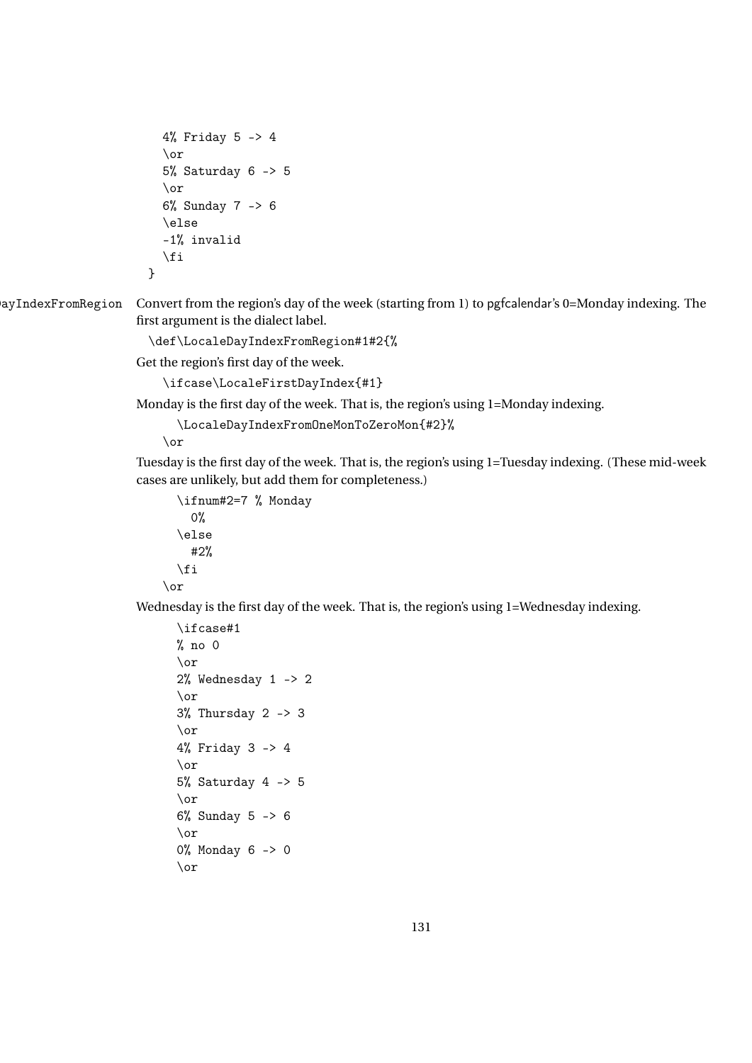```
    4% Friday 5 -> 4
    \or
    5% Saturday 6 -> 5
    \or
    6% Sunday 7 -> 6
    \else
    -1% invalid
    \fi
  }
```

\LocaleDayIndexFromRegion Convert from the region's day of the week (starting from 1) to pgfcalendar's 0=Monday indexing. The first argument is the dialect label.

```
\def\LocaleDayIndexFromRegion#1#2{%
```

Get the region's first day of the week.

```
  \ifcase\LocaleFirstDayIndex{#1}
```

Monday is the first day of the week. That is, the region's using 1=Monday indexing.

```
    \LocaleDayIndexFromOneMonToZeroMon{#2}%
  \or
```

Tuesday is the first day of the week. That is, the region's using 1=Tuesday indexing. (These mid-week cases are unlikely, but add them for completeness.)

```
    \ifnum#2=7 % Monday
      0%
    \else
      #2%
    \fi
  \or
```

Wednesday is the first day of the week. That is, the region's using 1=Wednesday indexing.

```
    \ifcase#1
    % no 0
    \or
    2% Wednesday 1 -> 2
    \or
    3% Thursday 2 -> 3
    \or
    4% Friday 3 -> 4
    \or
    5% Saturday 4 -> 5
    \or
    6% Sunday 5 -> 6
    \or
    0% Monday 6 -> 0
    \or
```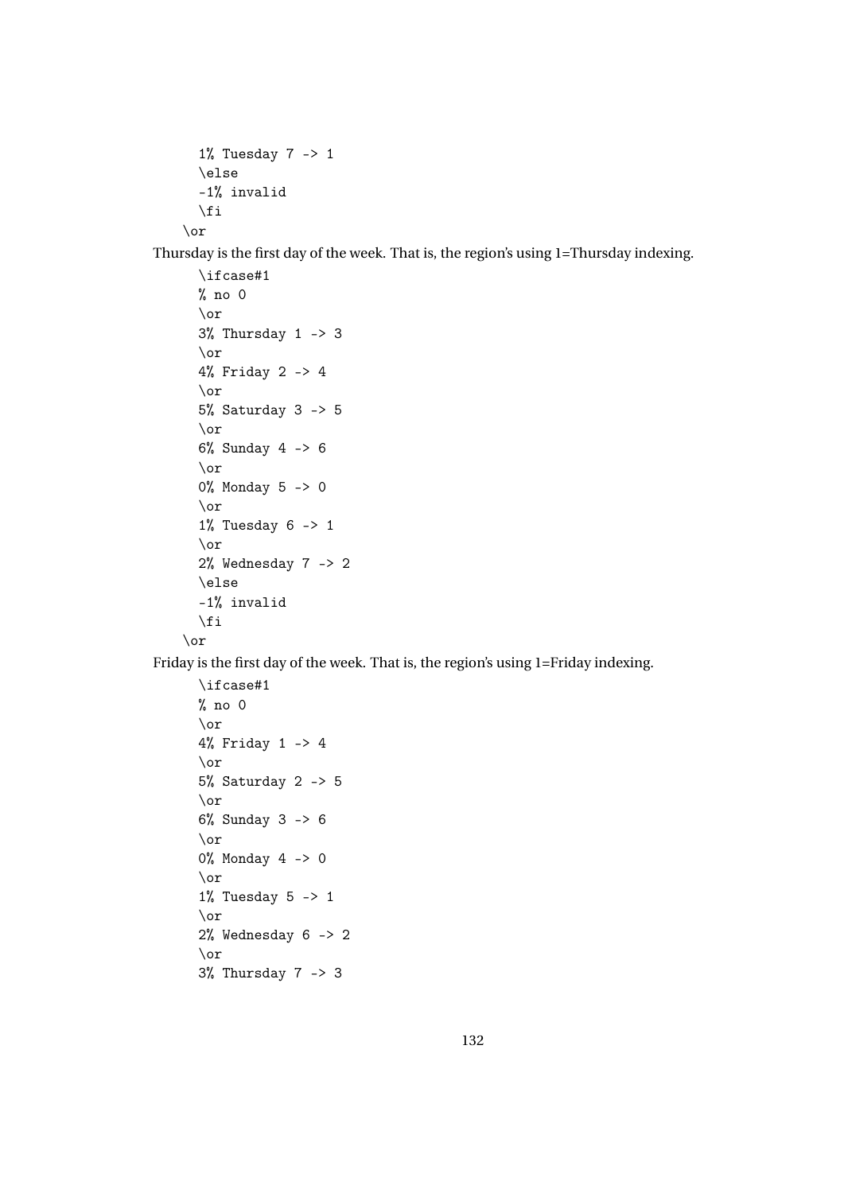```
    1% Tuesday 7 -> 1
    \else
    -1% invalid
    \fi
  \or
```

Thursday is the first day of the week. That is, the region's using 1=Thursday indexing.

```
    \ifcase#1
    % no 0
    \or
    3% Thursday 1 -> 3
    \or
    4% Friday 2 -> 4
    \or
    5% Saturday 3 -> 5
    \or
    6% Sunday 4 -> 6
    \or
    0% Monday 5 -> 0
    \or
    1% Tuesday 6 -> 1
    \or
    2% Wednesday 7 -> 2
    \else
    -1% invalid
    \fi
  \or
```

Friday is the first day of the week. That is, the region's using 1=Friday indexing.

```
    \ifcase#1
    % no 0
    \or
    4% Friday 1 -> 4
    \or
    5% Saturday 2 -> 5
    \or
    6% Sunday 3 -> 6
    \or
    0% Monday 4 -> 0
    \or
    1% Tuesday 5 -> 1
    \or
    2% Wednesday 6 -> 2
    \or
    3% Thursday 7 -> 3
```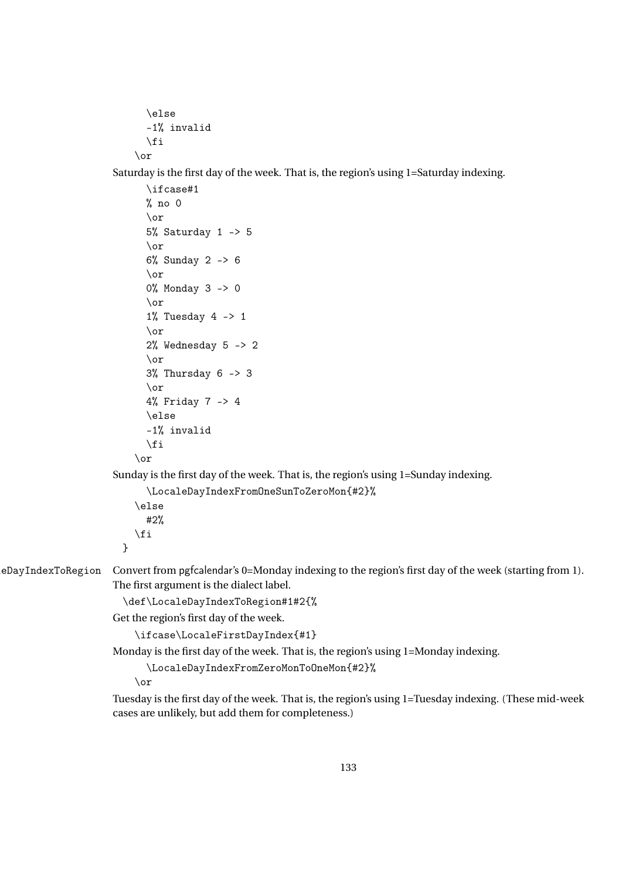```
    \else
    -1% invalid
    \fi
  \or
```

Saturday is the first day of the week. That is, the region's using 1=Saturday indexing.

```
    \ifcase#1
    % no 0
    \or
    5% Saturday 1 -> 5
    \or
    6% Sunday 2 -> 6
    \or
    0% Monday 3 -> 0
    \or
    1% Tuesday 4 -> 1
    \or
    2% Wednesday 5 -> 2
    \or
    3% Thursday 6 -> 3
    \or
    4% Friday 7 -> 4
    \else
    -1% invalid
    \fi
  \or
```

Sunday is the first day of the week. That is, the region's using 1=Sunday indexing.

```
    \LocaleDayIndexFromOneSunToZeroMon{#2}%
  \else
    #2%
  \fi
}
```

eDayIndexToRegion Convert from pgfcalendar's 0=Monday indexing to the region's first day of the week (starting from 1). The first argument is the dialect label.

```
\def\LocaleDayIndexToRegion#1#2{%
```

Get the region's first day of the week.

```
  \ifcase\LocaleFirstDayIndex{#1}
```

Monday is the first day of the week. That is, the region's using 1=Monday indexing.

```
    \LocaleDayIndexFromZeroMonToOneMon{#2}%
  \or
```

Tuesday is the first day of the week. That is, the region's using 1=Tuesday indexing. (These mid-week cases are unlikely, but add them for completeness.)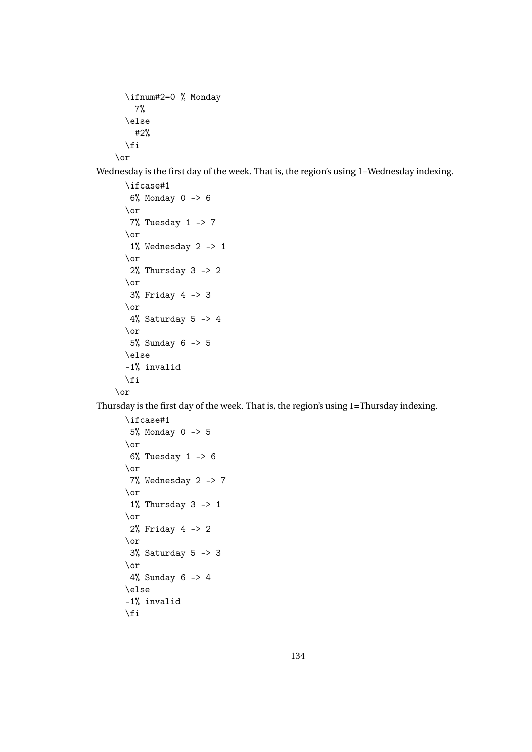```
    \ifnum#2=0 % Monday
      7%
    \else
      #2%
    \fi
  \or
```

Wednesday is the first day of the week. That is, the region's using 1=Wednesday indexing.

```
    \ifcase#1
     6% Monday 0 -> 6
    \or
     7% Tuesday 1 -> 7
    \or
     1% Wednesday 2 -> 1
    \or
     2% Thursday 3 -> 2
    \or
     3% Friday 4 -> 3
    \or
     4% Saturday 5 -> 4
    \or
     5% Sunday 6 -> 5
    \else
    -1% invalid
    \fi
  \or
```

Thursday is the first day of the week. That is, the region's using 1=Thursday indexing.

```
    \ifcase#1
     5% Monday 0 -> 5
    \or
     6% Tuesday 1 -> 6
    \or
     7% Wednesday 2 -> 7
    \or
     1% Thursday 3 -> 1
    \or
     2% Friday 4 -> 2
    \or
     3% Saturday 5 -> 3
    \or
     4% Sunday 6 -> 4
    \else
    -1% invalid
    \fi
```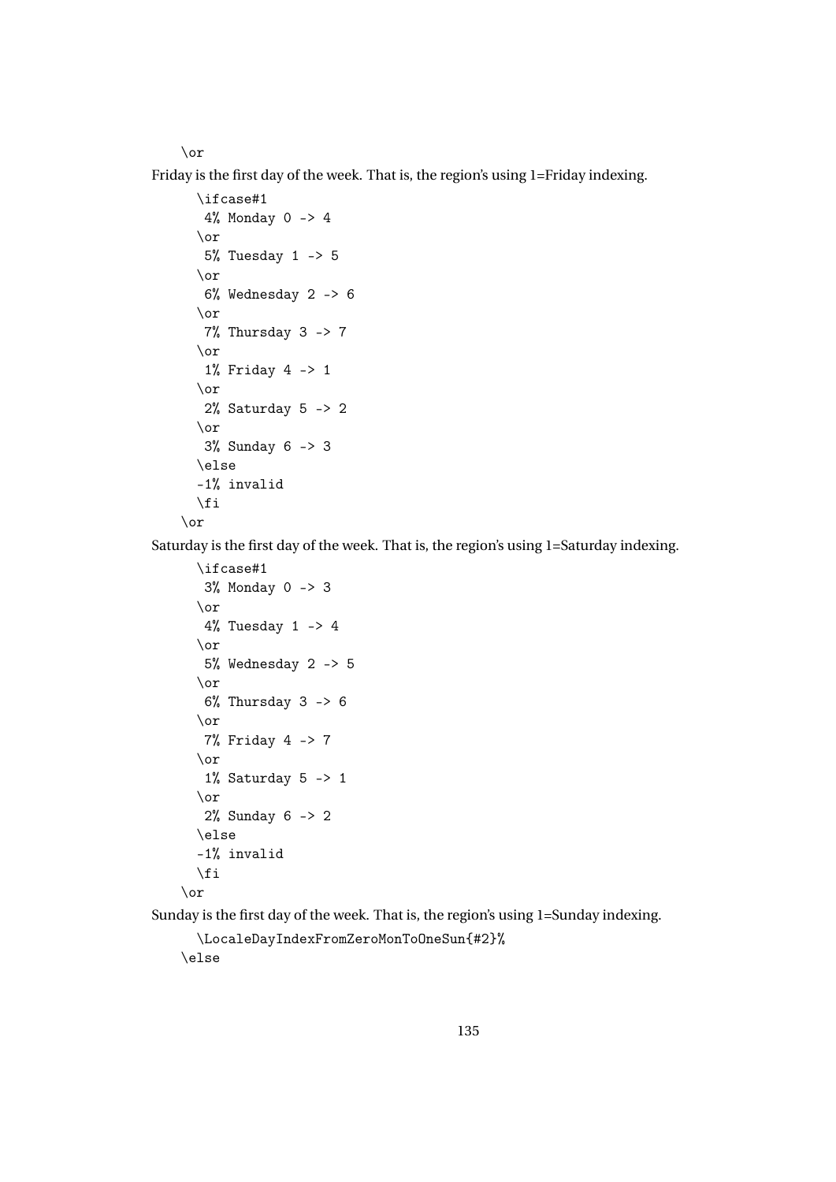```
\or
```

Friday is the first day of the week. That is, the region's using 1=Friday indexing.

```
  \ifcase#1
   4% Monday 0 -> 4
  \or
   5% Tuesday 1 -> 5
  \or
   6% Wednesday 2 -> 6
  \or
   7% Thursday 3 -> 7
  \or
   1% Friday 4 -> 1
  \or
   2% Saturday 5 -> 2
  \or
   3% Sunday 6 -> 3
  \else
  -1% invalid
  \fi
\or
```

Saturday is the first day of the week. That is, the region's using 1=Saturday indexing.

```
  \ifcase#1
   3% Monday 0 -> 3
  \or
   4% Tuesday 1 -> 4
  \or
   5% Wednesday 2 -> 5
  \or
   6% Thursday 3 -> 6
  \or
   7% Friday 4 -> 7
  \or
   1% Saturday 5 -> 1
  \or
   2% Sunday 6 -> 2
  \else
  -1% invalid
  \fi
\or
```

Sunday is the first day of the week. That is, the region's using 1=Sunday indexing.

```
  \LocaleDayIndexFromZeroMonToOneSun{#2}%
\else
```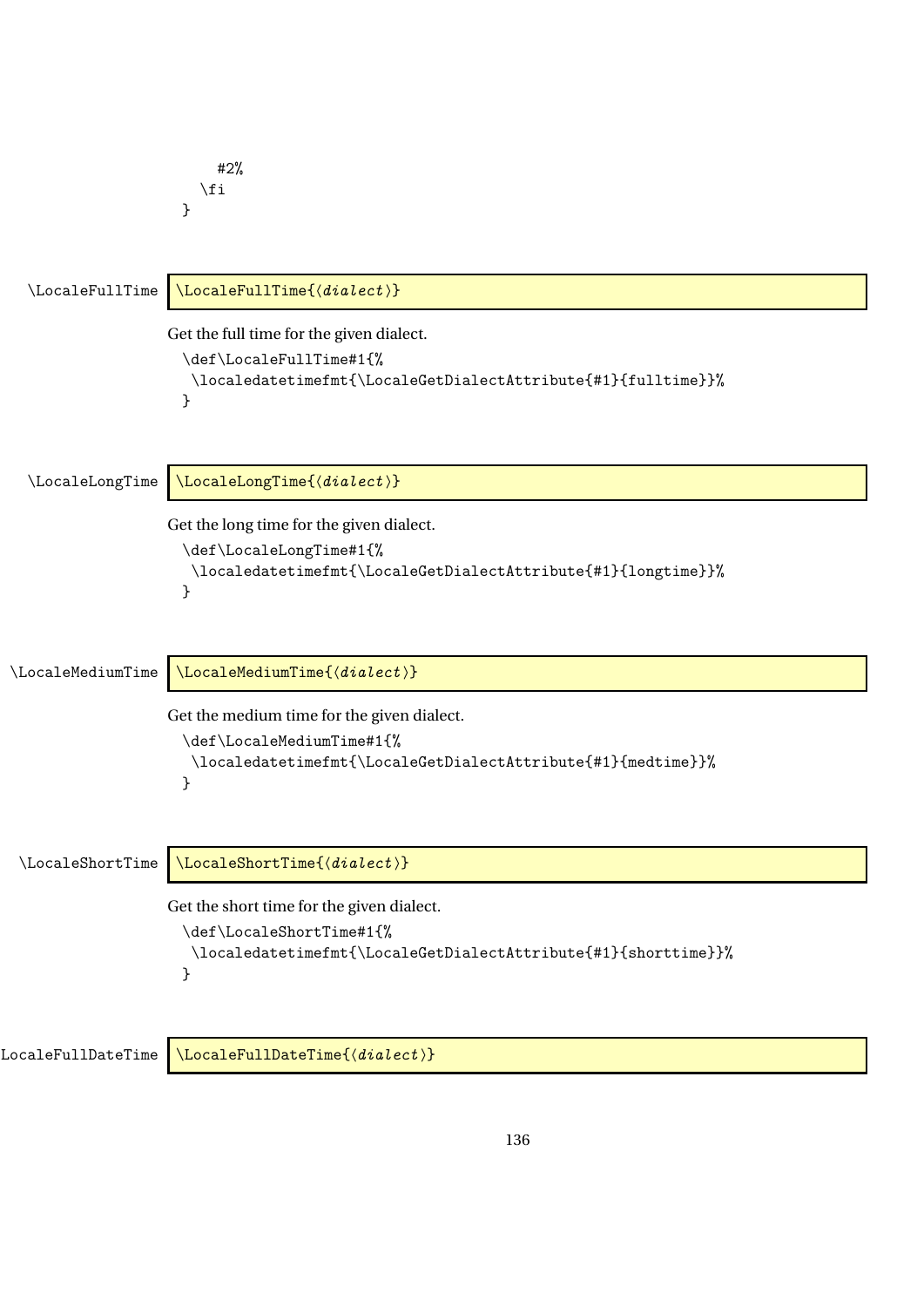```
    #2%
  \fi
}
```

\LocaleFullTime

`\LocaleFullTime{⟨dialect⟩}`

Get the full time for the given dialect.

```
\def\LocaleFullTime#1{%
 \localedatetimefmt{\LocaleGetDialectAttribute{#1}{fulltime}}%
}
```

\LocaleLongTime

`\LocaleLongTime{⟨dialect⟩}`

Get the long time for the given dialect.

```
\def\LocaleLongTime#1{%
 \localedatetimefmt{\LocaleGetDialectAttribute{#1}{longtime}}%
}
```

\LocaleMediumTime

`\LocaleMediumTime{⟨dialect⟩}`

Get the medium time for the given dialect.

```
\def\LocaleMediumTime#1{%
 \localedatetimefmt{\LocaleGetDialectAttribute{#1}{medtime}}%
}
```

\LocaleShortTime

`\LocaleShortTime{⟨dialect⟩}`

Get the short time for the given dialect.

```
\def\LocaleShortTime#1{%
 \localedatetimefmt{\LocaleGetDialectAttribute{#1}{shorttime}}%
}
```

LocaleFullDateTime

`\LocaleFullDateTime{⟨dialect⟩}`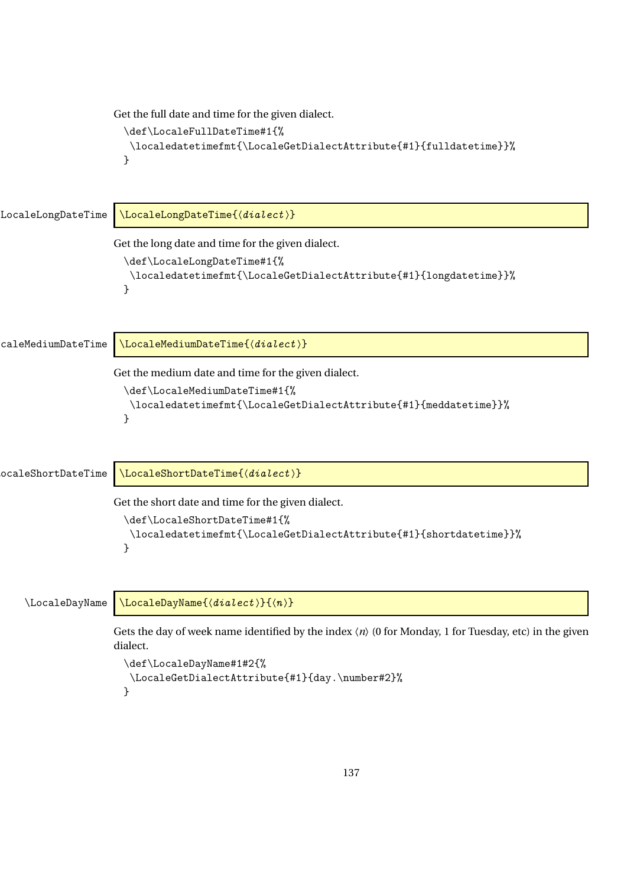Get the full date and time for the given dialect.

```
\def\LocaleFullDateTime#1{%
 \localedatetimefmt{\LocaleGetDialectAttribute{#1}{fulldatetime}}%
}
```

\LocaleLongDateTime

```
\LocaleLongDateTime{⟨dialect⟩}
```

Get the long date and time for the given dialect.

```
\def\LocaleLongDateTime#1{%
 \localedatetimefmt{\LocaleGetDialectAttribute{#1}{longdatetime}}%
}
```

\LocaleMediumDateTime

```
\LocaleMediumDateTime{⟨dialect⟩}
```

Get the medium date and time for the given dialect.

```
\def\LocaleMediumDateTime#1{%
 \localedatetimefmt{\LocaleGetDialectAttribute{#1}{meddatetime}}%
}
```

\LocaleShortDateTime

```
\LocaleShortDateTime{⟨dialect⟩}
```

Get the short date and time for the given dialect.

```
\def\LocaleShortDateTime#1{%
 \localedatetimefmt{\LocaleGetDialectAttribute{#1}{shortdatetime}}%
}
```

\LocaleDayName

```
\LocaleDayName{⟨dialect⟩}{⟨n⟩}
```

Gets the day of week name identified by the index ⟨*n*⟩ (0 for Monday, 1 for Tuesday, etc) in the given dialect.

```
\def\LocaleDayName#1#2{%
 \LocaleGetDialectAttribute{#1}{day.\number#2}%
}
```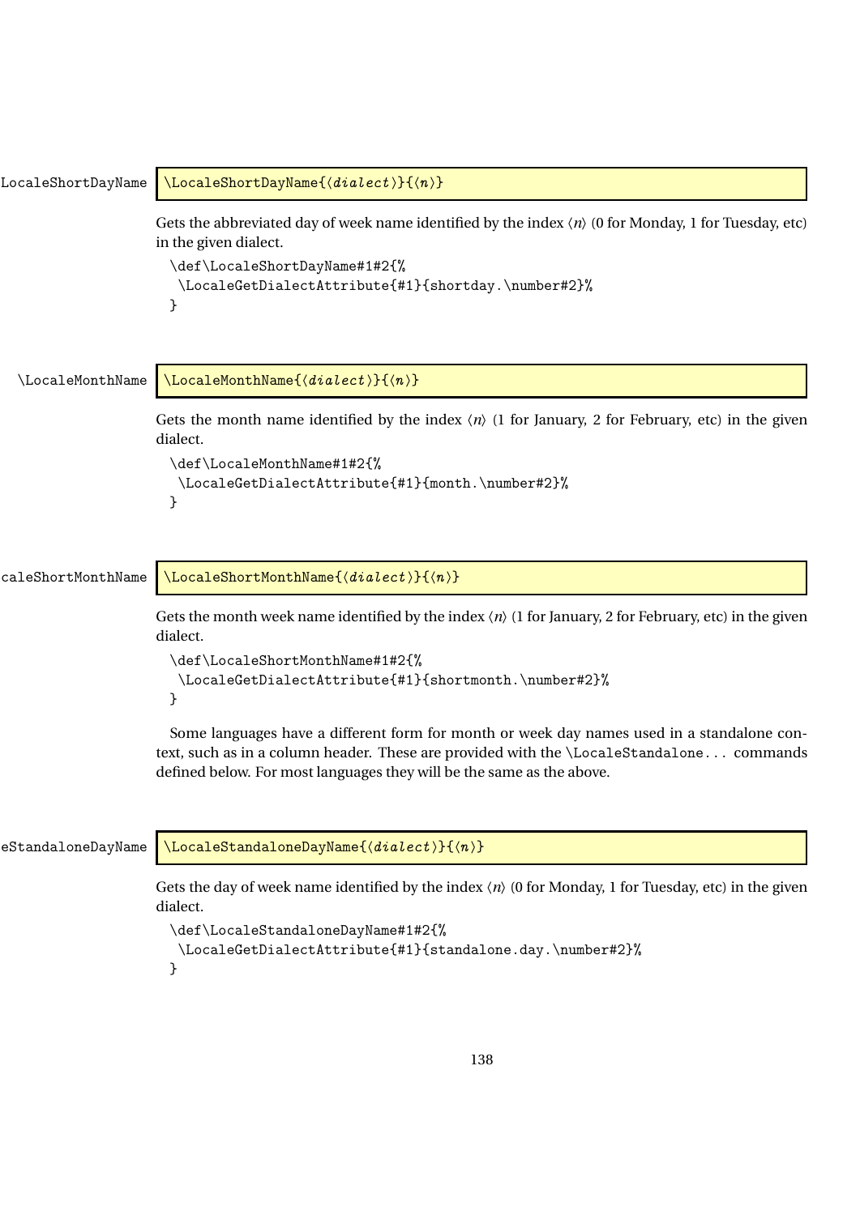LocaleShortDayName

```
\LocaleShortDayName{⟨dialect⟩}{⟨n⟩}
```

Gets the abbreviated day of week name identified by the index ⟨*n*⟩ (0 for Monday, 1 for Tuesday, etc) in the given dialect.

```
\def\LocaleShortDayName#1#2{%
 \LocaleGetDialectAttribute{#1}{shortday.\number#2}%
}
```

\LocaleMonthName

```
\LocaleMonthName{⟨dialect⟩}{⟨n⟩}
```

Gets the month name identified by the index ⟨*n*⟩ (1 for January, 2 for February, etc) in the given dialect.

```
\def\LocaleMonthName#1#2{%
 \LocaleGetDialectAttribute{#1}{month.\number#2}%
}
```

caleShortMonthName

```
\LocaleShortMonthName{⟨dialect⟩}{⟨n⟩}
```

Gets the month week name identified by the index ⟨*n*⟩ (1 for January, 2 for February, etc) in the given dialect.

```
\def\LocaleShortMonthName#1#2{%
 \LocaleGetDialectAttribute{#1}{shortmonth.\number#2}%
}
```

Some languages have a different form for month or week day names used in a standalone context, such as in a column header. These are provided with the `\LocaleStandalone...` commands defined below. For most languages they will be the same as the above.

eStandaloneDayName

```
\LocaleStandaloneDayName{⟨dialect⟩}{⟨n⟩}
```

Gets the day of week name identified by the index ⟨*n*⟩ (0 for Monday, 1 for Tuesday, etc) in the given dialect.

```
\def\LocaleStandaloneDayName#1#2{%
 \LocaleGetDialectAttribute{#1}{standalone.day.\number#2}%
}
```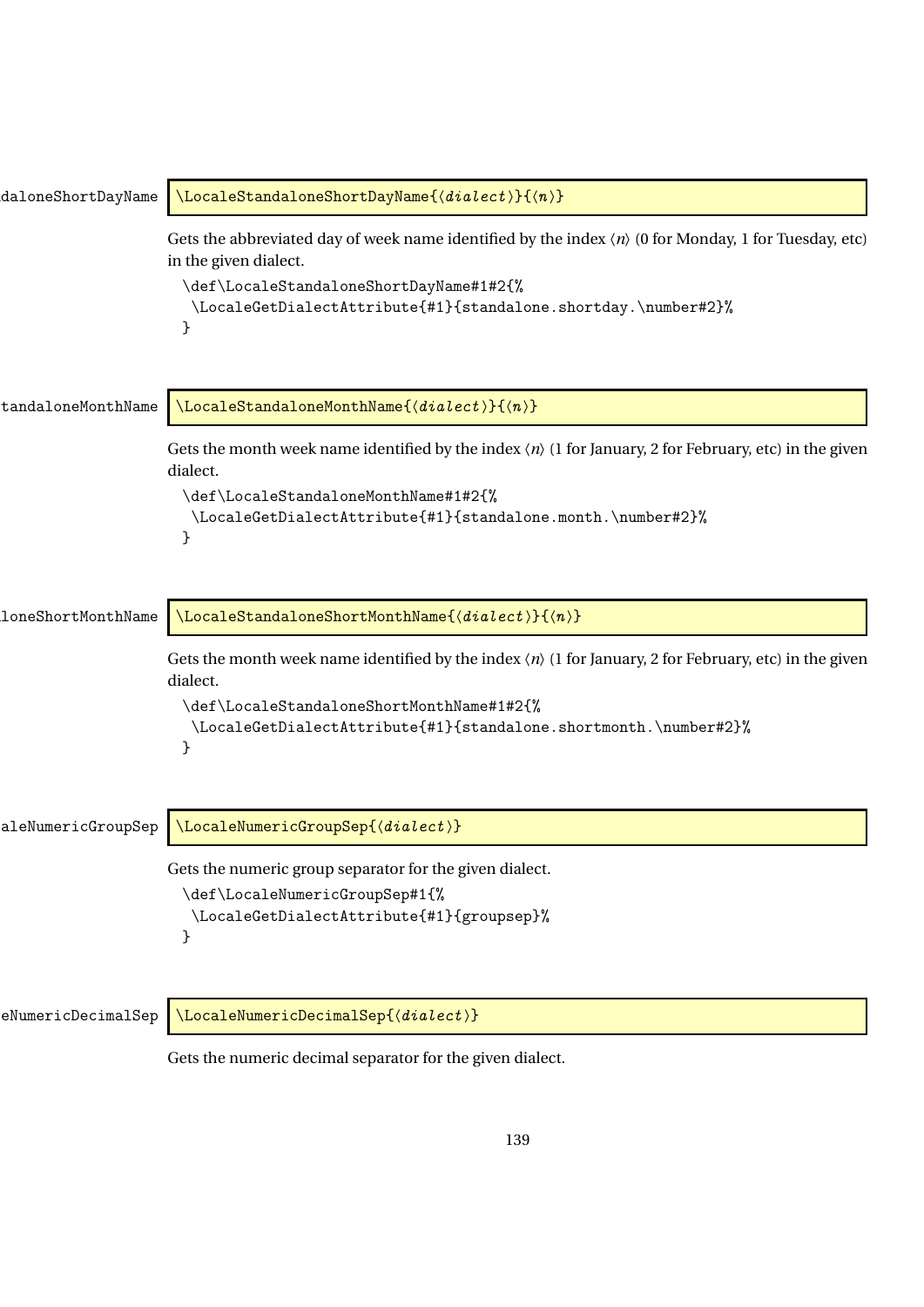```
\LocaleStandaloneShortDayName{⟨dialect⟩}{⟨n⟩}
```

Gets the abbreviated day of week name identified by the index ⟨*n*⟩ (0 for Monday, 1 for Tuesday, etc) in the given dialect.

```
\def\LocaleStandaloneShortDayName#1#2{%
 \LocaleGetDialectAttribute{#1}{standalone.shortday.\number#2}%
}
```

```
\LocaleStandaloneMonthName{⟨dialect⟩}{⟨n⟩}
```

Gets the month week name identified by the index ⟨*n*⟩ (1 for January, 2 for February, etc) in the given dialect.

```
\def\LocaleStandaloneMonthName#1#2{%
 \LocaleGetDialectAttribute{#1}{standalone.month.\number#2}%
}
```

```
\LocaleStandaloneShortMonthName{⟨dialect⟩}{⟨n⟩}
```

Gets the month week name identified by the index ⟨*n*⟩ (1 for January, 2 for February, etc) in the given dialect.

```
\def\LocaleStandaloneShortMonthName#1#2{%
 \LocaleGetDialectAttribute{#1}{standalone.shortmonth.\number#2}%
}
```

```
\LocaleNumericGroupSep{⟨dialect⟩}
```

Gets the numeric group separator for the given dialect.

```
\def\LocaleNumericGroupSep#1{%
 \LocaleGetDialectAttribute{#1}{groupsep}%
}
```

```
\LocaleNumericDecimalSep{⟨dialect⟩}
```

Gets the numeric decimal separator for the given dialect.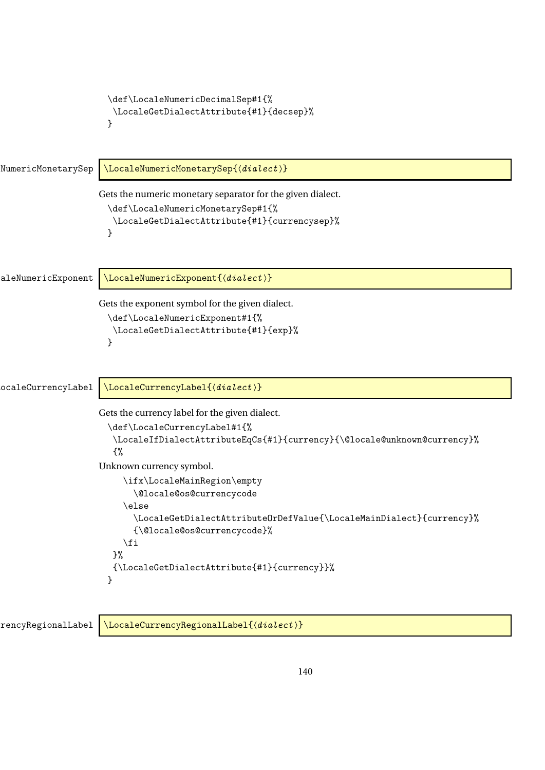```
\def\LocaleNumericDecimalSep#1{%
 \LocaleGetDialectAttribute{#1}{decsep}%
}
```

\LocaleNumericMonetarySep

`\LocaleNumericMonetarySep{⟨dialect⟩}`

Gets the numeric monetary separator for the given dialect.

```
\def\LocaleNumericMonetarySep#1{%
 \LocaleGetDialectAttribute{#1}{currencysep}%
}
```

\LocaleNumericExponent

`\LocaleNumericExponent{⟨dialect⟩}`

Gets the exponent symbol for the given dialect.

```
\def\LocaleNumericExponent#1{%
 \LocaleGetDialectAttribute{#1}{exp}%
}
```

\LocaleCurrencyLabel

`\LocaleCurrencyLabel{⟨dialect⟩}`

Gets the currency label for the given dialect.

```
\def\LocaleCurrencyLabel#1{%
 \LocaleIfDialectAttributeEqCs{#1}{currency}{\@locale@unknown@currency}%
 {%
```

Unknown currency symbol.

```
   \ifx\LocaleMainRegion\empty
     \@locale@os@currencycode
   \else
     \LocaleGetDialectAttributeOrDefValue{\LocaleMainDialect}{currency}%
     {\@locale@os@currencycode}%
   \fi
 }%
 {\LocaleGetDialectAttribute{#1}{currency}}%
}
```

\LocaleCurrencyRegionalLabel

`\LocaleCurrencyRegionalLabel{⟨dialect⟩}`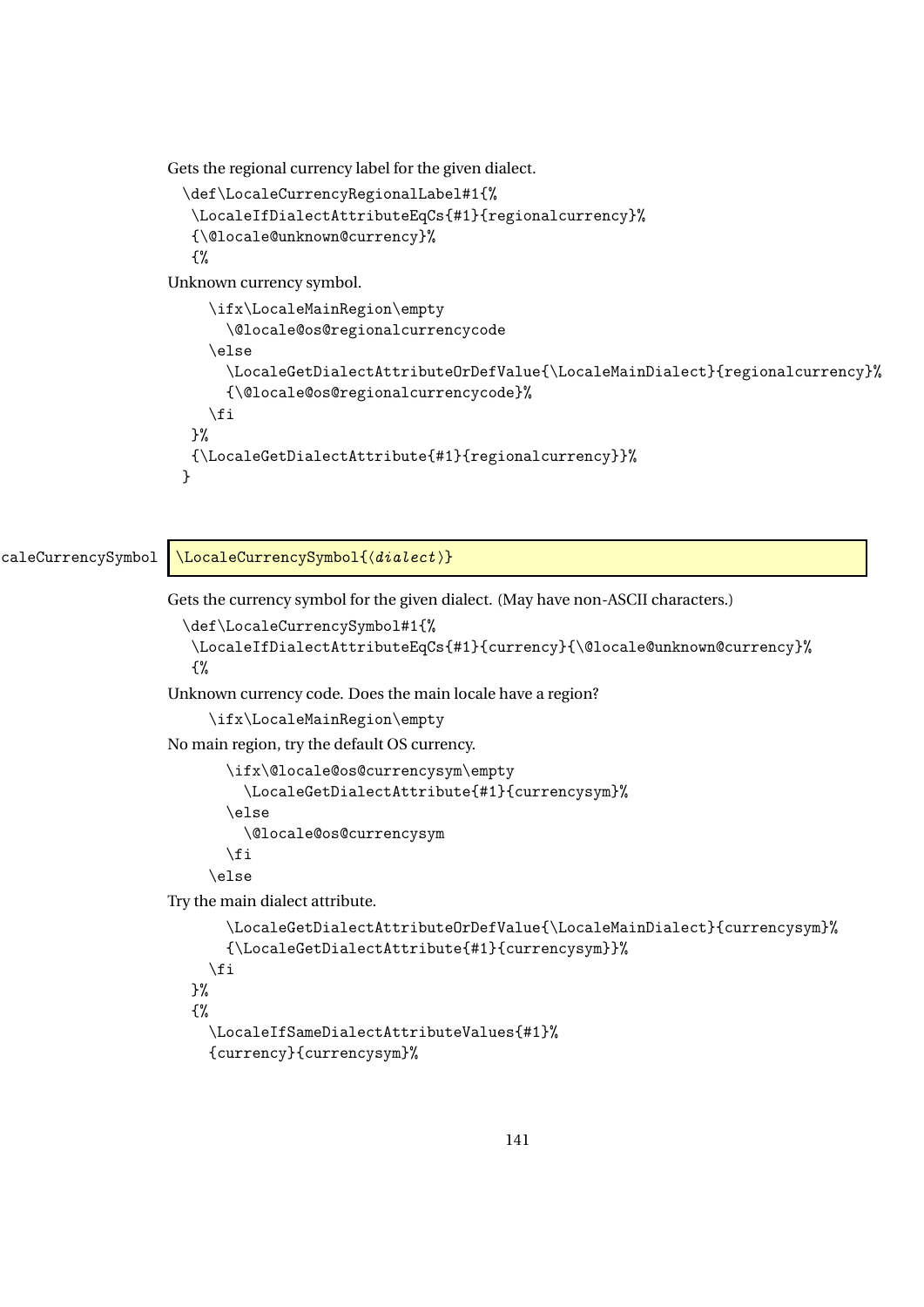Gets the regional currency label for the given dialect.

```
\def\LocaleCurrencyRegionalLabel#1{%
 \LocaleIfDialectAttributeEqCs{#1}{regionalcurrency}%
 {\@locale@unknown@currency}%
 {%
```

Unknown currency symbol.

```
    \ifx\LocaleMainRegion\empty
      \@locale@os@regionalcurrencycode
    \else
      \LocaleGetDialectAttributeOrDefValue{\LocaleMainDialect}{regionalcurrency}%
      {\@locale@os@regionalcurrencycode}%
    \fi
 }%
 {\LocaleGetDialectAttribute{#1}{regionalcurrency}}%
}
```

\LocaleCurrencySymbol \LocaleCurrencySymbol{⟨*dialect*⟩}

Gets the currency symbol for the given dialect. (May have non-ASCII characters.)

```
\def\LocaleCurrencySymbol#1{%
 \LocaleIfDialectAttributeEqCs{#1}{currency}{\@locale@unknown@currency}%
 {%
```

Unknown currency code. Does the main locale have a region?

```
    \ifx\LocaleMainRegion\empty
```

No main region, try the default OS currency.

```
      \ifx\@locale@os@currencysym\empty
        \LocaleGetDialectAttribute{#1}{currencysym}%
      \else
        \@locale@os@currencysym
      \fi
    \else
```

Try the main dialect attribute.

```
      \LocaleGetDialectAttributeOrDefValue{\LocaleMainDialect}{currencysym}%
      {\LocaleGetDialectAttribute{#1}{currencysym}}%
    \fi
 }%
 {%
    \LocaleIfSameDialectAttributeValues{#1}%
    {currency}{currencysym}%
```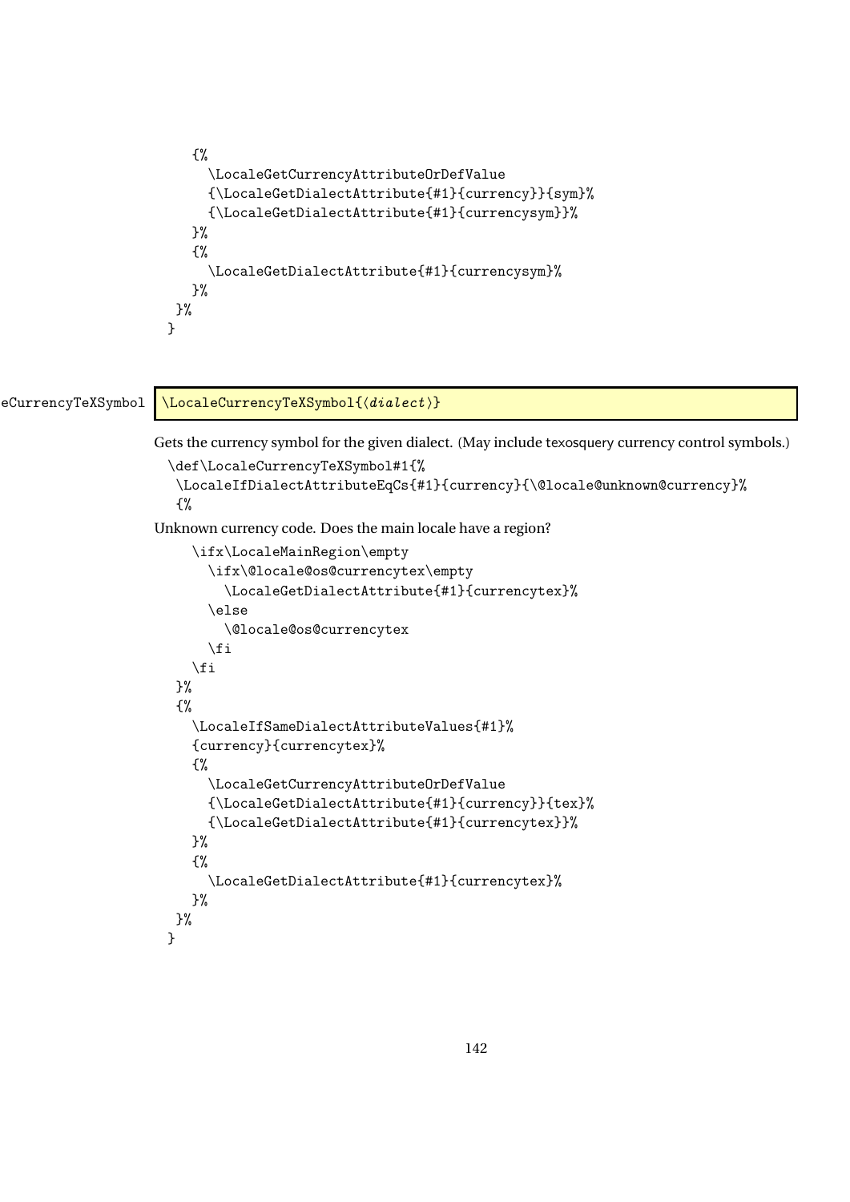```
    {%
      \LocaleGetCurrencyAttributeOrDefValue
      {\LocaleGetDialectAttribute{#1}{currency}}{sym}%
      {\LocaleGetDialectAttribute{#1}{currencysym}}%
    }%
    {%
      \LocaleGetDialectAttribute{#1}{currencysym}%
    }%
  }%
}
```

\LocaleCurrencyTeXSymbol

```
\LocaleCurrencyTeXSymbol{⟨dialect⟩}
```

Gets the currency symbol for the given dialect. (May include texosquery currency control symbols.)

```
\def\LocaleCurrencyTeXSymbol#1{%
 \LocaleIfDialectAttributeEqCs{#1}{currency}{\@locale@unknown@currency}%
 {%
```

Unknown currency code. Does the main locale have a region?

```
    \ifx\LocaleMainRegion\empty
      \ifx\@locale@os@currencytex\empty
        \LocaleGetDialectAttribute{#1}{currencytex}%
      \else
        \@locale@os@currencytex
      \fi
    \fi
  }%
  {%
    \LocaleIfSameDialectAttributeValues{#1}%
    {currency}{currencytex}%
    {%
      \LocaleGetCurrencyAttributeOrDefValue
      {\LocaleGetDialectAttribute{#1}{currency}}{tex}%
      {\LocaleGetDialectAttribute{#1}{currencytex}}%
    }%
    {%
      \LocaleGetDialectAttribute{#1}{currencytex}%
    }%
  }%
}
```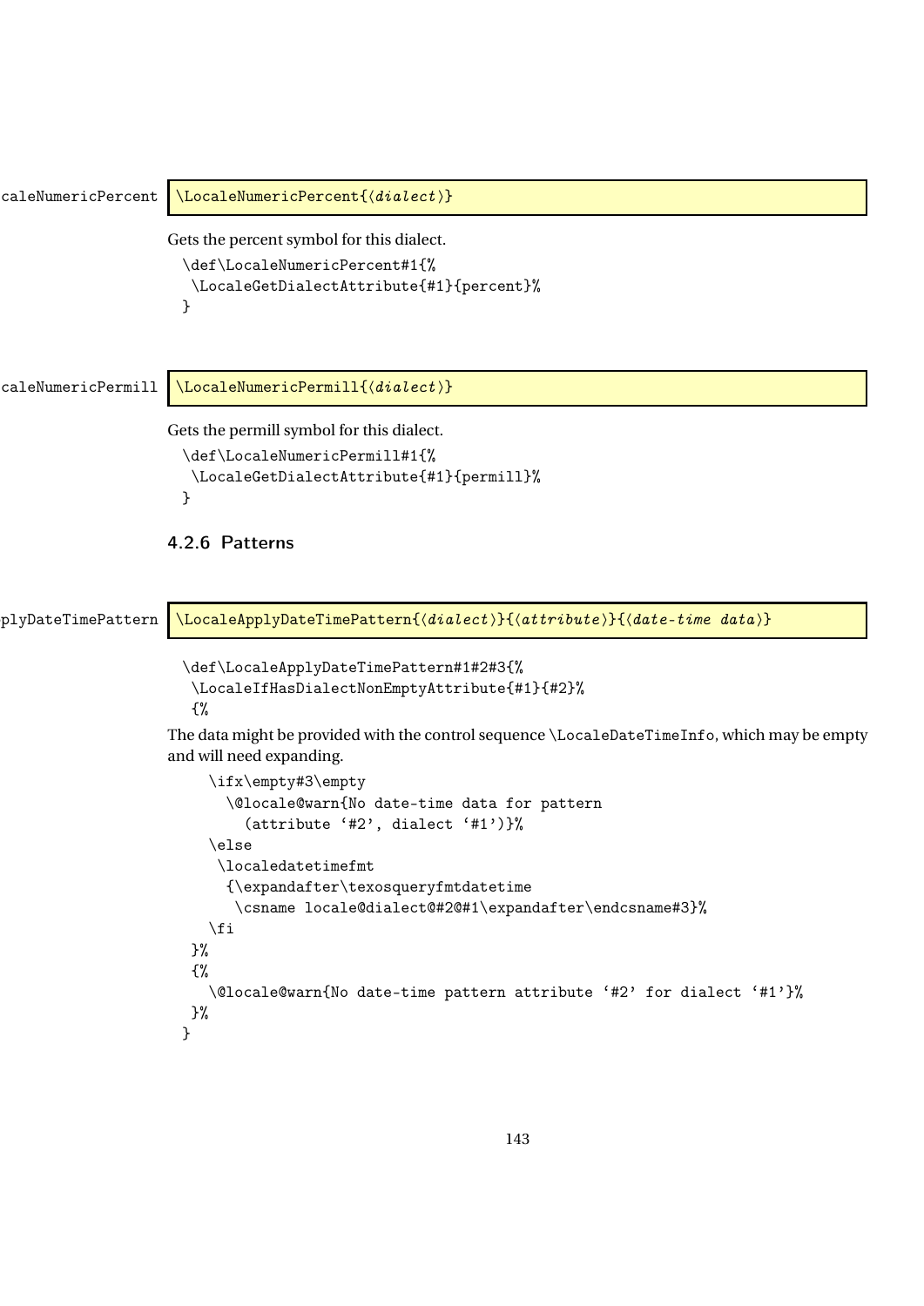\LocaleNumericPercent{⟨dialect⟩}

Gets the percent symbol for this dialect.

```
\def\LocaleNumericPercent#1{%
 \LocaleGetDialectAttribute{#1}{percent}%
}
```

\LocaleNumericPermill{⟨dialect⟩}

Gets the permill symbol for this dialect.

```
\def\LocaleNumericPermill#1{%
 \LocaleGetDialectAttribute{#1}{permill}%
}
```

### 4.2.6 Patterns

\LocaleApplyDateTimePattern{⟨dialect⟩}{⟨attribute⟩}{⟨date-time data⟩}

```
\def\LocaleApplyDateTimePattern#1#2#3{%
 \LocaleIfHasDialectNonEmptyAttribute{#1}{#2}%
 {%
```

The data might be provided with the control sequence `\LocaleDateTimeInfo`, which may be empty and will need expanding.

```
   \ifx\empty#3\empty
     \@locale@warn{No date-time data for pattern
       (attribute `#2', dialect `#1')}%
   \else
    \localedatetimefmt
     {\expandafter\texosqueryfmtdatetime
      \csname locale@dialect@#2@#1\expandafter\endcsname#3}%
   \fi
 }%
 {%
   \@locale@warn{No date-time pattern attribute `#2' for dialect `#1'}%
 }%
}
```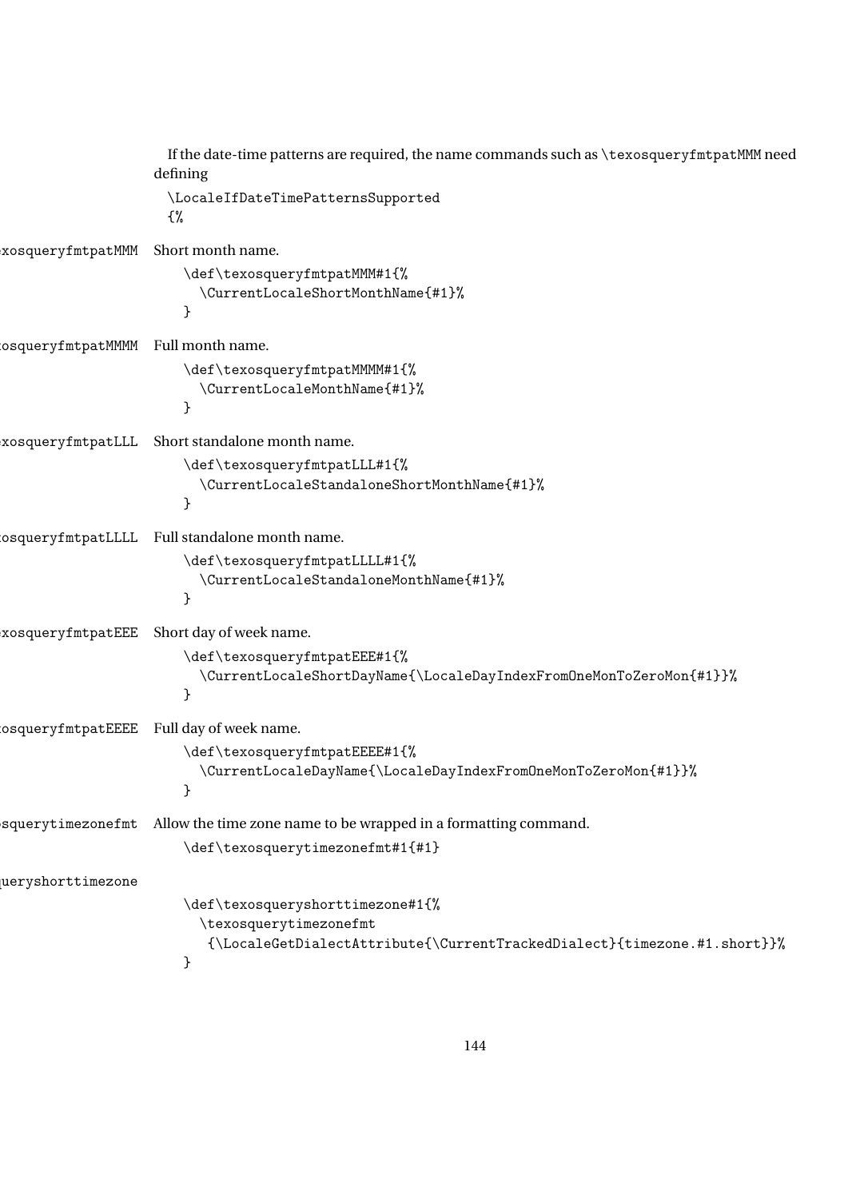If the date-time patterns are required, the name commands such as \texosqueryfmtpatMMM need defining

```
\LocaleIfDateTimePatternsSupported
{%
```

\texosqueryfmtpatMMM Short month name.

```
\def\texosqueryfmtpatMMM#1{%
  \CurrentLocaleShortMonthName{#1}%
}
```

\texosqueryfmtpatMMMM Full month name.

```
\def\texosqueryfmtpatMMMM#1{%
  \CurrentLocaleMonthName{#1}%
}
```

\texosqueryfmtpatLLL Short standalone month name.

```
\def\texosqueryfmtpatLLL#1{%
  \CurrentLocaleStandaloneShortMonthName{#1}%
}
```

\texosqueryfmtpatLLLL Full standalone month name.

```
\def\texosqueryfmtpatLLLL#1{%
  \CurrentLocaleStandaloneMonthName{#1}%
}
```

\texosqueryfmtpatEEE Short day of week name.

```
\def\texosqueryfmtpatEEE#1{%
  \CurrentLocaleShortDayName{\LocaleDayIndexFromOneMonToZeroMon{#1}}%
}
```

\texosqueryfmtpatEEEE Full day of week name.

```
\def\texosqueryfmtpatEEEE#1{%
  \CurrentLocaleDayName{\LocaleDayIndexFromOneMonToZeroMon{#1}}%
}
```

\texosquerytimezonefmt Allow the time zone name to be wrapped in a formatting command.

```
\def\texosquerytimezonefmt#1{#1}
```

\texosqueryshorttimezone

```
\def\texosqueryshorttimezone#1{%
  \texosquerytimezonefmt
   {\LocaleGetDialectAttribute{\CurrentTrackedDialect}{timezone.#1.short}}%
}
```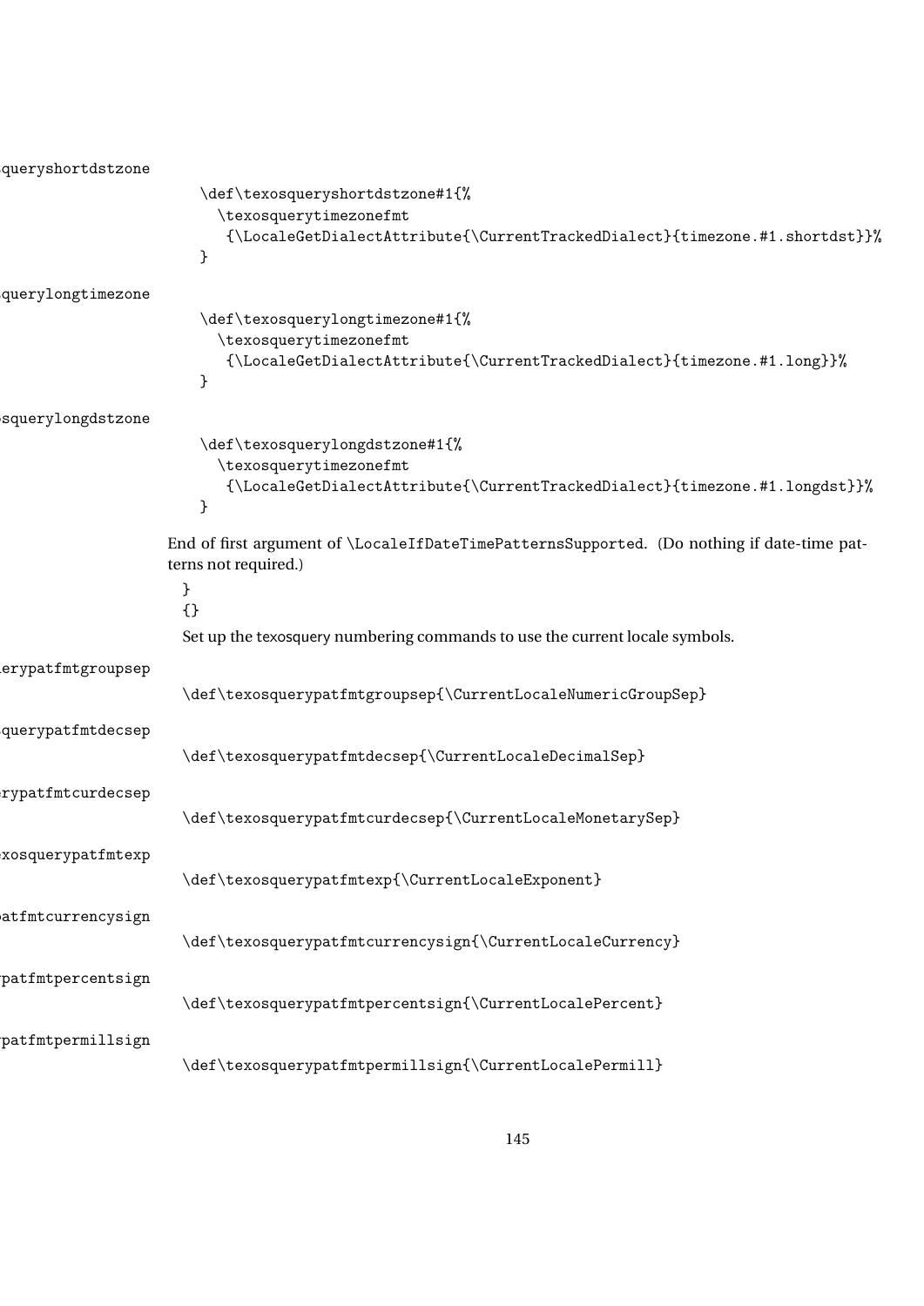\texosqueryshortdstzone

```
\def\texosqueryshortdstzone#1{%
  \texosquerytimezonefmt
   {\LocaleGetDialectAttribute{\CurrentTrackedDialect}{timezone.#1.shortdst}}%
}
```

\texosquerylongtimezone

```
\def\texosquerylongtimezone#1{%
  \texosquerytimezonefmt
   {\LocaleGetDialectAttribute{\CurrentTrackedDialect}{timezone.#1.long}}%
}
```

\texosquerylongdstzone

```
\def\texosquerylongdstzone#1{%
  \texosquerytimezonefmt
   {\LocaleGetDialectAttribute{\CurrentTrackedDialect}{timezone.#1.longdst}}%
}
```

End of first argument of \LocaleIfDateTimePatternsSupported. (Do nothing if date-time patterns not required.)

```
}
{}
```

Set up the texosquery numbering commands to use the current locale symbols.

\texosquerypatfmtgroupsep

```
\def\texosquerypatfmtgroupsep{\CurrentLocaleNumericGroupSep}
```

\texosquerypatfmtdecsep

```
\def\texosquerypatfmtdecsep{\CurrentLocaleDecimalSep}
```

\texosquerypatfmtcurdecsep

```
\def\texosquerypatfmtcurdecsep{\CurrentLocaleMonetarySep}
```

\texosquerypatfmtexp

```
\def\texosquerypatfmtexp{\CurrentLocaleExponent}
```

\texosquerypatfmtcurrencysign

```
\def\texosquerypatfmtcurrencysign{\CurrentLocaleCurrency}
```

\texosquerypatfmtpercentsign

```
\def\texosquerypatfmtpercentsign{\CurrentLocalePercent}
```

\texosquerypatfmtpermillsign

```
\def\texosquerypatfmtpermillsign{\CurrentLocalePermill}
```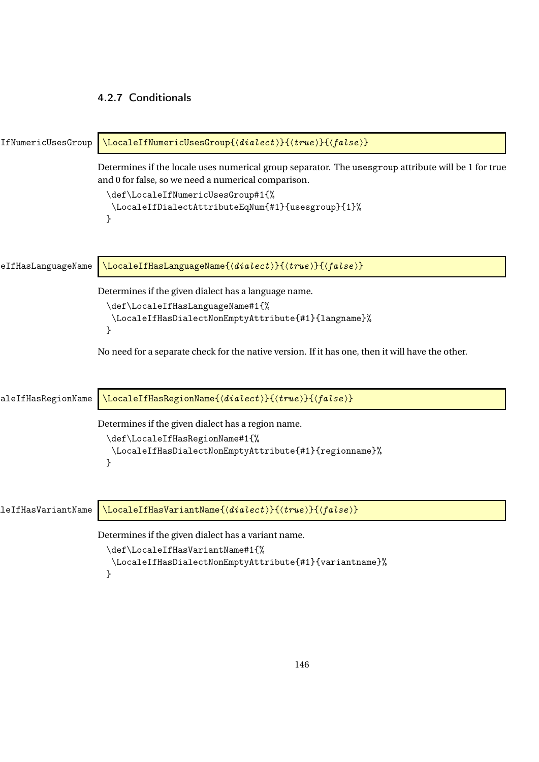### 4.2.7 Conditionals

\LocaleIfNumericUsesGroup

```
\LocaleIfNumericUsesGroup{⟨dialect⟩}{⟨true⟩}{⟨false⟩}
```

Determines if the locale uses numerical group separator. The `usesgroup` attribute will be 1 for true and 0 for false, so we need a numerical comparison.

```
\def\LocaleIfNumericUsesGroup#1{%
 \LocaleIfDialectAttributeEqNum{#1}{usesgroup}{1}%
}
```

\LocaleIfHasLanguageName

```
\LocaleIfHasLanguageName{⟨dialect⟩}{⟨true⟩}{⟨false⟩}
```

Determines if the given dialect has a language name.

```
\def\LocaleIfHasLanguageName#1{%
 \LocaleIfHasDialectNonEmptyAttribute{#1}{langname}%
}
```

No need for a separate check for the native version. If it has one, then it will have the other.

\LocaleIfHasRegionName

```
\LocaleIfHasRegionName{⟨dialect⟩}{⟨true⟩}{⟨false⟩}
```

Determines if the given dialect has a region name.

```
\def\LocaleIfHasRegionName#1{%
 \LocaleIfHasDialectNonEmptyAttribute{#1}{regionname}%
}
```

\LocaleIfHasVariantName

```
\LocaleIfHasVariantName{⟨dialect⟩}{⟨true⟩}{⟨false⟩}
```

Determines if the given dialect has a variant name.

```
\def\LocaleIfHasVariantName#1{%
 \LocaleIfHasDialectNonEmptyAttribute{#1}{variantname}%
}
```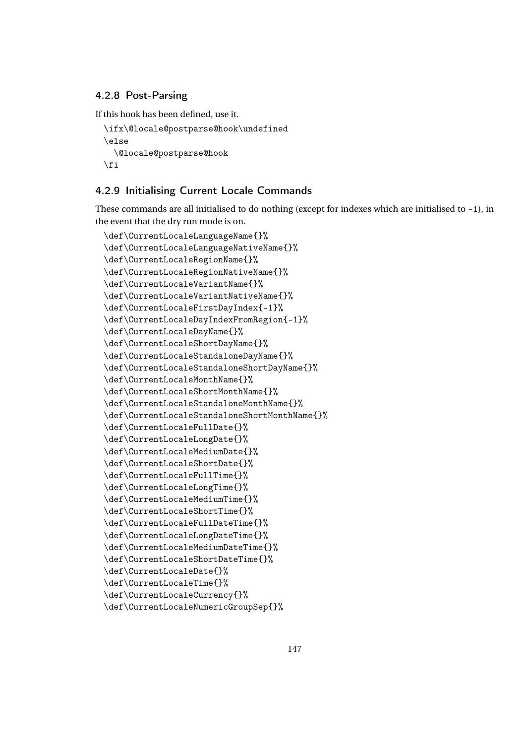### 4.2.8 Post-Parsing

If this hook has been defined, use it.

```
\ifx\@locale@postparse@hook\undefined
\else
  \@locale@postparse@hook
\fi
```

### 4.2.9 Initialising Current Locale Commands

These commands are all initialised to do nothing (except for indexes which are initialised to -1), in the event that the dry run mode is on.

```
\def\CurrentLocaleLanguageName{}%
\def\CurrentLocaleLanguageNativeName{}%
\def\CurrentLocaleRegionName{}%
\def\CurrentLocaleRegionNativeName{}%
\def\CurrentLocaleVariantName{}%
\def\CurrentLocaleVariantNativeName{}%
\def\CurrentLocaleFirstDayIndex{-1}%
\def\CurrentLocaleDayIndexFromRegion{-1}%
\def\CurrentLocaleDayName{}%
\def\CurrentLocaleShortDayName{}%
\def\CurrentLocaleStandaloneDayName{}%
\def\CurrentLocaleStandaloneShortDayName{}%
\def\CurrentLocaleMonthName{}%
\def\CurrentLocaleShortMonthName{}%
\def\CurrentLocaleStandaloneMonthName{}%
\def\CurrentLocaleStandaloneShortMonthName{}%
\def\CurrentLocaleFullDate{}%
\def\CurrentLocaleLongDate{}%
\def\CurrentLocaleMediumDate{}%
\def\CurrentLocaleShortDate{}%
\def\CurrentLocaleFullTime{}%
\def\CurrentLocaleLongTime{}%
\def\CurrentLocaleMediumTime{}%
\def\CurrentLocaleShortTime{}%
\def\CurrentLocaleFullDateTime{}%
\def\CurrentLocaleLongDateTime{}%
\def\CurrentLocaleMediumDateTime{}%
\def\CurrentLocaleShortDateTime{}%
\def\CurrentLocaleDate{}%
\def\CurrentLocaleTime{}%
\def\CurrentLocaleCurrency{}%
\def\CurrentLocaleNumericGroupSep{}%
```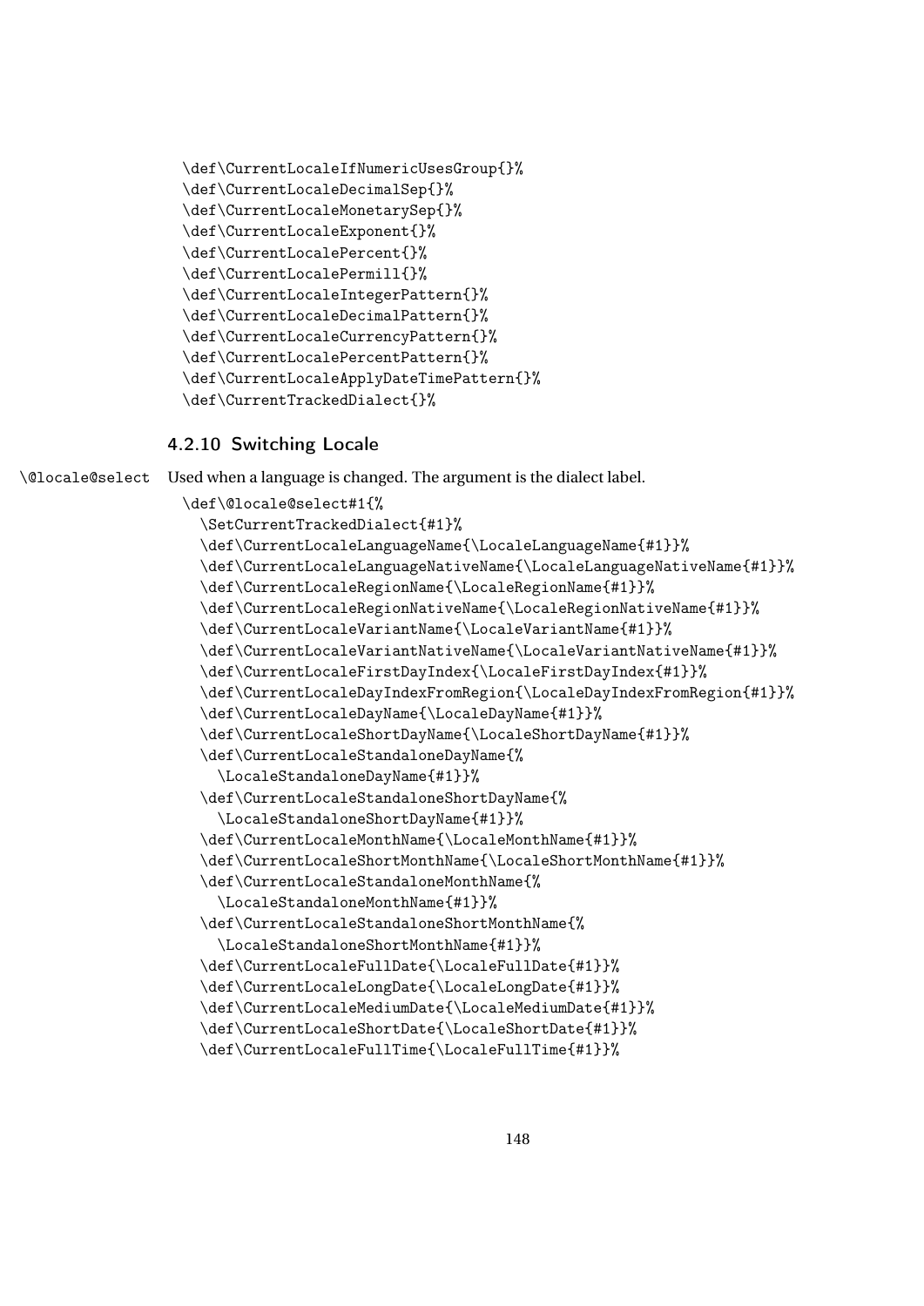```
\def\CurrentLocaleIfNumericUsesGroup{}%
\def\CurrentLocaleDecimalSep{}%
\def\CurrentLocaleMonetarySep{}%
\def\CurrentLocaleExponent{}%
\def\CurrentLocalePercent{}%
\def\CurrentLocalePermill{}%
\def\CurrentLocaleIntegerPattern{}%
\def\CurrentLocaleDecimalPattern{}%
\def\CurrentLocaleCurrencyPattern{}%
\def\CurrentLocalePercentPattern{}%
\def\CurrentLocaleApplyDateTimePattern{}%
\def\CurrentTrackedDialect{}%
```

### 4.2.10 Switching Locale

\@locale@select Used when a language is changed. The argument is the dialect label.

```
\def\@locale@select#1{%
  \SetCurrentTrackedDialect{#1}%
  \def\CurrentLocaleLanguageName{\LocaleLanguageName{#1}}%
  \def\CurrentLocaleLanguageNativeName{\LocaleLanguageNativeName{#1}}%
  \def\CurrentLocaleRegionName{\LocaleRegionName{#1}}%
  \def\CurrentLocaleRegionNativeName{\LocaleRegionNativeName{#1}}%
  \def\CurrentLocaleVariantName{\LocaleVariantName{#1}}%
  \def\CurrentLocaleVariantNativeName{\LocaleVariantNativeName{#1}}%
  \def\CurrentLocaleFirstDayIndex{\LocaleFirstDayIndex{#1}}%
  \def\CurrentLocaleDayIndexFromRegion{\LocaleDayIndexFromRegion{#1}}%
  \def\CurrentLocaleDayName{\LocaleDayName{#1}}%
  \def\CurrentLocaleShortDayName{\LocaleShortDayName{#1}}%
  \def\CurrentLocaleStandaloneDayName{%
    \LocaleStandaloneDayName{#1}}%
  \def\CurrentLocaleStandaloneShortDayName{%
    \LocaleStandaloneShortDayName{#1}}%
  \def\CurrentLocaleMonthName{\LocaleMonthName{#1}}%
  \def\CurrentLocaleShortMonthName{\LocaleShortMonthName{#1}}%
  \def\CurrentLocaleStandaloneMonthName{%
    \LocaleStandaloneMonthName{#1}}%
  \def\CurrentLocaleStandaloneShortMonthName{%
    \LocaleStandaloneShortMonthName{#1}}%
  \def\CurrentLocaleFullDate{\LocaleFullDate{#1}}%
  \def\CurrentLocaleLongDate{\LocaleLongDate{#1}}%
  \def\CurrentLocaleMediumDate{\LocaleMediumDate{#1}}%
  \def\CurrentLocaleShortDate{\LocaleShortDate{#1}}%
  \def\CurrentLocaleFullTime{\LocaleFullTime{#1}}%
```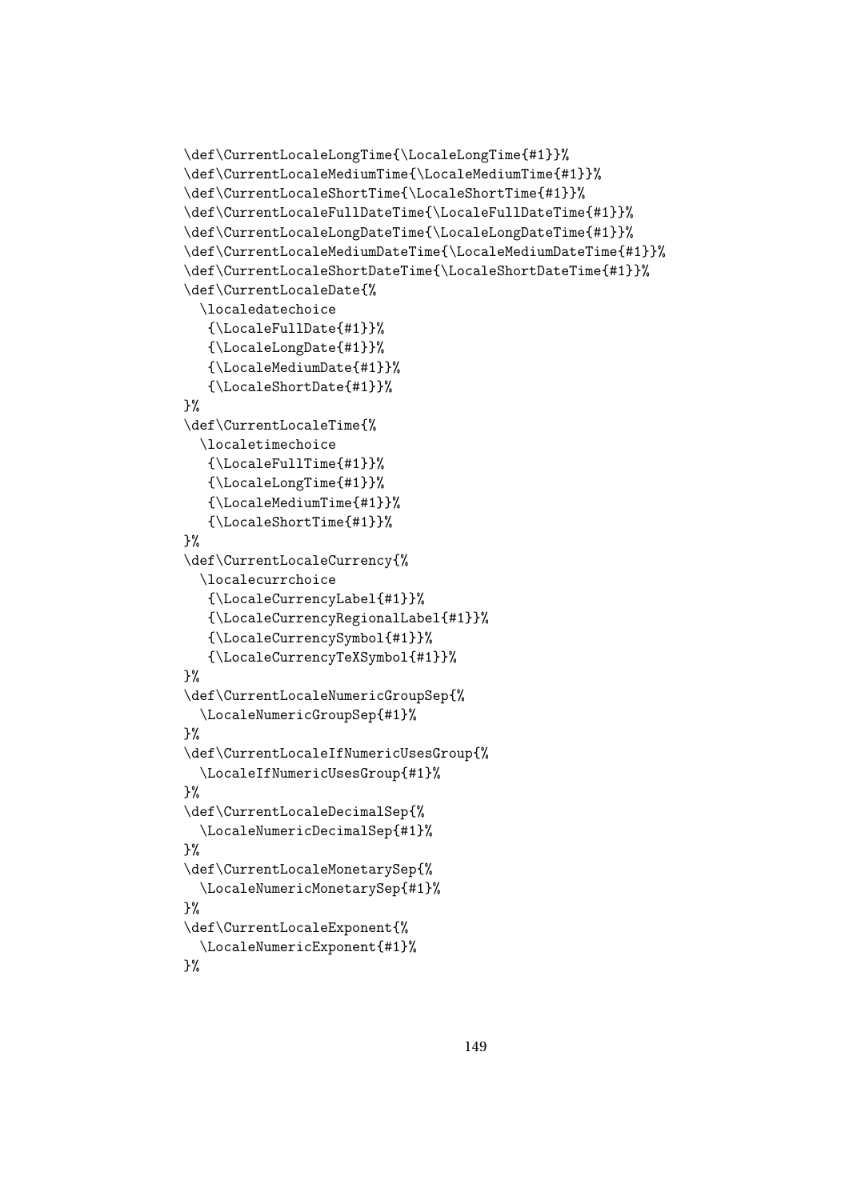```
\def\CurrentLocaleLongTime{\LocaleLongTime{#1}}%
\def\CurrentLocaleMediumTime{\LocaleMediumTime{#1}}%
\def\CurrentLocaleShortTime{\LocaleShortTime{#1}}%
\def\CurrentLocaleFullDateTime{\LocaleFullDateTime{#1}}%
\def\CurrentLocaleLongDateTime{\LocaleLongDateTime{#1}}%
\def\CurrentLocaleMediumDateTime{\LocaleMediumDateTime{#1}}%
\def\CurrentLocaleShortDateTime{\LocaleShortDateTime{#1}}%
\def\CurrentLocaleDate{%
  \localedatechoice
   {\LocaleFullDate{#1}}%
   {\LocaleLongDate{#1}}%
   {\LocaleMediumDate{#1}}%
   {\LocaleShortDate{#1}}%
}%
\def\CurrentLocaleTime{%
  \localetimechoice
   {\LocaleFullTime{#1}}%
   {\LocaleLongTime{#1}}%
   {\LocaleMediumTime{#1}}%
   {\LocaleShortTime{#1}}%
}%
\def\CurrentLocaleCurrency{%
  \localecurrchoice
   {\LocaleCurrencyLabel{#1}}%
   {\LocaleCurrencyRegionalLabel{#1}}%
   {\LocaleCurrencySymbol{#1}}%
   {\LocaleCurrencyTeXSymbol{#1}}%
}%
\def\CurrentLocaleNumericGroupSep{%
  \LocaleNumericGroupSep{#1}%
}%
\def\CurrentLocaleIfNumericUsesGroup{%
  \LocaleIfNumericUsesGroup{#1}%
}%
\def\CurrentLocaleDecimalSep{%
  \LocaleNumericDecimalSep{#1}%
}%
\def\CurrentLocaleMonetarySep{%
  \LocaleNumericMonetarySep{#1}%
}%
\def\CurrentLocaleExponent{%
  \LocaleNumericExponent{#1}%
}%
```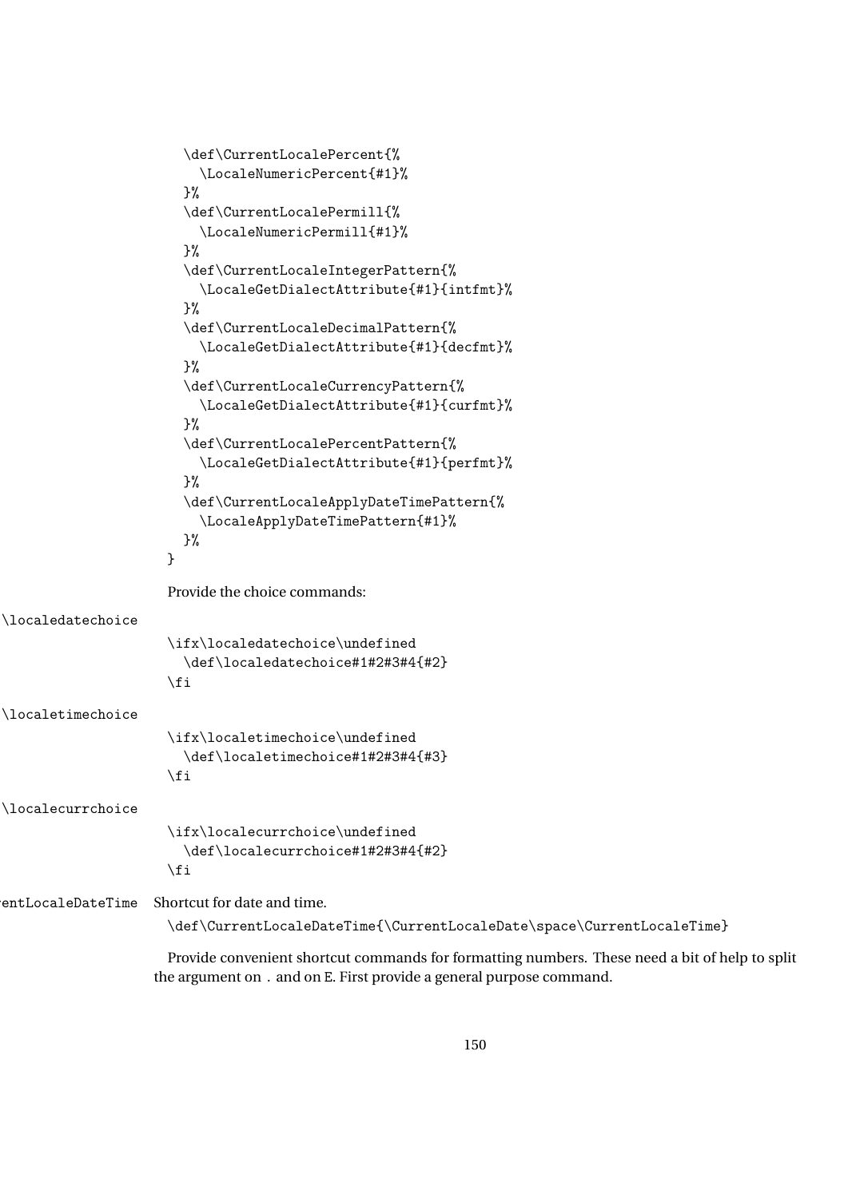```
  \def\CurrentLocalePercent{%
    \LocaleNumericPercent{#1}%
  }%
  \def\CurrentLocalePermill{%
    \LocaleNumericPermill{#1}%
  }%
  \def\CurrentLocaleIntegerPattern{%
    \LocaleGetDialectAttribute{#1}{intfmt}%
  }%
  \def\CurrentLocaleDecimalPattern{%
    \LocaleGetDialectAttribute{#1}{decfmt}%
  }%
  \def\CurrentLocaleCurrencyPattern{%
    \LocaleGetDialectAttribute{#1}{curfmt}%
  }%
  \def\CurrentLocalePercentPattern{%
    \LocaleGetDialectAttribute{#1}{perfmt}%
  }%
  \def\CurrentLocaleApplyDateTimePattern{%
    \LocaleApplyDateTimePattern{#1}%
  }%
}
```

Provide the choice commands:

\localedatechoice

```
\ifx\localedatechoice\undefined
  \def\localedatechoice#1#2#3#4{#2}
\fi
```

\localetimechoice

```
\ifx\localetimechoice\undefined
  \def\localetimechoice#1#2#3#4{#3}
\fi
```

\localecurrchoice

```
\ifx\localecurrchoice\undefined
  \def\localecurrchoice#1#2#3#4{#2}
\fi
```

\CurrentLocaleDateTime Shortcut for date and time.

```
\def\CurrentLocaleDateTime{\CurrentLocaleDate\space\CurrentLocaleTime}
```

Provide convenient shortcut commands for formatting numbers. These need a bit of help to split the argument on `.` and on `E`. First provide a general purpose command.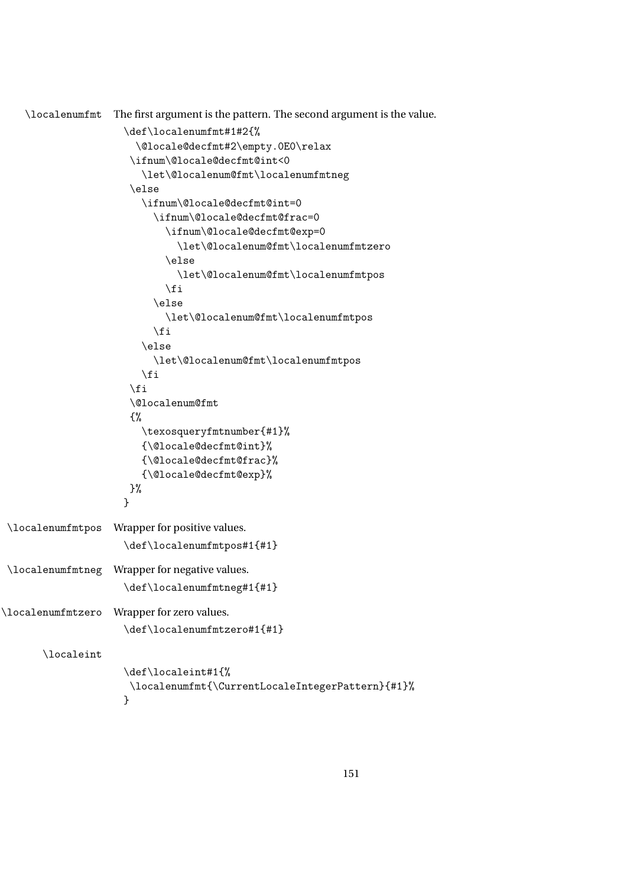\localenumfmt The first argument is the pattern. The second argument is the value.

```
\def\localenumfmt#1#2{%
  \@locale@decfmt#2\empty.0E0\relax
 \ifnum\@locale@decfmt@int<0
   \let\@localenum@fmt\localenumfmtneg
 \else
   \ifnum\@locale@decfmt@int=0
     \ifnum\@locale@decfmt@frac=0
       \ifnum\@locale@decfmt@exp=0
         \let\@localenum@fmt\localenumfmtzero
       \else
         \let\@localenum@fmt\localenumfmtpos
       \fi
     \else
       \let\@localenum@fmt\localenumfmtpos
     \fi
   \else
     \let\@localenum@fmt\localenumfmtpos
   \fi
 \fi
 \@localenum@fmt
 {%
   \texosqueryfmtnumber{#1}%
   {\@locale@decfmt@int}%
   {\@locale@decfmt@frac}%
   {\@locale@decfmt@exp}%
 }%
}
```

\localenumfmtpos Wrapper for positive values.

```
\def\localenumfmtpos#1{#1}
```

\localenumfmtneg Wrapper for negative values.

```
\def\localenumfmtneg#1{#1}
```

\localenumfmtzero Wrapper for zero values.

```
\def\localenumfmtzero#1{#1}
```

\localeint

```
\def\localeint#1{%
 \localenumfmt{\CurrentLocaleIntegerPattern}{#1}%
}
```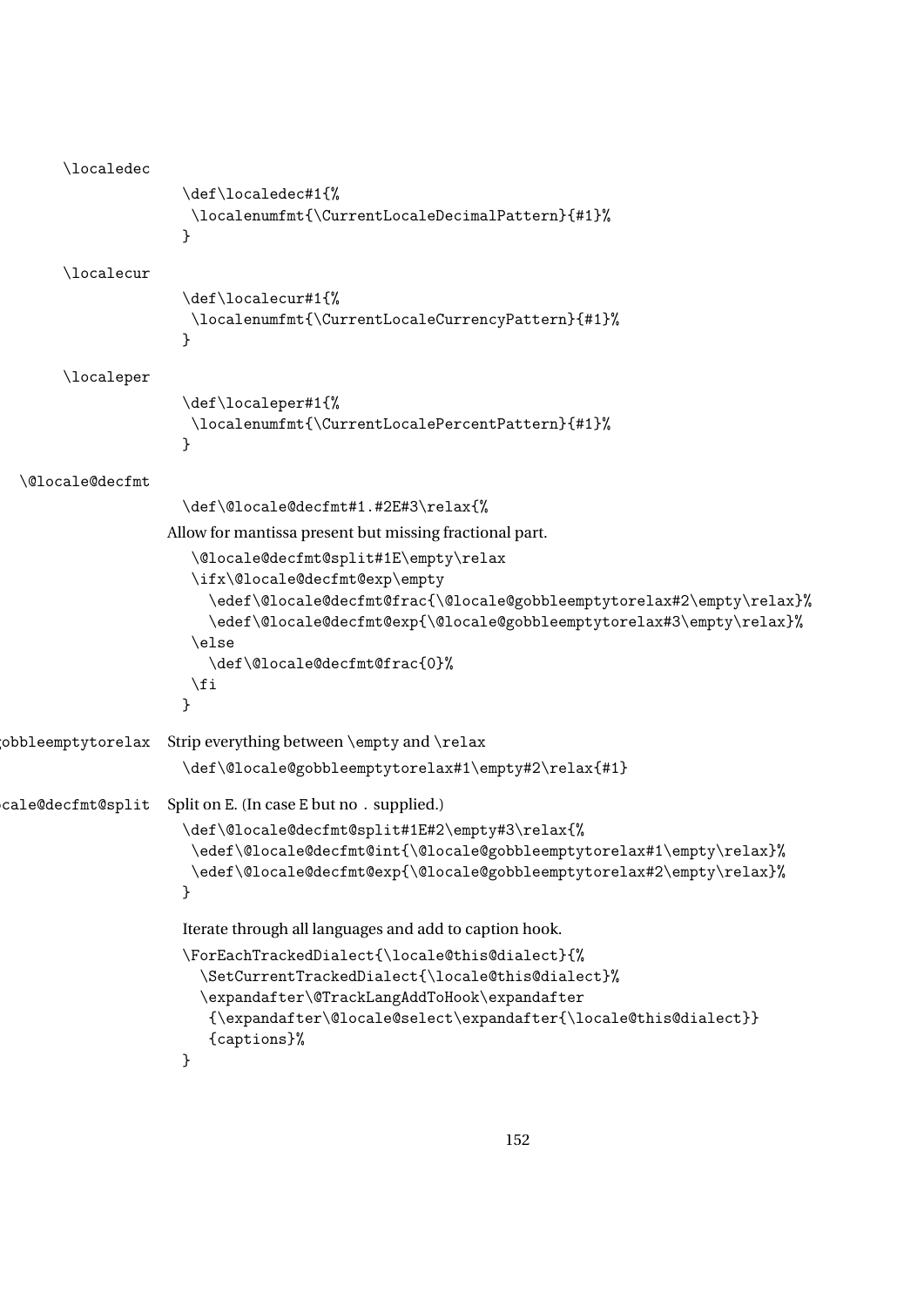\localedec

```
\def\localedec#1{%
 \localenumfmt{\CurrentLocaleDecimalPattern}{#1}%
}
```

\localecur

```
\def\localecur#1{%
 \localenumfmt{\CurrentLocaleCurrencyPattern}{#1}%
}
```

\localeper

```
\def\localeper#1{%
 \localenumfmt{\CurrentLocalePercentPattern}{#1}%
}
```

\@locale@decfmt

```
\def\@locale@decfmt#1.#2E#3\relax{%
```

Allow for mantissa present but missing fractional part.

```
  \@locale@decfmt@split#1E\empty\relax
  \ifx\@locale@decfmt@exp\empty
    \edef\@locale@decfmt@frac{\@locale@gobbleemptytorelax#2\empty\relax}%
    \edef\@locale@decfmt@exp{\@locale@gobbleemptytorelax#3\empty\relax}%
  \else
    \def\@locale@decfmt@frac{0}%
  \fi
}
```

\@locale@gobbleemptytorelax Strip everything between \empty and \relax

```
\def\@locale@gobbleemptytorelax#1\empty#2\relax{#1}
```

\@locale@decfmt@split Split on E. (In case E but no . supplied.)

```
\def\@locale@decfmt@split#1E#2\empty#3\relax{%
 \edef\@locale@decfmt@int{\@locale@gobbleemptytorelax#1\empty\relax}%
 \edef\@locale@decfmt@exp{\@locale@gobbleemptytorelax#2\empty\relax}%
}
```

Iterate through all languages and add to caption hook.

```
\ForEachTrackedDialect{\locale@this@dialect}{%
  \SetCurrentTrackedDialect{\locale@this@dialect}%
  \expandafter\@TrackLangAddToHook\expandafter
   {\expandafter\@locale@select\expandafter{\locale@this@dialect}}
   {captions}%
}
```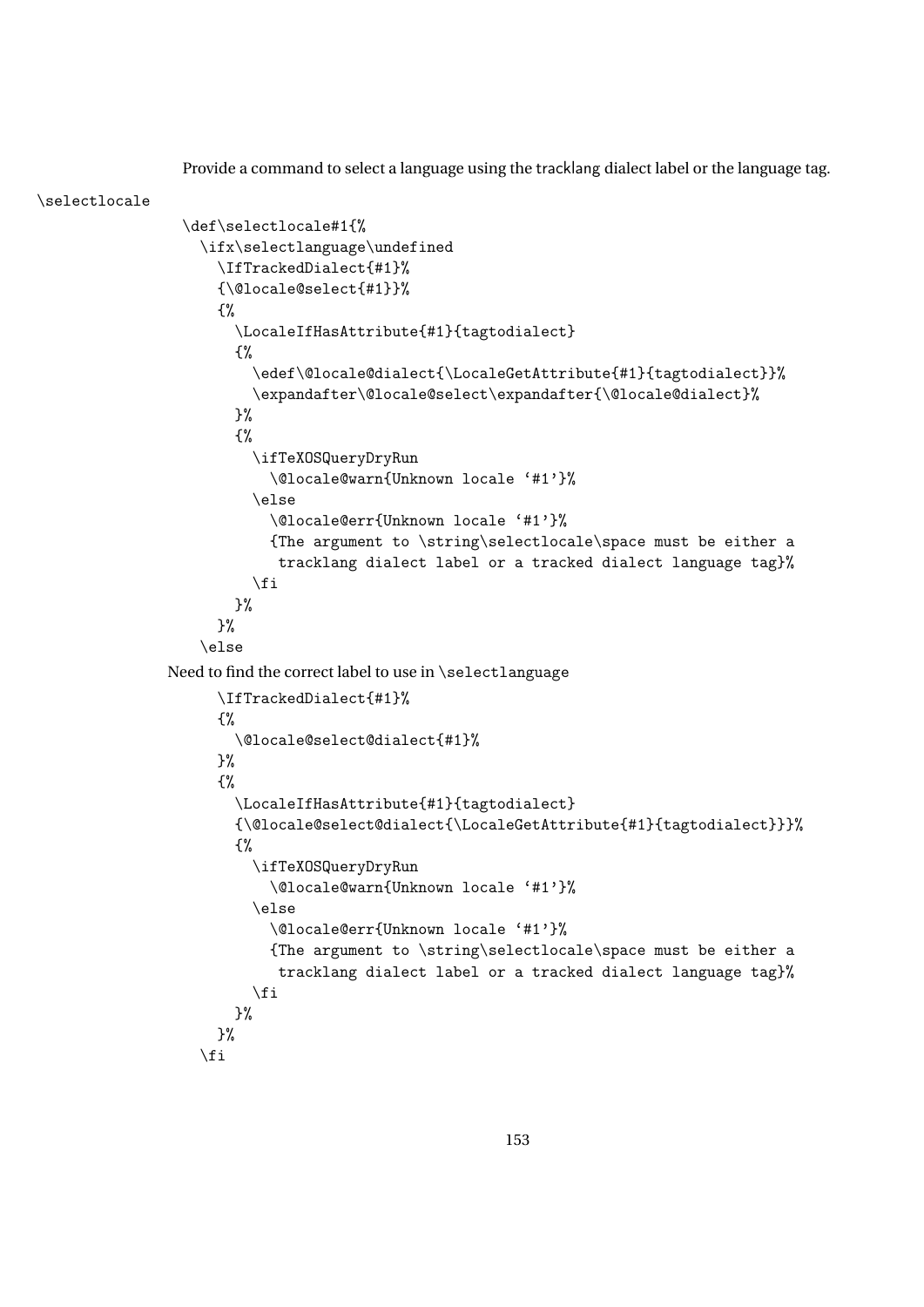Provide a command to select a language using the tracklang dialect label or the language tag.

\selectlocale

```
\def\selectlocale#1{%
  \ifx\selectlanguage\undefined
    \IfTrackedDialect{#1}%
    {\@locale@select{#1}}%
    {%
      \LocaleIfHasAttribute{#1}{tagtodialect}
      {%
        \edef\@locale@dialect{\LocaleGetAttribute{#1}{tagtodialect}}%
        \expandafter\@locale@select\expandafter{\@locale@dialect}%
      }%
      {%
        \ifTeXOSQueryDryRun
          \@locale@warn{Unknown locale '#1'}%
        \else
          \@locale@err{Unknown locale '#1'}%
          {The argument to \string\selectlocale\space must be either a
           tracklang dialect label or a tracked dialect language tag}%
        \fi
      }%
    }%
  \else
```

Need to find the correct label to use in \selectlanguage

```
    \IfTrackedDialect{#1}%
    {%
      \@locale@select@dialect{#1}%
    }%
    {%
      \LocaleIfHasAttribute{#1}{tagtodialect}
      {\@locale@select@dialect{\LocaleGetAttribute{#1}{tagtodialect}}}%
      {%
        \ifTeXOSQueryDryRun
          \@locale@warn{Unknown locale '#1'}%
        \else
          \@locale@err{Unknown locale '#1'}%
          {The argument to \string\selectlocale\space must be either a
           tracklang dialect label or a tracked dialect language tag}%
        \fi
      }%
    }%
  \fi
```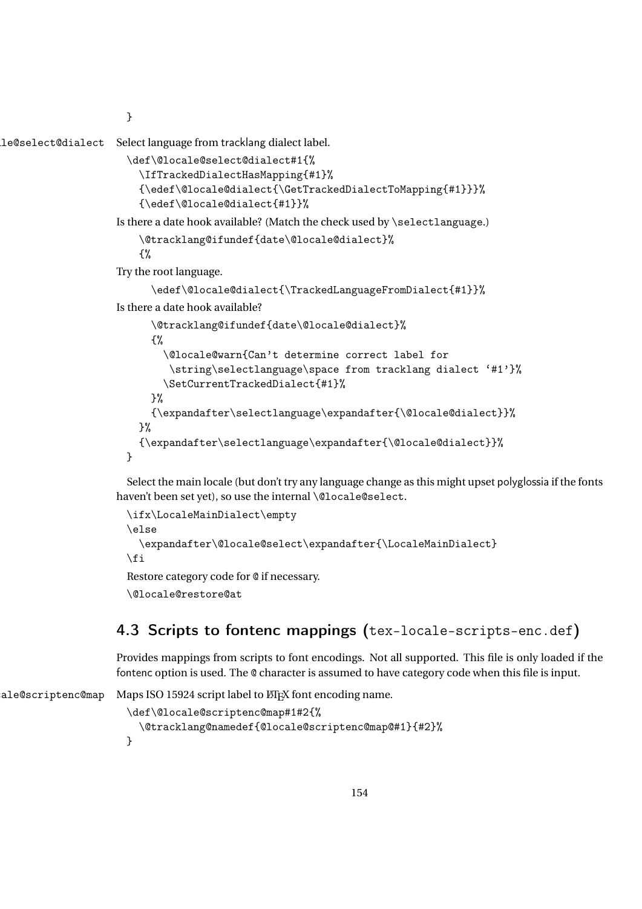```
}
```

\@locale@select@dialect Select language from tracklang dialect label.

```
\def\@locale@select@dialect#1{%
  \IfTrackedDialectHasMapping{#1}%
  {\edef\@locale@dialect{\GetTrackedDialectToMapping{#1}}}%
  {\edef\@locale@dialect{#1}}%
```

Is there a date hook available? (Match the check used by \selectlanguage.)

```
  \@tracklang@ifundef{date\@locale@dialect}%
  {%
```

Try the root language.

```
    \edef\@locale@dialect{\TrackedLanguageFromDialect{#1}}%
```

Is there a date hook available?

```
    \@tracklang@ifundef{date\@locale@dialect}%
    {%
      \@locale@warn{Can't determine correct label for
       \string\selectlanguage\space from tracklang dialect '#1'}%
      \SetCurrentTrackedDialect{#1}%
    }%
    {\expandafter\selectlanguage\expandafter{\@locale@dialect}}%
  }%
  {\expandafter\selectlanguage\expandafter{\@locale@dialect}}%
}
```

Select the main locale (but don't try any language change as this might upset polyglossia if the fonts haven't been set yet), so use the internal \@locale@select.

```
\ifx\LocaleMainDialect\empty
\else
  \expandafter\@locale@select\expandafter{\LocaleMainDialect}
\fi
```

Restore category code for @ if necessary.

```
\@locale@restore@at
```

## 4.3 Scripts to fontenc mappings (tex-locale-scripts-enc.def)

Provides mappings from scripts to font encodings. Not all supported. This file is only loaded if the fontenc option is used. The @ character is assumed to have category code when this file is input.

\@locale@scriptenc@map Maps ISO 15924 script label to LaTeX font encoding name.

```
\def\@locale@scriptenc@map#1#2{%
  \@tracklang@namedef{@locale@scriptenc@map@#1}{#2}%
}
```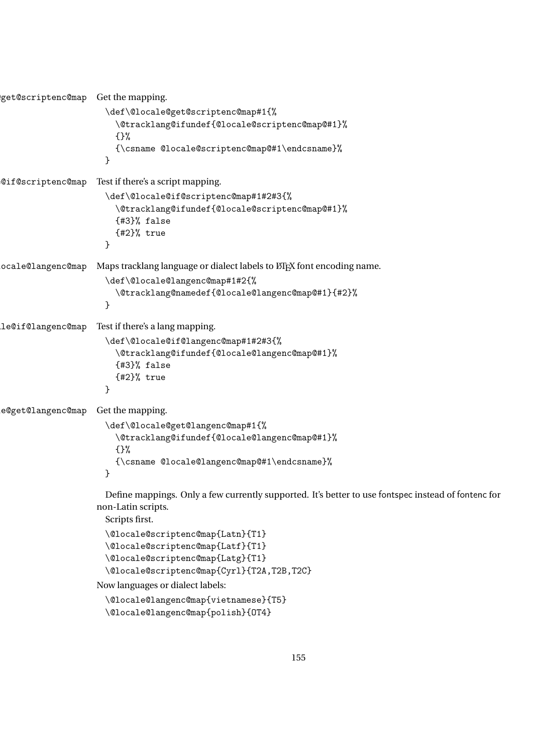\@locale@get@scriptenc@map Get the mapping.

```
\def\@locale@get@scriptenc@map#1{%
  \@tracklang@ifundef{@locale@scriptenc@map@#1}%
  {}%
  {\csname @locale@scriptenc@map@#1\endcsname}%
}
```

\@locale@if@scriptenc@map Test if there's a script mapping.

```
\def\@locale@if@scriptenc@map#1#2#3{%
  \@tracklang@ifundef{@locale@scriptenc@map@#1}%
  {#3}% false
  {#2}% true
}
```

\@locale@langenc@map Maps tracklang language or dialect labels to LaTeX font encoding name.

```
\def\@locale@langenc@map#1#2{%
  \@tracklang@namedef{@locale@langenc@map@#1}{#2}%
}
```

\@locale@if@langenc@map Test if there's a lang mapping.

```
\def\@locale@if@langenc@map#1#2#3{%
  \@tracklang@ifundef{@locale@langenc@map@#1}%
  {#3}% false
  {#2}% true
}
```

\@locale@get@langenc@map Get the mapping.

```
\def\@locale@get@langenc@map#1{%
  \@tracklang@ifundef{@locale@langenc@map@#1}%
  {}%
  {\csname @locale@langenc@map@#1\endcsname}%
}
```

Define mappings. Only a few currently supported. It's better to use fontspec instead of fontenc for non-Latin scripts.

Scripts first.

```
\@locale@scriptenc@map{Latn}{T1}
\@locale@scriptenc@map{Latf}{T1}
\@locale@scriptenc@map{Latg}{T1}
\@locale@scriptenc@map{Cyrl}{T2A,T2B,T2C}
```

Now languages or dialect labels:

```
\@locale@langenc@map{vietnamese}{T5}
\@locale@langenc@map{polish}{OT4}
```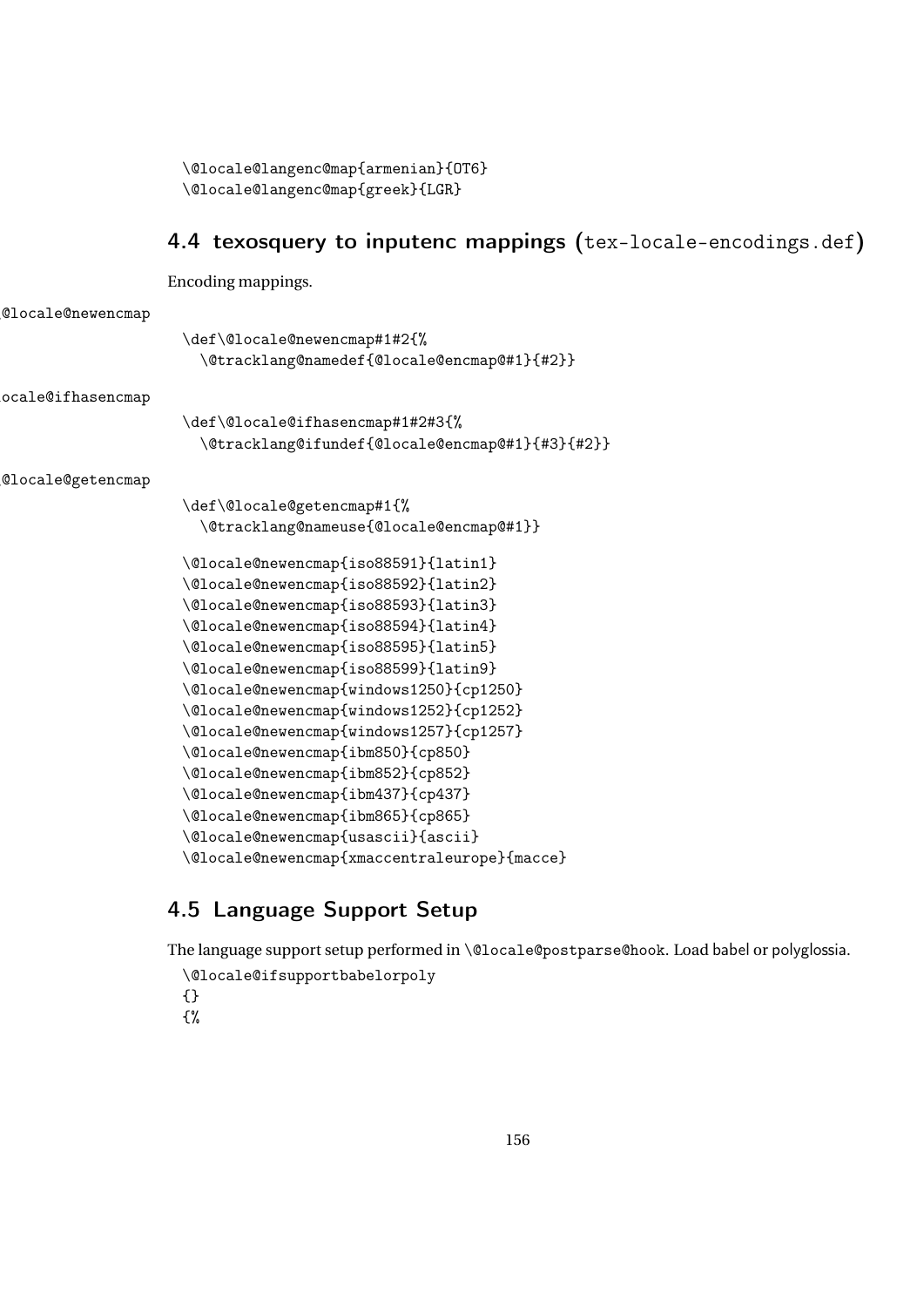```
\@locale@langenc@map{armenian}{OT6}
\@locale@langenc@map{greek}{LGR}
```

## 4.4 texosquery to inputenc mappings (tex-locale-encodings.def)

Encoding mappings.

\@locale@newencmap

```
\def\@locale@newencmap#1#2{%
  \@tracklang@namedef{@locale@encmap@#1}{#2}}
```

\@locale@ifhasencmap

```
\def\@locale@ifhasencmap#1#2#3{%
  \@tracklang@ifundef{@locale@encmap@#1}{#3}{#2}}
```

\@locale@getencmap

```
\def\@locale@getencmap#1{%
  \@tracklang@nameuse{@locale@encmap@#1}}
```

```
\@locale@newencmap{iso88591}{latin1}
\@locale@newencmap{iso88592}{latin2}
\@locale@newencmap{iso88593}{latin3}
\@locale@newencmap{iso88594}{latin4}
\@locale@newencmap{iso88595}{latin5}
\@locale@newencmap{iso88599}{latin9}
\@locale@newencmap{windows1250}{cp1250}
\@locale@newencmap{windows1252}{cp1252}
\@locale@newencmap{windows1257}{cp1257}
\@locale@newencmap{ibm850}{cp850}
\@locale@newencmap{ibm852}{cp852}
\@locale@newencmap{ibm437}{cp437}
\@locale@newencmap{ibm865}{cp865}
\@locale@newencmap{usascii}{ascii}
\@locale@newencmap{xmaccentraleurope}{macce}
```

## 4.5 Language Support Setup

The language support setup performed in \@locale@postparse@hook. Load babel or polyglossia.

```
\@locale@ifsupportbabelorpoly
{}
{%
```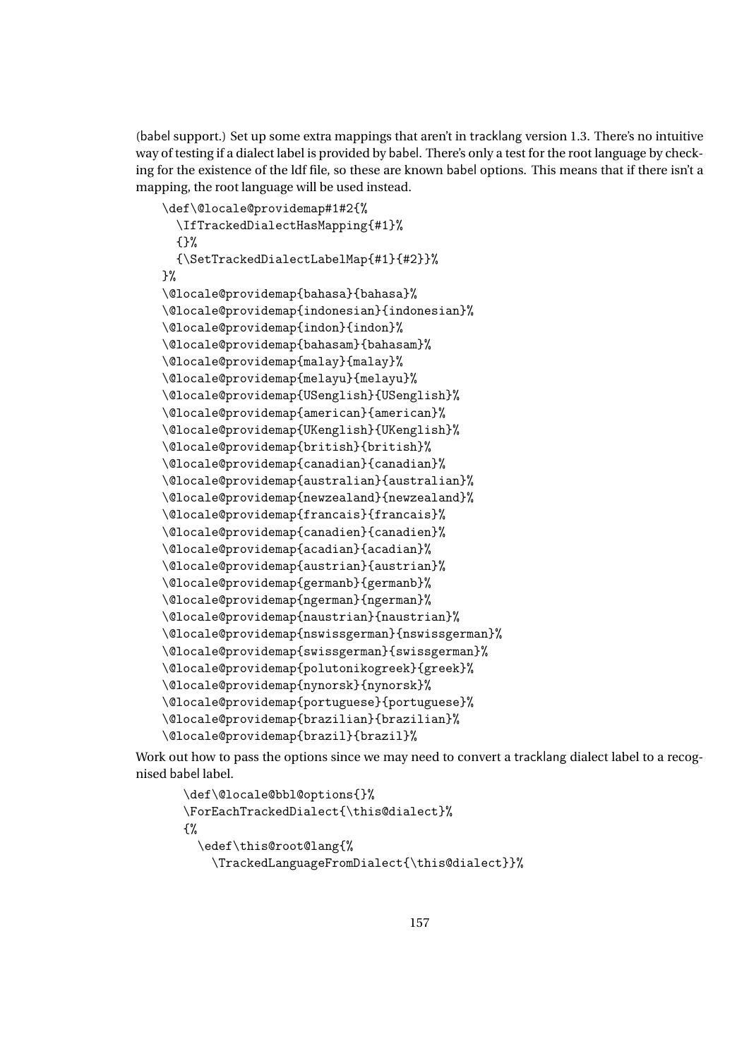(babel support.) Set up some extra mappings that aren't in tracklang version 1.3. There's no intuitive way of testing if a dialect label is provided by babel. There's only a test for the root language by checking for the existence of the ldf file, so these are known babel options. This means that if there isn't a mapping, the root language will be used instead.

```
\def\@locale@providemap#1#2{%
  \IfTrackedDialectHasMapping{#1}%
  {}%
  {\SetTrackedDialectLabelMap{#1}{#2}}%
}%
\@locale@providemap{bahasa}{bahasa}%
\@locale@providemap{indonesian}{indonesian}%
\@locale@providemap{indon}{indon}%
\@locale@providemap{bahasam}{bahasam}%
\@locale@providemap{malay}{malay}%
\@locale@providemap{melayu}{melayu}%
\@locale@providemap{USenglish}{USenglish}%
\@locale@providemap{american}{american}%
\@locale@providemap{UKenglish}{UKenglish}%
\@locale@providemap{british}{british}%
\@locale@providemap{canadian}{canadian}%
\@locale@providemap{australian}{australian}%
\@locale@providemap{newzealand}{newzealand}%
\@locale@providemap{francais}{francais}%
\@locale@providemap{canadien}{canadien}%
\@locale@providemap{acadian}{acadian}%
\@locale@providemap{austrian}{austrian}%
\@locale@providemap{germanb}{germanb}%
\@locale@providemap{ngerman}{ngerman}%
\@locale@providemap{naustrian}{naustrian}%
\@locale@providemap{nswissgerman}{nswissgerman}%
\@locale@providemap{swissgerman}{swissgerman}%
\@locale@providemap{polutonikogreek}{greek}%
\@locale@providemap{nynorsk}{nynorsk}%
\@locale@providemap{portuguese}{portuguese}%
\@locale@providemap{brazilian}{brazilian}%
\@locale@providemap{brazil}{brazil}%
```

Work out how to pass the options since we may need to convert a tracklang dialect label to a recognised babel label.

```
  \def\@locale@bbl@options{}%
  \ForEachTrackedDialect{\this@dialect}%
  {%
    \edef\this@root@lang{%
      \TrackedLanguageFromDialect{\this@dialect}}%
```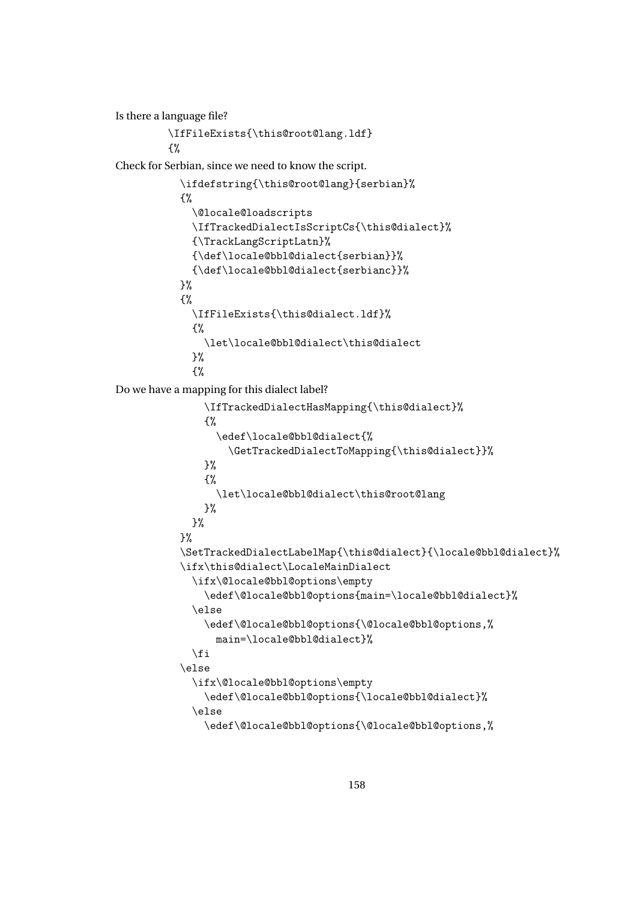Is there a language file?

```
        \IfFileExists{\this@root@lang.ldf}
        {%
```

Check for Serbian, since we need to know the script.

```
          \ifdefstring{\this@root@lang}{serbian}%
          {%
            \@locale@loadscripts
            \IfTrackedDialectIsScriptCs{\this@dialect}%
            {\TrackLangScriptLatn}%
            {\def\locale@bbl@dialect{serbian}}%
            {\def\locale@bbl@dialect{serbianc}}%
          }%
          {%
            \IfFileExists{\this@dialect.ldf}%
            {%
              \let\locale@bbl@dialect\this@dialect
            }%
            {%
```

Do we have a mapping for this dialect label?

```
              \IfTrackedDialectHasMapping{\this@dialect}%
              {%
                \edef\locale@bbl@dialect{%
                  \GetTrackedDialectToMapping{\this@dialect}}%
              }%
              {%
                \let\locale@bbl@dialect\this@root@lang
              }%
            }%
          }%
          \SetTrackedDialectLabelMap{\this@dialect}{\locale@bbl@dialect}%
          \ifx\this@dialect\LocaleMainDialect
            \ifx\@locale@bbl@options\empty
              \edef\@locale@bbl@options{main=\locale@bbl@dialect}%
            \else
              \edef\@locale@bbl@options{\@locale@bbl@options,%
                main=\locale@bbl@dialect}%
            \fi
          \else
            \ifx\@locale@bbl@options\empty
              \edef\@locale@bbl@options{\locale@bbl@dialect}%
            \else
              \edef\@locale@bbl@options{\@locale@bbl@options,%
```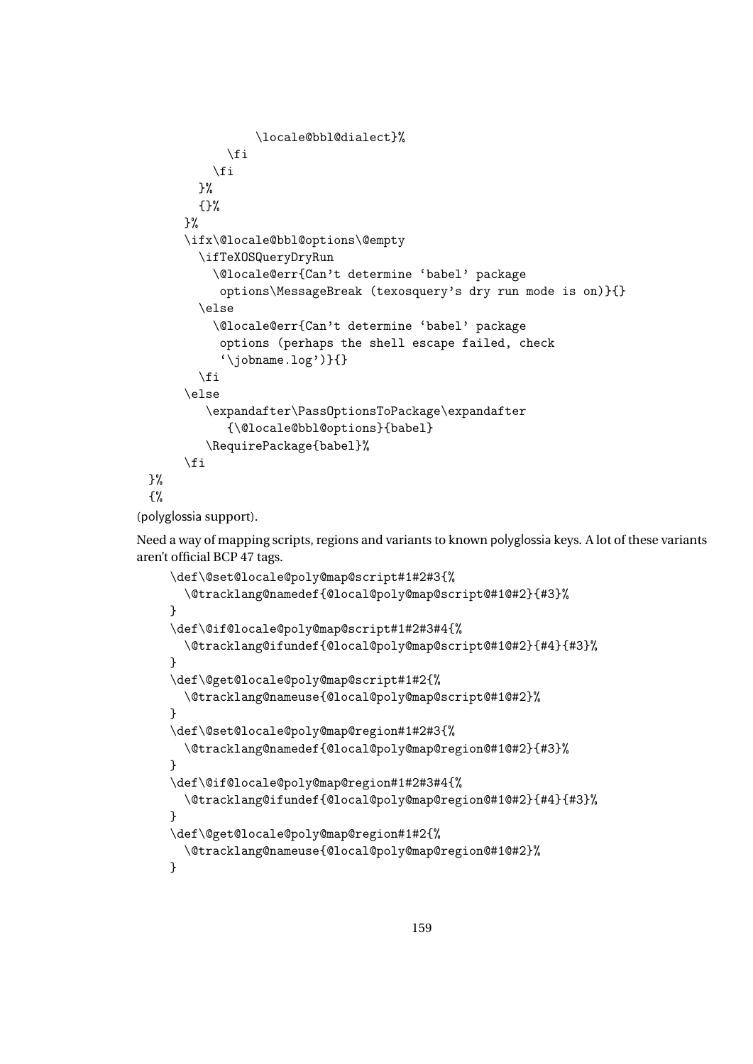```
              \locale@bbl@dialect}%
          \fi
        \fi
      }%
      {}%
    }%
    \ifx\@locale@bbl@options\@empty
      \ifTeXOSQueryDryRun
        \@locale@err{Can't determine 'babel' package
         options\MessageBreak (texosquery's dry run mode is on)}{}
      \else
        \@locale@err{Can't determine 'babel' package
         options (perhaps the shell escape failed, check
         '\jobname.log')}{}
      \fi
    \else
       \expandafter\PassOptionsToPackage\expandafter
          {\@locale@bbl@options}{babel}
       \RequirePackage{babel}%
    \fi
}%
{%
```

(polyglossia support).

Need a way of mapping scripts, regions and variants to known polyglossia keys. A lot of these variants aren't official BCP 47 tags.

```
\def\@set@locale@poly@map@script#1#2#3{%
  \@tracklang@namedef{@local@poly@map@script@#1@#2}{#3}%
}
\def\@if@locale@poly@map@script#1#2#3#4{%
  \@tracklang@ifundef{@local@poly@map@script@#1@#2}{#4}{#3}%
}
\def\@get@locale@poly@map@script#1#2{%
  \@tracklang@nameuse{@local@poly@map@script@#1@#2}%
}
\def\@set@locale@poly@map@region#1#2#3{%
  \@tracklang@namedef{@local@poly@map@region@#1@#2}{#3}%
}
\def\@if@locale@poly@map@region#1#2#3#4{%
  \@tracklang@ifundef{@local@poly@map@region@#1@#2}{#4}{#3}%
}
\def\@get@locale@poly@map@region#1#2{%
  \@tracklang@nameuse{@local@poly@map@region@#1@#2}%
}
```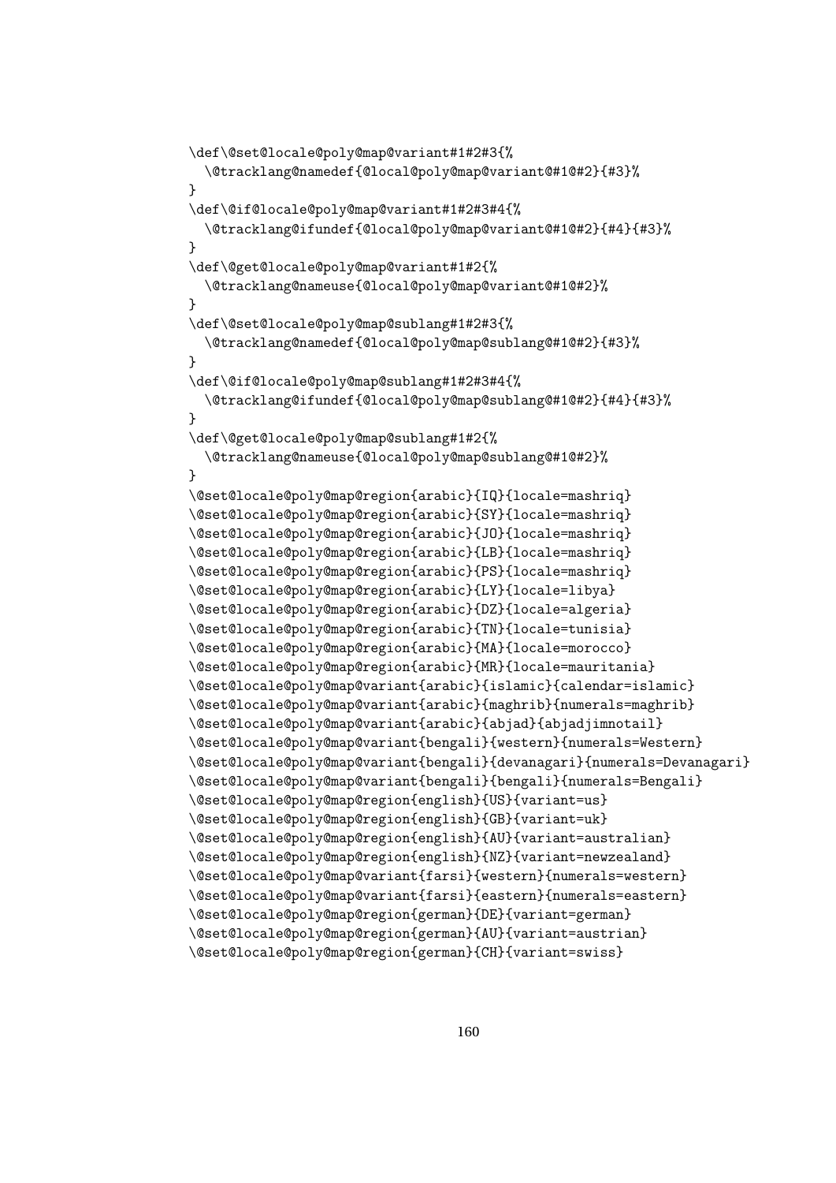```
\def\@set@locale@poly@map@variant#1#2#3{%
  \@tracklang@namedef{@local@poly@map@variant@#1@#2}{#3}%
}
\def\@if@locale@poly@map@variant#1#2#3#4{%
  \@tracklang@ifundef{@local@poly@map@variant@#1@#2}{#4}{#3}%
}
\def\@get@locale@poly@map@variant#1#2{%
  \@tracklang@nameuse{@local@poly@map@variant@#1@#2}%
}
\def\@set@locale@poly@map@sublang#1#2#3{%
  \@tracklang@namedef{@local@poly@map@sublang@#1@#2}{#3}%
}
\def\@if@locale@poly@map@sublang#1#2#3#4{%
  \@tracklang@ifundef{@local@poly@map@sublang@#1@#2}{#4}{#3}%
}
\def\@get@locale@poly@map@sublang#1#2{%
  \@tracklang@nameuse{@local@poly@map@sublang@#1@#2}%
}
\@set@locale@poly@map@region{arabic}{IQ}{locale=mashriq}
\@set@locale@poly@map@region{arabic}{SY}{locale=mashriq}
\@set@locale@poly@map@region{arabic}{JO}{locale=mashriq}
\@set@locale@poly@map@region{arabic}{LB}{locale=mashriq}
\@set@locale@poly@map@region{arabic}{PS}{locale=mashriq}
\@set@locale@poly@map@region{arabic}{LY}{locale=libya}
\@set@locale@poly@map@region{arabic}{DZ}{locale=algeria}
\@set@locale@poly@map@region{arabic}{TN}{locale=tunisia}
\@set@locale@poly@map@region{arabic}{MA}{locale=morocco}
\@set@locale@poly@map@region{arabic}{MR}{locale=mauritania}
\@set@locale@poly@map@variant{arabic}{islamic}{calendar=islamic}
\@set@locale@poly@map@variant{arabic}{maghrib}{numerals=maghrib}
\@set@locale@poly@map@variant{arabic}{abjad}{abjadjimnotail}
\@set@locale@poly@map@variant{bengali}{western}{numerals=Western}
\@set@locale@poly@map@variant{bengali}{devanagari}{numerals=Devanagari}
\@set@locale@poly@map@variant{bengali}{bengali}{numerals=Bengali}
\@set@locale@poly@map@region{english}{US}{variant=us}
\@set@locale@poly@map@region{english}{GB}{variant=uk}
\@set@locale@poly@map@region{english}{AU}{variant=australian}
\@set@locale@poly@map@region{english}{NZ}{variant=newzealand}
\@set@locale@poly@map@variant{farsi}{western}{numerals=western}
\@set@locale@poly@map@variant{farsi}{eastern}{numerals=eastern}
\@set@locale@poly@map@region{german}{DE}{variant=german}
\@set@locale@poly@map@region{german}{AU}{variant=austrian}
\@set@locale@poly@map@region{german}{CH}{variant=swiss}
```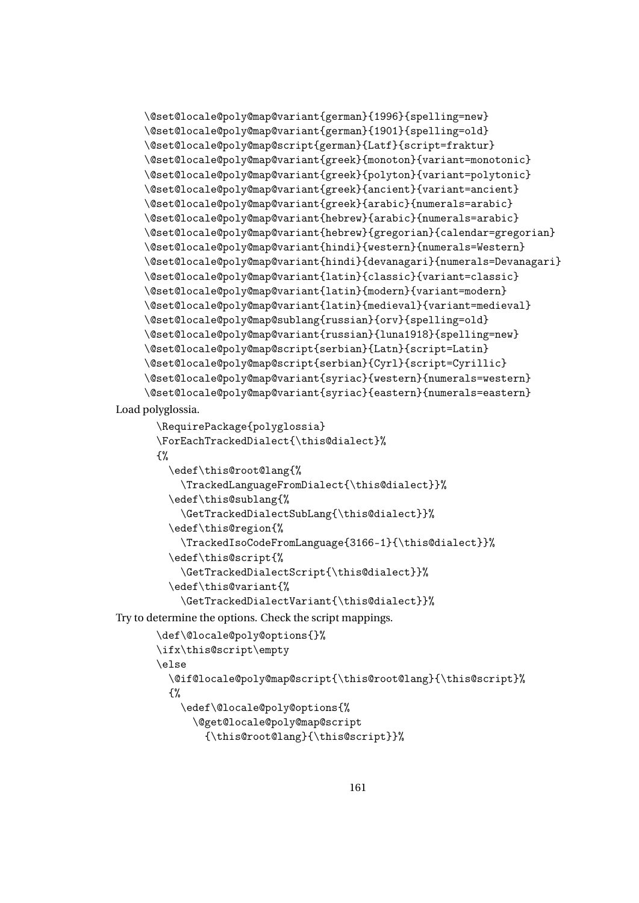```
\@set@locale@poly@map@variant{german}{1996}{spelling=new}
\@set@locale@poly@map@variant{german}{1901}{spelling=old}
\@set@locale@poly@map@script{german}{Latf}{script=fraktur}
\@set@locale@poly@map@variant{greek}{monoton}{variant=monotonic}
\@set@locale@poly@map@variant{greek}{polyton}{variant=polytonic}
\@set@locale@poly@map@variant{greek}{ancient}{variant=ancient}
\@set@locale@poly@map@variant{greek}{arabic}{numerals=arabic}
\@set@locale@poly@map@variant{hebrew}{arabic}{numerals=arabic}
\@set@locale@poly@map@variant{hebrew}{gregorian}{calendar=gregorian}
\@set@locale@poly@map@variant{hindi}{western}{numerals=Western}
\@set@locale@poly@map@variant{hindi}{devanagari}{numerals=Devanagari}
\@set@locale@poly@map@variant{latin}{classic}{variant=classic}
\@set@locale@poly@map@variant{latin}{modern}{variant=modern}
\@set@locale@poly@map@variant{latin}{medieval}{variant=medieval}
\@set@locale@poly@map@sublang{russian}{orv}{spelling=old}
\@set@locale@poly@map@variant{russian}{luna1918}{spelling=new}
\@set@locale@poly@map@script{serbian}{Latn}{script=Latin}
\@set@locale@poly@map@script{serbian}{Cyrl}{script=Cyrillic}
\@set@locale@poly@map@variant{syriac}{western}{numerals=western}
\@set@locale@poly@map@variant{syriac}{eastern}{numerals=eastern}
```

Load polyglossia.

```
\RequirePackage{polyglossia}
\ForEachTrackedDialect{\this@dialect}%
{%
  \edef\this@root@lang{%
    \TrackedLanguageFromDialect{\this@dialect}}%
  \edef\this@sublang{%
    \GetTrackedDialectSubLang{\this@dialect}}%
  \edef\this@region{%
    \TrackedIsoCodeFromLanguage{3166-1}{\this@dialect}}%
  \edef\this@script{%
    \GetTrackedDialectScript{\this@dialect}}%
  \edef\this@variant{%
    \GetTrackedDialectVariant{\this@dialect}}%
```

Try to determine the options. Check the script mappings.

```
\def\@locale@poly@options{}%
\ifx\this@script\empty
\else
  \@if@locale@poly@map@script{\this@root@lang}{\this@script}%
  {%
    \edef\@locale@poly@options{%
      \@get@locale@poly@map@script
        {\this@root@lang}{\this@script}}%
```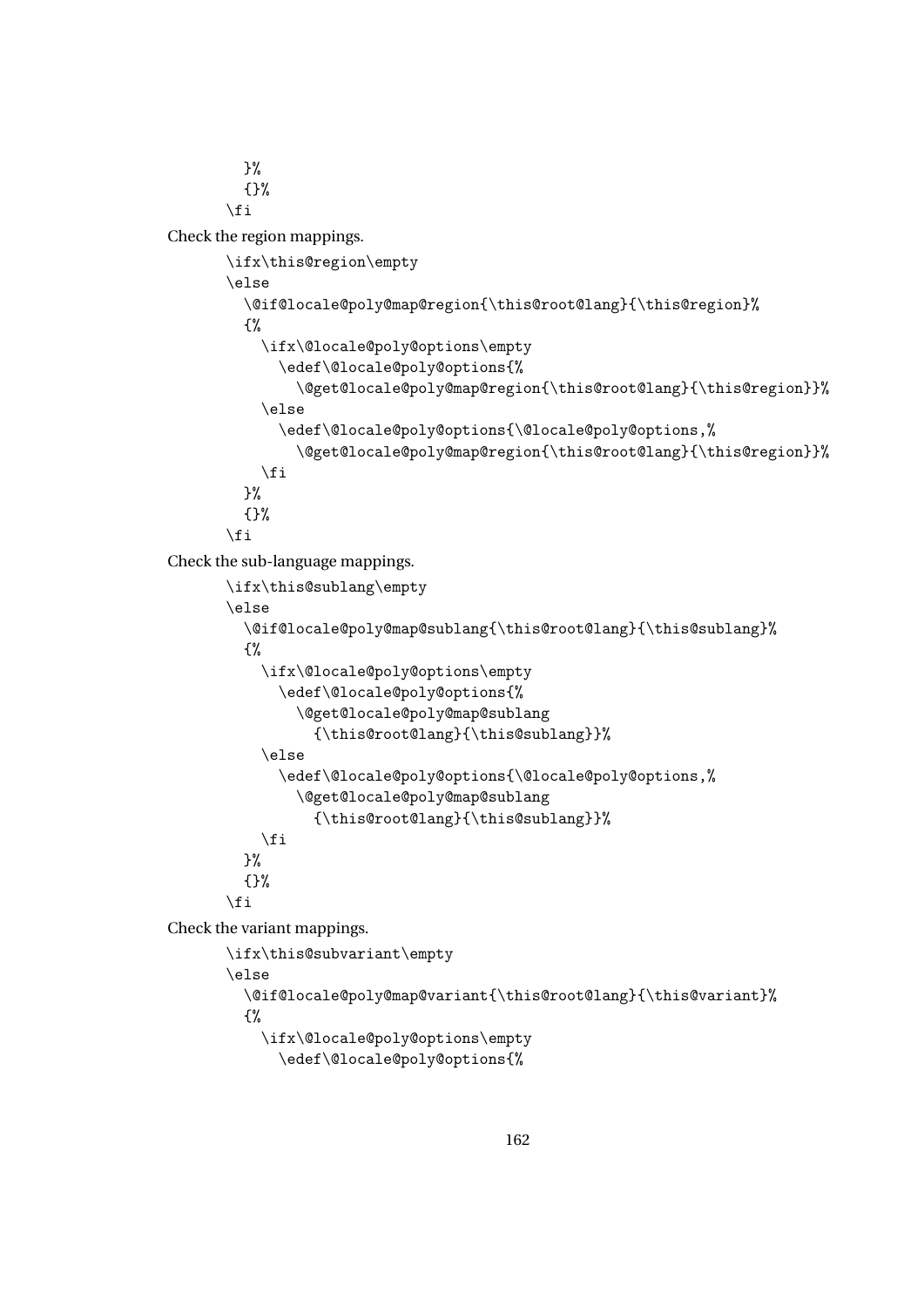```
  }%
  {}%
\fi
```

Check the region mappings.

```
\ifx\this@region\empty
\else
  \@if@locale@poly@map@region{\this@root@lang}{\this@region}%
  {%
    \ifx\@locale@poly@options\empty
      \edef\@locale@poly@options{%
        \@get@locale@poly@map@region{\this@root@lang}{\this@region}}%
    \else
      \edef\@locale@poly@options{\@locale@poly@options,%
        \@get@locale@poly@map@region{\this@root@lang}{\this@region}}%
    \fi
  }%
  {}%
\fi
```

Check the sub-language mappings.

```
\ifx\this@sublang\empty
\else
  \@if@locale@poly@map@sublang{\this@root@lang}{\this@sublang}%
  {%
    \ifx\@locale@poly@options\empty
      \edef\@locale@poly@options{%
        \@get@locale@poly@map@sublang
          {\this@root@lang}{\this@sublang}}%
    \else
      \edef\@locale@poly@options{\@locale@poly@options,%
        \@get@locale@poly@map@sublang
          {\this@root@lang}{\this@sublang}}%
    \fi
  }%
  {}%
\fi
```

Check the variant mappings.

```
\ifx\this@subvariant\empty
\else
  \@if@locale@poly@map@variant{\this@root@lang}{\this@variant}%
  {%
    \ifx\@locale@poly@options\empty
      \edef\@locale@poly@options{%
```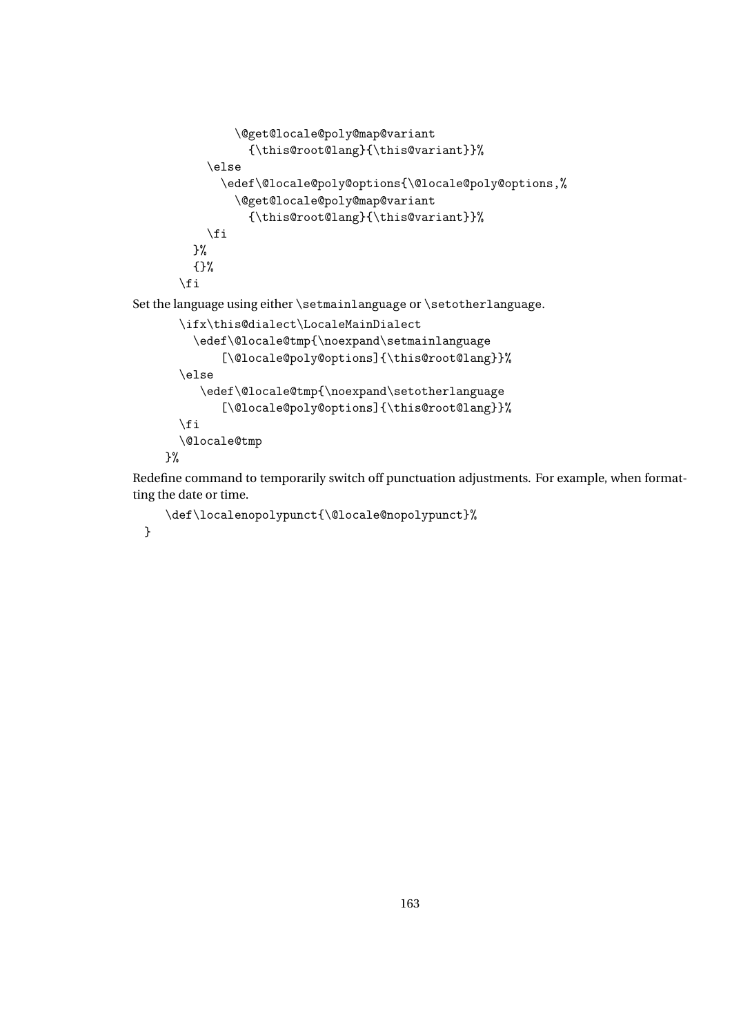```
            \@get@locale@poly@map@variant
              {\this@root@lang}{\this@variant}}%
        \else
          \edef\@locale@poly@options{\@locale@poly@options,%
            \@get@locale@poly@map@variant
              {\this@root@lang}{\this@variant}}%
        \fi
      }%
      {}%
    \fi
```

Set the language using either `\setmainlanguage` or `\setotherlanguage`.

```
    \ifx\this@dialect\LocaleMainDialect
      \edef\@locale@tmp{\noexpand\setmainlanguage
          [\@locale@poly@options]{\this@root@lang}}%
    \else
       \edef\@locale@tmp{\noexpand\setotherlanguage
          [\@locale@poly@options]{\this@root@lang}}%
    \fi
    \@locale@tmp
  }%
```

Redefine command to temporarily switch off punctuation adjustments. For example, when formatting the date or time.

```
  \def\localenopolypunct{\@locale@nopolypunct}%
}
```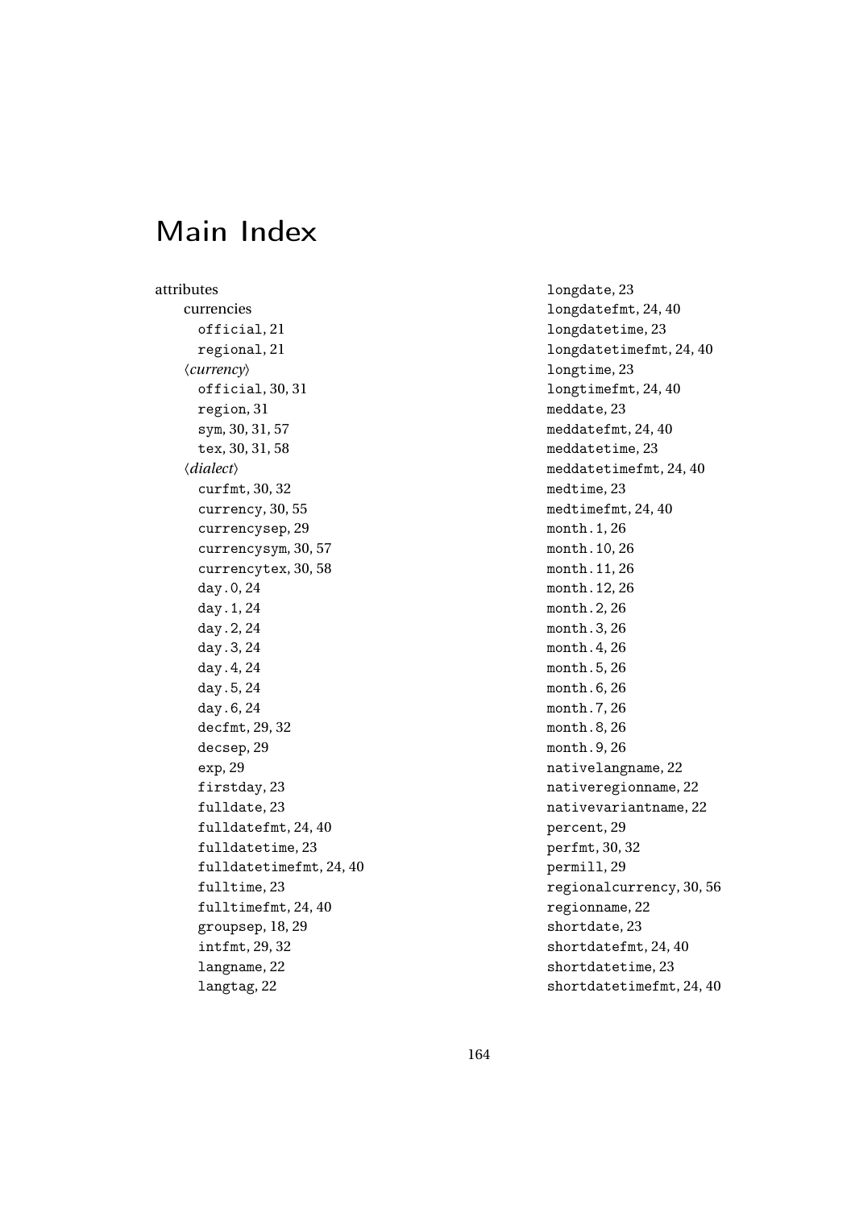# Main Index

- attributes
  - currencies
    - `official`, 21
    - `regional`, 21
  - ⟨*currency*⟩
    - `official`, 30, 31
    - `region`, 31
    - `sym`, 30, 31, 57
    - `tex`, 30, 31, 58
  - ⟨*dialect*⟩
    - `curfmt`, 30, 32
    - `currency`, 30, 55
    - `currencysep`, 29
    - `currencysym`, 30, 57
    - `currencytex`, 30, 58
    - `day.0`, 24
    - `day.1`, 24
    - `day.2`, 24
    - `day.3`, 24
    - `day.4`, 24
    - `day.5`, 24
    - `day.6`, 24
    - `decfmt`, 29, 32
    - `decsep`, 29
    - `exp`, 29
    - `firstday`, 23
    - `fulldate`, 23
    - `fulldatefmt`, 24, 40
    - `fulldatetime`, 23
    - `fulldatetimefmt`, 24, 40
    - `fulltime`, 23
    - `fulltimefmt`, 24, 40
    - `groupsep`, 18, 29
    - `intfmt`, 29, 32
    - `langname`, 22
    - `langtag`, 22
    - `longdate`, 23
    - `longdatefmt`, 24, 40
    - `longdatetime`, 23
    - `longdatetimefmt`, 24, 40
    - `longtime`, 23
    - `longtimefmt`, 24, 40
    - `meddate`, 23
    - `meddatefmt`, 24, 40
    - `meddatetime`, 23
    - `meddatetimefmt`, 24, 40
    - `medtime`, 23
    - `medtimefmt`, 24, 40
    - `month.1`, 26
    - `month.10`, 26
    - `month.11`, 26
    - `month.12`, 26
    - `month.2`, 26
    - `month.3`, 26
    - `month.4`, 26
    - `month.5`, 26
    - `month.6`, 26
    - `month.7`, 26
    - `month.8`, 26
    - `month.9`, 26
    - `nativelangname`, 22
    - `nativeregionname`, 22
    - `nativevariantname`, 22
    - `percent`, 29
    - `perfmt`, 30, 32
    - `permill`, 29
    - `regionalcurrency`, 30, 56
    - `regionname`, 22
    - `shortdate`, 23
    - `shortdatefmt`, 24, 40
    - `shortdatetime`, 23
    - `shortdatetimefmt`, 24, 40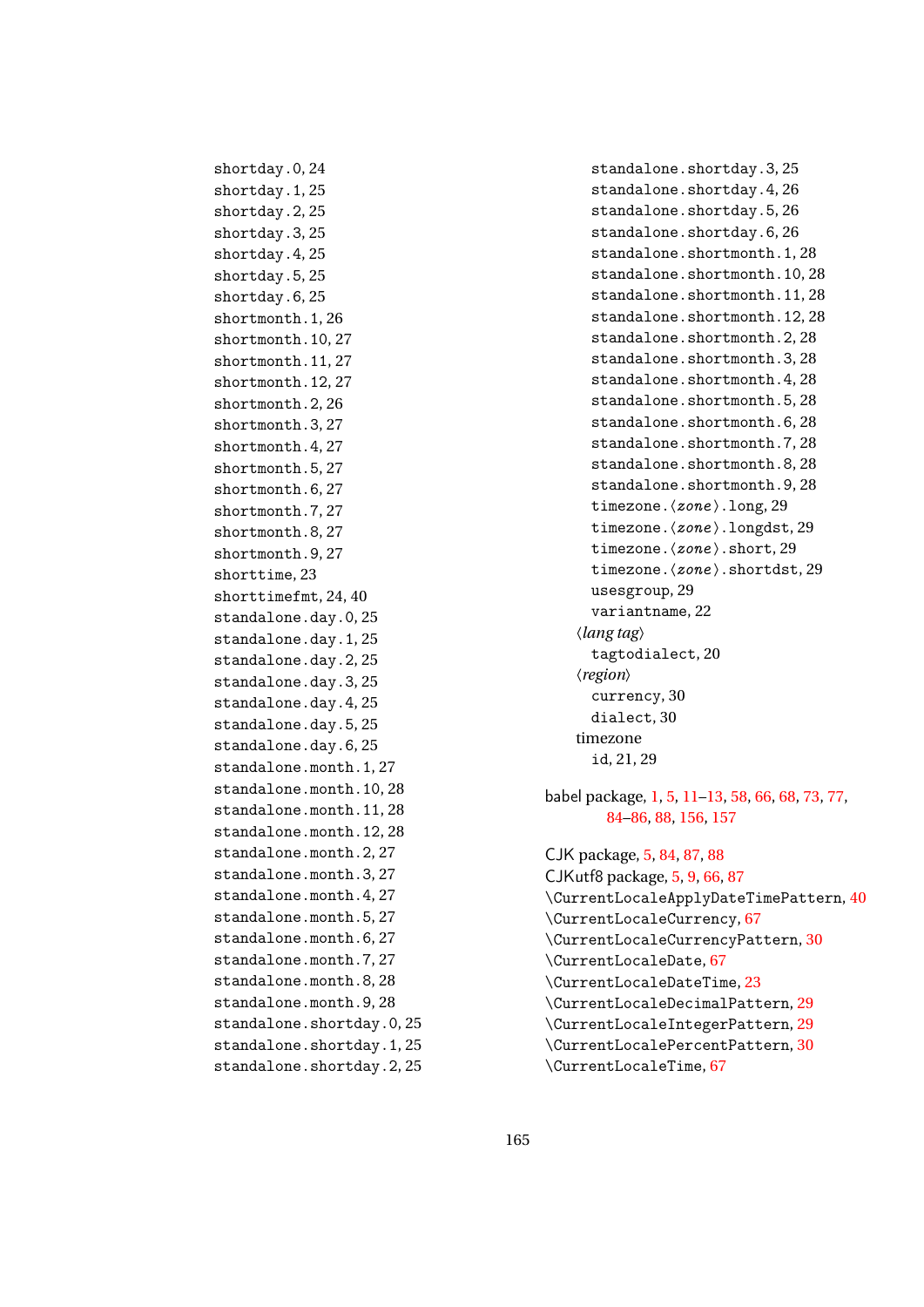shortday.0, 24
shortday.1, 25
shortday.2, 25
shortday.3, 25
shortday.4, 25
shortday.5, 25
shortday.6, 25
shortmonth.1, 26
shortmonth.10, 27
shortmonth.11, 27
shortmonth.12, 27
shortmonth.2, 26
shortmonth.3, 27
shortmonth.4, 27
shortmonth.5, 27
shortmonth.6, 27
shortmonth.7, 27
shortmonth.8, 27
shortmonth.9, 27
shorttime, 23
shorttimefmt, 24, 40
standalone.day.0, 25
standalone.day.1, 25
standalone.day.2, 25
standalone.day.3, 25
standalone.day.4, 25
standalone.day.5, 25
standalone.day.6, 25
standalone.month.1, 27
standalone.month.10, 28
standalone.month.11, 28
standalone.month.12, 28
standalone.month.2, 27
standalone.month.3, 27
standalone.month.4, 27
standalone.month.5, 27
standalone.month.6, 27
standalone.month.7, 27
standalone.month.8, 28
standalone.month.9, 28
standalone.shortday.0, 25
standalone.shortday.1, 25
standalone.shortday.2, 25
standalone.shortday.3, 25
standalone.shortday.4, 26
standalone.shortday.5, 26
standalone.shortday.6, 26
standalone.shortmonth.1, 28
standalone.shortmonth.10, 28
standalone.shortmonth.11, 28
standalone.shortmonth.12, 28
standalone.shortmonth.2, 28
standalone.shortmonth.3, 28
standalone.shortmonth.4, 28
standalone.shortmonth.5, 28
standalone.shortmonth.6, 28
standalone.shortmonth.7, 28
standalone.shortmonth.8, 28
standalone.shortmonth.9, 28
timezone.⟨*zone*⟩.long, 29
timezone.⟨*zone*⟩.longdst, 29
timezone.⟨*zone*⟩.short, 29
timezone.⟨*zone*⟩.shortdst, 29
usesgroup, 29
variantname, 22

⟨*lang tag*⟩
tagtodialect, 20

⟨*region*⟩
currency, 30
dialect, 30

timezone
id, 21, 29

babel package, 1, 5, 11–13, 58, 66, 68, 73, 77, 84–86, 88, 156, 157

CJK package, 5, 84, 87, 88
CJKutf8 package, 5, 9, 66, 87
\CurrentLocaleApplyDateTimePattern, 40
\CurrentLocaleCurrency, 67
\CurrentLocaleCurrencyPattern, 30
\CurrentLocaleDate, 67
\CurrentLocaleDateTime, 23
\CurrentLocaleDecimalPattern, 29
\CurrentLocaleIntegerPattern, 29
\CurrentLocalePercentPattern, 30
\CurrentLocaleTime, 67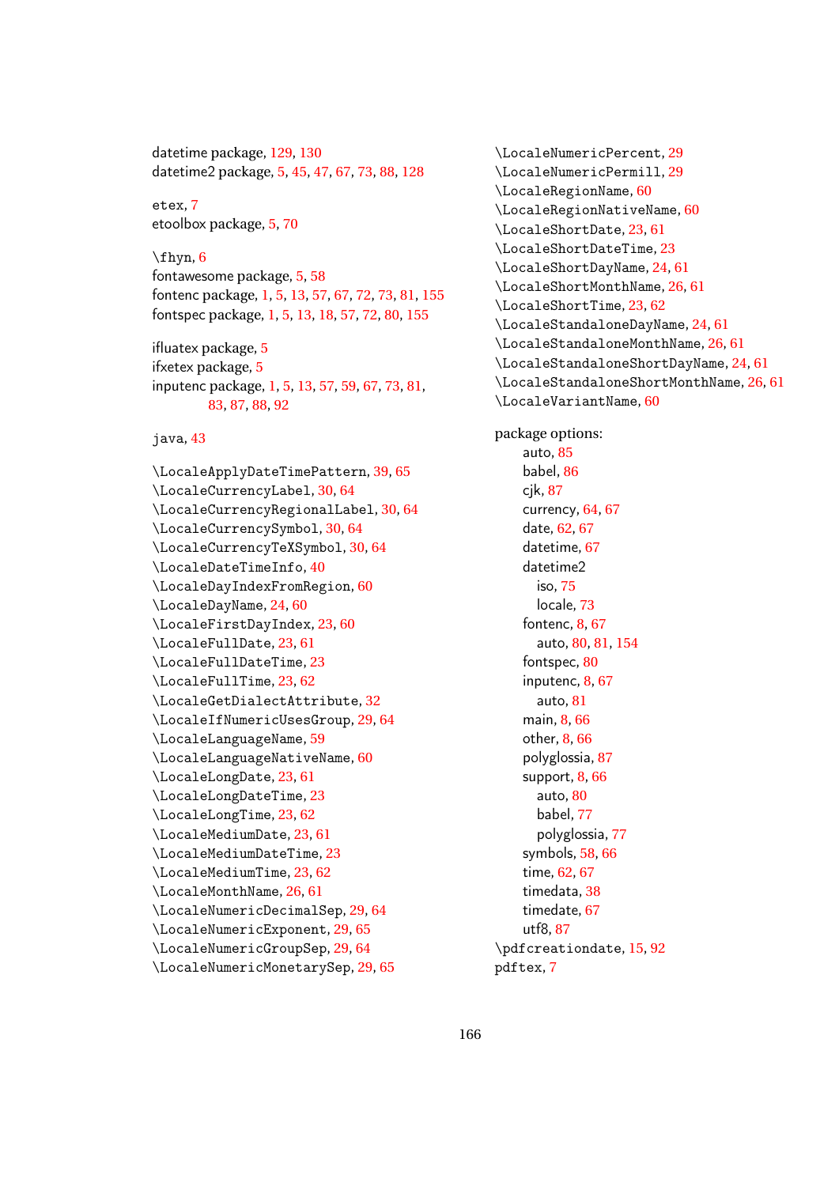datetime package, 129, 130
datetime2 package, 5, 45, 47, 67, 73, 88, 128

`etex`, 7
etoolbox package, 5, 70

`\fhyn`, 6
fontawesome package, 5, 58
fontenc package, 1, 5, 13, 57, 67, 72, 73, 81, 155
fontspec package, 1, 5, 13, 18, 57, 72, 80, 155

ifluatex package, 5
ifxetex package, 5
inputenc package, 1, 5, 13, 57, 59, 67, 73, 81, 83, 87, 88, 92

`java`, 43

`\LocaleApplyDateTimePattern`, 39, 65
`\LocaleCurrencyLabel`, 30, 64
`\LocaleCurrencyRegionalLabel`, 30, 64
`\LocaleCurrencySymbol`, 30, 64
`\LocaleCurrencyTeXSymbol`, 30, 64
`\LocaleDateTimeInfo`, 40
`\LocaleDayIndexFromRegion`, 60
`\LocaleDayName`, 24, 60
`\LocaleFirstDayIndex`, 23, 60
`\LocaleFullDate`, 23, 61
`\LocaleFullDateTime`, 23
`\LocaleFullTime`, 23, 62
`\LocaleGetDialectAttribute`, 32
`\LocaleIfNumericUsesGroup`, 29, 64
`\LocaleLanguageName`, 59
`\LocaleLanguageNativeName`, 60
`\LocaleLongDate`, 23, 61
`\LocaleLongDateTime`, 23
`\LocaleLongTime`, 23, 62
`\LocaleMediumDate`, 23, 61
`\LocaleMediumDateTime`, 23
`\LocaleMediumTime`, 23, 62
`\LocaleMonthName`, 26, 61
`\LocaleNumericDecimalSep`, 29, 64
`\LocaleNumericExponent`, 29, 65
`\LocaleNumericGroupSep`, 29, 64
`\LocaleNumericMonetarySep`, 29, 65
`\LocaleNumericPercent`, 29
`\LocaleNumericPermill`, 29
`\LocaleRegionName`, 60
`\LocaleRegionNativeName`, 60
`\LocaleShortDate`, 23, 61
`\LocaleShortDateTime`, 23
`\LocaleShortDayName`, 24, 61
`\LocaleShortMonthName`, 26, 61
`\LocaleShortTime`, 23, 62
`\LocaleStandaloneDayName`, 24, 61
`\LocaleStandaloneMonthName`, 26, 61
`\LocaleStandaloneShortDayName`, 24, 61
`\LocaleStandaloneShortMonthName`, 26, 61
`\LocaleVariantName`, 60

package options:
- auto, 85
- babel, 86
- cjk, 87
- currency, 64, 67
- date, 62, 67
- datetime, 67
- datetime2
  - iso, 75
  - locale, 73
- fontenc, 8, 67
  - auto, 80, 81, 154
- fontspec, 80
- inputenc, 8, 67
  - auto, 81
- main, 8, 66
- other, 8, 66
- polyglossia, 87
- support, 8, 66
  - auto, 80
  - babel, 77
  - polyglossia, 77
- symbols, 58, 66
- time, 62, 67
- timedata, 38
- timedate, 67
- utf8, 87

`\pdfcreationdate`, 15, 92
`pdftex`, 7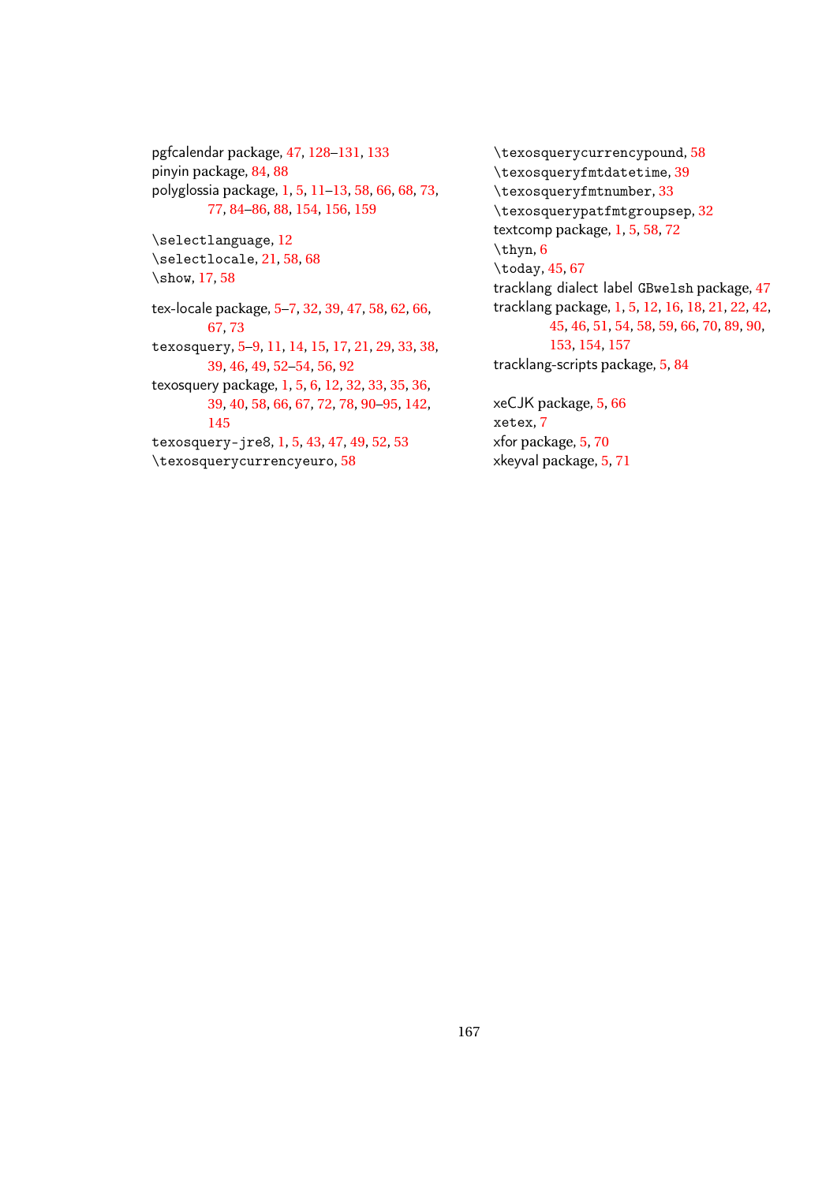pgfcalendar package, 47, 128–131, 133
pinyin package, 84, 88
polyglossia package, 1, 5, 11–13, 58, 66, 68, 73, 77, 84–86, 88, 154, 156, 159

`\selectlanguage`, 12
`\selectlocale`, 21, 58, 68
`\show`, 17, 58

tex-locale package, 5–7, 32, 39, 47, 58, 62, 66, 67, 73
`texosquery`, 5–9, 11, 14, 15, 17, 21, 29, 33, 38, 39, 46, 49, 52–54, 56, 92
texosquery package, 1, 5, 6, 12, 32, 33, 35, 36, 39, 40, 58, 66, 67, 72, 78, 90–95, 142, 145
`texosquery-jre8`, 1, 5, 43, 47, 49, 52, 53
`\texosquerycurrencyeuro`, 58
`\texosquerycurrencypound`, 58
`\texosqueryfmtdatetime`, 39
`\texosqueryfmtnumber`, 33
`\texosquerypatfmtgroupsep`, 32
textcomp package, 1, 5, 58, 72
`\thyn`, 6
`\today`, 45, 67
tracklang dialect label `GBwelsh` package, 47
tracklang package, 1, 5, 12, 16, 18, 21, 22, 42, 45, 46, 51, 54, 58, 59, 66, 70, 89, 90, 153, 154, 157
tracklang-scripts package, 5, 84

xeCJK package, 5, 66
`xetex`, 7
xfor package, 5, 70
xkeyval package, 5, 71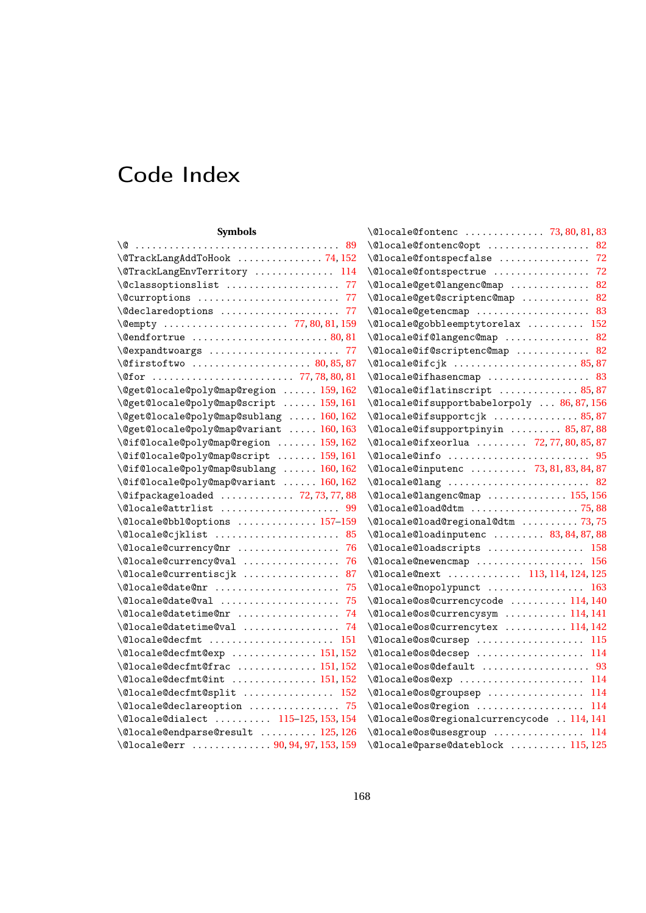# Code Index

**Symbols**

\@ . . . . . . . . . . . . . . . . . . . . 89
\@TrackLangAddToHook . . . . . . . 74, 152
\@TrackLangEnvTerritory . . . . . . 114
\@classoptionslist . . . . . . . . . . 77
\@curroptions . . . . . . . . . . . . . 77
\@declaredoptions . . . . . . . . . . 77
\@empty . . . . . . . . . . . 77, 80, 81, 159
\@endfortrue . . . . . . . . . . . . 80, 81
\@expandtwoargs . . . . . . . . . . . 77
\@firstoftwo . . . . . . . . . . 80, 85, 87
\@for . . . . . . . . . . . . . 77, 78, 80, 81
\@get@locale@poly@map@region . . . . 159, 162
\@get@locale@poly@map@script . . . . 159, 161
\@get@locale@poly@map@sublang . . . 160, 162
\@get@locale@poly@map@variant . . . 160, 163
\@if@locale@poly@map@region . . . . 159, 162
\@if@locale@poly@map@script . . . . 159, 161
\@if@locale@poly@map@sublang . . . . 160, 162
\@if@locale@poly@map@variant . . . . 160, 162
\@ifpackageloaded . . . . . . 72, 73, 77, 88
\@locale@attrlist . . . . . . . . . . . 99
\@locale@bbl@options . . . . . . . 157–159
\@locale@cjklist . . . . . . . . . . . 85
\@locale@currency@nr . . . . . . . . . 76
\@locale@currency@val . . . . . . . . 76
\@locale@currentiscjk . . . . . . . . 87
\@locale@date@nr . . . . . . . . . . . 75
\@locale@date@val . . . . . . . . . . . 75
\@locale@datetime@nr . . . . . . . . . 74
\@locale@datetime@val . . . . . . . . 74
\@locale@decfmt . . . . . . . . . . . 151
\@locale@decfmt@exp . . . . . . . 151, 152
\@locale@decfmt@frac . . . . . . . 151, 152
\@locale@decfmt@int . . . . . . . 151, 152
\@locale@decfmt@split . . . . . . . . 152
\@locale@declareoption . . . . . . . . 75
\@locale@dialect . . . . . . 115–125, 153, 154
\@locale@endparse@result . . . . . 125, 126
\@locale@err . . . . . . . . 90, 94, 97, 153, 159
\@locale@fontenc . . . . . . . 73, 80, 81, 83
\@locale@fontenc@opt . . . . . . . . . 82
\@locale@fontspecfalse . . . . . . . . 72
\@locale@fontspectrue . . . . . . . . 72
\@locale@get@langenc@map . . . . . . 82
\@locale@get@scriptenc@map . . . . . 82
\@locale@getencmap . . . . . . . . . . 83
\@locale@gobbleemptytorelax . . . . 152
\@locale@if@langenc@map . . . . . . . 82
\@locale@if@scriptenc@map . . . . . . 82
\@locale@ifcjk . . . . . . . . . . . 85, 87
\@locale@ifhasencmap . . . . . . . . . 83
\@locale@iflatinscript . . . . . . 85, 87
\@locale@ifsupportbabelorpoly . . . 86, 87, 156
\@locale@ifsupportcjk . . . . . . . 85, 87
\@locale@ifsupportpinyin . . . . . 85, 87, 88
\@locale@ifxeorlua . . . . . 72, 77, 80, 85, 87
\@locale@info . . . . . . . . . . . . . 95
\@locale@inputenc . . . . . . 73, 81, 83, 84, 87
\@locale@lang . . . . . . . . . . . . . 82
\@locale@langenc@map . . . . . . . 155, 156
\@locale@load@dtm . . . . . . . . . 75, 88
\@locale@load@regional@dtm . . . . . 73, 75
\@locale@loadinputenc . . . . . 83, 84, 87, 88
\@locale@loadscripts . . . . . . . . 158
\@locale@newencmap . . . . . . . . . 156
\@locale@next . . . . . . . 113, 114, 124, 125
\@locale@nopolypunct . . . . . . . . 163
\@locale@os@currencycode . . . . . 114, 140
\@locale@os@currencysym . . . . . 114, 141
\@locale@os@currencytex . . . . . 114, 142
\@locale@os@cursep . . . . . . . . . 115
\@locale@os@decsep . . . . . . . . . 114
\@locale@os@default . . . . . . . . . 93
\@locale@os@exp . . . . . . . . . . . 114
\@locale@os@groupsep . . . . . . . . 114
\@locale@os@region . . . . . . . . . 114
\@locale@os@regionalcurrencycode . . 114, 141
\@locale@os@usesgroup . . . . . . . . 114
\@locale@parse@dateblock . . . . . 115, 125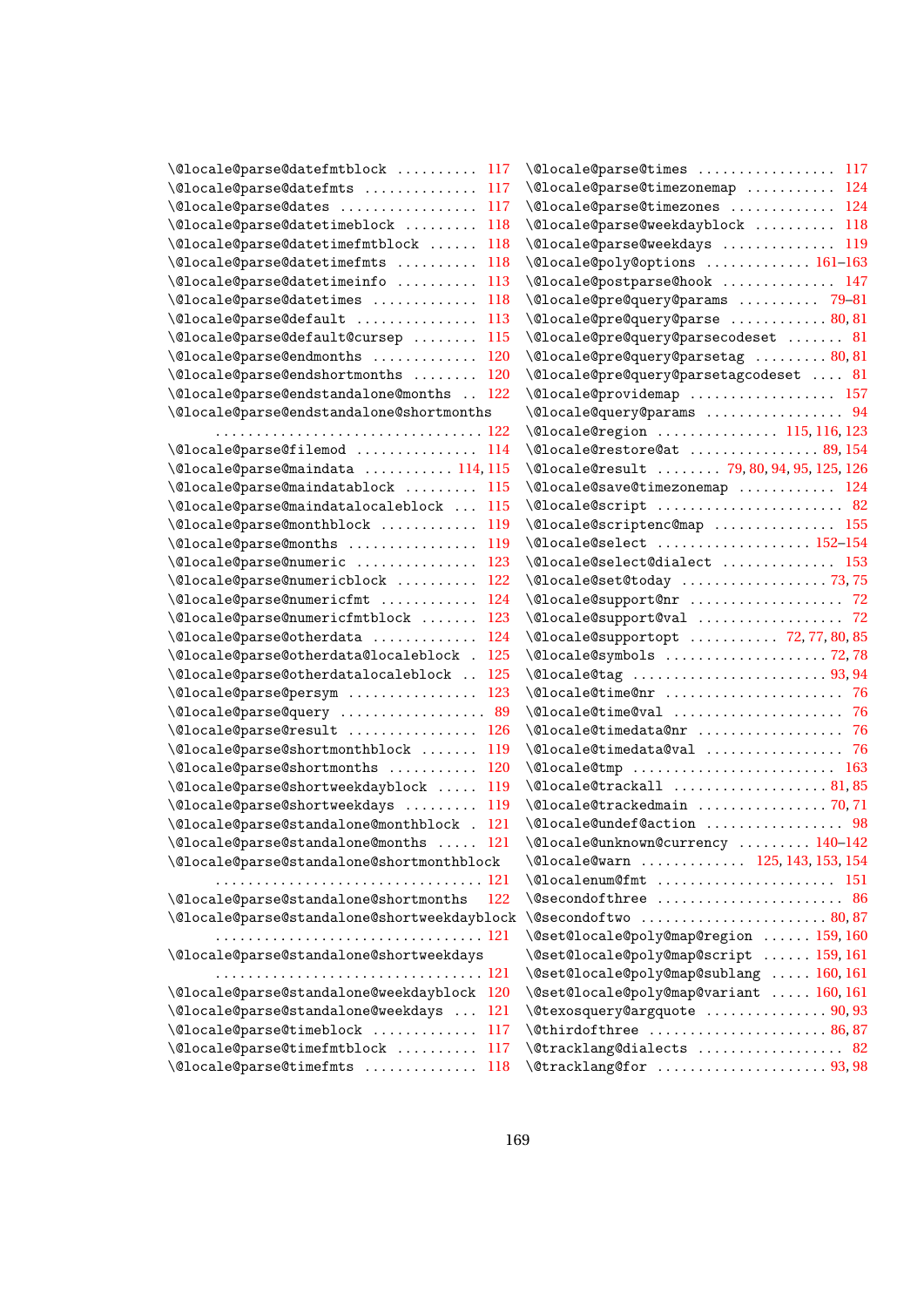\@locale@parse@datefmtblock .......... 117
\@locale@parse@datefmts ............. 117
\@locale@parse@dates ................ 117
\@locale@parse@datetimeblock ......... 118
\@locale@parse@datetimefmtblock ...... 118
\@locale@parse@datetimefmts .......... 118
\@locale@parse@datetimeinfo .......... 113
\@locale@parse@datetimes ............ 118
\@locale@parse@default ............... 113
\@locale@parse@default@cursep ........ 115
\@locale@parse@endmonths ............ 120
\@locale@parse@endshortmonths ........ 120
\@locale@parse@endstandalone@months .. 122
\@locale@parse@endstandalone@shortmonths ................................ 122
\@locale@parse@filemod ............... 114
\@locale@parse@maindata ........... 114, 115
\@locale@parse@maindatablock ......... 115
\@locale@parse@maindatalocaleblock ... 115
\@locale@parse@monthblock ............ 119
\@locale@parse@months ............... 119
\@locale@parse@numeric .............. 123
\@locale@parse@numericblock .......... 122
\@locale@parse@numericfmt ........... 124
\@locale@parse@numericfmtblock ....... 123
\@locale@parse@otherdata ............ 124
\@locale@parse@otherdata@localeblock . 125
\@locale@parse@otherdatalocaleblock .. 125
\@locale@parse@persym ............... 123
\@locale@parse@query ................. 89
\@locale@parse@result ............... 126
\@locale@parse@shortmonthblock ....... 119
\@locale@parse@shortmonths ........... 120
\@locale@parse@shortweekdayblock ..... 119
\@locale@parse@shortweekdays ......... 119
\@locale@parse@standalone@monthblock . 121
\@locale@parse@standalone@months ..... 121
\@locale@parse@standalone@shortmonthblock ................................ 121
\@locale@parse@standalone@shortmonths 122
\@locale@parse@standalone@shortweekdayblock ................................ 121
\@locale@parse@standalone@shortweekdays ................................ 121
\@locale@parse@standalone@weekdayblock 120
\@locale@parse@standalone@weekdays ... 121
\@locale@parse@timeblock ............ 117
\@locale@parse@timefmtblock .......... 117
\@locale@parse@timefmts ............. 118
\@locale@parse@times ................ 117
\@locale@parse@timezonemap ........... 124
\@locale@parse@timezones ............ 124
\@locale@parse@weekdayblock .......... 118
\@locale@parse@weekdays ............. 119
\@locale@poly@options ............ 161–163
\@locale@postparse@hook ............. 147
\@locale@pre@query@params .......... 79–81
\@locale@pre@query@parse ........... 80, 81
\@locale@pre@query@parsecodeset ....... 81
\@locale@pre@query@parsetag ......... 80, 81
\@locale@pre@query@parsetagcodeset .... 81
\@locale@providemap ................. 157
\@locale@query@params ................ 94
\@locale@region .............. 115, 116, 123
\@locale@restore@at ............... 89, 154
\@locale@result ........ 79, 80, 94, 95, 125, 126
\@locale@save@timezonemap ............ 124
\@locale@script ....................... 82
\@locale@scriptenc@map ............... 155
\@locale@select .................. 152–154
\@locale@select@dialect .............. 153
\@locale@set@today ................. 73, 75
\@locale@support@nr ................... 72
\@locale@support@val .................. 72
\@locale@supportopt ........... 72, 77, 80, 85
\@locale@symbols ................... 72, 78
\@locale@tag ....................... 93, 94
\@locale@time@nr ...................... 76
\@locale@time@val ..................... 76
\@locale@timedata@nr .................. 76
\@locale@timedata@val ................. 76
\@locale@tmp ......................... 163
\@locale@trackall .................. 81, 85
\@locale@trackedmain ............... 70, 71
\@locale@undef@action ................. 98
\@locale@unknown@currency ......... 140–142
\@locale@warn ............. 125, 143, 153, 154
\@localenum@fmt ...................... 151
\@secondofthree ....................... 86
\@secondoftwo ...................... 80, 87
\@set@locale@poly@map@region ...... 159, 160
\@set@locale@poly@map@script ...... 159, 161
\@set@locale@poly@map@sublang ..... 160, 161
\@set@locale@poly@map@variant ..... 160, 161
\@texosquery@argquote ............... 90, 93
\@thirdofthree ..................... 86, 87
\@tracklang@dialects .................. 82
\@tracklang@for .................... 93, 98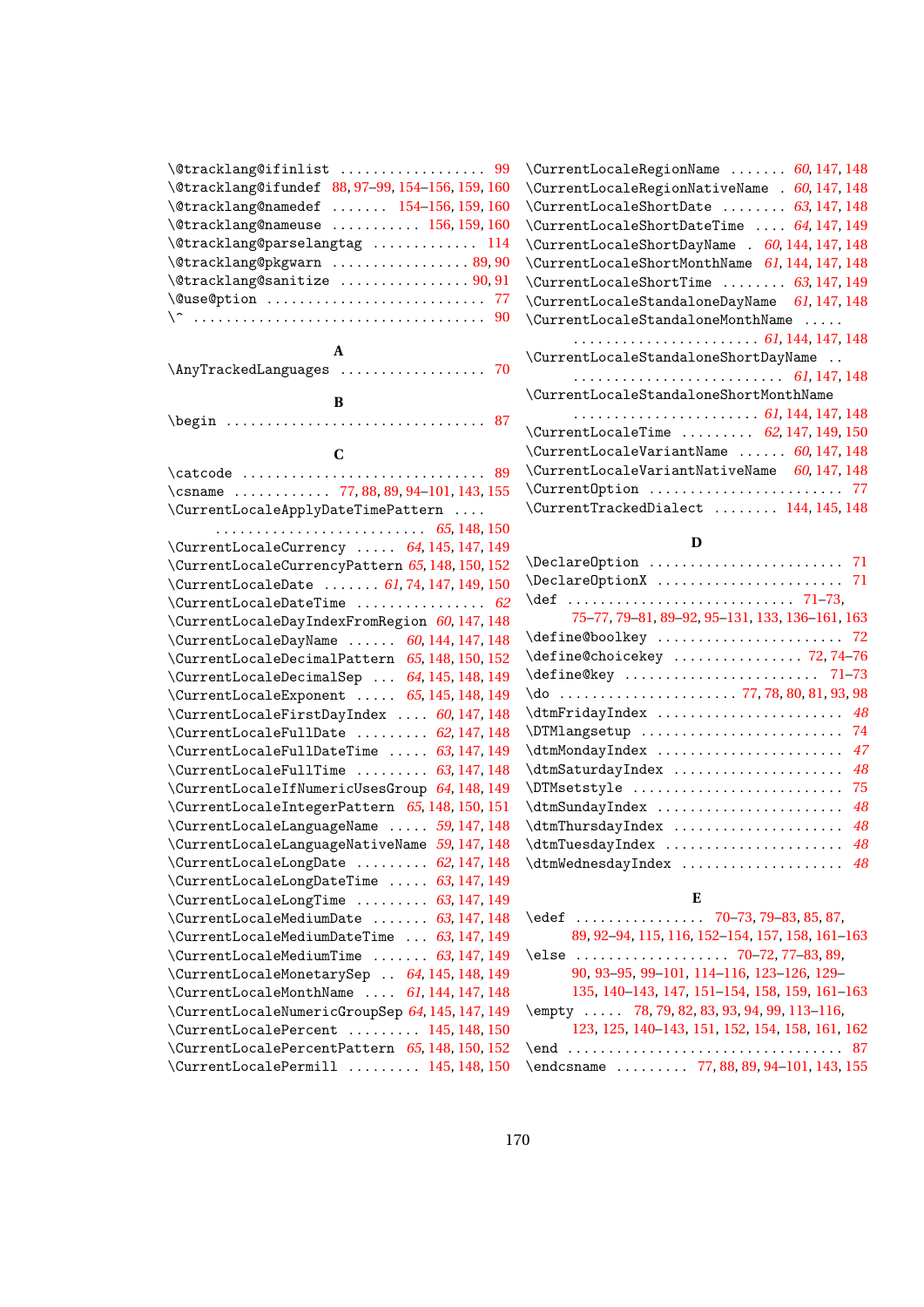\@tracklang@ifinlist .................. 99
\@tracklang@ifundef 88, 97–99, 154–156, 159, 160
\@tracklang@namedef ....... 154–156, 159, 160
\@tracklang@nameuse ........... 156, 159, 160
\@tracklang@parselangtag ............. 114
\@tracklang@pkgwarn ................. 89, 90
\@tracklang@sanitize ................ 90, 91
\@use@ption ........................... 77
\^ .................................... 90

**A**

\AnyTrackedLanguages .................. 70

**B**

\begin ................................ 87

**C**

\catcode .............................. 89
\csname ............ 77, 88, 89, 94–101, 143, 155
\CurrentLocaleApplyDateTimePattern .... .......................... *65*, 148, 150
\CurrentLocaleCurrency ..... *64*, 145, 147, 149
\CurrentLocaleCurrencyPattern *65*, 148, 150, 152
\CurrentLocaleDate ....... *61*, 74, 147, 149, 150
\CurrentLocaleDateTime ................ *62*
\CurrentLocaleDayIndexFromRegion *60*, 147, 148
\CurrentLocaleDayName ...... *60*, 144, 147, 148
\CurrentLocaleDecimalPattern *65*, 148, 150, 152
\CurrentLocaleDecimalSep ... *64*, 145, 148, 149
\CurrentLocaleExponent ..... *65*, 145, 148, 149
\CurrentLocaleFirstDayIndex .... *60*, 147, 148
\CurrentLocaleFullDate ......... *62*, 147, 148
\CurrentLocaleFullDateTime ..... *63*, 147, 149
\CurrentLocaleFullTime ......... *63*, 147, 148
\CurrentLocaleIfNumericUsesGroup *64*, 148, 149
\CurrentLocaleIntegerPattern *65*, 148, 150, 151
\CurrentLocaleLanguageName ..... *59*, 147, 148
\CurrentLocaleLanguageNativeName *59*, 147, 148
\CurrentLocaleLongDate ......... *62*, 147, 148
\CurrentLocaleLongDateTime ..... *63*, 147, 149
\CurrentLocaleLongTime ......... *63*, 147, 149
\CurrentLocaleMediumDate ....... *63*, 147, 148
\CurrentLocaleMediumDateTime ... *63*, 147, 149
\CurrentLocaleMediumTime ....... *63*, 147, 149
\CurrentLocaleMonetarySep .. *64*, 145, 148, 149
\CurrentLocaleMonthName .... *61*, 144, 147, 148
\CurrentLocaleNumericGroupSep *64*, 145, 147, 149
\CurrentLocalePercent ......... 145, 148, 150
\CurrentLocalePercentPattern *65*, 148, 150, 152
\CurrentLocalePermill ......... 145, 148, 150
\CurrentLocaleRegionName ....... *60*, 147, 148
\CurrentLocaleRegionNativeName . *60*, 147, 148
\CurrentLocaleShortDate ........ *63*, 147, 148
\CurrentLocaleShortDateTime .... *64*, 147, 149
\CurrentLocaleShortDayName . *60*, 144, 147, 148
\CurrentLocaleShortMonthName *61*, 144, 147, 148
\CurrentLocaleShortTime ........ *63*, 147, 149
\CurrentLocaleStandaloneDayName *61*, 147, 148
\CurrentLocaleStandaloneMonthName ..... ...................... *61*, 144, 147, 148
\CurrentLocaleStandaloneShortDayName .. .......................... *61*, 147, 148
\CurrentLocaleStandaloneShortMonthName ...................... *61*, 144, 147, 148
\CurrentLocaleTime ......... *62*, 147, 149, 150
\CurrentLocaleVariantName ...... *60*, 147, 148
\CurrentLocaleVariantNativeName *60*, 147, 148
\CurrentOption ........................ 77
\CurrentTrackedDialect ........ 144, 145, 148

**D**

\DeclareOption ........................ 71
\DeclareOptionX ....................... 71
\def ............................ 71–73, 75–77, 79–81, 89–92, 95–131, 133, 136–161, 163
\define@boolkey ....................... 72
\define@choicekey ................ 72, 74–76
\define@key ........................ 71–73
\do ..................... 77, 78, 80, 81, 93, 98
\dtmFridayIndex ....................... *48*
\DTMlangsetup ......................... 74
\dtmMondayIndex ....................... *47*
\dtmSaturdayIndex ..................... *48*
\DTMsetstyle .......................... 75
\dtmSundayIndex ....................... *48*
\dtmThursdayIndex ..................... *48*
\dtmTuesdayIndex ...................... *48*
\dtmWednesdayIndex .................... *48*

**E**

\edef ................ 70–73, 79–83, 85, 87, 89, 92–94, 115, 116, 152–154, 157, 158, 161–163
\else ................... 70–72, 77–83, 89, 90, 93–95, 99–101, 114–116, 123–126, 129–135, 140–143, 147, 151–154, 158, 159, 161–163
\empty ..... 78, 79, 82, 83, 93, 94, 99, 113–116, 123, 125, 140–143, 151, 152, 154, 158, 161, 162
\end .................................. 87
\endcsname ......... 77, 88, 89, 94–101, 143, 155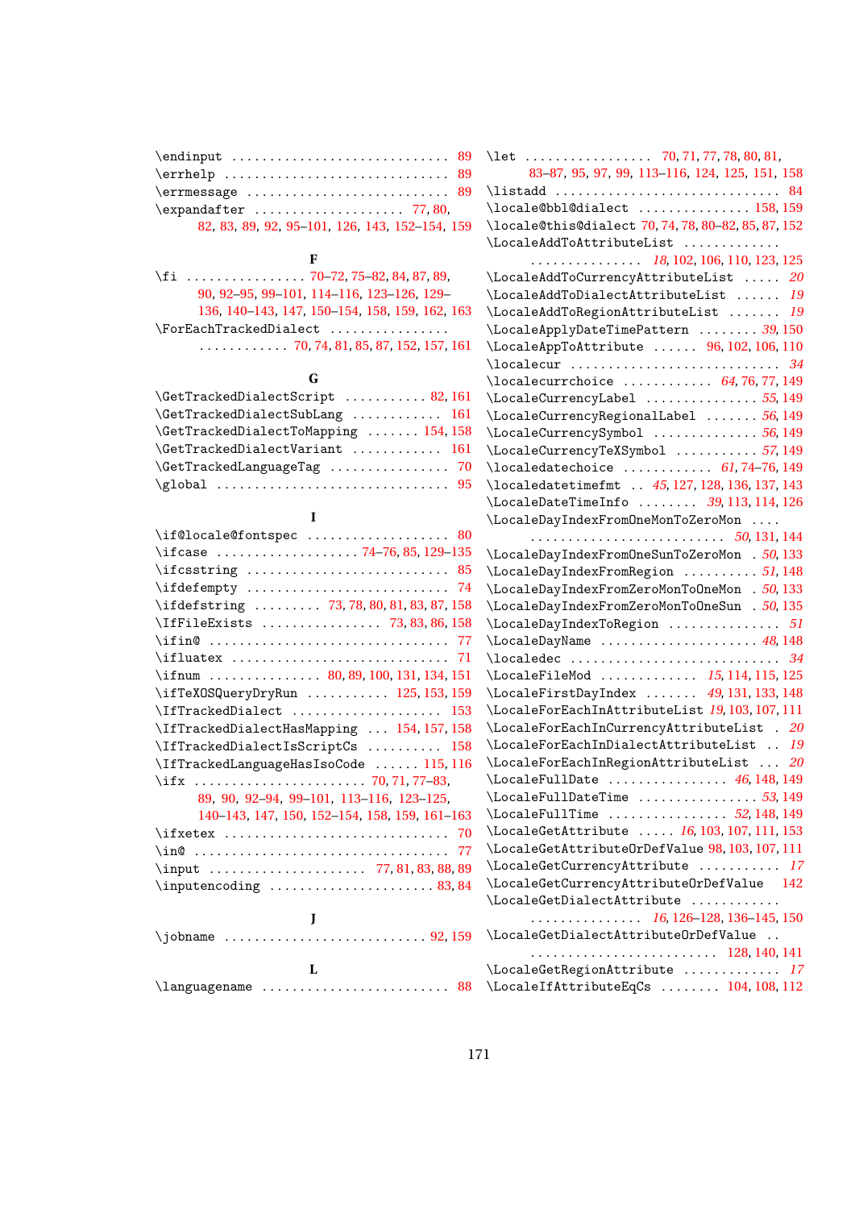\endinput ............................ 89
\errhelp ............................. 89
\errmessage .......................... 89
\expandafter .................... 77, 80, 82, 83, 89, 92, 95–101, 126, 143, 152–154, 159

**F**

\fi ................ 70–72, 75–82, 84, 87, 89, 90, 92–95, 99–101, 114–116, 123–126, 129–136, 140–143, 147, 150–154, 158, 159, 162, 163
\ForEachTrackedDialect ............................ 70, 74, 81, 85, 87, 152, 157, 161

**G**

\GetTrackedDialectScript ........... 82, 161
\GetTrackedDialectSubLang ............ 161
\GetTrackedDialectToMapping ....... 154, 158
\GetTrackedDialectVariant ............ 161
\GetTrackedLanguageTag ................ 70
\global .............................. 95

**I**

\if@locale@fontspec .................. 80
\ifcase .................. 74–76, 85, 129–135
\ifcsstring .......................... 85
\ifdefempty .......................... 74
\ifdefstring ......... 73, 78, 80, 81, 83, 87, 158
\IfFileExists ................ 73, 83, 86, 158
\ifin@ ............................... 77
\ifluatex ............................ 71
\ifnum ............... 80, 89, 100, 131, 134, 151
\ifTeXOSQueryDryRun ........... 125, 153, 159
\IfTrackedDialect .................... 153
\IfTrackedDialectHasMapping ... 154, 157, 158
\IfTrackedDialectIsScriptCs .......... 158
\IfTrackedLanguageHasIsoCode ...... 115, 116
\ifx ...................... 70, 71, 77–83, 89, 90, 92–94, 99–101, 113–116, 123–125, 140–143, 147, 150, 152–154, 158, 159, 161–163
\ifxetex ............................. 70
\in@ ................................. 77
\input .................... 77, 81, 83, 88, 89
\inputencoding ..................... 83, 84

**J**

\jobname .......................... 92, 159

**L**

\languagename ........................ 88
\let ................. 70, 71, 77, 78, 80, 81, 83–87, 95, 97, 99, 113–116, 124, 125, 151, 158
\listadd ............................. 84
\locale@bbl@dialect ............... 158, 159
\locale@this@dialect 70, 74, 78, 80–82, 85, 87, 152
\LocaleAddToAttributeList ............................ *18*, 102, 106, 110, 123, 125
\LocaleAddToCurrencyAttributeList ..... *20*
\LocaleAddToDialectAttributeList ...... *19*
\LocaleAddToRegionAttributeList ....... *19*
\LocaleApplyDateTimePattern ........ *39*, 150
\LocaleAppToAttribute ...... 96, 102, 106, 110
\localecur ........................... *34*
\localecurrchoice ............ *64*, 76, 77, 149
\LocaleCurrencyLabel ............... *55*, 149
\LocaleCurrencyRegionalLabel ....... *56*, 149
\LocaleCurrencySymbol .............. *56*, 149
\LocaleCurrencyTeXSymbol ........... *57*, 149
\localedatechoice ............ *61*, 74–76, 149
\localedatetimefmt .. *45*, 127, 128, 136, 137, 143
\LocaleDateTimeInfo ........ *39*, 113, 114, 126
\LocaleDayIndexFromOneMonToZeroMon .... ........................... *50*, 131, 144
\LocaleDayIndexFromOneSunToZeroMon . *50*, 133
\LocaleDayIndexFromRegion .......... *51*, 148
\LocaleDayIndexFromZeroMonToOneMon . *50*, 133
\LocaleDayIndexFromZeroMonToOneSun . *50*, 135
\LocaleDayIndexToRegion ............... *51*
\LocaleDayName ..................... *48*, 148
\localedec ........................... *34*
\LocaleFileMod ............. *15*, 114, 115, 125
\LocaleFirstDayIndex ....... *49*, 131, 133, 148
\LocaleForEachInAttributeList *19*, 103, 107, 111
\LocaleForEachInCurrencyAttributeList . *20*
\LocaleForEachInDialectAttributeList .. *19*
\LocaleForEachInRegionAttributeList ... *20*
\LocaleFullDate ................ *46*, 148, 149
\LocaleFullDateTime ................ *53*, 149
\LocaleFullTime ................ *52*, 148, 149
\LocaleGetAttribute ..... *16*, 103, 107, 111, 153
\LocaleGetAttributeOrDefValue 98, 103, 107, 111
\LocaleGetCurrencyAttribute ........... *17*
\LocaleGetCurrencyAttributeOrDefValue 142
\LocaleGetDialectAttribute ............................ *16*, 126–128, 136–145, 150
\LocaleGetDialectAttributeOrDefValue .. ........................... 128, 140, 141
\LocaleGetRegionAttribute ............. *17*
\LocaleIfAttributeEqCs ........ 104, 108, 112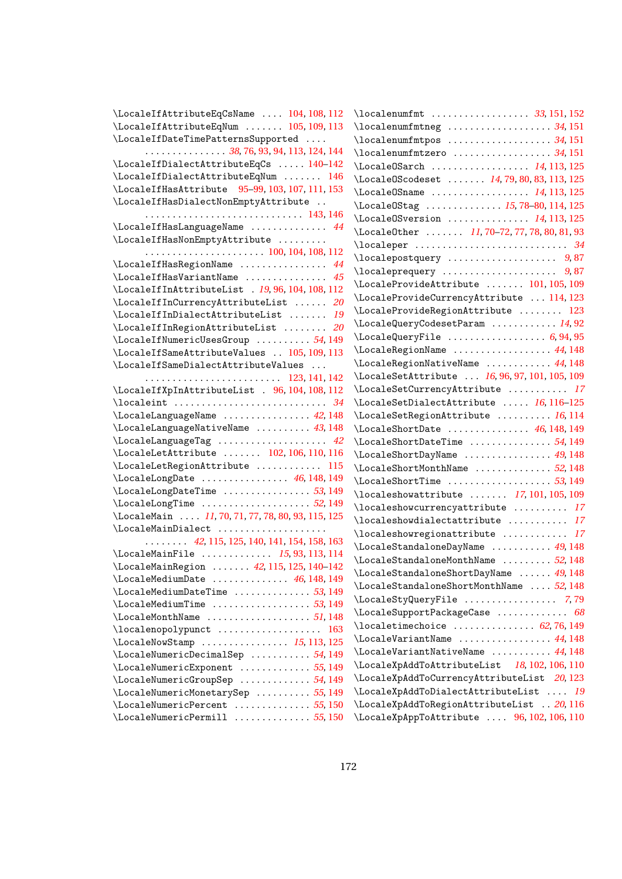\LocaleIfAttributeEqCsName .... 104, 108, 112
\LocaleIfAttributeEqNum ....... 105, 109, 113
\LocaleIfDateTimePatternsSupported .... ............... 38, 76, 93, 94, 113, 124, 144
\LocaleIfDialectAttributeEqCs ..... 140–142
\LocaleIfDialectAttributeEqNum ....... 146
\LocaleIfHasAttribute 95–99, 103, 107, 111, 153
\LocaleIfHasDialectNonEmptyAttribute .. ............................ 143, 146
\LocaleIfHasLanguageName .............. 44
\LocaleIfHasNonEmptyAttribute ......... ...................... 100, 104, 108, 112
\LocaleIfHasRegionName ................ 44
\LocaleIfHasVariantName ............... 45
\LocaleIfInAttributeList . 19, 96, 104, 108, 112
\LocaleIfInCurrencyAttributeList ...... 20
\LocaleIfInDialectAttributeList ....... 19
\LocaleIfInRegionAttributeList ........ 20
\LocaleIfNumericUsesGroup .......... 54, 149
\LocaleIfSameAttributeValues .. 105, 109, 113
\LocaleIfSameDialectAttributeValues ... ......................... 123, 141, 142
\LocaleIfXpInAttributeList . 96, 104, 108, 112
\localeint ........................... 34
\LocaleLanguageName ................ 42, 148
\LocaleLanguageNativeName .......... 43, 148
\LocaleLanguageTag ..................... 42
\LocaleLetAttribute ....... 102, 106, 110, 116
\LocaleLetRegionAttribute ............ 115
\LocaleLongDate ................ 46, 148, 149
\LocaleLongDateTime ................ 53, 149
\LocaleLongTime .................... 52, 149
\LocaleMain .... 11, 70, 71, 77, 78, 80, 93, 115, 125
\LocaleMainDialect ................... ........ 42, 115, 125, 140, 141, 154, 158, 163
\LocaleMainFile ............. 15, 93, 113, 114
\LocaleMainRegion ....... 42, 115, 125, 140–142
\LocaleMediumDate ............. 46, 148, 149
\LocaleMediumDateTime .............. 53, 149
\LocaleMediumTime .................. 53, 149
\LocaleMonthName ................... 51, 148
\localenopolypunct ................... 163
\LocaleNowStamp ................ 15, 113, 125
\LocaleNumericDecimalSep ........... 54, 149
\LocaleNumericExponent ............. 55, 149
\LocaleNumericGroupSep ............. 54, 149
\LocaleNumericMonetarySep .......... 55, 149
\LocaleNumericPercent .............. 55, 150
\LocaleNumericPermill .............. 55, 150
\localenumfmt .................. 33, 151, 152
\localenumfmtneg ................... 34, 151
\localenumfmtpos ................... 34, 151
\localenumfmtzero .................. 34, 151
\LocaleOSarch .................. 14, 113, 125
\LocaleOScodeset ....... 14, 79, 80, 83, 113, 125
\LocaleOSname .................. 14, 113, 125
\LocaleOStag .............. 15, 78–80, 114, 125
\LocaleOSversion ............... 14, 113, 125
\LocaleOther ....... 11, 70–72, 77, 78, 80, 81, 93
\localeper ............................ 34
\localepostquery .................... 9, 87
\localeprequery ..................... 9, 87
\LocaleProvideAttribute ....... 101, 105, 109
\LocaleProvideCurrencyAttribute ... 114, 123
\LocaleProvideRegionAttribute ........ 123
\LocaleQueryCodesetParam ............ 14, 92
\LocaleQueryFile .................. 6, 94, 95
\LocaleRegionName .................. 44, 148
\LocaleRegionNativeName ............ 44, 148
\LocaleSetAttribute ... 16, 96, 97, 101, 105, 109
\LocaleSetCurrencyAttribute ........... 17
\LocaleSetDialectAttribute ..... 16, 116–125
\LocaleSetRegionAttribute .......... 16, 114
\LocaleShortDate ............... 46, 148, 149
\LocaleShortDateTime ............... 54, 149
\LocaleShortDayName ................ 49, 148
\LocaleShortMonthName .............. 52, 148
\LocaleShortTime ................... 53, 149
\localeshowattribute ....... 17, 101, 105, 109
\localeshowcurrencyattribute .......... 17
\localeshowdialectattribute ........... 17
\localeshowregionattribute ............ 17
\LocaleStandaloneDayName ........... 49, 148
\LocaleStandaloneMonthName ......... 52, 148
\LocaleStandaloneShortDayName ...... 49, 148
\LocaleStandaloneShortMonthName .... 52, 148
\LocaleStyQueryFile ................. 7, 79
\LocaleSupportPackageCase ............. 68
\localetimechoice ............... 62, 76, 149
\LocaleVariantName ................. 44, 148
\LocaleVariantNativeName ........... 44, 148
\LocaleXpAddToAttributeList 18, 102, 106, 110
\LocaleXpAddToCurrencyAttributeList 20, 123
\LocaleXpAddToDialectAttributeList .... 19
\LocaleXpAddToRegionAttributeList .. 20, 116
\LocaleXpAppToAttribute .... 96, 102, 106, 110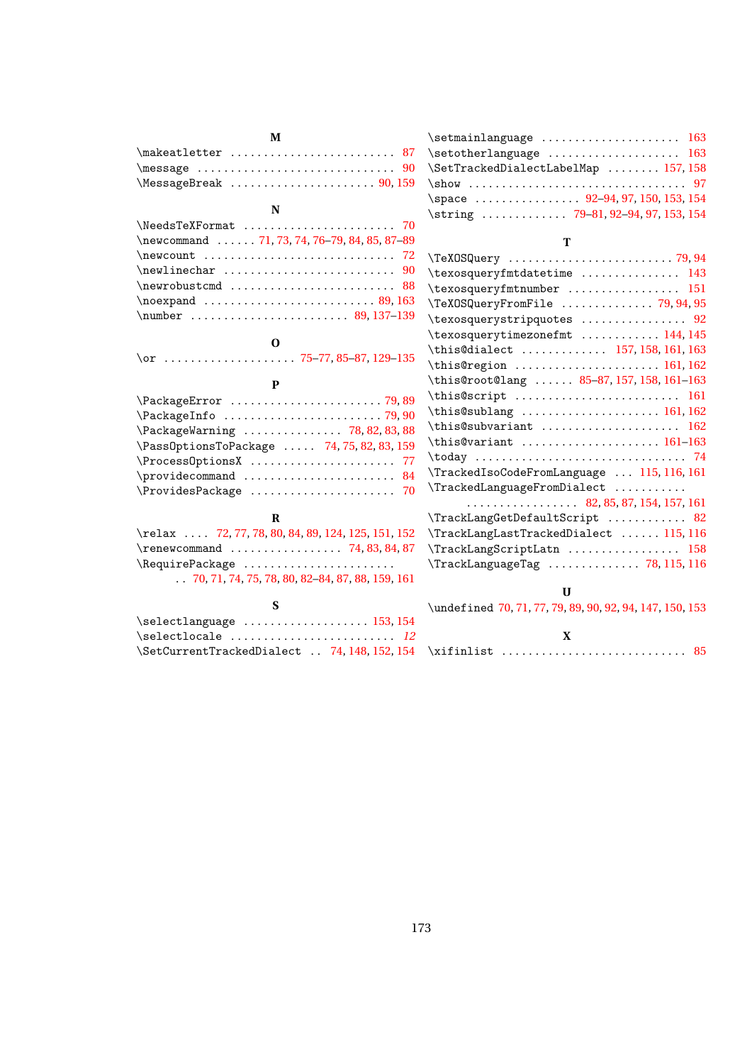**M**

\makeatletter ........................ 87
\message ............................ 90
\MessageBreak ..................... 90, 159

**N**

\NeedsTeXFormat ...................... 70
\newcommand ...... 71, 73, 74, 76–79, 84, 85, 87–89
\newcount ............................ 72
\newlinechar ......................... 90
\newrobustcmd ........................ 88
\noexpand ........................ 89, 163
\number ..................... 89, 137–139

**O**

\or .................. 75–77, 85–87, 129–135

**P**

\PackageError ...................... 79, 89
\PackageInfo ....................... 79, 90
\PackageWarning ............... 78, 82, 83, 88
\PassOptionsToPackage ..... 74, 75, 82, 83, 159
\ProcessOptionsX ..................... 77
\providecommand ...................... 84
\ProvidesPackage ..................... 70

**R**

\relax .... 72, 77, 78, 80, 84, 89, 124, 125, 151, 152
\renewcommand ................. 74, 83, 84, 87
\RequirePackage ......................
.. 70, 71, 74, 75, 78, 80, 82–84, 87, 88, 159, 161

**S**

\selectlanguage .................. 153, 154
\selectlocale ........................ *12*
\SetCurrentTrackedDialect .. 74, 148, 152, 154
\setmainlanguage .................... 163
\setotherlanguage ................... 163
\SetTrackedDialectLabelMap ........ 157, 158
\show ................................ 97
\space ............... 92–94, 97, 150, 153, 154
\string ............ 79–81, 92–94, 97, 153, 154

**T**

\TeXOSQuery ........................ 79, 94
\texosqueryfmtdatetime ............... 143
\texosqueryfmtnumber ................. 151
\TeXOSQueryFromFile ............. 79, 94, 95
\texosquerystripquotes ................ 92
\texosquerytimezonefmt ............ 144, 145
\this@dialect ............. 157, 158, 161, 163
\this@region ....................... 161, 162
\this@root@lang ...... 85–87, 157, 158, 161–163
\this@script ......................... 161
\this@sublang ...................... 161, 162
\this@subvariant ..................... 162
\this@variant ...................... 161–163
\today ............................... 74
\TrackedIsoCodeFromLanguage ... 115, 116, 161
\TrackedLanguageFromDialect ...........
................. 82, 85, 87, 154, 157, 161
\TrackLangGetDefaultScript ............ 82
\TrackLangLastTrackedDialect ...... 115, 116
\TrackLangScriptLatn ................. 158
\TrackLanguageTag .............. 78, 115, 116

**U**

\undefined 70, 71, 77, 79, 89, 90, 92, 94, 147, 150, 153

**X**

\xifinlist ........................... 85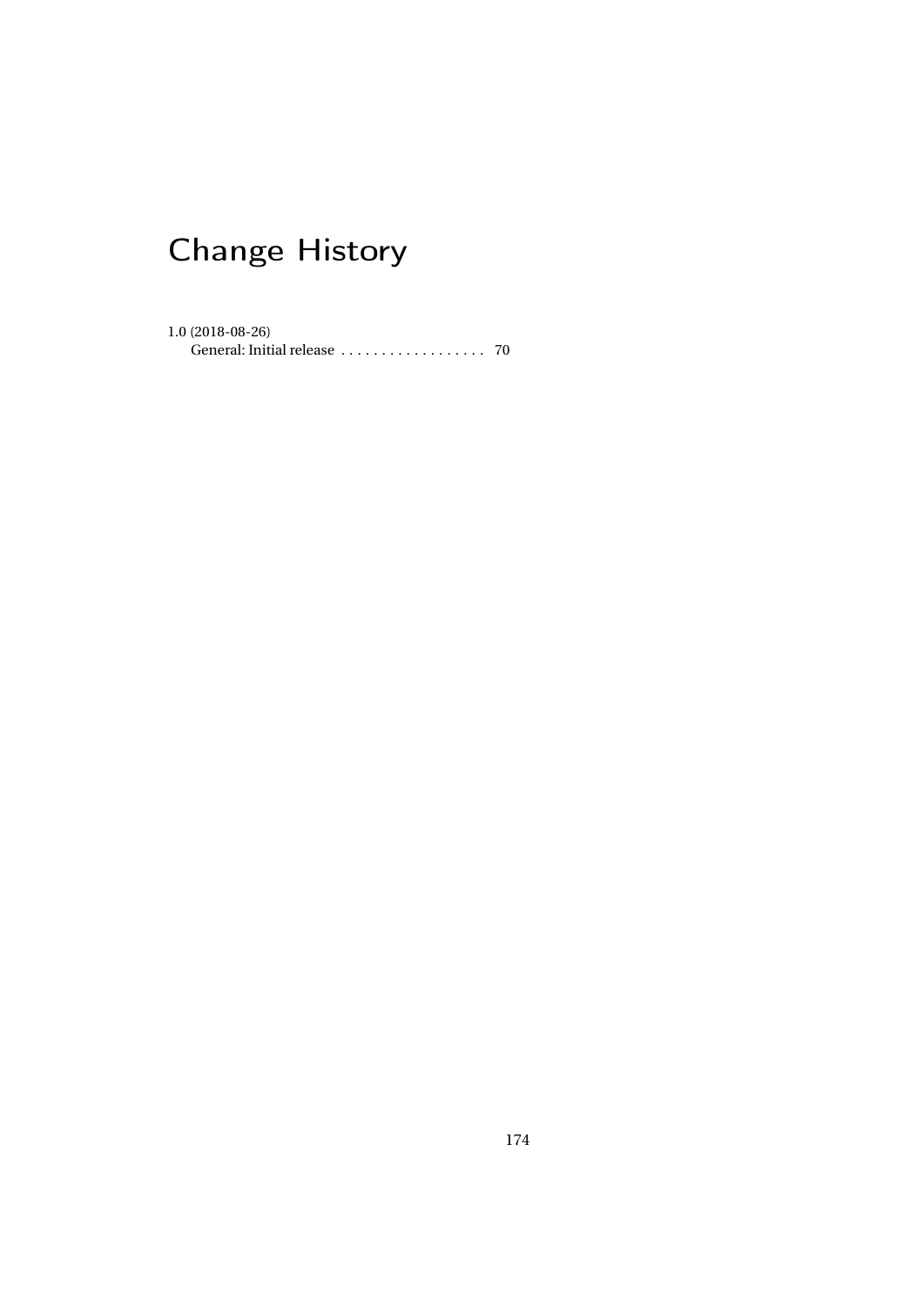# Change History

1.0 (2018-08-26)
    General: Initial release . . . . . . . . . . . . . . . . . . 70